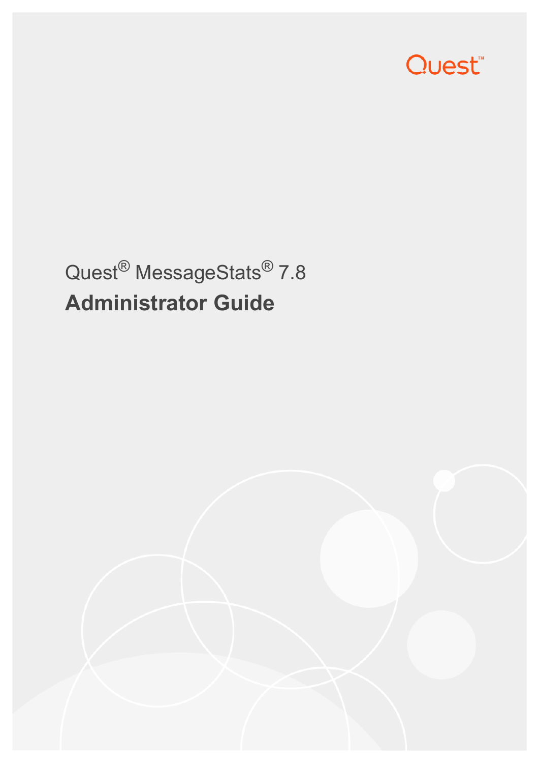Quest™

Quest® MessageStats® 7.8

# Administrator Guide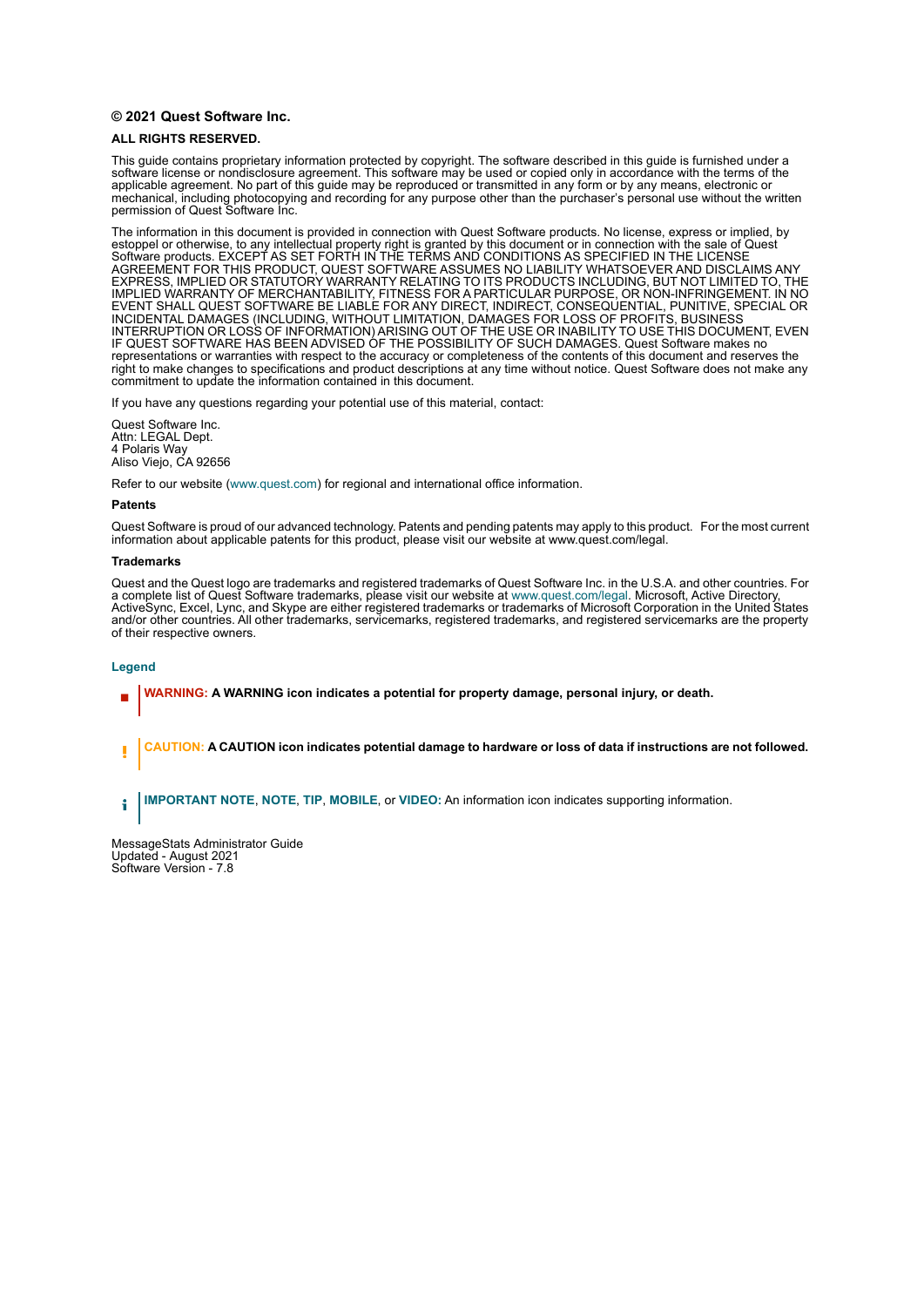**© 2021 Quest Software Inc.**

**ALL RIGHTS RESERVED.**

This guide contains proprietary information protected by copyright. The software described in this guide is furnished under a software license or nondisclosure agreement. This software may be used or copied only in accordance with the terms of the applicable agreement. No part of this guide may be reproduced or transmitted in any form or by any means, electronic or mechanical, including photocopying and recording for any purpose other than the purchaser's personal use without the written permission of Quest Software Inc.

The information in this document is provided in connection with Quest Software products. No license, express or implied, by estoppel or otherwise, to any intellectual property right is granted by this document or in connection with the sale of Quest Software products. EXCEPT AS SET FORTH IN THE TERMS AND CONDITIONS AS SPECIFIED IN THE LICENSE AGREEMENT FOR THIS PRODUCT, QUEST SOFTWARE ASSUMES NO LIABILITY WHATSOEVER AND DISCLAIMS ANY EXPRESS, IMPLIED OR STATUTORY WARRANTY RELATING TO ITS PRODUCTS INCLUDING, BUT NOT LIMITED TO, THE IMPLIED WARRANTY OF MERCHANTABILITY, FITNESS FOR A PARTICULAR PURPOSE, OR NON-INFRINGEMENT. IN NO EVENT SHALL QUEST SOFTWARE BE LIABLE FOR ANY DIRECT, INDIRECT, CONSEQUENTIAL, PUNITIVE, SPECIAL OR INCIDENTAL DAMAGES (INCLUDING, WITHOUT LIMITATION, DAMAGES FOR LOSS OF PROFITS, BUSINESS INTERRUPTION OR LOSS OF INFORMATION) ARISING OUT OF THE USE OR INABILITY TO USE THIS DOCUMENT, EVEN IF QUEST SOFTWARE HAS BEEN ADVISED OF THE POSSIBILITY OF SUCH DAMAGES. Quest Software makes no representations or warranties with respect to the accuracy or completeness of the contents of this document and reserves the right to make changes to specifications and product descriptions at any time without notice. Quest Software does not make any commitment to update the information contained in this document.

If you have any questions regarding your potential use of this material, contact:

Quest Software Inc.
Attn: LEGAL Dept.
4 Polaris Way
Aliso Viejo, CA 92656

Refer to our website (www.quest.com) for regional and international office information.

**Patents**

Quest Software is proud of our advanced technology. Patents and pending patents may apply to this product. For the most current information about applicable patents for this product, please visit our website at www.quest.com/legal.

**Trademarks**

Quest and the Quest logo are trademarks and registered trademarks of Quest Software Inc. in the U.S.A. and other countries. For a complete list of Quest Software trademarks, please visit our website at www.quest.com/legal. Microsoft, Active Directory, ActiveSync, Excel, Lync, and Skype are either registered trademarks or trademarks of Microsoft Corporation in the United States and/or other countries. All other trademarks, servicemarks, registered trademarks, and registered servicemarks are the property of their respective owners.

**Legend**

**WARNING: A WARNING icon indicates a potential for property damage, personal injury, or death.**

**CAUTION: A CAUTION icon indicates potential damage to hardware or loss of data if instructions are not followed.**

**IMPORTANT NOTE**, **NOTE**, **TIP**, **MOBILE**, or **VIDEO:** An information icon indicates supporting information.

MessageStats Administrator Guide
Updated - August 2021
Software Version - 7.8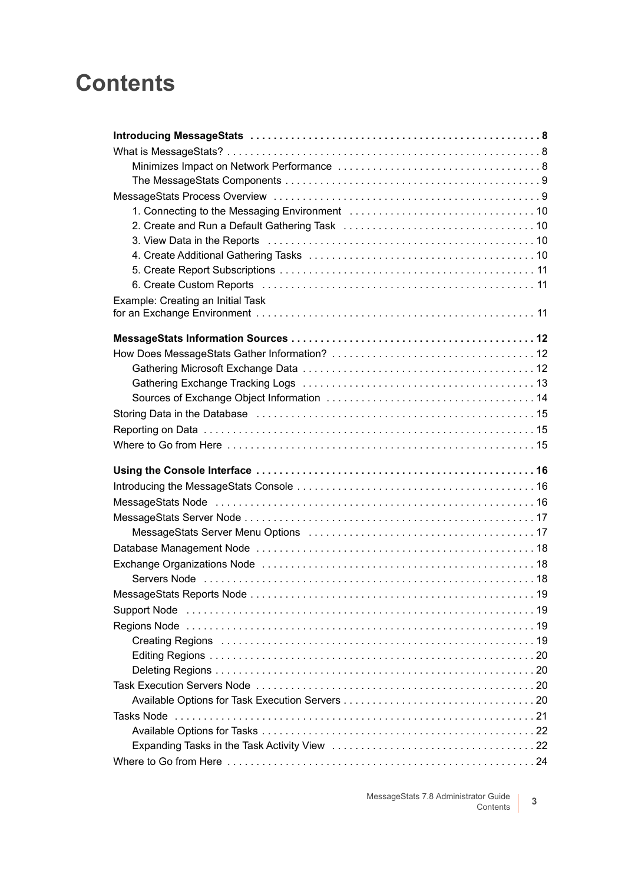# Contents

**Introducing MessageStats . . . . . . . . . . . . . . . . . . . . . . . . . . . . . . . . . . . . . . . . . . . . . . . . 8**

What is MessageStats? . . . . . . . . . . . . . . . . . . . . . . . . . . . . . . . . . . . . . . . . . . . . . . . . . . . . 8

- Minimizes Impact on Network Performance . . . . . . . . . . . . . . . . . . . . . . . . . . . . . . . . . 8
- The MessageStats Components . . . . . . . . . . . . . . . . . . . . . . . . . . . . . . . . . . . . . . . . . . . 9

MessageStats Process Overview . . . . . . . . . . . . . . . . . . . . . . . . . . . . . . . . . . . . . . . . . . . . . 9

- 1. Connecting to the Messaging Environment . . . . . . . . . . . . . . . . . . . . . . . . . . . . . . . 10
- 2. Create and Run a Default Gathering Task . . . . . . . . . . . . . . . . . . . . . . . . . . . . . . . . 10
- 3. View Data in the Reports . . . . . . . . . . . . . . . . . . . . . . . . . . . . . . . . . . . . . . . . . . . . . 10
- 4. Create Additional Gathering Tasks . . . . . . . . . . . . . . . . . . . . . . . . . . . . . . . . . . . . . . 10
- 5. Create Report Subscriptions . . . . . . . . . . . . . . . . . . . . . . . . . . . . . . . . . . . . . . . . . . . 11
- 6. Create Custom Reports . . . . . . . . . . . . . . . . . . . . . . . . . . . . . . . . . . . . . . . . . . . . . . 11

Example: Creating an Initial Task for an Exchange Environment . . . . . . . . . . . . . . . . . . . . . . . . . . . . . . . . . . . . . . . . . . . . . . . 11

**MessageStats Information Sources . . . . . . . . . . . . . . . . . . . . . . . . . . . . . . . . . . . . . . . . . 12**

How Does MessageStats Gather Information? . . . . . . . . . . . . . . . . . . . . . . . . . . . . . . . . . . 12

- Gathering Microsoft Exchange Data . . . . . . . . . . . . . . . . . . . . . . . . . . . . . . . . . . . . . . . 12
- Gathering Exchange Tracking Logs . . . . . . . . . . . . . . . . . . . . . . . . . . . . . . . . . . . . . . . 13
- Sources of Exchange Object Information . . . . . . . . . . . . . . . . . . . . . . . . . . . . . . . . . . . 14

Storing Data in the Database . . . . . . . . . . . . . . . . . . . . . . . . . . . . . . . . . . . . . . . . . . . . . . . 15

Reporting on Data . . . . . . . . . . . . . . . . . . . . . . . . . . . . . . . . . . . . . . . . . . . . . . . . . . . . . . . . 15

Where to Go from Here . . . . . . . . . . . . . . . . . . . . . . . . . . . . . . . . . . . . . . . . . . . . . . . . . . . . 15

**Using the Console Interface . . . . . . . . . . . . . . . . . . . . . . . . . . . . . . . . . . . . . . . . . . . . . . . 16**

Introducing the MessageStats Console . . . . . . . . . . . . . . . . . . . . . . . . . . . . . . . . . . . . . . . . 16

MessageStats Node . . . . . . . . . . . . . . . . . . . . . . . . . . . . . . . . . . . . . . . . . . . . . . . . . . . . . . . 16

MessageStats Server Node . . . . . . . . . . . . . . . . . . . . . . . . . . . . . . . . . . . . . . . . . . . . . . . . . 17

- MessageStats Server Menu Options . . . . . . . . . . . . . . . . . . . . . . . . . . . . . . . . . . . . . . . 17

Database Management Node . . . . . . . . . . . . . . . . . . . . . . . . . . . . . . . . . . . . . . . . . . . . . . . 18

Exchange Organizations Node . . . . . . . . . . . . . . . . . . . . . . . . . . . . . . . . . . . . . . . . . . . . . . 18

- Servers Node . . . . . . . . . . . . . . . . . . . . . . . . . . . . . . . . . . . . . . . . . . . . . . . . . . . . . . . . 18

MessageStats Reports Node . . . . . . . . . . . . . . . . . . . . . . . . . . . . . . . . . . . . . . . . . . . . . . . . 19

Support Node . . . . . . . . . . . . . . . . . . . . . . . . . . . . . . . . . . . . . . . . . . . . . . . . . . . . . . . . . . . 19

Regions Node . . . . . . . . . . . . . . . . . . . . . . . . . . . . . . . . . . . . . . . . . . . . . . . . . . . . . . . . . . . 19

- Creating Regions . . . . . . . . . . . . . . . . . . . . . . . . . . . . . . . . . . . . . . . . . . . . . . . . . . . . . 19
- Editing Regions . . . . . . . . . . . . . . . . . . . . . . . . . . . . . . . . . . . . . . . . . . . . . . . . . . . . . . 20
- Deleting Regions . . . . . . . . . . . . . . . . . . . . . . . . . . . . . . . . . . . . . . . . . . . . . . . . . . . . . 20

Task Execution Servers Node . . . . . . . . . . . . . . . . . . . . . . . . . . . . . . . . . . . . . . . . . . . . . . . 20

- Available Options for Task Execution Servers . . . . . . . . . . . . . . . . . . . . . . . . . . . . . . . . 20

Tasks Node . . . . . . . . . . . . . . . . . . . . . . . . . . . . . . . . . . . . . . . . . . . . . . . . . . . . . . . . . . . . 21

- Available Options for Tasks . . . . . . . . . . . . . . . . . . . . . . . . . . . . . . . . . . . . . . . . . . . . . 22
- Expanding Tasks in the Task Activity View . . . . . . . . . . . . . . . . . . . . . . . . . . . . . . . . . . 22

Where to Go from Here . . . . . . . . . . . . . . . . . . . . . . . . . . . . . . . . . . . . . . . . . . . . . . . . . . . . 24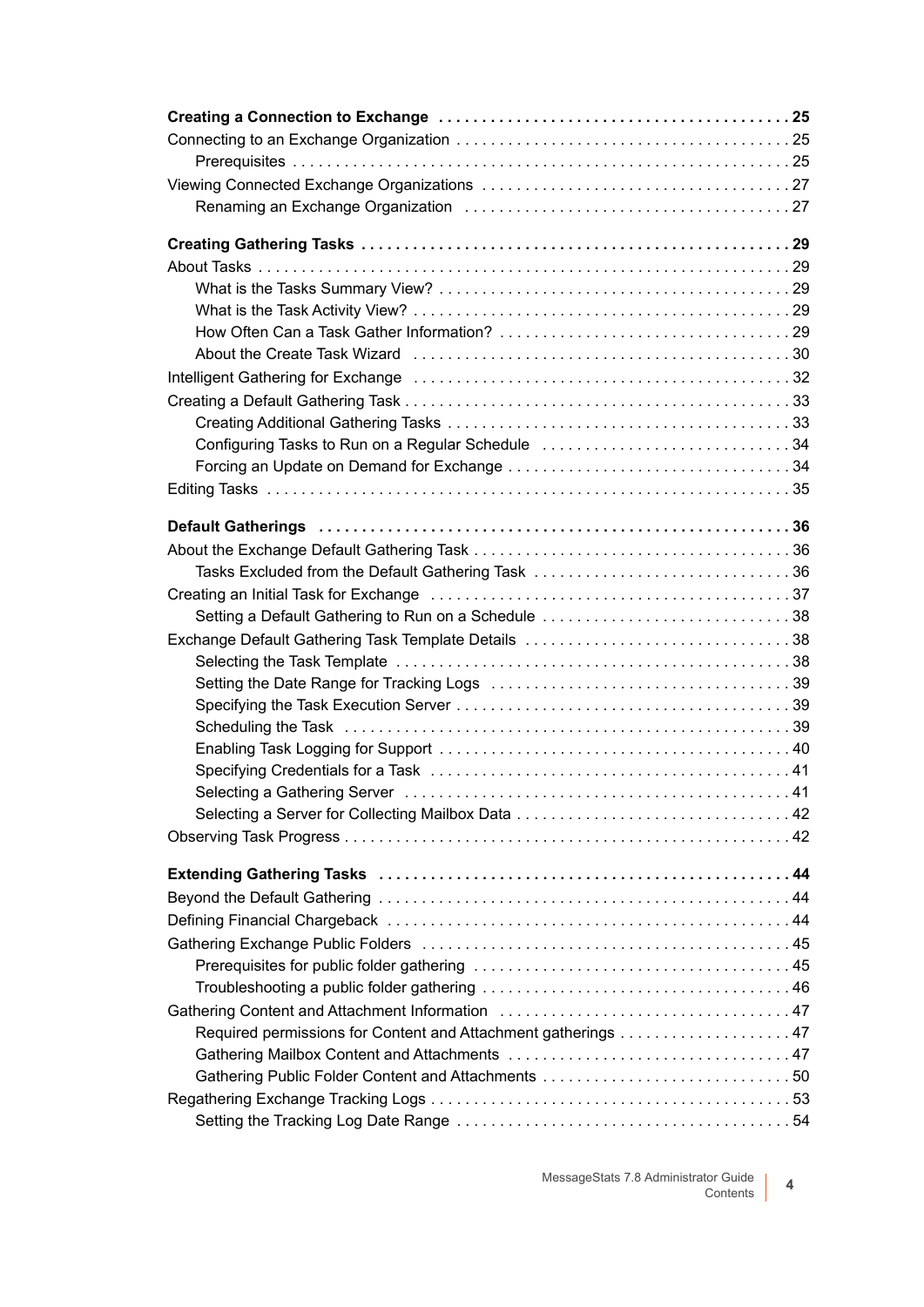**Creating a Connection to Exchange . . . . . . . . . . . . . . . . . . . . . . . . . . . . . . . . . . . . . . . . 25**

Connecting to an Exchange Organization . . . . . . . . . . . . . . . . . . . . . . . . . . . . . . . . . . . . . . 25

Prerequisites . . . . . . . . . . . . . . . . . . . . . . . . . . . . . . . . . . . . . . . . . . . . . . . . . . . . . . . . . . 25

Viewing Connected Exchange Organizations . . . . . . . . . . . . . . . . . . . . . . . . . . . . . . . . . . . 27

Renaming an Exchange Organization . . . . . . . . . . . . . . . . . . . . . . . . . . . . . . . . . . . . . . 27

**Creating Gathering Tasks . . . . . . . . . . . . . . . . . . . . . . . . . . . . . . . . . . . . . . . . . . . . . . . . . . 29**

About Tasks . . . . . . . . . . . . . . . . . . . . . . . . . . . . . . . . . . . . . . . . . . . . . . . . . . . . . . . . . . . . . 29

What is the Tasks Summary View? . . . . . . . . . . . . . . . . . . . . . . . . . . . . . . . . . . . . . . . . . 29

What is the Task Activity View? . . . . . . . . . . . . . . . . . . . . . . . . . . . . . . . . . . . . . . . . . . . 29

How Often Can a Task Gather Information? . . . . . . . . . . . . . . . . . . . . . . . . . . . . . . . . . . 29

About the Create Task Wizard . . . . . . . . . . . . . . . . . . . . . . . . . . . . . . . . . . . . . . . . . . . . 30

Intelligent Gathering for Exchange . . . . . . . . . . . . . . . . . . . . . . . . . . . . . . . . . . . . . . . . . . . 32

Creating a Default Gathering Task . . . . . . . . . . . . . . . . . . . . . . . . . . . . . . . . . . . . . . . . . . . . 33

Creating Additional Gathering Tasks . . . . . . . . . . . . . . . . . . . . . . . . . . . . . . . . . . . . . . . . 33

Configuring Tasks to Run on a Regular Schedule . . . . . . . . . . . . . . . . . . . . . . . . . . . . . 34

Forcing an Update on Demand for Exchange . . . . . . . . . . . . . . . . . . . . . . . . . . . . . . . . . 34

Editing Tasks . . . . . . . . . . . . . . . . . . . . . . . . . . . . . . . . . . . . . . . . . . . . . . . . . . . . . . . . . . . . 35

**Default Gatherings . . . . . . . . . . . . . . . . . . . . . . . . . . . . . . . . . . . . . . . . . . . . . . . . . . . . . . . 36**

About the Exchange Default Gathering Task . . . . . . . . . . . . . . . . . . . . . . . . . . . . . . . . . . . . 36

Tasks Excluded from the Default Gathering Task . . . . . . . . . . . . . . . . . . . . . . . . . . . . . . 36

Creating an Initial Task for Exchange . . . . . . . . . . . . . . . . . . . . . . . . . . . . . . . . . . . . . . . . . 37

Setting a Default Gathering to Run on a Schedule . . . . . . . . . . . . . . . . . . . . . . . . . . . . . 38

Exchange Default Gathering Task Template Details . . . . . . . . . . . . . . . . . . . . . . . . . . . . . . . 38

Selecting the Task Template . . . . . . . . . . . . . . . . . . . . . . . . . . . . . . . . . . . . . . . . . . . . . . 38

Setting the Date Range for Tracking Logs . . . . . . . . . . . . . . . . . . . . . . . . . . . . . . . . . . . 39

Specifying the Task Execution Server . . . . . . . . . . . . . . . . . . . . . . . . . . . . . . . . . . . . . . . 39

Scheduling the Task . . . . . . . . . . . . . . . . . . . . . . . . . . . . . . . . . . . . . . . . . . . . . . . . . . . . 39

Enabling Task Logging for Support . . . . . . . . . . . . . . . . . . . . . . . . . . . . . . . . . . . . . . . . . 40

Specifying Credentials for a Task . . . . . . . . . . . . . . . . . . . . . . . . . . . . . . . . . . . . . . . . . . 41

Selecting a Gathering Server . . . . . . . . . . . . . . . . . . . . . . . . . . . . . . . . . . . . . . . . . . . . . 41

Selecting a Server for Collecting Mailbox Data . . . . . . . . . . . . . . . . . . . . . . . . . . . . . . . . 42

Observing Task Progress . . . . . . . . . . . . . . . . . . . . . . . . . . . . . . . . . . . . . . . . . . . . . . . . . . . 42

**Extending Gathering Tasks . . . . . . . . . . . . . . . . . . . . . . . . . . . . . . . . . . . . . . . . . . . . . . . . . 44**

Beyond the Default Gathering . . . . . . . . . . . . . . . . . . . . . . . . . . . . . . . . . . . . . . . . . . . . . . . 44

Defining Financial Chargeback . . . . . . . . . . . . . . . . . . . . . . . . . . . . . . . . . . . . . . . . . . . . . . 44

Gathering Exchange Public Folders . . . . . . . . . . . . . . . . . . . . . . . . . . . . . . . . . . . . . . . . . . 45

Prerequisites for public folder gathering . . . . . . . . . . . . . . . . . . . . . . . . . . . . . . . . . . . . . 45

Troubleshooting a public folder gathering . . . . . . . . . . . . . . . . . . . . . . . . . . . . . . . . . . . . 46

Gathering Content and Attachment Information . . . . . . . . . . . . . . . . . . . . . . . . . . . . . . . . . 47

Required permissions for Content and Attachment gatherings . . . . . . . . . . . . . . . . . . . . 47

Gathering Mailbox Content and Attachments . . . . . . . . . . . . . . . . . . . . . . . . . . . . . . . . . 47

Gathering Public Folder Content and Attachments . . . . . . . . . . . . . . . . . . . . . . . . . . . . . 50

Regathering Exchange Tracking Logs . . . . . . . . . . . . . . . . . . . . . . . . . . . . . . . . . . . . . . . . . 53

Setting the Tracking Log Date Range . . . . . . . . . . . . . . . . . . . . . . . . . . . . . . . . . . . . . . . 54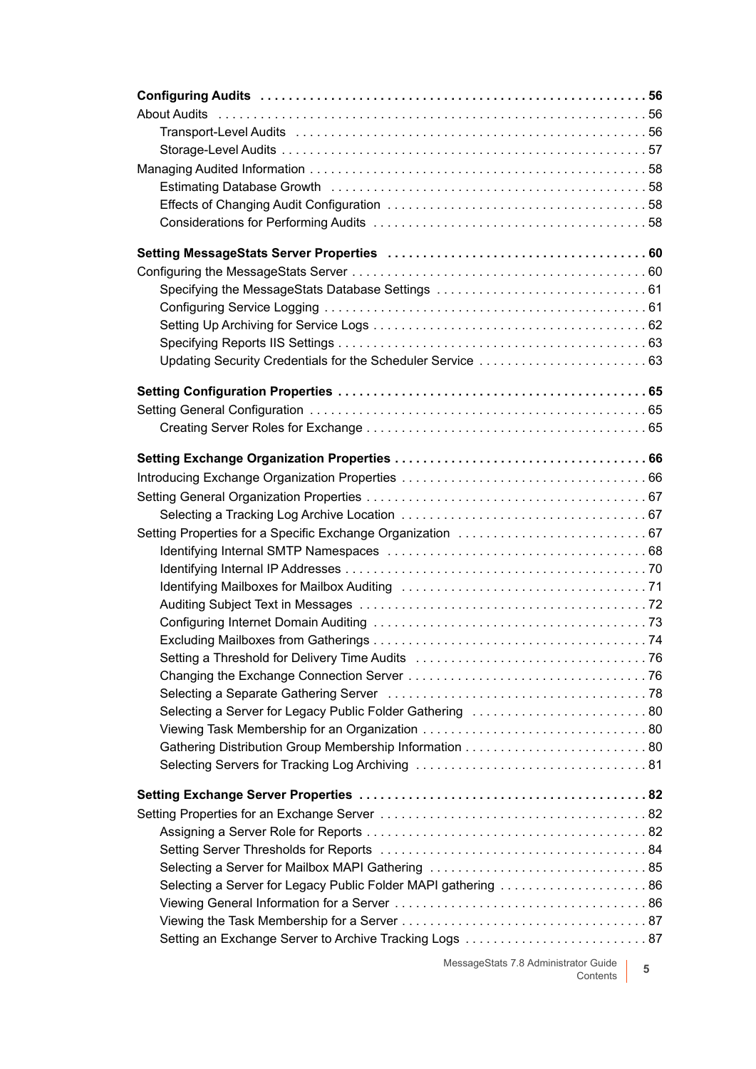**Configuring Audits . . . . . . . . . . . . . . . . . . . . . . . . . . . . . . . . . . . . . . . . . . . . . . . . . . . . . 56**

About Audits . . . . . . . . . . . . . . . . . . . . . . . . . . . . . . . . . . . . . . . . . . . . . . . . . . . . . . . . . . . . 56

- Transport-Level Audits . . . . . . . . . . . . . . . . . . . . . . . . . . . . . . . . . . . . . . . . . . . . . . . . . 56
- Storage-Level Audits . . . . . . . . . . . . . . . . . . . . . . . . . . . . . . . . . . . . . . . . . . . . . . . . . . . 57

Managing Audited Information . . . . . . . . . . . . . . . . . . . . . . . . . . . . . . . . . . . . . . . . . . . . . . . 58

- Estimating Database Growth . . . . . . . . . . . . . . . . . . . . . . . . . . . . . . . . . . . . . . . . . . . . 58
- Effects of Changing Audit Configuration . . . . . . . . . . . . . . . . . . . . . . . . . . . . . . . . . . . . 58
- Considerations for Performing Audits . . . . . . . . . . . . . . . . . . . . . . . . . . . . . . . . . . . . . . 58

**Setting MessageStats Server Properties . . . . . . . . . . . . . . . . . . . . . . . . . . . . . . . . . . . . 60**

Configuring the MessageStats Server . . . . . . . . . . . . . . . . . . . . . . . . . . . . . . . . . . . . . . . . . 60

- Specifying the MessageStats Database Settings . . . . . . . . . . . . . . . . . . . . . . . . . . . . . 61
- Configuring Service Logging . . . . . . . . . . . . . . . . . . . . . . . . . . . . . . . . . . . . . . . . . . . . . 61
- Setting Up Archiving for Service Logs . . . . . . . . . . . . . . . . . . . . . . . . . . . . . . . . . . . . . . 62
- Specifying Reports IIS Settings . . . . . . . . . . . . . . . . . . . . . . . . . . . . . . . . . . . . . . . . . . . 63
- Updating Security Credentials for the Scheduler Service . . . . . . . . . . . . . . . . . . . . . . . 63

**Setting Configuration Properties . . . . . . . . . . . . . . . . . . . . . . . . . . . . . . . . . . . . . . . . . . . 65**

Setting General Configuration . . . . . . . . . . . . . . . . . . . . . . . . . . . . . . . . . . . . . . . . . . . . . . . 65

- Creating Server Roles for Exchange . . . . . . . . . . . . . . . . . . . . . . . . . . . . . . . . . . . . . . . 65

**Setting Exchange Organization Properties . . . . . . . . . . . . . . . . . . . . . . . . . . . . . . . . . . . 66**

Introducing Exchange Organization Properties . . . . . . . . . . . . . . . . . . . . . . . . . . . . . . . . . . 66

Setting General Organization Properties . . . . . . . . . . . . . . . . . . . . . . . . . . . . . . . . . . . . . . . 67

- Selecting a Tracking Log Archive Location . . . . . . . . . . . . . . . . . . . . . . . . . . . . . . . . . . 67

Setting Properties for a Specific Exchange Organization . . . . . . . . . . . . . . . . . . . . . . . . . . 67

- Identifying Internal SMTP Namespaces . . . . . . . . . . . . . . . . . . . . . . . . . . . . . . . . . . . . 68
- Identifying Internal IP Addresses . . . . . . . . . . . . . . . . . . . . . . . . . . . . . . . . . . . . . . . . . . 70
- Identifying Mailboxes for Mailbox Auditing . . . . . . . . . . . . . . . . . . . . . . . . . . . . . . . . . . 71
- Auditing Subject Text in Messages . . . . . . . . . . . . . . . . . . . . . . . . . . . . . . . . . . . . . . . . 72
- Configuring Internet Domain Auditing . . . . . . . . . . . . . . . . . . . . . . . . . . . . . . . . . . . . . . 73
- Excluding Mailboxes from Gatherings . . . . . . . . . . . . . . . . . . . . . . . . . . . . . . . . . . . . . . 74
- Setting a Threshold for Delivery Time Audits . . . . . . . . . . . . . . . . . . . . . . . . . . . . . . . . 76
- Changing the Exchange Connection Server . . . . . . . . . . . . . . . . . . . . . . . . . . . . . . . . . 76
- Selecting a Separate Gathering Server . . . . . . . . . . . . . . . . . . . . . . . . . . . . . . . . . . . . 78
- Selecting a Server for Legacy Public Folder Gathering . . . . . . . . . . . . . . . . . . . . . . . . 80
- Viewing Task Membership for an Organization . . . . . . . . . . . . . . . . . . . . . . . . . . . . . . . 80
- Gathering Distribution Group Membership Information . . . . . . . . . . . . . . . . . . . . . . . . . 80
- Selecting Servers for Tracking Log Archiving . . . . . . . . . . . . . . . . . . . . . . . . . . . . . . . . 81

**Setting Exchange Server Properties . . . . . . . . . . . . . . . . . . . . . . . . . . . . . . . . . . . . . . . . 82**

Setting Properties for an Exchange Server . . . . . . . . . . . . . . . . . . . . . . . . . . . . . . . . . . . . . 82

- Assigning a Server Role for Reports . . . . . . . . . . . . . . . . . . . . . . . . . . . . . . . . . . . . . . . 82
- Setting Server Thresholds for Reports . . . . . . . . . . . . . . . . . . . . . . . . . . . . . . . . . . . . . 84
- Selecting a Server for Mailbox MAPI Gathering . . . . . . . . . . . . . . . . . . . . . . . . . . . . . . 85
- Selecting a Server for Legacy Public Folder MAPI gathering . . . . . . . . . . . . . . . . . . . . 86
- Viewing General Information for a Server . . . . . . . . . . . . . . . . . . . . . . . . . . . . . . . . . . . 86
- Viewing the Task Membership for a Server . . . . . . . . . . . . . . . . . . . . . . . . . . . . . . . . . . 87
- Setting an Exchange Server to Archive Tracking Logs . . . . . . . . . . . . . . . . . . . . . . . . . 87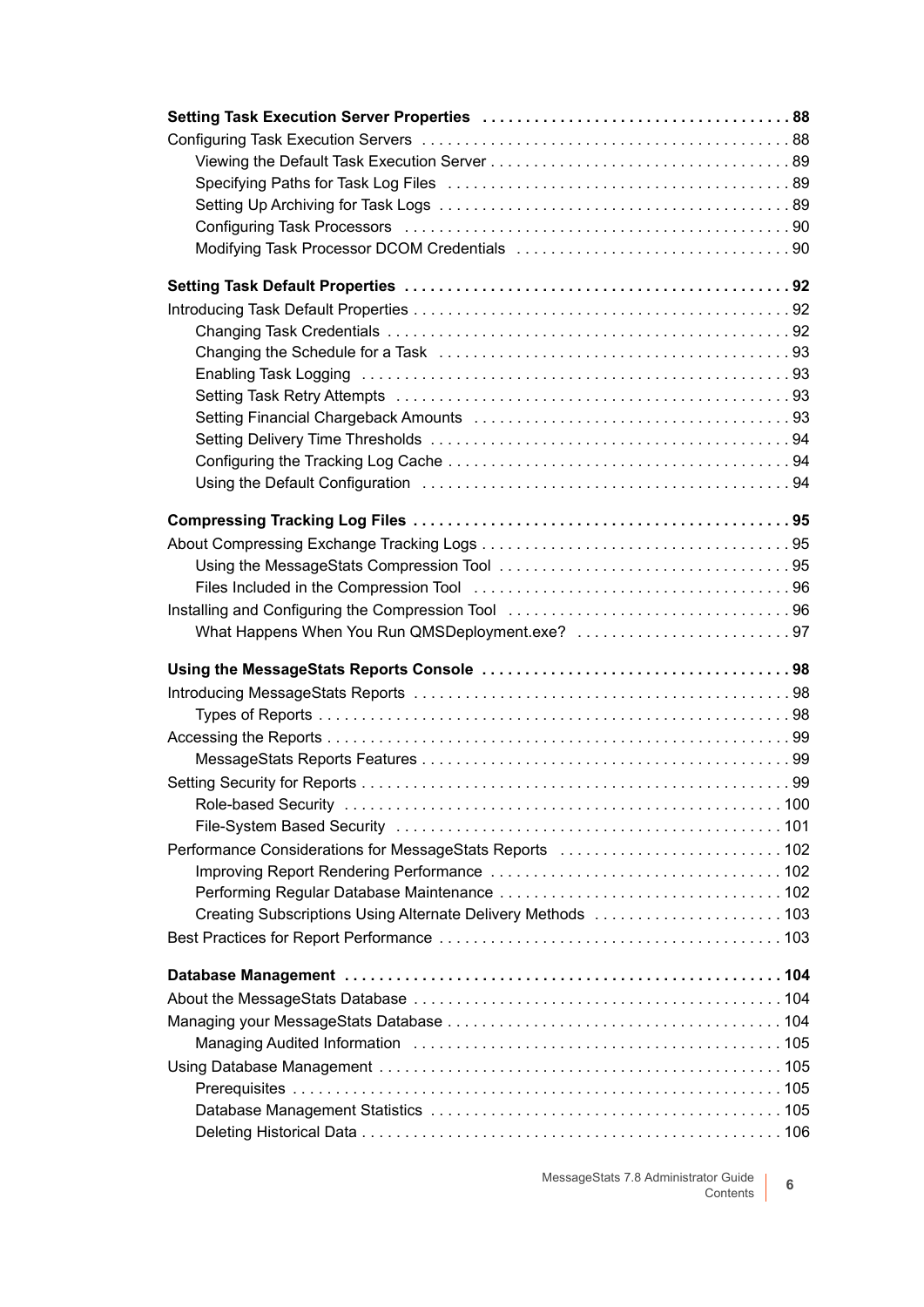**Setting Task Execution Server Properties . . . . . . . . . . . . . . . . . . . . . . . . . . . . . . . . . . . 88**

Configuring Task Execution Servers . . . . . . . . . . . . . . . . . . . . . . . . . . . . . . . . . . . . . . . . . . 88

- Viewing the Default Task Execution Server . . . . . . . . . . . . . . . . . . . . . . . . . . . . . . . . . . 89
- Specifying Paths for Task Log Files . . . . . . . . . . . . . . . . . . . . . . . . . . . . . . . . . . . . . . . 89
- Setting Up Archiving for Task Logs . . . . . . . . . . . . . . . . . . . . . . . . . . . . . . . . . . . . . . . . 89
- Configuring Task Processors . . . . . . . . . . . . . . . . . . . . . . . . . . . . . . . . . . . . . . . . . . . . 90
- Modifying Task Processor DCOM Credentials . . . . . . . . . . . . . . . . . . . . . . . . . . . . . . . 90

**Setting Task Default Properties . . . . . . . . . . . . . . . . . . . . . . . . . . . . . . . . . . . . . . . . . . . . 92**

Introducing Task Default Properties . . . . . . . . . . . . . . . . . . . . . . . . . . . . . . . . . . . . . . . . . . . 92

- Changing Task Credentials . . . . . . . . . . . . . . . . . . . . . . . . . . . . . . . . . . . . . . . . . . . . . . 92
- Changing the Schedule for a Task . . . . . . . . . . . . . . . . . . . . . . . . . . . . . . . . . . . . . . . . 93
- Enabling Task Logging . . . . . . . . . . . . . . . . . . . . . . . . . . . . . . . . . . . . . . . . . . . . . . . . . 93
- Setting Task Retry Attempts . . . . . . . . . . . . . . . . . . . . . . . . . . . . . . . . . . . . . . . . . . . . . 93
- Setting Financial Chargeback Amounts . . . . . . . . . . . . . . . . . . . . . . . . . . . . . . . . . . . . 93
- Setting Delivery Time Thresholds . . . . . . . . . . . . . . . . . . . . . . . . . . . . . . . . . . . . . . . . . 94
- Configuring the Tracking Log Cache . . . . . . . . . . . . . . . . . . . . . . . . . . . . . . . . . . . . . . . 94
- Using the Default Configuration . . . . . . . . . . . . . . . . . . . . . . . . . . . . . . . . . . . . . . . . . . 94

**Compressing Tracking Log Files . . . . . . . . . . . . . . . . . . . . . . . . . . . . . . . . . . . . . . . . . . . 95**

About Compressing Exchange Tracking Logs . . . . . . . . . . . . . . . . . . . . . . . . . . . . . . . . . . . 95

- Using the MessageStats Compression Tool . . . . . . . . . . . . . . . . . . . . . . . . . . . . . . . . . 95
- Files Included in the Compression Tool . . . . . . . . . . . . . . . . . . . . . . . . . . . . . . . . . . . . 96

Installing and Configuring the Compression Tool . . . . . . . . . . . . . . . . . . . . . . . . . . . . . . . . 96

- What Happens When You Run QMSDeployment.exe? . . . . . . . . . . . . . . . . . . . . . . . . . 97

**Using the MessageStats Reports Console . . . . . . . . . . . . . . . . . . . . . . . . . . . . . . . . . . . 98**

Introducing MessageStats Reports . . . . . . . . . . . . . . . . . . . . . . . . . . . . . . . . . . . . . . . . . . . 98

- Types of Reports . . . . . . . . . . . . . . . . . . . . . . . . . . . . . . . . . . . . . . . . . . . . . . . . . . . . . . 98

Accessing the Reports . . . . . . . . . . . . . . . . . . . . . . . . . . . . . . . . . . . . . . . . . . . . . . . . . . . . . 99

- MessageStats Reports Features . . . . . . . . . . . . . . . . . . . . . . . . . . . . . . . . . . . . . . . . . . 99

Setting Security for Reports . . . . . . . . . . . . . . . . . . . . . . . . . . . . . . . . . . . . . . . . . . . . . . . . . 99

- Role-based Security . . . . . . . . . . . . . . . . . . . . . . . . . . . . . . . . . . . . . . . . . . . . . . . . . . . 100
- File-System Based Security . . . . . . . . . . . . . . . . . . . . . . . . . . . . . . . . . . . . . . . . . . . . . 101

Performance Considerations for MessageStats Reports . . . . . . . . . . . . . . . . . . . . . . . . . . 102

- Improving Report Rendering Performance . . . . . . . . . . . . . . . . . . . . . . . . . . . . . . . . . 102
- Performing Regular Database Maintenance . . . . . . . . . . . . . . . . . . . . . . . . . . . . . . . . 102
- Creating Subscriptions Using Alternate Delivery Methods . . . . . . . . . . . . . . . . . . . . . . 103

Best Practices for Report Performance . . . . . . . . . . . . . . . . . . . . . . . . . . . . . . . . . . . . . . . 103

**Database Management . . . . . . . . . . . . . . . . . . . . . . . . . . . . . . . . . . . . . . . . . . . . . . . . . . . 104**

About the MessageStats Database . . . . . . . . . . . . . . . . . . . . . . . . . . . . . . . . . . . . . . . . . . 104

Managing your MessageStats Database . . . . . . . . . . . . . . . . . . . . . . . . . . . . . . . . . . . . . . 104

- Managing Audited Information . . . . . . . . . . . . . . . . . . . . . . . . . . . . . . . . . . . . . . . . . . . 105

Using Database Management . . . . . . . . . . . . . . . . . . . . . . . . . . . . . . . . . . . . . . . . . . . . . . 105

- Prerequisites . . . . . . . . . . . . . . . . . . . . . . . . . . . . . . . . . . . . . . . . . . . . . . . . . . . . . . . . 105
- Database Management Statistics . . . . . . . . . . . . . . . . . . . . . . . . . . . . . . . . . . . . . . . . 105
- Deleting Historical Data . . . . . . . . . . . . . . . . . . . . . . . . . . . . . . . . . . . . . . . . . . . . . . . . 106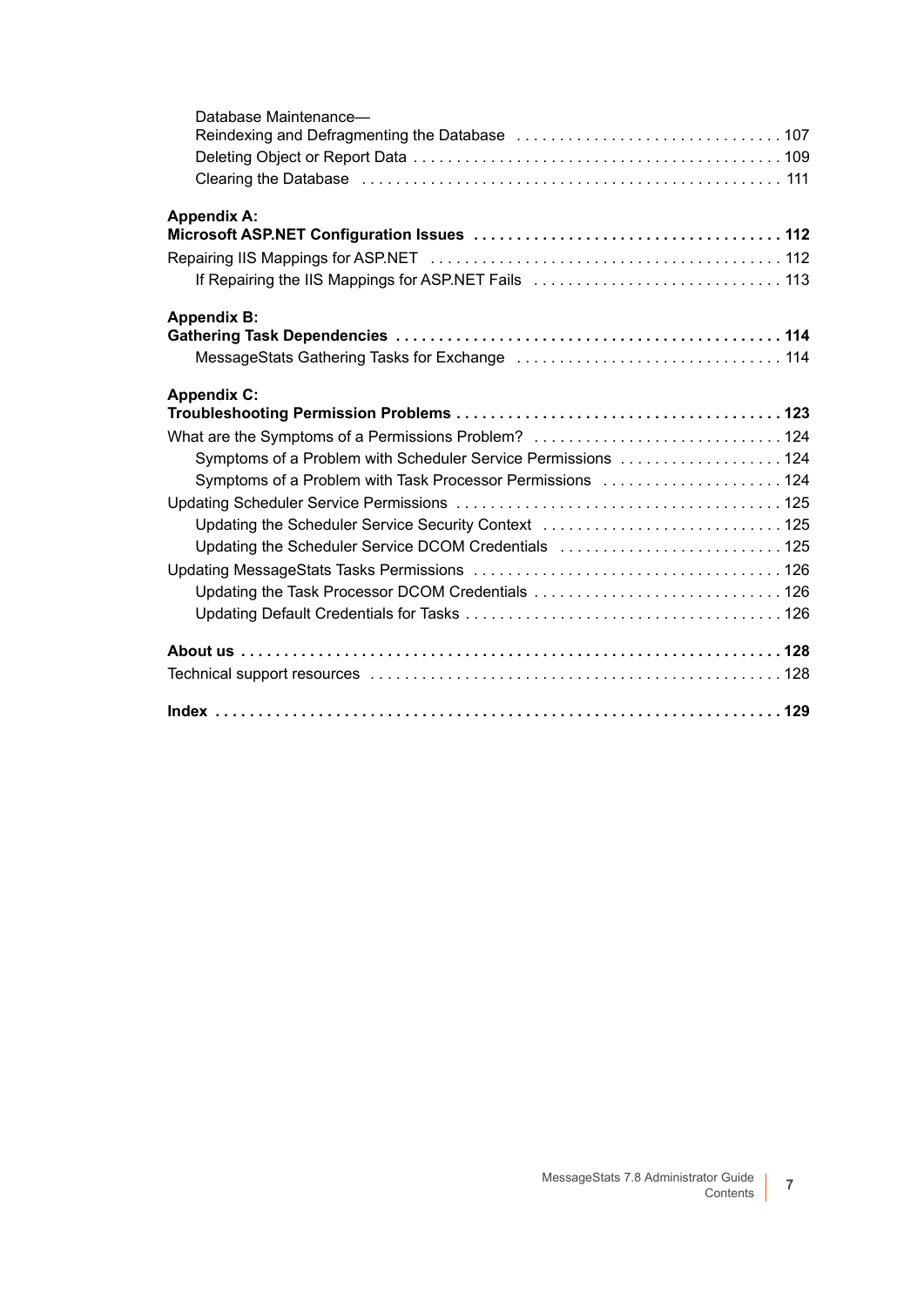Database Maintenance—
Reindexing and Defragmenting the Database . . . . . . . . . . . . . . . . . . . . . . . . . . . . . . 107
Deleting Object or Report Data . . . . . . . . . . . . . . . . . . . . . . . . . . . . . . . . . . . . . . . . . 109
Clearing the Database . . . . . . . . . . . . . . . . . . . . . . . . . . . . . . . . . . . . . . . . . . . . . . . 111

**Appendix A:**
**Microsoft ASP.NET Configuration Issues . . . . . . . . . . . . . . . . . . . . . . . . . . . . . . . . . . . 112**

Repairing IIS Mappings for ASP.NET . . . . . . . . . . . . . . . . . . . . . . . . . . . . . . . . . . . . . . . . 112
If Repairing the IIS Mappings for ASP.NET Fails . . . . . . . . . . . . . . . . . . . . . . . . . . . . 113

**Appendix B:**
**Gathering Task Dependencies . . . . . . . . . . . . . . . . . . . . . . . . . . . . . . . . . . . . . . . . . . . . 114**

MessageStats Gathering Tasks for Exchange . . . . . . . . . . . . . . . . . . . . . . . . . . . . . . 114

**Appendix C:**
**Troubleshooting Permission Problems . . . . . . . . . . . . . . . . . . . . . . . . . . . . . . . . . . . . . 123**

What are the Symptoms of a Permissions Problem? . . . . . . . . . . . . . . . . . . . . . . . . . . . . 124
Symptoms of a Problem with Scheduler Service Permissions . . . . . . . . . . . . . . . . . . . 124
Symptoms of a Problem with Task Processor Permissions . . . . . . . . . . . . . . . . . . . . . 124
Updating Scheduler Service Permissions . . . . . . . . . . . . . . . . . . . . . . . . . . . . . . . . . . . . . 125
Updating the Scheduler Service Security Context . . . . . . . . . . . . . . . . . . . . . . . . . . . 125
Updating the Scheduler Service DCOM Credentials . . . . . . . . . . . . . . . . . . . . . . . . . . 125
Updating MessageStats Tasks Permissions . . . . . . . . . . . . . . . . . . . . . . . . . . . . . . . . . . . 126
Updating the Task Processor DCOM Credentials . . . . . . . . . . . . . . . . . . . . . . . . . . . . 126
Updating Default Credentials for Tasks . . . . . . . . . . . . . . . . . . . . . . . . . . . . . . . . . . . . 126

**About us . . . . . . . . . . . . . . . . . . . . . . . . . . . . . . . . . . . . . . . . . . . . . . . . . . . . . . . . . . . . . . . 128**

Technical support resources . . . . . . . . . . . . . . . . . . . . . . . . . . . . . . . . . . . . . . . . . . . . . . . 128

**Index . . . . . . . . . . . . . . . . . . . . . . . . . . . . . . . . . . . . . . . . . . . . . . . . . . . . . . . . . . . . . . . . . . 129**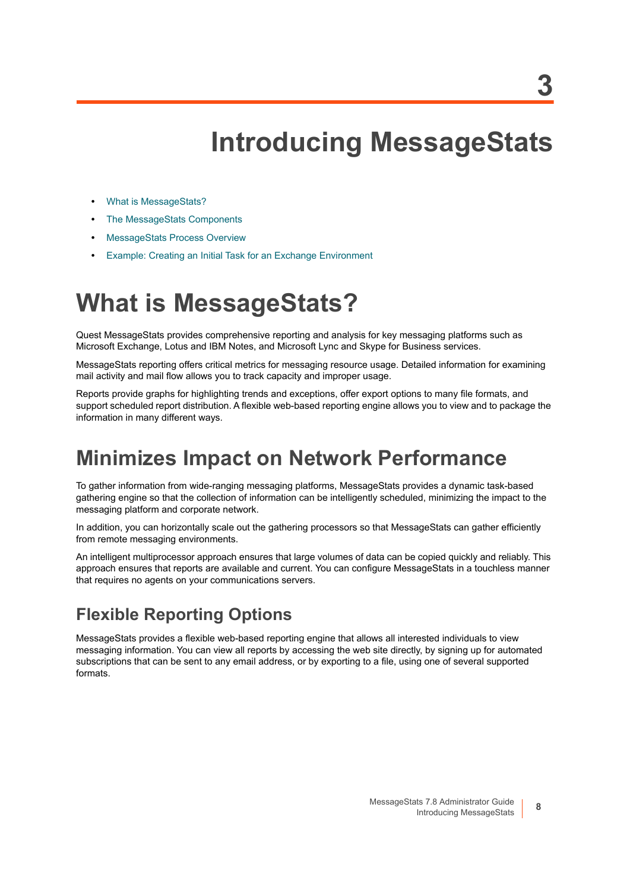# 3 Introducing MessageStats

- What is MessageStats?
- The MessageStats Components
- MessageStats Process Overview
- Example: Creating an Initial Task for an Exchange Environment

# What is MessageStats?

Quest MessageStats provides comprehensive reporting and analysis for key messaging platforms such as Microsoft Exchange, Lotus and IBM Notes, and Microsoft Lync and Skype for Business services.

MessageStats reporting offers critical metrics for messaging resource usage. Detailed information for examining mail activity and mail flow allows you to track capacity and improper usage.

Reports provide graphs for highlighting trends and exceptions, offer export options to many file formats, and support scheduled report distribution. A flexible web-based reporting engine allows you to view and to package the information in many different ways.

## Minimizes Impact on Network Performance

To gather information from wide-ranging messaging platforms, MessageStats provides a dynamic task-based gathering engine so that the collection of information can be intelligently scheduled, minimizing the impact to the messaging platform and corporate network.

In addition, you can horizontally scale out the gathering processors so that MessageStats can gather efficiently from remote messaging environments.

An intelligent multiprocessor approach ensures that large volumes of data can be copied quickly and reliably. This approach ensures that reports are available and current. You can configure MessageStats in a touchless manner that requires no agents on your communications servers.

### Flexible Reporting Options

MessageStats provides a flexible web-based reporting engine that allows all interested individuals to view messaging information. You can view all reports by accessing the web site directly, by signing up for automated subscriptions that can be sent to any email address, or by exporting to a file, using one of several supported formats.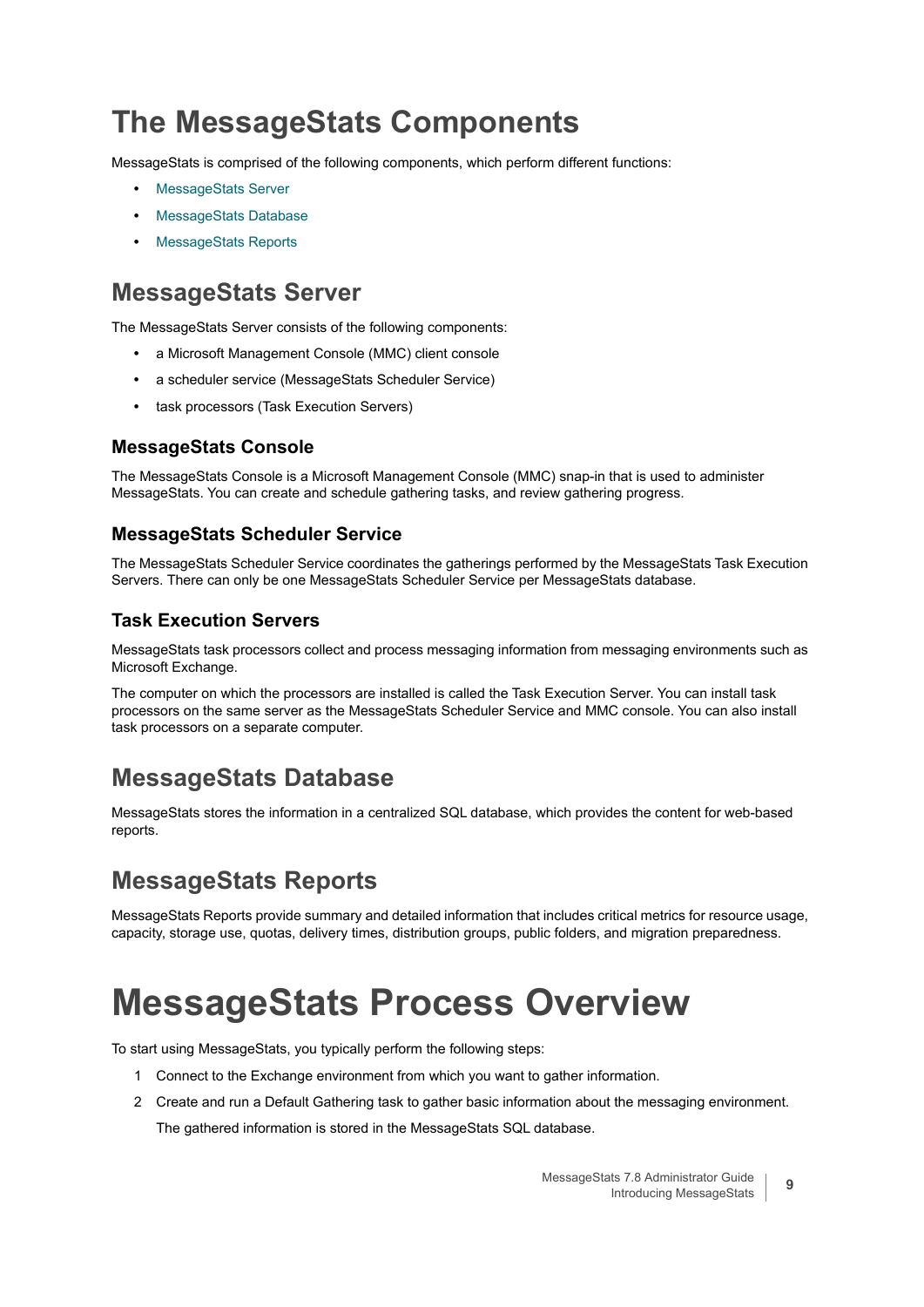# The MessageStats Components

MessageStats is comprised of the following components, which perform different functions:

- MessageStats Server
- MessageStats Database
- MessageStats Reports

## MessageStats Server

The MessageStats Server consists of the following components:

- a Microsoft Management Console (MMC) client console
- a scheduler service (MessageStats Scheduler Service)
- task processors (Task Execution Servers)

### MessageStats Console

The MessageStats Console is a Microsoft Management Console (MMC) snap-in that is used to administer MessageStats. You can create and schedule gathering tasks, and review gathering progress.

### MessageStats Scheduler Service

The MessageStats Scheduler Service coordinates the gatherings performed by the MessageStats Task Execution Servers. There can only be one MessageStats Scheduler Service per MessageStats database.

### Task Execution Servers

MessageStats task processors collect and process messaging information from messaging environments such as Microsoft Exchange.

The computer on which the processors are installed is called the Task Execution Server. You can install task processors on the same server as the MessageStats Scheduler Service and MMC console. You can also install task processors on a separate computer.

## MessageStats Database

MessageStats stores the information in a centralized SQL database, which provides the content for web-based reports.

## MessageStats Reports

MessageStats Reports provide summary and detailed information that includes critical metrics for resource usage, capacity, storage use, quotas, delivery times, distribution groups, public folders, and migration preparedness.

# MessageStats Process Overview

To start using MessageStats, you typically perform the following steps:

1. Connect to the Exchange environment from which you want to gather information.
2. Create and run a Default Gathering task to gather basic information about the messaging environment.

   The gathered information is stored in the MessageStats SQL database.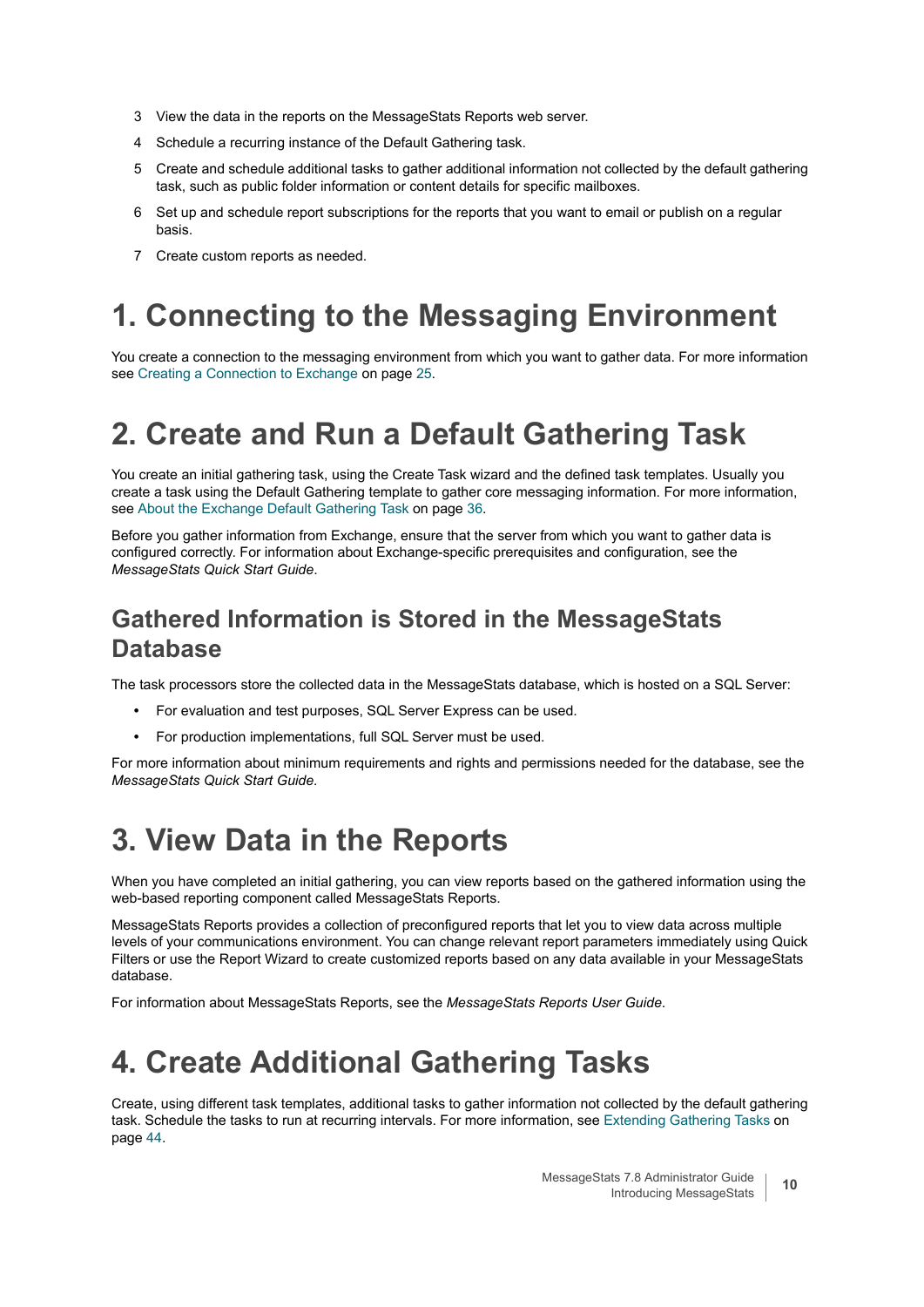3 View the data in the reports on the MessageStats Reports web server.

4 Schedule a recurring instance of the Default Gathering task.

5 Create and schedule additional tasks to gather additional information not collected by the default gathering task, such as public folder information or content details for specific mailboxes.

6 Set up and schedule report subscriptions for the reports that you want to email or publish on a regular basis.

7 Create custom reports as needed.

# 1. Connecting to the Messaging Environment

You create a connection to the messaging environment from which you want to gather data. For more information see Creating a Connection to Exchange on page 25.

# 2. Create and Run a Default Gathering Task

You create an initial gathering task, using the Create Task wizard and the defined task templates. Usually you create a task using the Default Gathering template to gather core messaging information. For more information, see About the Exchange Default Gathering Task on page 36.

Before you gather information from Exchange, ensure that the server from which you want to gather data is configured correctly. For information about Exchange-specific prerequisites and configuration, see the *MessageStats Quick Start Guide*.

## Gathered Information is Stored in the MessageStats Database

The task processors store the collected data in the MessageStats database, which is hosted on a SQL Server:

- For evaluation and test purposes, SQL Server Express can be used.
- For production implementations, full SQL Server must be used.

For more information about minimum requirements and rights and permissions needed for the database, see the *MessageStats Quick Start Guide.*

# 3. View Data in the Reports

When you have completed an initial gathering, you can view reports based on the gathered information using the web-based reporting component called MessageStats Reports.

MessageStats Reports provides a collection of preconfigured reports that let you to view data across multiple levels of your communications environment. You can change relevant report parameters immediately using Quick Filters or use the Report Wizard to create customized reports based on any data available in your MessageStats database.

For information about MessageStats Reports, see the *MessageStats Reports User Guide*.

# 4. Create Additional Gathering Tasks

Create, using different task templates, additional tasks to gather information not collected by the default gathering task. Schedule the tasks to run at recurring intervals. For more information, see Extending Gathering Tasks on page 44.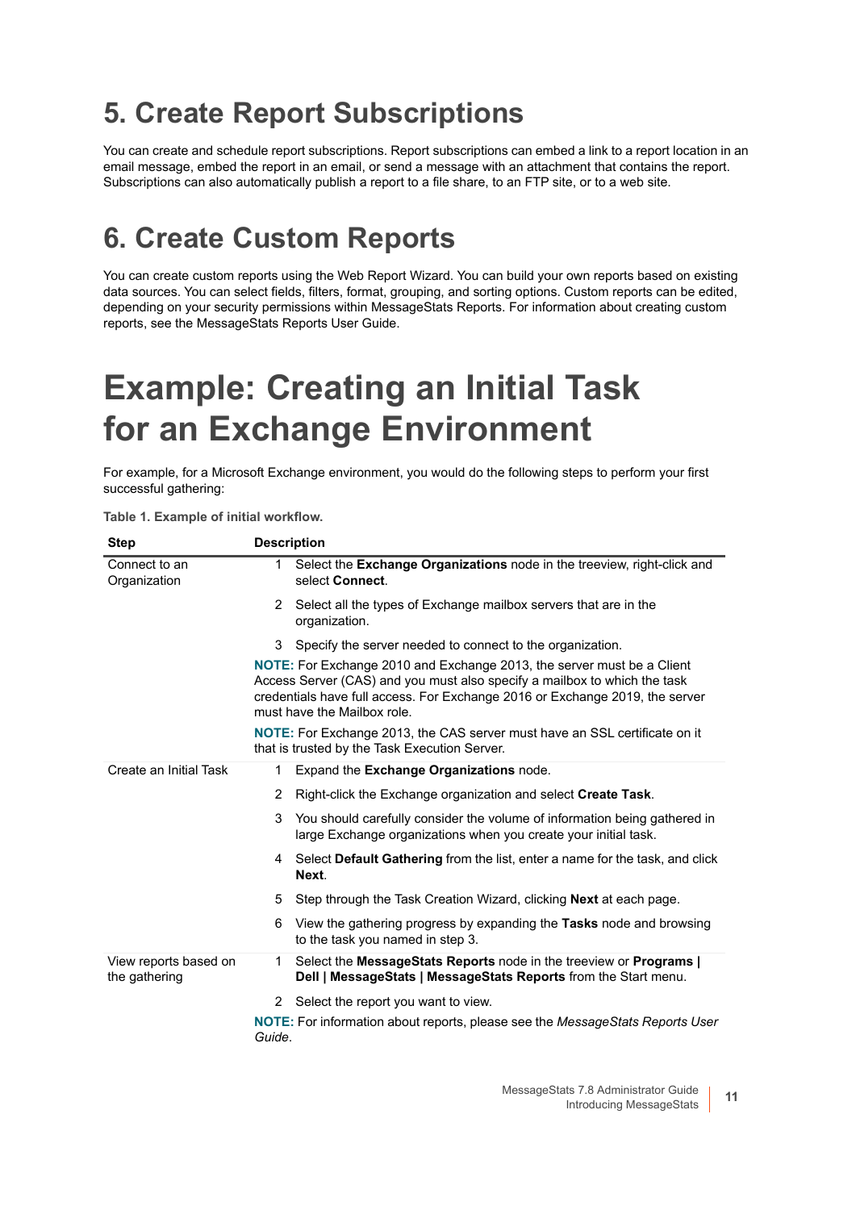## 5. Create Report Subscriptions

You can create and schedule report subscriptions. Report subscriptions can embed a link to a report location in an email message, embed the report in an email, or send a message with an attachment that contains the report. Subscriptions can also automatically publish a report to a file share, to an FTP site, or to a web site.

## 6. Create Custom Reports

You can create custom reports using the Web Report Wizard. You can build your own reports based on existing data sources. You can select fields, filters, format, grouping, and sorting options. Custom reports can be edited, depending on your security permissions within MessageStats Reports. For information about creating custom reports, see the MessageStats Reports User Guide.

# Example: Creating an Initial Task for an Exchange Environment

For example, for a Microsoft Exchange environment, you would do the following steps to perform your first successful gathering:

**Table 1. Example of initial workflow.**

| Step | Description |
|---|---|
| Connect to an Organization | 1 Select the **Exchange Organizations** node in the treeview, right-click and select **Connect**.<br>2 Select all the types of Exchange mailbox servers that are in the organization.<br>3 Specify the server needed to connect to the organization.<br>**NOTE:** For Exchange 2010 and Exchange 2013, the server must be a Client Access Server (CAS) and you must also specify a mailbox to which the task credentials have full access. For Exchange 2016 or Exchange 2019, the server must have the Mailbox role.<br>**NOTE:** For Exchange 2013, the CAS server must have an SSL certificate on it that is trusted by the Task Execution Server. |
| Create an Initial Task | 1 Expand the **Exchange Organizations** node.<br>2 Right-click the Exchange organization and select **Create Task**.<br>3 You should carefully consider the volume of information being gathered in large Exchange organizations when you create your initial task.<br>4 Select **Default Gathering** from the list, enter a name for the task, and click **Next**.<br>5 Step through the Task Creation Wizard, clicking **Next** at each page.<br>6 View the gathering progress by expanding the **Tasks** node and browsing to the task you named in step 3. |
| View reports based on the gathering | 1 Select the **MessageStats Reports** node in the treeview or **Programs \| Dell \| MessageStats \| MessageStats Reports** from the Start menu.<br>2 Select the report you want to view.<br>**NOTE:** For information about reports, please see the *MessageStats Reports User Guide*. |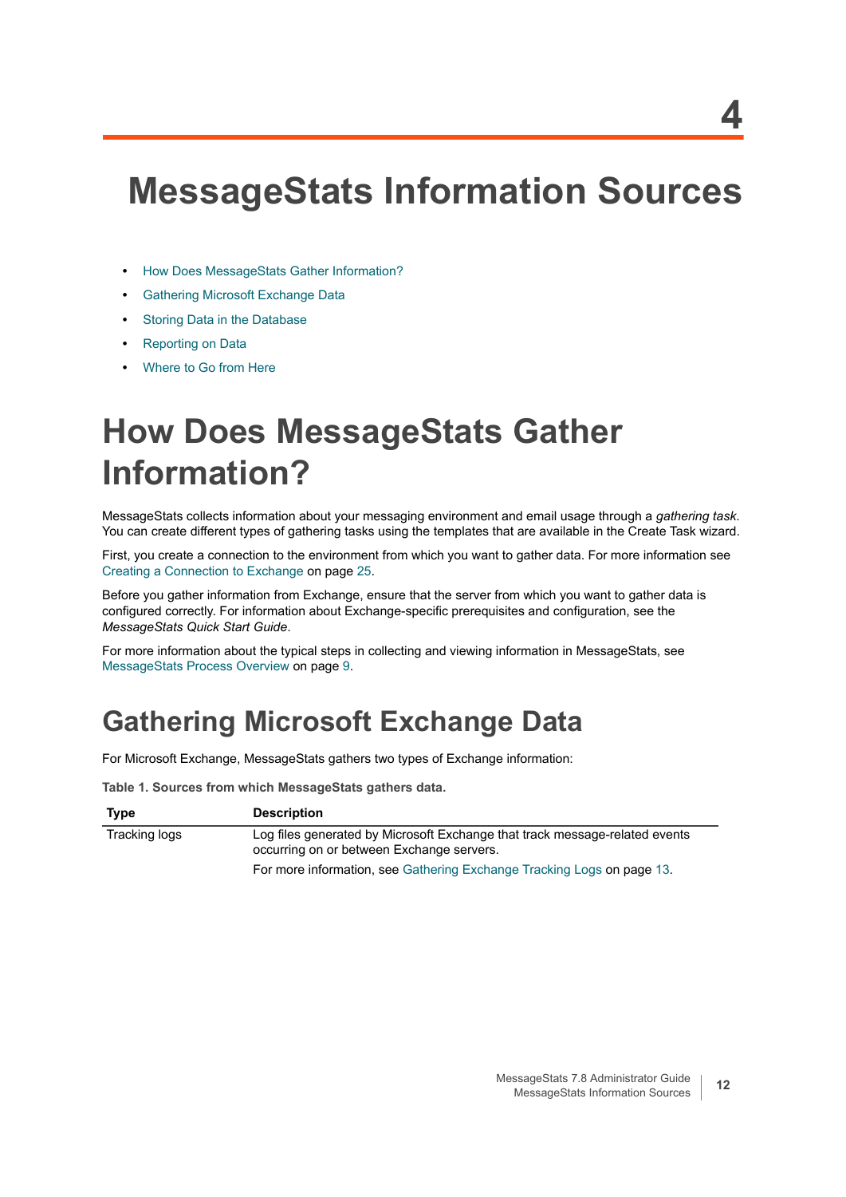# 4

# MessageStats Information Sources

- How Does MessageStats Gather Information?
- Gathering Microsoft Exchange Data
- Storing Data in the Database
- Reporting on Data
- Where to Go from Here

# How Does MessageStats Gather Information?

MessageStats collects information about your messaging environment and email usage through a *gathering task.* You can create different types of gathering tasks using the templates that are available in the Create Task wizard.

First, you create a connection to the environment from which you want to gather data. For more information see Creating a Connection to Exchange on page 25.

Before you gather information from Exchange, ensure that the server from which you want to gather data is configured correctly. For information about Exchange-specific prerequisites and configuration, see the *MessageStats Quick Start Guide*.

For more information about the typical steps in collecting and viewing information in MessageStats, see MessageStats Process Overview on page 9.

## Gathering Microsoft Exchange Data

For Microsoft Exchange, MessageStats gathers two types of Exchange information:

**Table 1. Sources from which MessageStats gathers data.**

| Type | Description |
|---|---|
| Tracking logs | Log files generated by Microsoft Exchange that track message-related events occurring on or between Exchange servers.<br>For more information, see Gathering Exchange Tracking Logs on page 13. |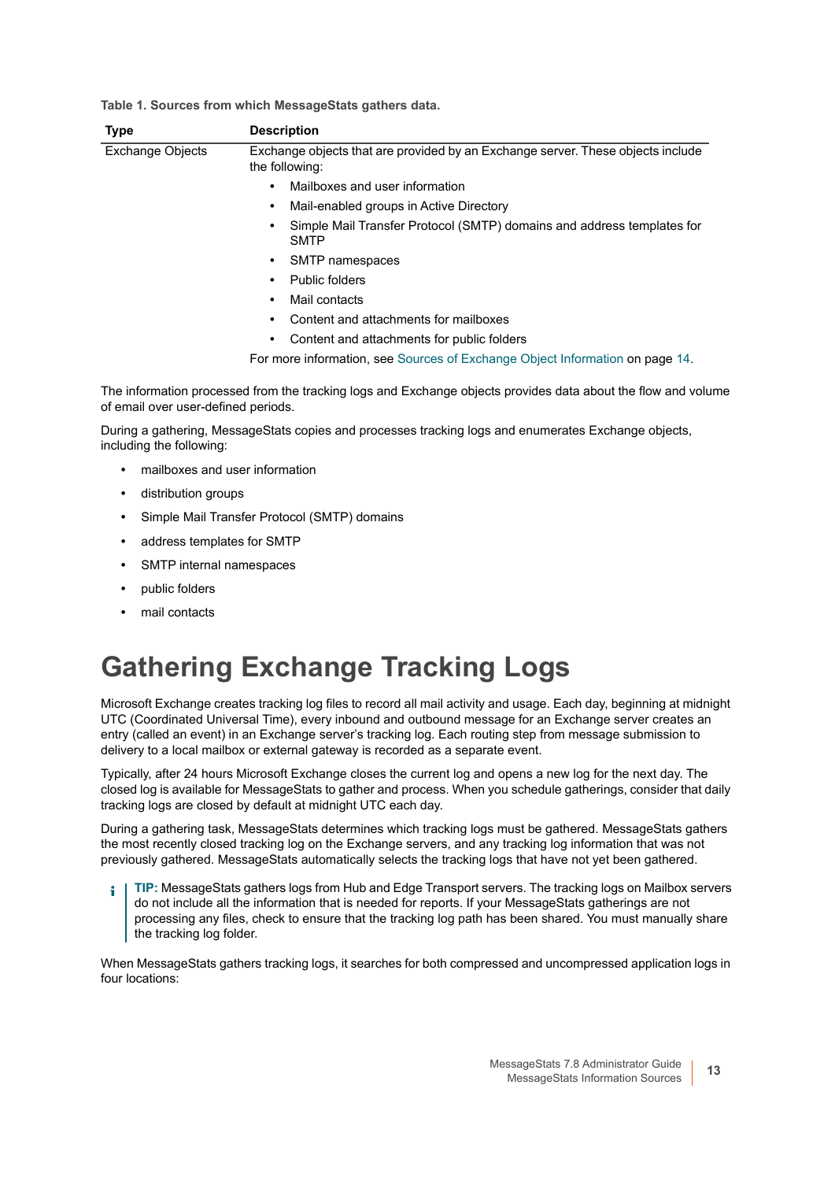**Table 1. Sources from which MessageStats gathers data.**

| Type | Description |
| --- | --- |
| Exchange Objects | Exchange objects that are provided by an Exchange server. These objects include the following:<br>• Mailboxes and user information<br>• Mail-enabled groups in Active Directory<br>• Simple Mail Transfer Protocol (SMTP) domains and address templates for SMTP<br>• SMTP namespaces<br>• Public folders<br>• Mail contacts<br>• Content and attachments for mailboxes<br>• Content and attachments for public folders<br>For more information, see Sources of Exchange Object Information on page 14. |

The information processed from the tracking logs and Exchange objects provides data about the flow and volume of email over user-defined periods.

During a gathering, MessageStats copies and processes tracking logs and enumerates Exchange objects, including the following:

- mailboxes and user information
- distribution groups
- Simple Mail Transfer Protocol (SMTP) domains
- address templates for SMTP
- SMTP internal namespaces
- public folders
- mail contacts

# Gathering Exchange Tracking Logs

Microsoft Exchange creates tracking log files to record all mail activity and usage. Each day, beginning at midnight UTC (Coordinated Universal Time), every inbound and outbound message for an Exchange server creates an entry (called an event) in an Exchange server's tracking log. Each routing step from message submission to delivery to a local mailbox or external gateway is recorded as a separate event.

Typically, after 24 hours Microsoft Exchange closes the current log and opens a new log for the next day. The closed log is available for MessageStats to gather and process. When you schedule gatherings, consider that daily tracking logs are closed by default at midnight UTC each day.

During a gathering task, MessageStats determines which tracking logs must be gathered. MessageStats gathers the most recently closed tracking log on the Exchange servers, and any tracking log information that was not previously gathered. MessageStats automatically selects the tracking logs that have not yet been gathered.

> **TIP:** MessageStats gathers logs from Hub and Edge Transport servers. The tracking logs on Mailbox servers do not include all the information that is needed for reports. If your MessageStats gatherings are not processing any files, check to ensure that the tracking log path has been shared. You must manually share the tracking log folder.

When MessageStats gathers tracking logs, it searches for both compressed and uncompressed application logs in four locations: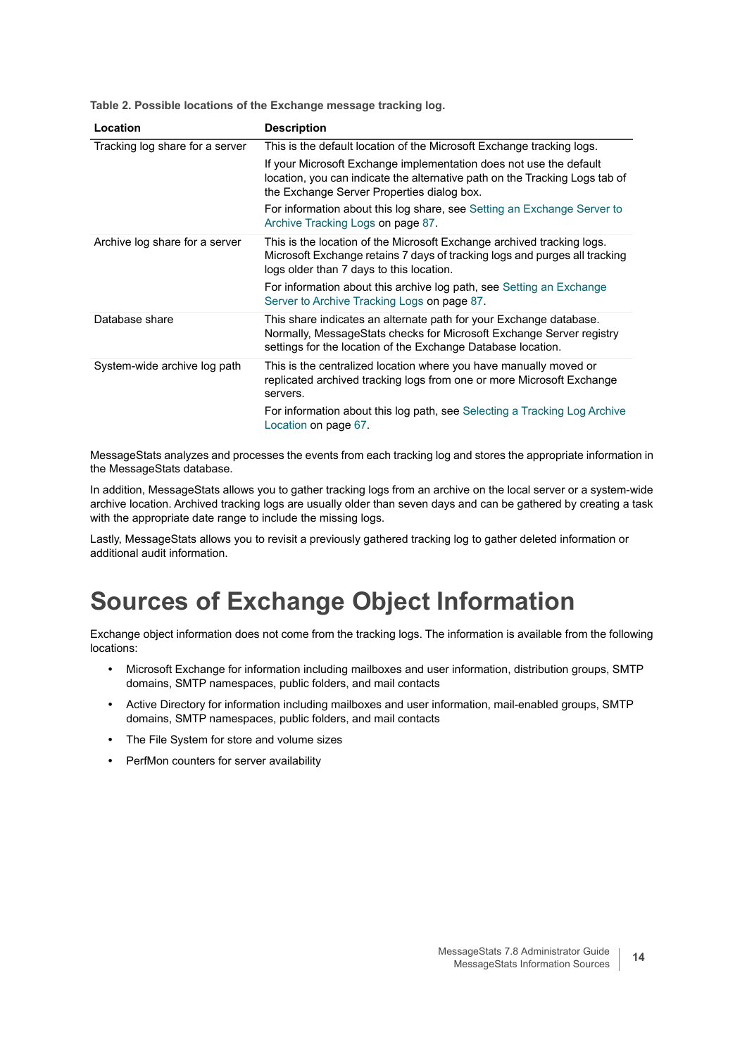**Table 2. Possible locations of the Exchange message tracking log.**

| Location | Description |
|---|---|
| Tracking log share for a server | This is the default location of the Microsoft Exchange tracking logs.<br><br>If your Microsoft Exchange implementation does not use the default location, you can indicate the alternative path on the Tracking Logs tab of the Exchange Server Properties dialog box.<br><br>For information about this log share, see Setting an Exchange Server to Archive Tracking Logs on page 87. |
| Archive log share for a server | This is the location of the Microsoft Exchange archived tracking logs. Microsoft Exchange retains 7 days of tracking logs and purges all tracking logs older than 7 days to this location.<br><br>For information about this archive log path, see Setting an Exchange Server to Archive Tracking Logs on page 87. |
| Database share | This share indicates an alternate path for your Exchange database. Normally, MessageStats checks for Microsoft Exchange Server registry settings for the location of the Exchange Database location. |
| System-wide archive log path | This is the centralized location where you have manually moved or replicated archived tracking logs from one or more Microsoft Exchange servers.<br><br>For information about this log path, see Selecting a Tracking Log Archive Location on page 67. |

MessageStats analyzes and processes the events from each tracking log and stores the appropriate information in the MessageStats database.

In addition, MessageStats allows you to gather tracking logs from an archive on the local server or a system-wide archive location. Archived tracking logs are usually older than seven days and can be gathered by creating a task with the appropriate date range to include the missing logs.

Lastly, MessageStats allows you to revisit a previously gathered tracking log to gather deleted information or additional audit information.

# Sources of Exchange Object Information

Exchange object information does not come from the tracking logs. The information is available from the following locations:

- Microsoft Exchange for information including mailboxes and user information, distribution groups, SMTP domains, SMTP namespaces, public folders, and mail contacts
- Active Directory for information including mailboxes and user information, mail-enabled groups, SMTP domains, SMTP namespaces, public folders, and mail contacts
- The File System for store and volume sizes
- PerfMon counters for server availability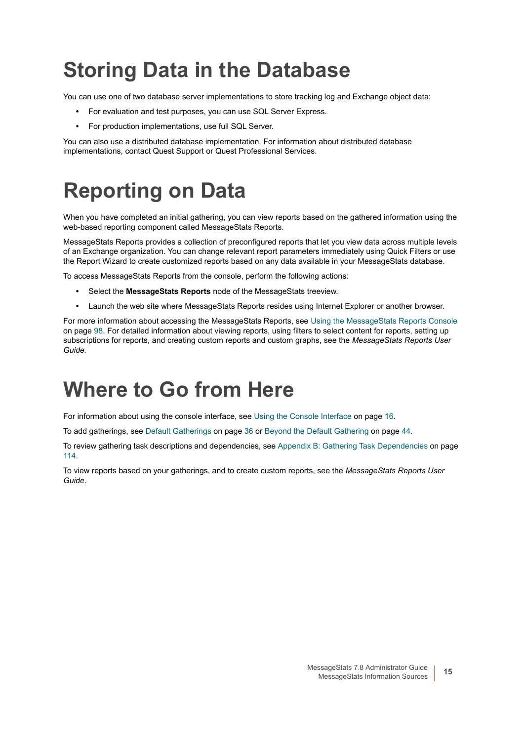# Storing Data in the Database

You can use one of two database server implementations to store tracking log and Exchange object data:

- For evaluation and test purposes, you can use SQL Server Express.
- For production implementations, use full SQL Server.

You can also use a distributed database implementation. For information about distributed database implementations, contact Quest Support or Quest Professional Services.

# Reporting on Data

When you have completed an initial gathering, you can view reports based on the gathered information using the web-based reporting component called MessageStats Reports.

MessageStats Reports provides a collection of preconfigured reports that let you view data across multiple levels of an Exchange organization. You can change relevant report parameters immediately using Quick Filters or use the Report Wizard to create customized reports based on any data available in your MessageStats database.

To access MessageStats Reports from the console, perform the following actions:

- Select the **MessageStats Reports** node of the MessageStats treeview.
- Launch the web site where MessageStats Reports resides using Internet Explorer or another browser.

For more information about accessing the MessageStats Reports, see Using the MessageStats Reports Console on page 98. For detailed information about viewing reports, using filters to select content for reports, setting up subscriptions for reports, and creating custom reports and custom graphs, see the *MessageStats Reports User Guide*.

# Where to Go from Here

For information about using the console interface, see Using the Console Interface on page 16.

To add gatherings, see Default Gatherings on page 36 or Beyond the Default Gathering on page 44.

To review gathering task descriptions and dependencies, see Appendix B: Gathering Task Dependencies on page 114.

To view reports based on your gatherings, and to create custom reports, see the *MessageStats Reports User Guide*.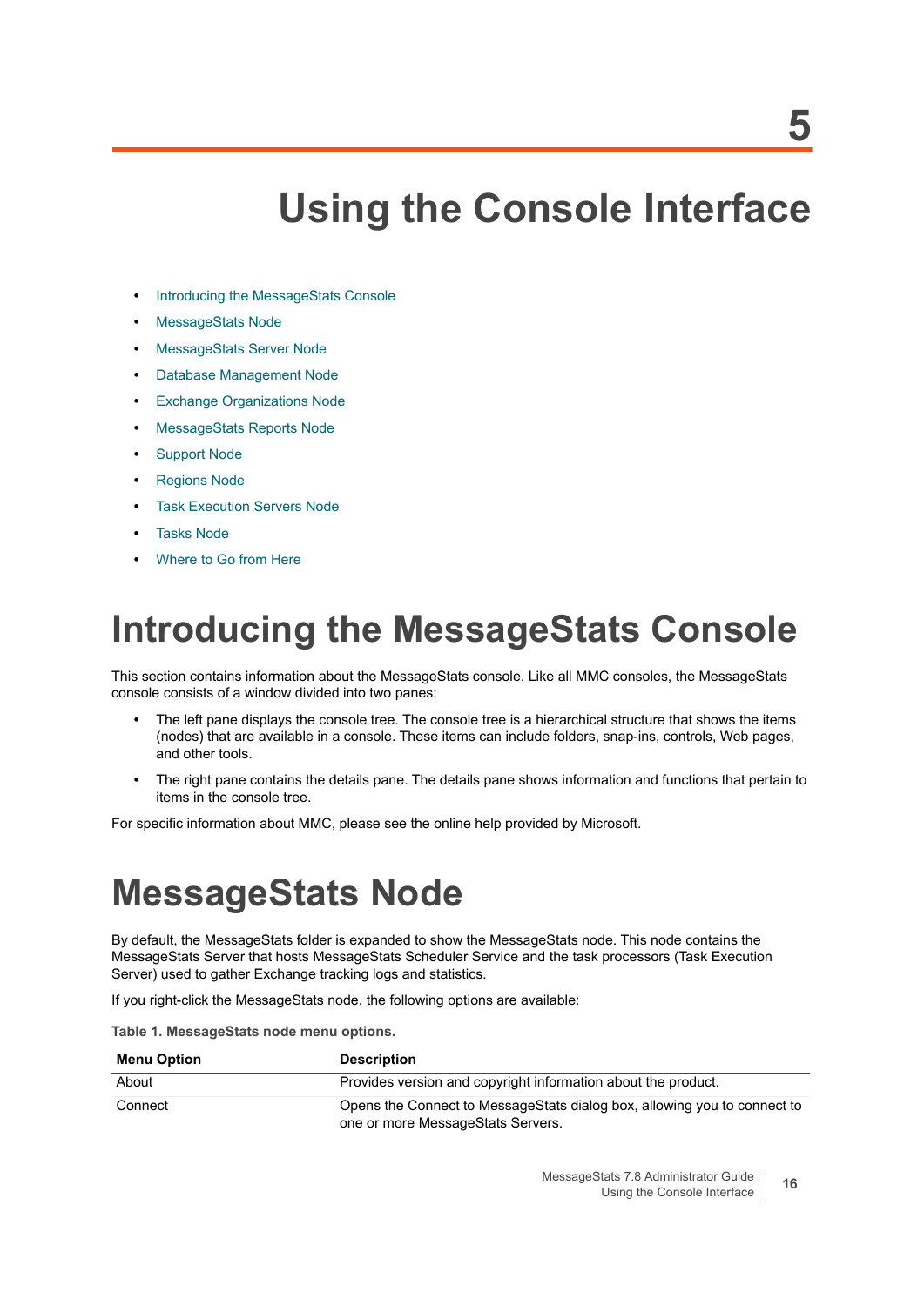# 5 Using the Console Interface

- Introducing the MessageStats Console
- MessageStats Node
- MessageStats Server Node
- Database Management Node
- Exchange Organizations Node
- MessageStats Reports Node
- Support Node
- Regions Node
- Task Execution Servers Node
- Tasks Node
- Where to Go from Here

## Introducing the MessageStats Console

This section contains information about the MessageStats console. Like all MMC consoles, the MessageStats console consists of a window divided into two panes:

- The left pane displays the console tree. The console tree is a hierarchical structure that shows the items (nodes) that are available in a console. These items can include folders, snap-ins, controls, Web pages, and other tools.
- The right pane contains the details pane. The details pane shows information and functions that pertain to items in the console tree.

For specific information about MMC, please see the online help provided by Microsoft.

## MessageStats Node

By default, the MessageStats folder is expanded to show the MessageStats node. This node contains the MessageStats Server that hosts MessageStats Scheduler Service and the task processors (Task Execution Server) used to gather Exchange tracking logs and statistics.

If you right-click the MessageStats node, the following options are available:

**Table 1. MessageStats node menu options.**

| Menu Option | Description |
| --- | --- |
| About | Provides version and copyright information about the product. |
| Connect | Opens the Connect to MessageStats dialog box, allowing you to connect to one or more MessageStats Servers. |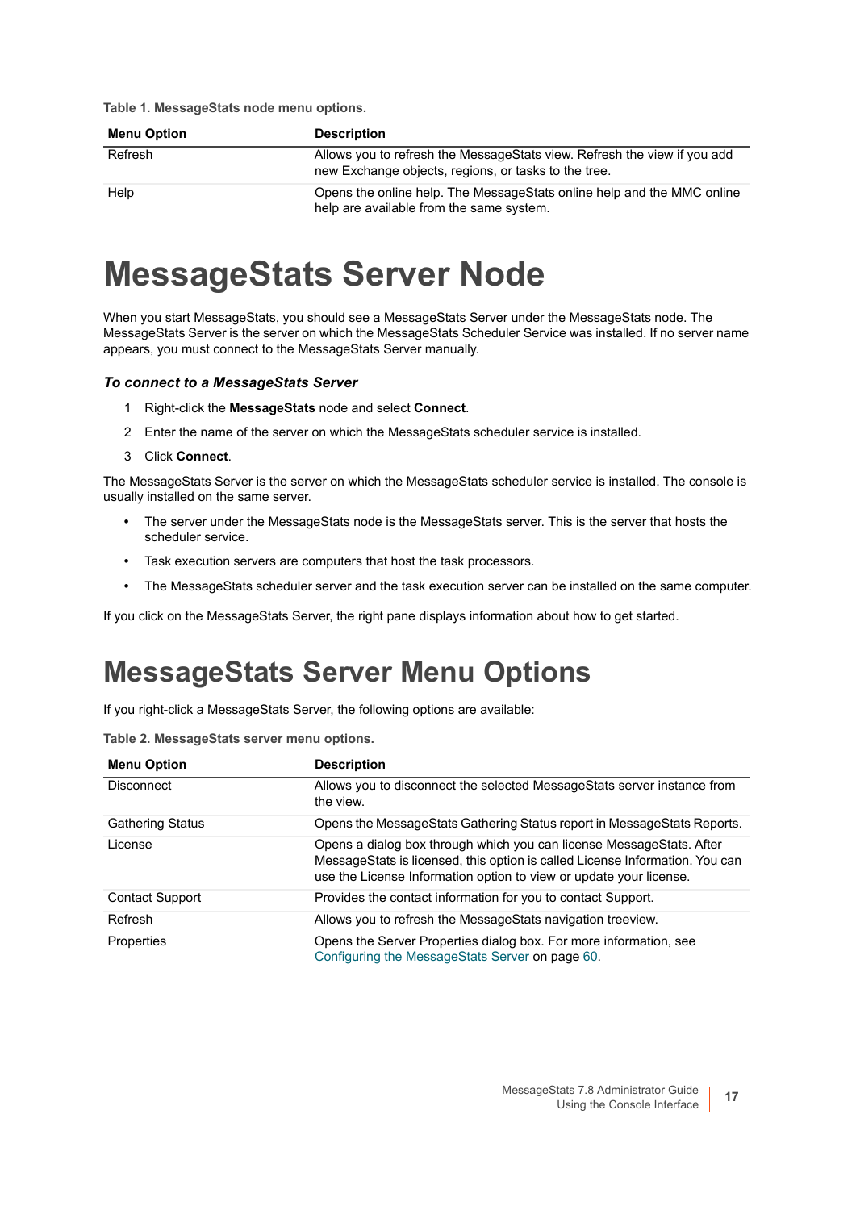**Table 1. MessageStats node menu options.**

| Menu Option | Description |
|---|---|
| Refresh | Allows you to refresh the MessageStats view. Refresh the view if you add new Exchange objects, regions, or tasks to the tree. |
| Help | Opens the online help. The MessageStats online help and the MMC online help are available from the same system. |

# MessageStats Server Node

When you start MessageStats, you should see a MessageStats Server under the MessageStats node. The MessageStats Server is the server on which the MessageStats Scheduler Service was installed. If no server name appears, you must connect to the MessageStats Server manually.

### *To connect to a MessageStats Server*

1. Right-click the **MessageStats** node and select **Connect**.
2. Enter the name of the server on which the MessageStats scheduler service is installed.
3. Click **Connect**.

The MessageStats Server is the server on which the MessageStats scheduler service is installed. The console is usually installed on the same server.

- The server under the MessageStats node is the MessageStats server. This is the server that hosts the scheduler service.
- Task execution servers are computers that host the task processors.
- The MessageStats scheduler server and the task execution server can be installed on the same computer.

If you click on the MessageStats Server, the right pane displays information about how to get started.

# MessageStats Server Menu Options

If you right-click a MessageStats Server, the following options are available:

**Table 2. MessageStats server menu options.**

| Menu Option | Description |
|---|---|
| Disconnect | Allows you to disconnect the selected MessageStats server instance from the view. |
| Gathering Status | Opens the MessageStats Gathering Status report in MessageStats Reports. |
| License | Opens a dialog box through which you can license MessageStats. After MessageStats is licensed, this option is called License Information. You can use the License Information option to view or update your license. |
| Contact Support | Provides the contact information for you to contact Support. |
| Refresh | Allows you to refresh the MessageStats navigation treeview. |
| Properties | Opens the Server Properties dialog box. For more information, see Configuring the MessageStats Server on page 60. |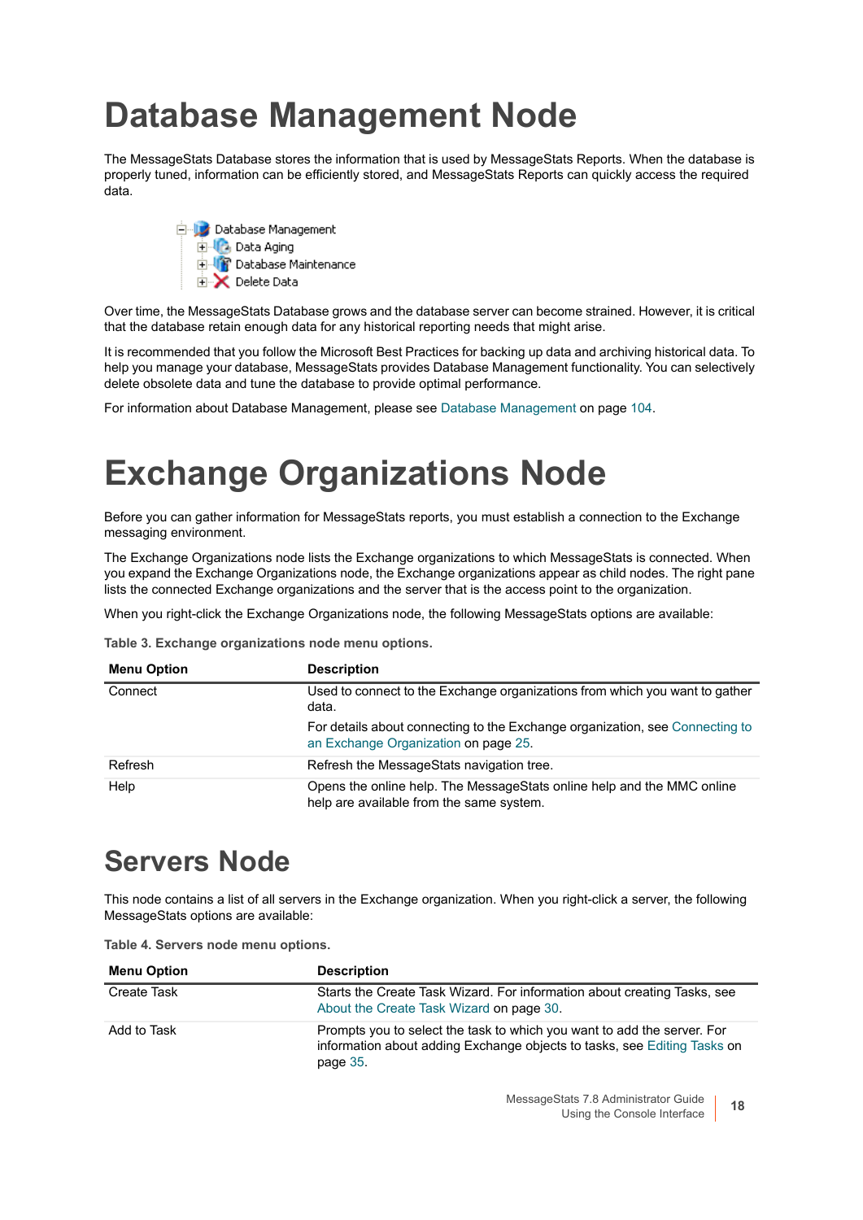# Database Management Node

The MessageStats Database stores the information that is used by MessageStats Reports. When the database is properly tuned, information can be efficiently stored, and MessageStats Reports can quickly access the required data.

Over time, the MessageStats Database grows and the database server can become strained. However, it is critical that the database retain enough data for any historical reporting needs that might arise.

It is recommended that you follow the Microsoft Best Practices for backing up data and archiving historical data. To help you manage your database, MessageStats provides Database Management functionality. You can selectively delete obsolete data and tune the database to provide optimal performance.

For information about Database Management, please see Database Management on page 104.

# Exchange Organizations Node

Before you can gather information for MessageStats reports, you must establish a connection to the Exchange messaging environment.

The Exchange Organizations node lists the Exchange organizations to which MessageStats is connected. When you expand the Exchange Organizations node, the Exchange organizations appear as child nodes. The right pane lists the connected Exchange organizations and the server that is the access point to the organization.

When you right-click the Exchange Organizations node, the following MessageStats options are available:

**Table 3. Exchange organizations node menu options.**

| Menu Option | Description |
|---|---|
| Connect | Used to connect to the Exchange organizations from which you want to gather data.<br>For details about connecting to the Exchange organization, see Connecting to an Exchange Organization on page 25. |
| Refresh | Refresh the MessageStats navigation tree. |
| Help | Opens the online help. The MessageStats online help and the MMC online help are available from the same system. |

## Servers Node

This node contains a list of all servers in the Exchange organization. When you right-click a server, the following MessageStats options are available:

**Table 4. Servers node menu options.**

| Menu Option | Description |
|---|---|
| Create Task | Starts the Create Task Wizard. For information about creating Tasks, see About the Create Task Wizard on page 30. |
| Add to Task | Prompts you to select the task to which you want to add the server. For information about adding Exchange objects to tasks, see Editing Tasks on page 35. |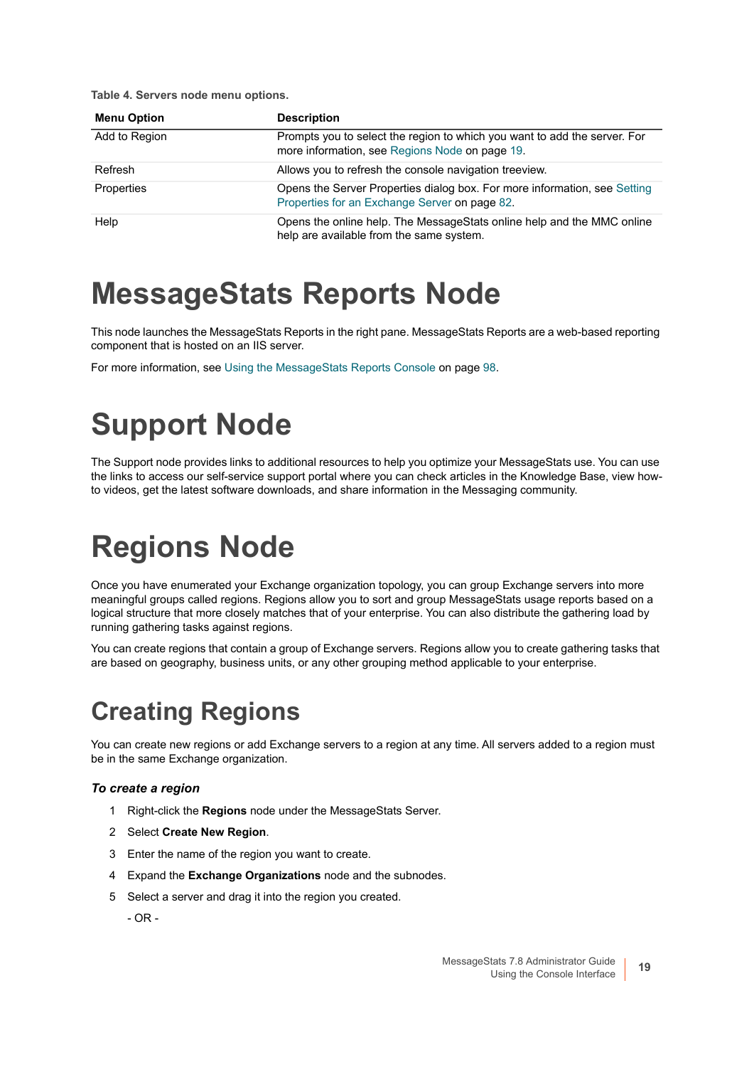**Table 4. Servers node menu options.**

| Menu Option | Description |
| --- | --- |
| Add to Region | Prompts you to select the region to which you want to add the server. For more information, see Regions Node on page 19. |
| Refresh | Allows you to refresh the console navigation treeview. |
| Properties | Opens the Server Properties dialog box. For more information, see Setting Properties for an Exchange Server on page 82. |
| Help | Opens the online help. The MessageStats online help and the MMC online help are available from the same system. |

# MessageStats Reports Node

This node launches the MessageStats Reports in the right pane. MessageStats Reports are a web-based reporting component that is hosted on an IIS server.

For more information, see Using the MessageStats Reports Console on page 98.

# Support Node

The Support node provides links to additional resources to help you optimize your MessageStats use. You can use the links to access our self-service support portal where you can check articles in the Knowledge Base, view how-to videos, get the latest software downloads, and share information in the Messaging community.

# Regions Node

Once you have enumerated your Exchange organization topology, you can group Exchange servers into more meaningful groups called regions. Regions allow you to sort and group MessageStats usage reports based on a logical structure that more closely matches that of your enterprise. You can also distribute the gathering load by running gathering tasks against regions.

You can create regions that contain a group of Exchange servers. Regions allow you to create gathering tasks that are based on geography, business units, or any other grouping method applicable to your enterprise.

## Creating Regions

You can create new regions or add Exchange servers to a region at any time. All servers added to a region must be in the same Exchange organization.

### *To create a region*

1. Right-click the **Regions** node under the MessageStats Server.
2. Select **Create New Region**.
3. Enter the name of the region you want to create.
4. Expand the **Exchange Organizations** node and the subnodes.
5. Select a server and drag it into the region you created.

   - OR -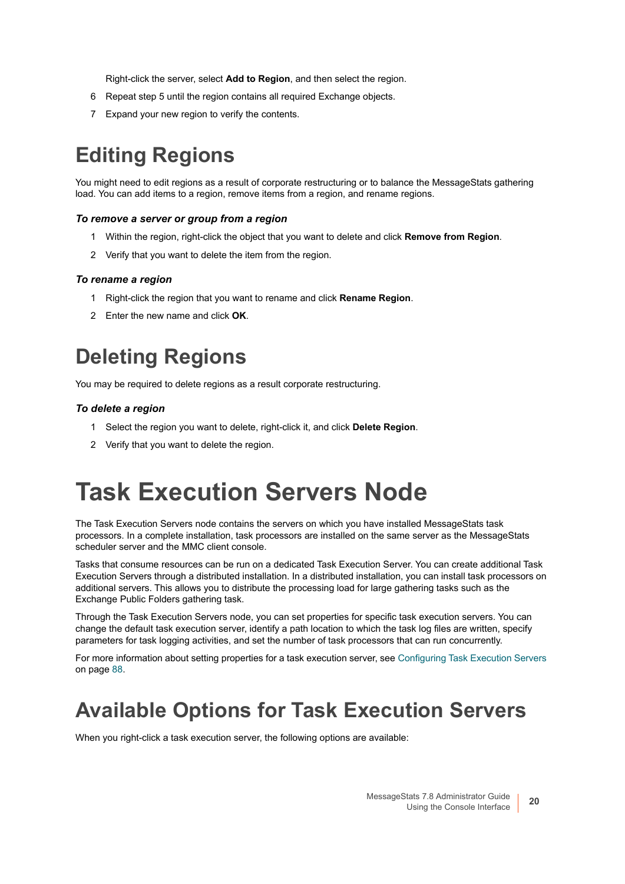Right-click the server, select **Add to Region**, and then select the region.

6. Repeat step 5 until the region contains all required Exchange objects.
7. Expand your new region to verify the contents.

## Editing Regions

You might need to edit regions as a result of corporate restructuring or to balance the MessageStats gathering load. You can add items to a region, remove items from a region, and rename regions.

#### *To remove a server or group from a region*

1. Within the region, right-click the object that you want to delete and click **Remove from Region**.
2. Verify that you want to delete the item from the region.

#### *To rename a region*

1. Right-click the region that you want to rename and click **Rename Region**.
2. Enter the new name and click **OK**.

## Deleting Regions

You may be required to delete regions as a result corporate restructuring.

#### *To delete a region*

1. Select the region you want to delete, right-click it, and click **Delete Region**.
2. Verify that you want to delete the region.

# Task Execution Servers Node

The Task Execution Servers node contains the servers on which you have installed MessageStats task processors. In a complete installation, task processors are installed on the same server as the MessageStats scheduler server and the MMC client console.

Tasks that consume resources can be run on a dedicated Task Execution Server. You can create additional Task Execution Servers through a distributed installation. In a distributed installation, you can install task processors on additional servers. This allows you to distribute the processing load for large gathering tasks such as the Exchange Public Folders gathering task.

Through the Task Execution Servers node, you can set properties for specific task execution servers. You can change the default task execution server, identify a path location to which the task log files are written, specify parameters for task logging activities, and set the number of task processors that can run concurrently.

For more information about setting properties for a task execution server, see Configuring Task Execution Servers on page 88.

## Available Options for Task Execution Servers

When you right-click a task execution server, the following options are available: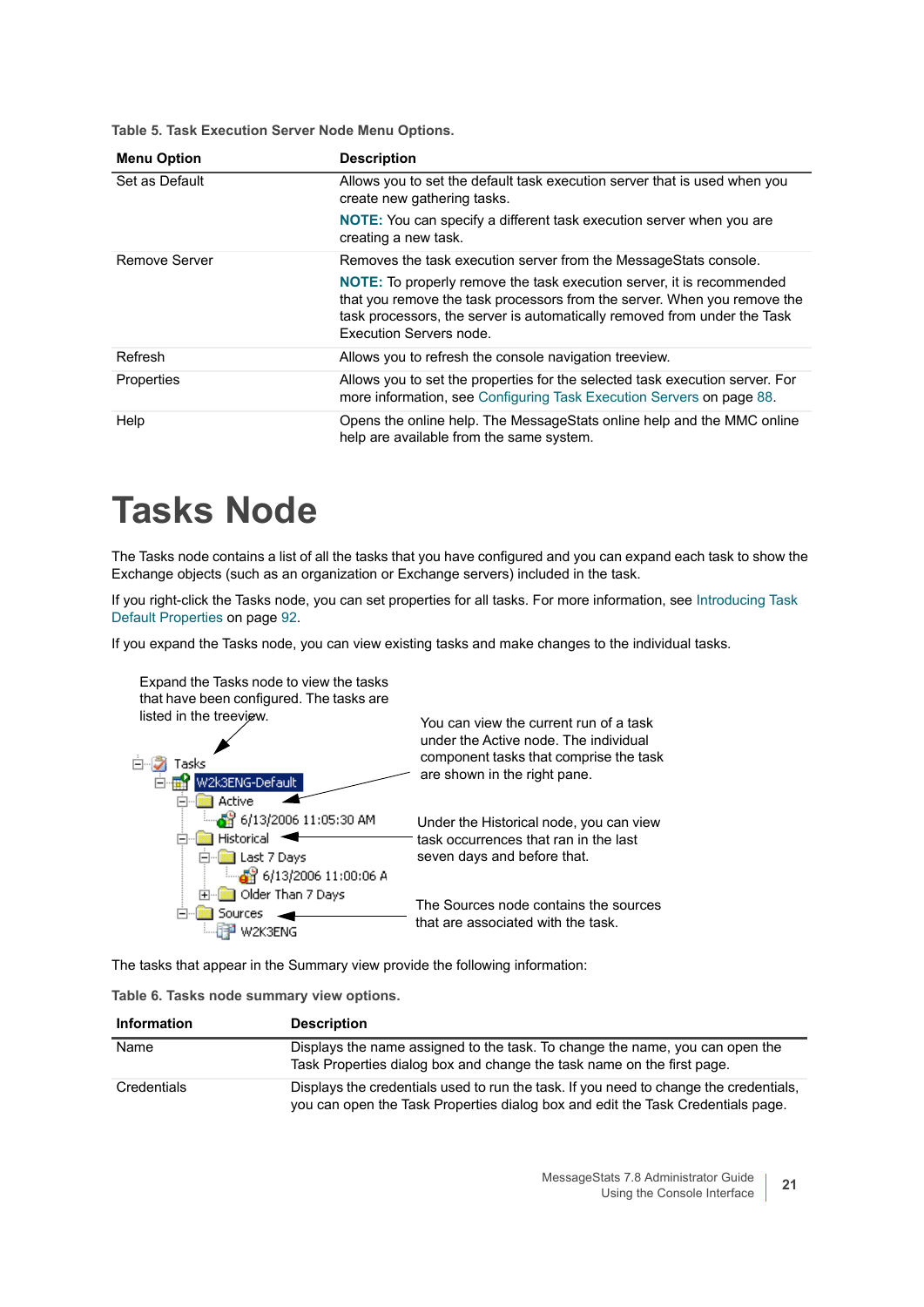**Table 5. Task Execution Server Node Menu Options.**

| Menu Option | Description |
|---|---|
| Set as Default | Allows you to set the default task execution server that is used when you create new gathering tasks.<br>**NOTE:** You can specify a different task execution server when you are creating a new task. |
| Remove Server | Removes the task execution server from the MessageStats console.<br>**NOTE:** To properly remove the task execution server, it is recommended that you remove the task processors from the server. When you remove the task processors, the server is automatically removed from under the Task Execution Servers node. |
| Refresh | Allows you to refresh the console navigation treeview. |
| Properties | Allows you to set the properties for the selected task execution server. For more information, see Configuring Task Execution Servers on page 88. |
| Help | Opens the online help. The MessageStats online help and the MMC online help are available from the same system. |

# Tasks Node

The Tasks node contains a list of all the tasks that you have configured and you can expand each task to show the Exchange objects (such as an organization or Exchange servers) included in the task.

If you right-click the Tasks node, you can set properties for all tasks. For more information, see Introducing Task Default Properties on page 92.

If you expand the Tasks node, you can view existing tasks and make changes to the individual tasks.

Expand the Tasks node to view the tasks that have been configured. The tasks are listed in the treeview.

You can view the current run of a task under the Active node. The individual component tasks that comprise the task are shown in the right pane.

Under the Historical node, you can view task occurrences that ran in the last seven days and before that.

The Sources node contains the sources that are associated with the task.

The tasks that appear in the Summary view provide the following information:

**Table 6. Tasks node summary view options.**

| Information | Description |
|---|---|
| Name | Displays the name assigned to the task. To change the name, you can open the Task Properties dialog box and change the task name on the first page. |
| Credentials | Displays the credentials used to run the task. If you need to change the credentials, you can open the Task Properties dialog box and edit the Task Credentials page. |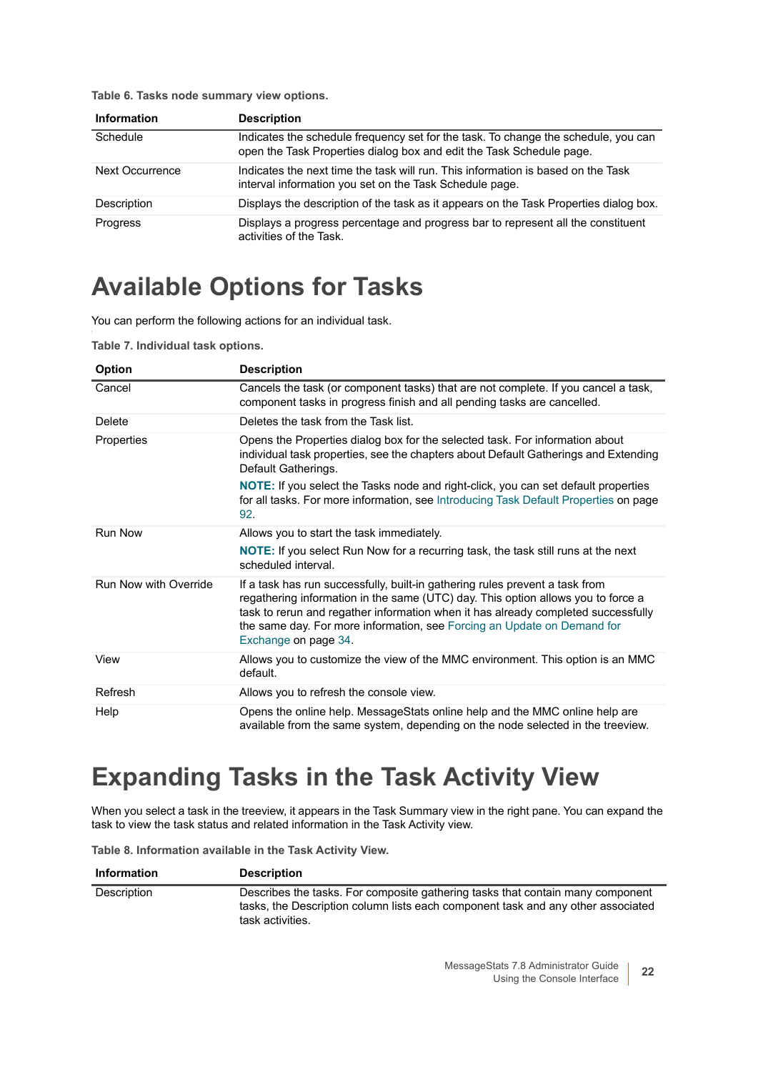Table 6. Tasks node summary view options.

| Information | Description |
|---|---|
| Schedule | Indicates the schedule frequency set for the task. To change the schedule, you can open the Task Properties dialog box and edit the Task Schedule page. |
| Next Occurrence | Indicates the next time the task will run. This information is based on the Task interval information you set on the Task Schedule page. |
| Description | Displays the description of the task as it appears on the Task Properties dialog box. |
| Progress | Displays a progress percentage and progress bar to represent all the constituent activities of the Task. |

# Available Options for Tasks

You can perform the following actions for an individual task.

Table 7. Individual task options.

| Option | Description |
|---|---|
| Cancel | Cancels the task (or component tasks) that are not complete. If you cancel a task, component tasks in progress finish and all pending tasks are cancelled. |
| Delete | Deletes the task from the Task list. |
| Properties | Opens the Properties dialog box for the selected task. For information about individual task properties, see the chapters about Default Gatherings and Extending Default Gatherings. **NOTE:** If you select the Tasks node and right-click, you can set default properties for all tasks. For more information, see Introducing Task Default Properties on page 92. |
| Run Now | Allows you to start the task immediately. **NOTE:** If you select Run Now for a recurring task, the task still runs at the next scheduled interval. |
| Run Now with Override | If a task has run successfully, built-in gathering rules prevent a task from regathering information in the same (UTC) day. This option allows you to force a task to rerun and regather information when it has already completed successfully the same day. For more information, see Forcing an Update on Demand for Exchange on page 34. |
| View | Allows you to customize the view of the MMC environment. This option is an MMC default. |
| Refresh | Allows you to refresh the console view. |
| Help | Opens the online help. MessageStats online help and the MMC online help are available from the same system, depending on the node selected in the treeview. |

# Expanding Tasks in the Task Activity View

When you select a task in the treeview, it appears in the Task Summary view in the right pane. You can expand the task to view the task status and related information in the Task Activity view.

Table 8. Information available in the Task Activity View.

| Information | Description |
|---|---|
| Description | Describes the tasks. For composite gathering tasks that contain many component tasks, the Description column lists each component task and any other associated task activities. |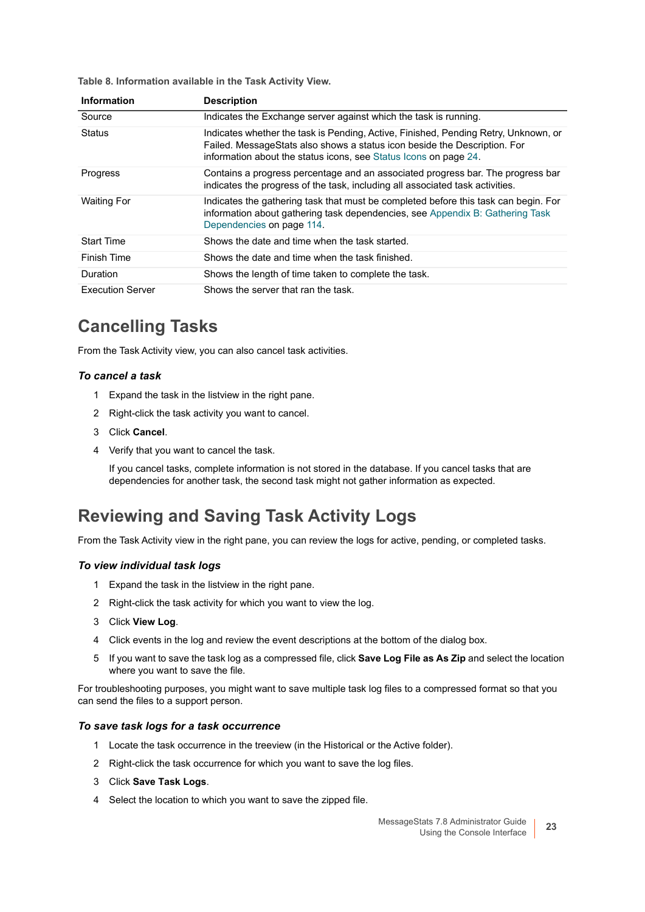**Table 8. Information available in the Task Activity View.**

| Information | Description |
|---|---|
| Source | Indicates the Exchange server against which the task is running. |
| Status | Indicates whether the task is Pending, Active, Finished, Pending Retry, Unknown, or Failed. MessageStats also shows a status icon beside the Description. For information about the status icons, see Status Icons on page 24. |
| Progress | Contains a progress percentage and an associated progress bar. The progress bar indicates the progress of the task, including all associated task activities. |
| Waiting For | Indicates the gathering task that must be completed before this task can begin. For information about gathering task dependencies, see Appendix B: Gathering Task Dependencies on page 114. |
| Start Time | Shows the date and time when the task started. |
| Finish Time | Shows the date and time when the task finished. |
| Duration | Shows the length of time taken to complete the task. |
| Execution Server | Shows the server that ran the task. |

# Cancelling Tasks

From the Task Activity view, you can also cancel task activities.

### *To cancel a task*

1. Expand the task in the listview in the right pane.
2. Right-click the task activity you want to cancel.
3. Click **Cancel**.
4. Verify that you want to cancel the task.

   If you cancel tasks, complete information is not stored in the database. If you cancel tasks that are dependencies for another task, the second task might not gather information as expected.

# Reviewing and Saving Task Activity Logs

From the Task Activity view in the right pane, you can review the logs for active, pending, or completed tasks.

### *To view individual task logs*

1. Expand the task in the listview in the right pane.
2. Right-click the task activity for which you want to view the log.
3. Click **View Log**.
4. Click events in the log and review the event descriptions at the bottom of the dialog box.
5. If you want to save the task log as a compressed file, click **Save Log File as As Zip** and select the location where you want to save the file.

For troubleshooting purposes, you might want to save multiple task log files to a compressed format so that you can send the files to a support person.

### *To save task logs for a task occurrence*

1. Locate the task occurrence in the treeview (in the Historical or the Active folder).
2. Right-click the task occurrence for which you want to save the log files.
3. Click **Save Task Logs**.
4. Select the location to which you want to save the zipped file.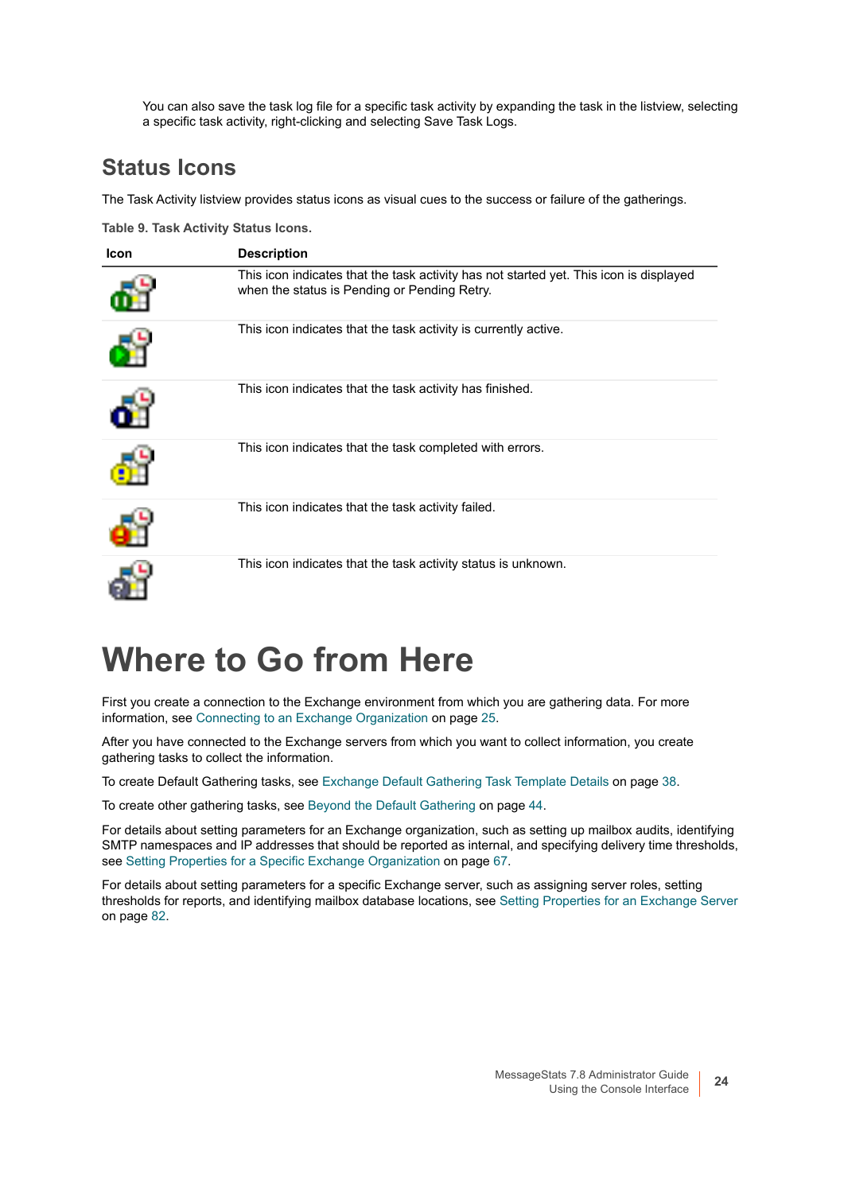You can also save the task log file for a specific task activity by expanding the task in the listview, selecting a specific task activity, right-clicking and selecting Save Task Logs.

## Status Icons

The Task Activity listview provides status icons as visual cues to the success or failure of the gatherings.

**Table 9. Task Activity Status Icons.**

| Icon | Description |
|---|---|
| | This icon indicates that the task activity has not started yet. This icon is displayed when the status is Pending or Pending Retry. |
| | This icon indicates that the task activity is currently active. |
| | This icon indicates that the task activity has finished. |
| | This icon indicates that the task completed with errors. |
| | This icon indicates that the task activity failed. |
| | This icon indicates that the task activity status is unknown. |

# Where to Go from Here

First you create a connection to the Exchange environment from which you are gathering data. For more information, see Connecting to an Exchange Organization on page 25.

After you have connected to the Exchange servers from which you want to collect information, you create gathering tasks to collect the information.

To create Default Gathering tasks, see Exchange Default Gathering Task Template Details on page 38.

To create other gathering tasks, see Beyond the Default Gathering on page 44.

For details about setting parameters for an Exchange organization, such as setting up mailbox audits, identifying SMTP namespaces and IP addresses that should be reported as internal, and specifying delivery time thresholds, see Setting Properties for a Specific Exchange Organization on page 67.

For details about setting parameters for a specific Exchange server, such as assigning server roles, setting thresholds for reports, and identifying mailbox database locations, see Setting Properties for an Exchange Server on page 82.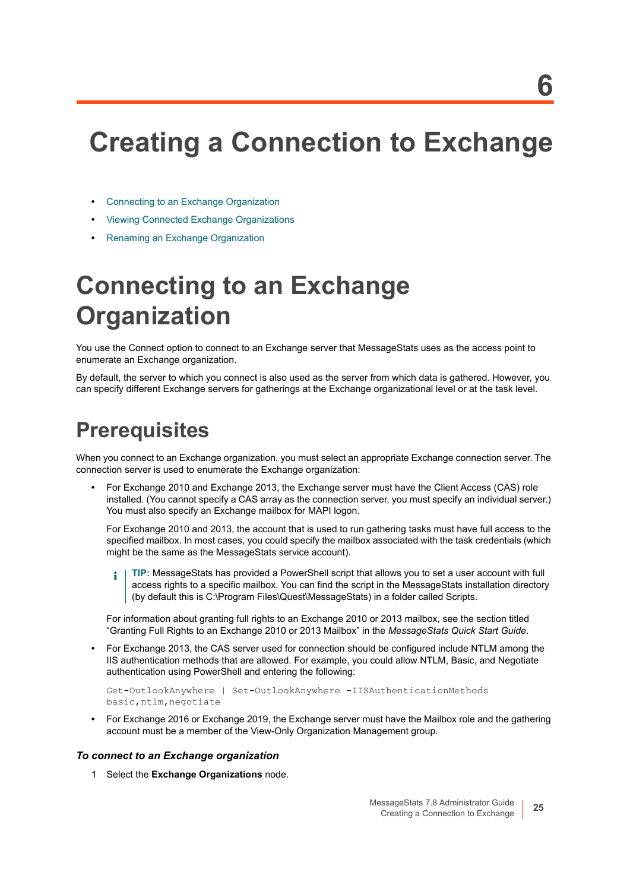6

# Creating a Connection to Exchange

- Connecting to an Exchange Organization
- Viewing Connected Exchange Organizations
- Renaming an Exchange Organization

# Connecting to an Exchange Organization

You use the Connect option to connect to an Exchange server that MessageStats uses as the access point to enumerate an Exchange organization.

By default, the server to which you connect is also used as the server from which data is gathered. However, you can specify different Exchange servers for gatherings at the Exchange organizational level or at the task level.

## Prerequisites

When you connect to an Exchange organization, you must select an appropriate Exchange connection server. The connection server is used to enumerate the Exchange organization:

- For Exchange 2010 and Exchange 2013, the Exchange server must have the Client Access (CAS) role installed. (You cannot specify a CAS array as the connection server, you must specify an individual server.) You must also specify an Exchange mailbox for MAPI logon.

  For Exchange 2010 and 2013, the account that is used to run gathering tasks must have full access to the specified mailbox. In most cases, you could specify the mailbox associated with the task credentials (which might be the same as the MessageStats service account).

  > **TIP:** MessageStats has provided a PowerShell script that allows you to set a user account with full access rights to a specific mailbox. You can find the script in the MessageStats installation directory (by default this is C:\Program Files\Quest\MessageStats) in a folder called Scripts.

  For information about granting full rights to an Exchange 2010 or 2013 mailbox, see the section titled “Granting Full Rights to an Exchange 2010 or 2013 Mailbox” in the *MessageStats Quick Start Guide*.

- For Exchange 2013, the CAS server used for connection should be configured include NTLM among the IIS authentication methods that are allowed. For example, you could allow NTLM, Basic, and Negotiate authentication using PowerShell and entering the following:

  ```
  Get-OutlookAnywhere | Set-OutlookAnywhere -IISAuthenticationMethods
  basic,ntlm,negotiate
  ```

- For Exchange 2016 or Exchange 2019, the Exchange server must have the Mailbox role and the gathering account must be a member of the View-Only Organization Management group.

#### *To connect to an Exchange organization*

1 Select the **Exchange Organizations** node.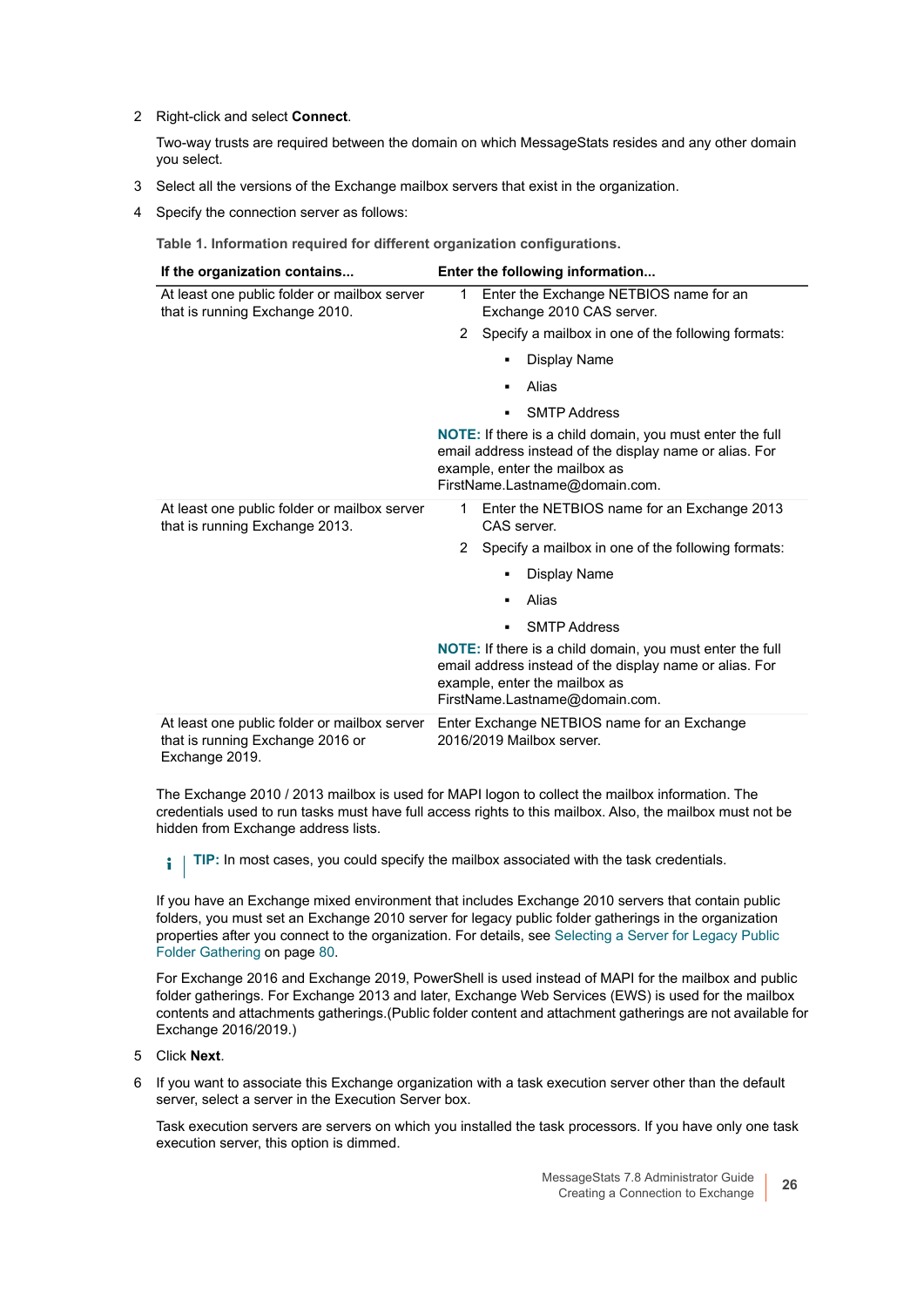2. Right-click and select **Connect**.

   Two-way trusts are required between the domain on which MessageStats resides and any other domain you select.

3. Select all the versions of the Exchange mailbox servers that exist in the organization.

4. Specify the connection server as follows:

**Table 1. Information required for different organization configurations.**

| If the organization contains... | Enter the following information... |
|---|---|
| At least one public folder or mailbox server that is running Exchange 2010. | 1 Enter the Exchange NETBIOS name for an Exchange 2010 CAS server.<br>2 Specify a mailbox in one of the following formats:<br>▪ Display Name<br>▪ Alias<br>▪ SMTP Address<br>**NOTE:** If there is a child domain, you must enter the full email address instead of the display name or alias. For example, enter the mailbox as FirstName.Lastname@domain.com. |
| At least one public folder or mailbox server that is running Exchange 2013. | 1 Enter the NETBIOS name for an Exchange 2013 CAS server.<br>2 Specify a mailbox in one of the following formats:<br>▪ Display Name<br>▪ Alias<br>▪ SMTP Address<br>**NOTE:** If there is a child domain, you must enter the full email address instead of the display name or alias. For example, enter the mailbox as FirstName.Lastname@domain.com. |
| At least one public folder or mailbox server that is running Exchange 2016 or Exchange 2019. | Enter Exchange NETBIOS name for an Exchange 2016/2019 Mailbox server. |

The Exchange 2010 / 2013 mailbox is used for MAPI logon to collect the mailbox information. The credentials used to run tasks must have full access rights to this mailbox. Also, the mailbox must not be hidden from Exchange address lists.

> **TIP:** In most cases, you could specify the mailbox associated with the task credentials.

If you have an Exchange mixed environment that includes Exchange 2010 servers that contain public folders, you must set an Exchange 2010 server for legacy public folder gatherings in the organization properties after you connect to the organization. For details, see Selecting a Server for Legacy Public Folder Gathering on page 80.

For Exchange 2016 and Exchange 2019, PowerShell is used instead of MAPI for the mailbox and public folder gatherings. For Exchange 2013 and later, Exchange Web Services (EWS) is used for the mailbox contents and attachments gatherings.(Public folder content and attachment gatherings are not available for Exchange 2016/2019.)

5. Click **Next**.

6. If you want to associate this Exchange organization with a task execution server other than the default server, select a server in the Execution Server box.

   Task execution servers are servers on which you installed the task processors. If you have only one task execution server, this option is dimmed.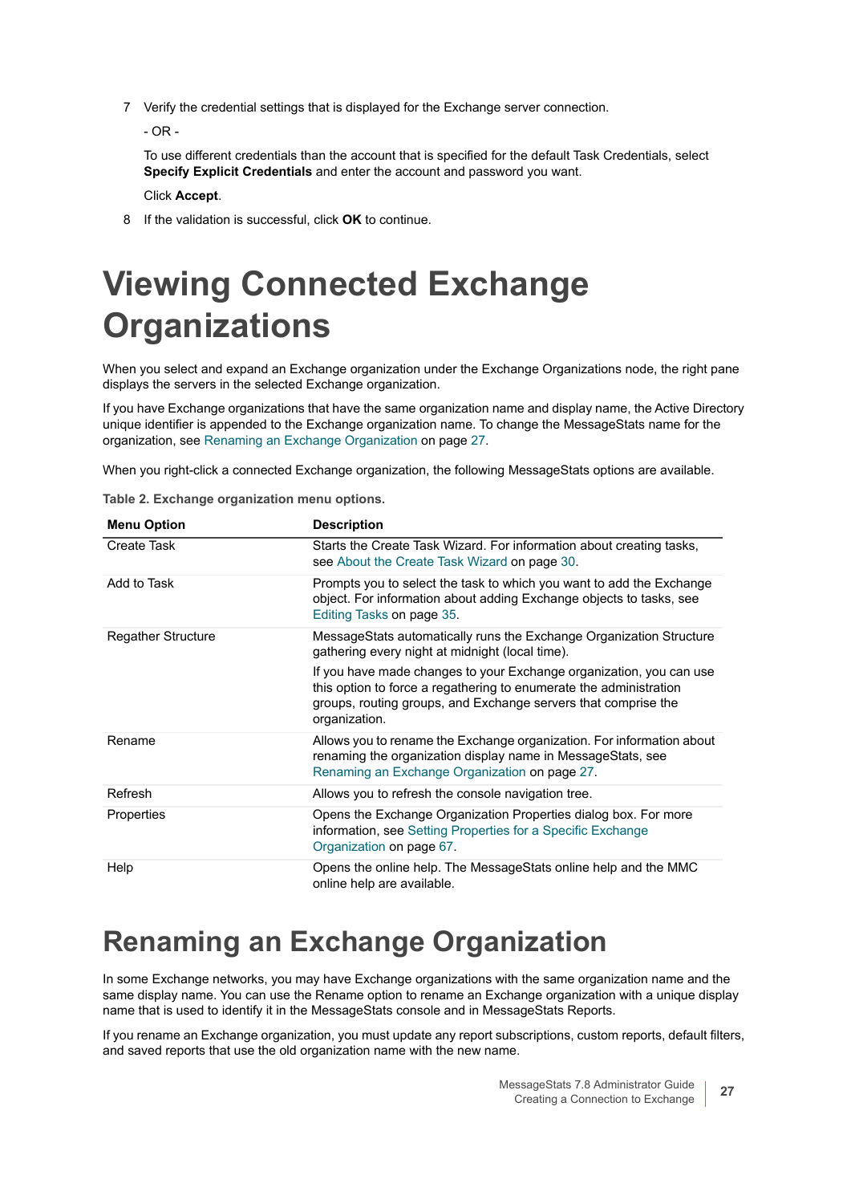7. Verify the credential settings that is displayed for the Exchange server connection.

   - OR -

   To use different credentials than the account that is specified for the default Task Credentials, select **Specify Explicit Credentials** and enter the account and password you want.

   Click **Accept**.

8. If the validation is successful, click **OK** to continue.

# Viewing Connected Exchange Organizations

When you select and expand an Exchange organization under the Exchange Organizations node, the right pane displays the servers in the selected Exchange organization.

If you have Exchange organizations that have the same organization name and display name, the Active Directory unique identifier is appended to the Exchange organization name. To change the MessageStats name for the organization, see Renaming an Exchange Organization on page 27.

When you right-click a connected Exchange organization, the following MessageStats options are available.

**Table 2. Exchange organization menu options.**

| Menu Option | Description |
| --- | --- |
| Create Task | Starts the Create Task Wizard. For information about creating tasks, see About the Create Task Wizard on page 30. |
| Add to Task | Prompts you to select the task to which you want to add the Exchange object. For information about adding Exchange objects to tasks, see Editing Tasks on page 35. |
| Regather Structure | MessageStats automatically runs the Exchange Organization Structure gathering every night at midnight (local time).<br><br>If you have made changes to your Exchange organization, you can use this option to force a regathering to enumerate the administration groups, routing groups, and Exchange servers that comprise the organization. |
| Rename | Allows you to rename the Exchange organization. For information about renaming the organization display name in MessageStats, see Renaming an Exchange Organization on page 27. |
| Refresh | Allows you to refresh the console navigation tree. |
| Properties | Opens the Exchange Organization Properties dialog box. For more information, see Setting Properties for a Specific Exchange Organization on page 67. |
| Help | Opens the online help. The MessageStats online help and the MMC online help are available. |

## Renaming an Exchange Organization

In some Exchange networks, you may have Exchange organizations with the same organization name and the same display name. You can use the Rename option to rename an Exchange organization with a unique display name that is used to identify it in the MessageStats console and in MessageStats Reports.

If you rename an Exchange organization, you must update any report subscriptions, custom reports, default filters, and saved reports that use the old organization name with the new name.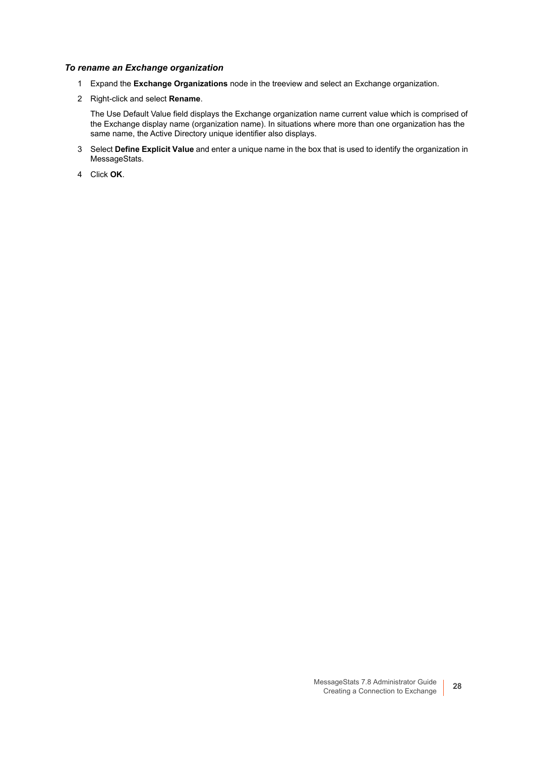*To rename an Exchange organization*

1. Expand the **Exchange Organizations** node in the treeview and select an Exchange organization.
2. Right-click and select **Rename**.

   The Use Default Value field displays the Exchange organization name current value which is comprised of the Exchange display name (organization name). In situations where more than one organization has the same name, the Active Directory unique identifier also displays.
3. Select **Define Explicit Value** and enter a unique name in the box that is used to identify the organization in MessageStats.
4. Click **OK**.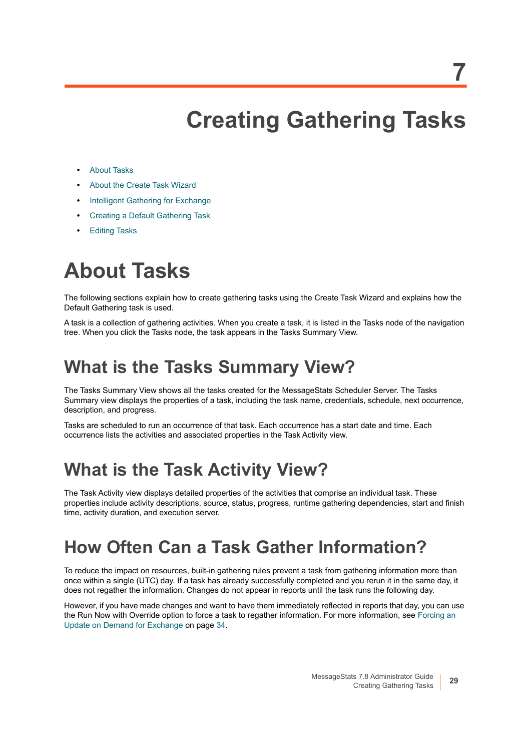# 7 Creating Gathering Tasks

- About Tasks
- About the Create Task Wizard
- Intelligent Gathering for Exchange
- Creating a Default Gathering Task
- Editing Tasks

# About Tasks

The following sections explain how to create gathering tasks using the Create Task Wizard and explains how the Default Gathering task is used.

A task is a collection of gathering activities. When you create a task, it is listed in the Tasks node of the navigation tree. When you click the Tasks node, the task appears in the Tasks Summary View.

## What is the Tasks Summary View?

The Tasks Summary View shows all the tasks created for the MessageStats Scheduler Server. The Tasks Summary view displays the properties of a task, including the task name, credentials, schedule, next occurrence, description, and progress.

Tasks are scheduled to run an occurrence of that task. Each occurrence has a start date and time. Each occurrence lists the activities and associated properties in the Task Activity view.

## What is the Task Activity View?

The Task Activity view displays detailed properties of the activities that comprise an individual task. These properties include activity descriptions, source, status, progress, runtime gathering dependencies, start and finish time, activity duration, and execution server.

## How Often Can a Task Gather Information?

To reduce the impact on resources, built-in gathering rules prevent a task from gathering information more than once within a single (UTC) day. If a task has already successfully completed and you rerun it in the same day, it does not regather the information. Changes do not appear in reports until the task runs the following day.

However, if you have made changes and want to have them immediately reflected in reports that day, you can use the Run Now with Override option to force a task to regather information. For more information, see Forcing an Update on Demand for Exchange on page 34.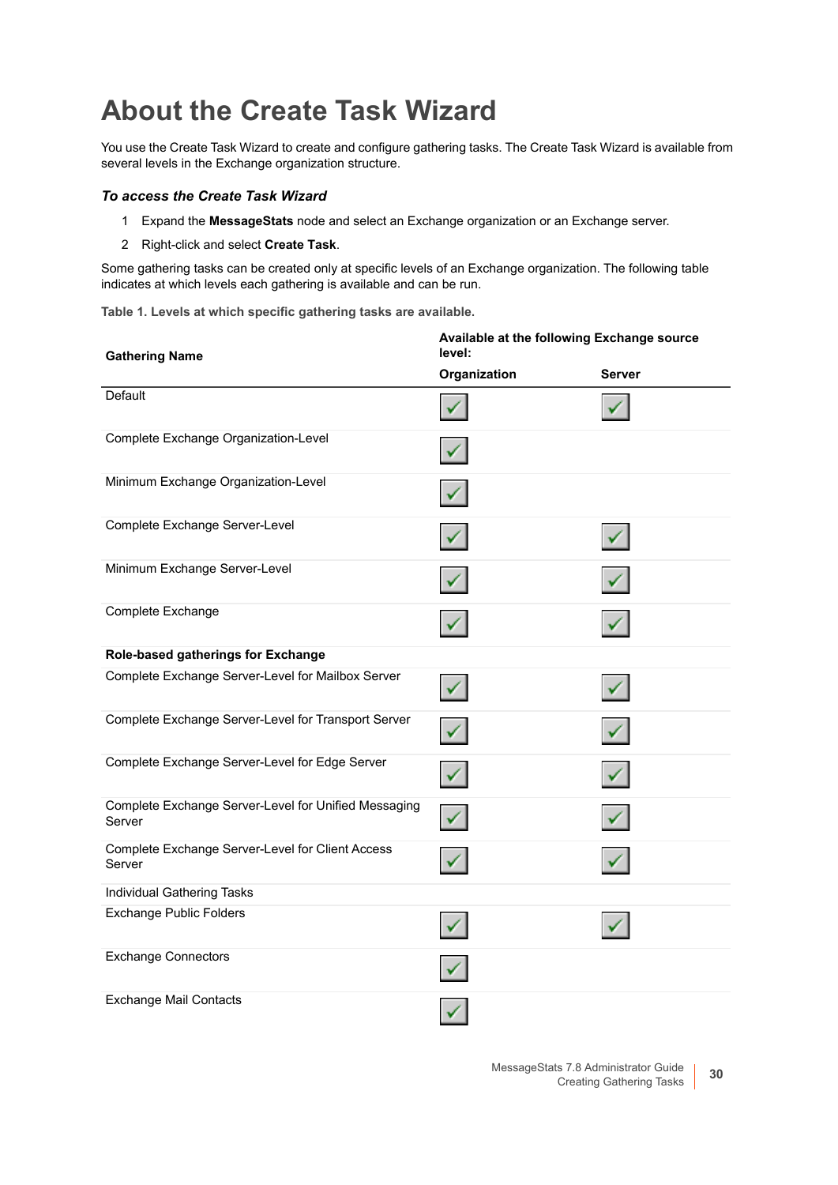# About the Create Task Wizard

You use the Create Task Wizard to create and configure gathering tasks. The Create Task Wizard is available from several levels in the Exchange organization structure.

### *To access the Create Task Wizard*

1. Expand the **MessageStats** node and select an Exchange organization or an Exchange server.
2. Right-click and select **Create Task**.

Some gathering tasks can be created only at specific levels of an Exchange organization. The following table indicates at which levels each gathering is available and can be run.

**Table 1. Levels at which specific gathering tasks are available.**

| Gathering Name | Available at the following Exchange source level: | |
|---|---|---|
| | **Organization** | **Server** |
| Default | ✓ | ✓ |
| Complete Exchange Organization-Level | ✓ | |
| Minimum Exchange Organization-Level | ✓ | |
| Complete Exchange Server-Level | ✓ | ✓ |
| Minimum Exchange Server-Level | ✓ | ✓ |
| Complete Exchange | ✓ | ✓ |
| **Role-based gatherings for Exchange** | | |
| Complete Exchange Server-Level for Mailbox Server | ✓ | ✓ |
| Complete Exchange Server-Level for Transport Server | ✓ | ✓ |
| Complete Exchange Server-Level for Edge Server | ✓ | ✓ |
| Complete Exchange Server-Level for Unified Messaging Server | ✓ | ✓ |
| Complete Exchange Server-Level for Client Access Server | ✓ | ✓ |
| Individual Gathering Tasks | | |
| Exchange Public Folders | ✓ | ✓ |
| Exchange Connectors | ✓ | |
| Exchange Mail Contacts | ✓ | |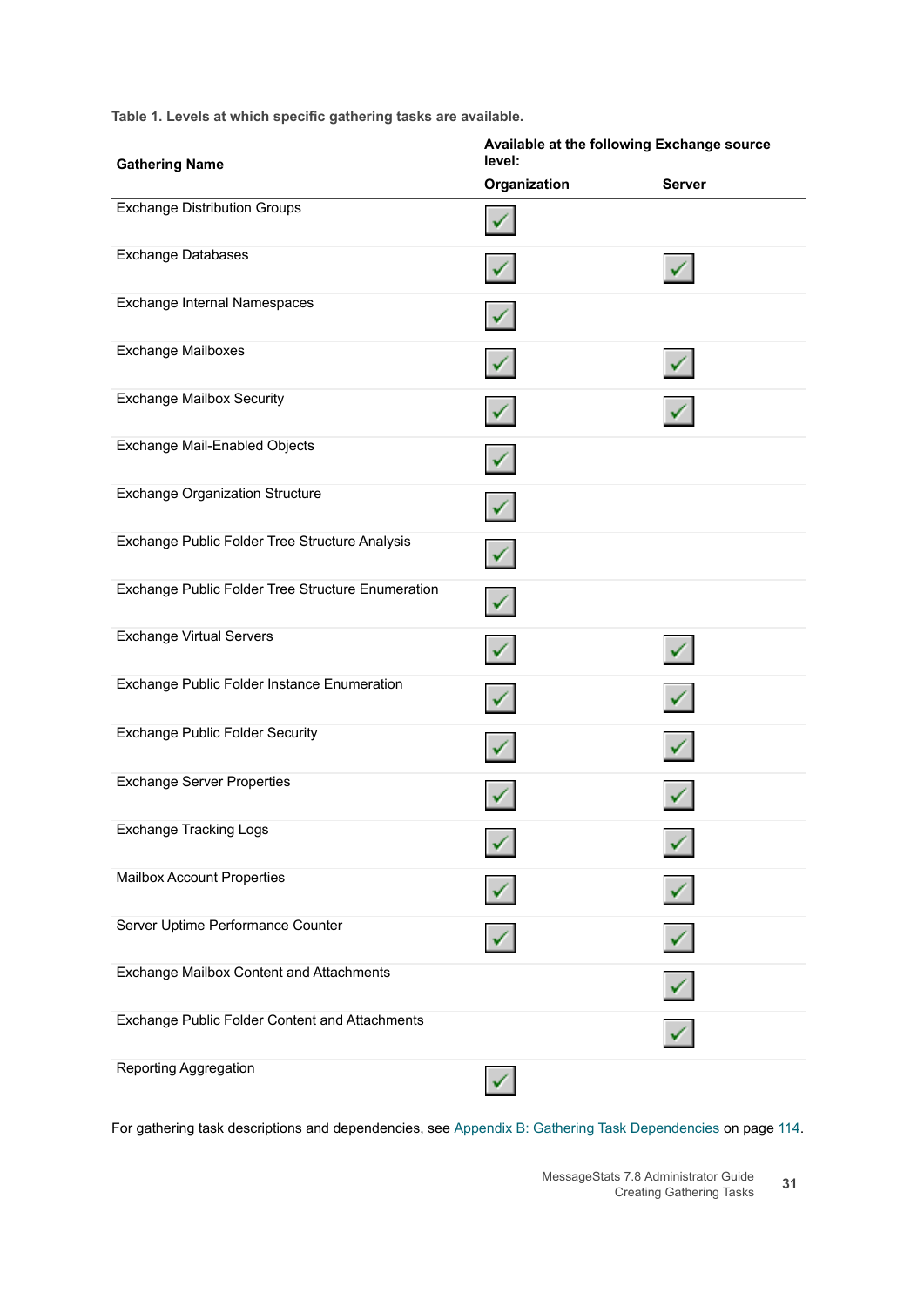Table 1. Levels at which specific gathering tasks are available.

| Gathering Name | Available at the following Exchange source level: | |
|---|---|---|
| | Organization | Server |
| Exchange Distribution Groups | ✓ | |
| Exchange Databases | ✓ | ✓ |
| Exchange Internal Namespaces | ✓ | |
| Exchange Mailboxes | ✓ | ✓ |
| Exchange Mailbox Security | ✓ | ✓ |
| Exchange Mail-Enabled Objects | ✓ | |
| Exchange Organization Structure | ✓ | |
| Exchange Public Folder Tree Structure Analysis | ✓ | |
| Exchange Public Folder Tree Structure Enumeration | ✓ | |
| Exchange Virtual Servers | ✓ | ✓ |
| Exchange Public Folder Instance Enumeration | ✓ | ✓ |
| Exchange Public Folder Security | ✓ | ✓ |
| Exchange Server Properties | ✓ | ✓ |
| Exchange Tracking Logs | ✓ | ✓ |
| Mailbox Account Properties | ✓ | ✓ |
| Server Uptime Performance Counter | ✓ | ✓ |
| Exchange Mailbox Content and Attachments | | ✓ |
| Exchange Public Folder Content and Attachments | | ✓ |
| Reporting Aggregation | ✓ | |

For gathering task descriptions and dependencies, see Appendix B: Gathering Task Dependencies on page 114.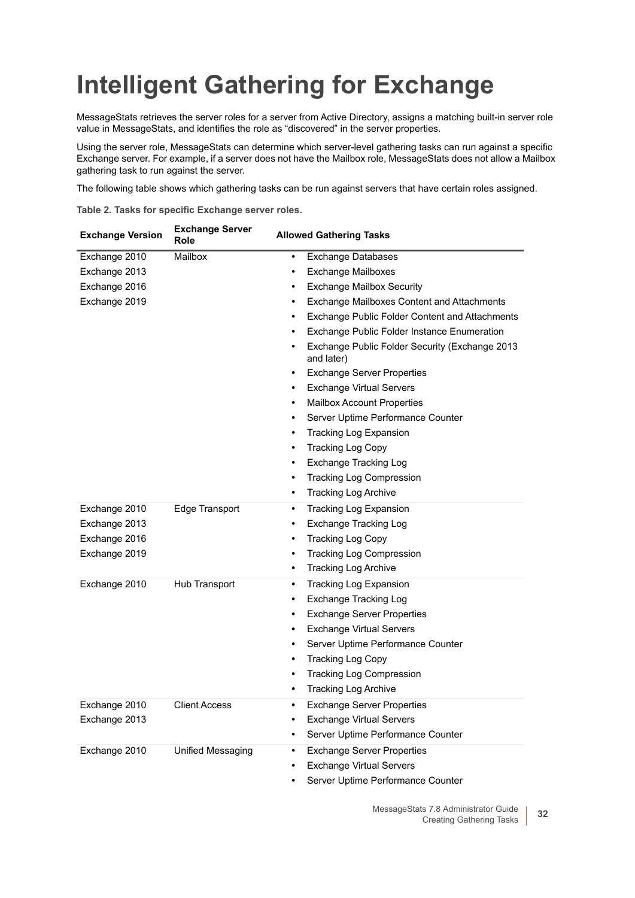# Intelligent Gathering for Exchange

MessageStats retrieves the server roles for a server from Active Directory, assigns a matching built-in server role value in MessageStats, and identifies the role as “discovered” in the server properties.

Using the server role, MessageStats can determine which server-level gathering tasks can run against a specific Exchange server. For example, if a server does not have the Mailbox role, MessageStats does not allow a Mailbox gathering task to run against the server.

The following table shows which gathering tasks can be run against servers that have certain roles assigned.

**Table 2. Tasks for specific Exchange server roles.**

| Exchange Version | Exchange Server Role | Allowed Gathering Tasks |
|---|---|---|
| Exchange 2010<br>Exchange 2013<br>Exchange 2016<br>Exchange 2019 | Mailbox | • Exchange Databases<br>• Exchange Mailboxes<br>• Exchange Mailbox Security<br>• Exchange Mailboxes Content and Attachments<br>• Exchange Public Folder Content and Attachments<br>• Exchange Public Folder Instance Enumeration<br>• Exchange Public Folder Security (Exchange 2013 and later)<br>• Exchange Server Properties<br>• Exchange Virtual Servers<br>• Mailbox Account Properties<br>• Server Uptime Performance Counter<br>• Tracking Log Expansion<br>• Tracking Log Copy<br>• Exchange Tracking Log<br>• Tracking Log Compression<br>• Tracking Log Archive |
| Exchange 2010<br>Exchange 2013<br>Exchange 2016<br>Exchange 2019 | Edge Transport | • Tracking Log Expansion<br>• Exchange Tracking Log<br>• Tracking Log Copy<br>• Tracking Log Compression<br>• Tracking Log Archive |
| Exchange 2010 | Hub Transport | • Tracking Log Expansion<br>• Exchange Tracking Log<br>• Exchange Server Properties<br>• Exchange Virtual Servers<br>• Server Uptime Performance Counter<br>• Tracking Log Copy<br>• Tracking Log Compression<br>• Tracking Log Archive |
| Exchange 2010<br>Exchange 2013 | Client Access | • Exchange Server Properties<br>• Exchange Virtual Servers<br>• Server Uptime Performance Counter |
| Exchange 2010 | Unified Messaging | • Exchange Server Properties<br>• Exchange Virtual Servers<br>• Server Uptime Performance Counter |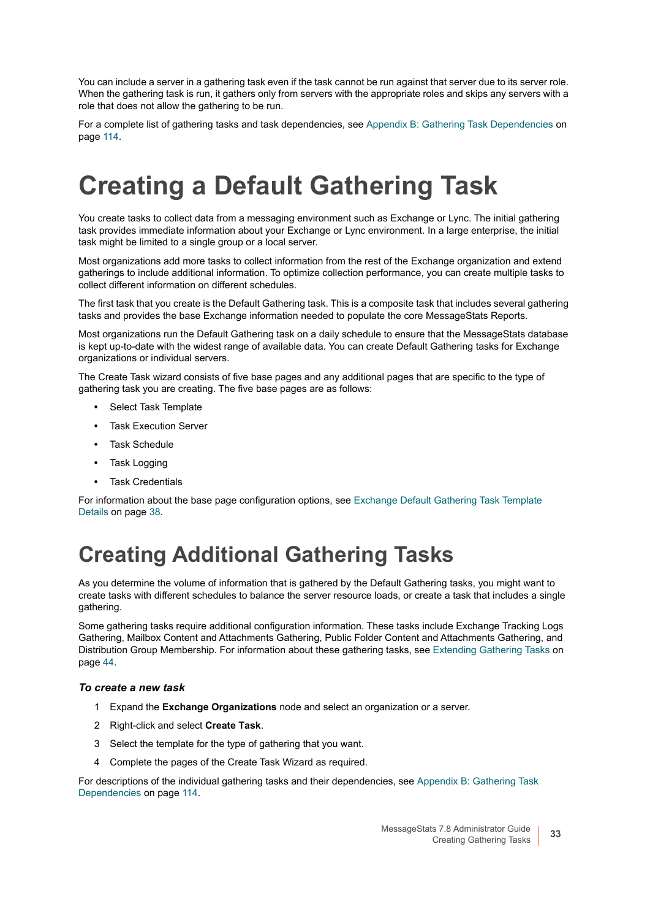You can include a server in a gathering task even if the task cannot be run against that server due to its server role. When the gathering task is run, it gathers only from servers with the appropriate roles and skips any servers with a role that does not allow the gathering to be run.

For a complete list of gathering tasks and task dependencies, see Appendix B: Gathering Task Dependencies on page 114.

# Creating a Default Gathering Task

You create tasks to collect data from a messaging environment such as Exchange or Lync. The initial gathering task provides immediate information about your Exchange or Lync environment. In a large enterprise, the initial task might be limited to a single group or a local server.

Most organizations add more tasks to collect information from the rest of the Exchange organization and extend gatherings to include additional information. To optimize collection performance, you can create multiple tasks to collect different information on different schedules.

The first task that you create is the Default Gathering task. This is a composite task that includes several gathering tasks and provides the base Exchange information needed to populate the core MessageStats Reports.

Most organizations run the Default Gathering task on a daily schedule to ensure that the MessageStats database is kept up-to-date with the widest range of available data. You can create Default Gathering tasks for Exchange organizations or individual servers.

The Create Task wizard consists of five base pages and any additional pages that are specific to the type of gathering task you are creating. The five base pages are as follows:

- Select Task Template
- Task Execution Server
- Task Schedule
- Task Logging
- Task Credentials

For information about the base page configuration options, see Exchange Default Gathering Task Template Details on page 38.

# Creating Additional Gathering Tasks

As you determine the volume of information that is gathered by the Default Gathering tasks, you might want to create tasks with different schedules to balance the server resource loads, or create a task that includes a single gathering.

Some gathering tasks require additional configuration information. These tasks include Exchange Tracking Logs Gathering, Mailbox Content and Attachments Gathering, Public Folder Content and Attachments Gathering, and Distribution Group Membership. For information about these gathering tasks, see Extending Gathering Tasks on page 44.

***To create a new task***

1. Expand the **Exchange Organizations** node and select an organization or a server.
2. Right-click and select **Create Task**.
3. Select the template for the type of gathering that you want.
4. Complete the pages of the Create Task Wizard as required.

For descriptions of the individual gathering tasks and their dependencies, see Appendix B: Gathering Task Dependencies on page 114.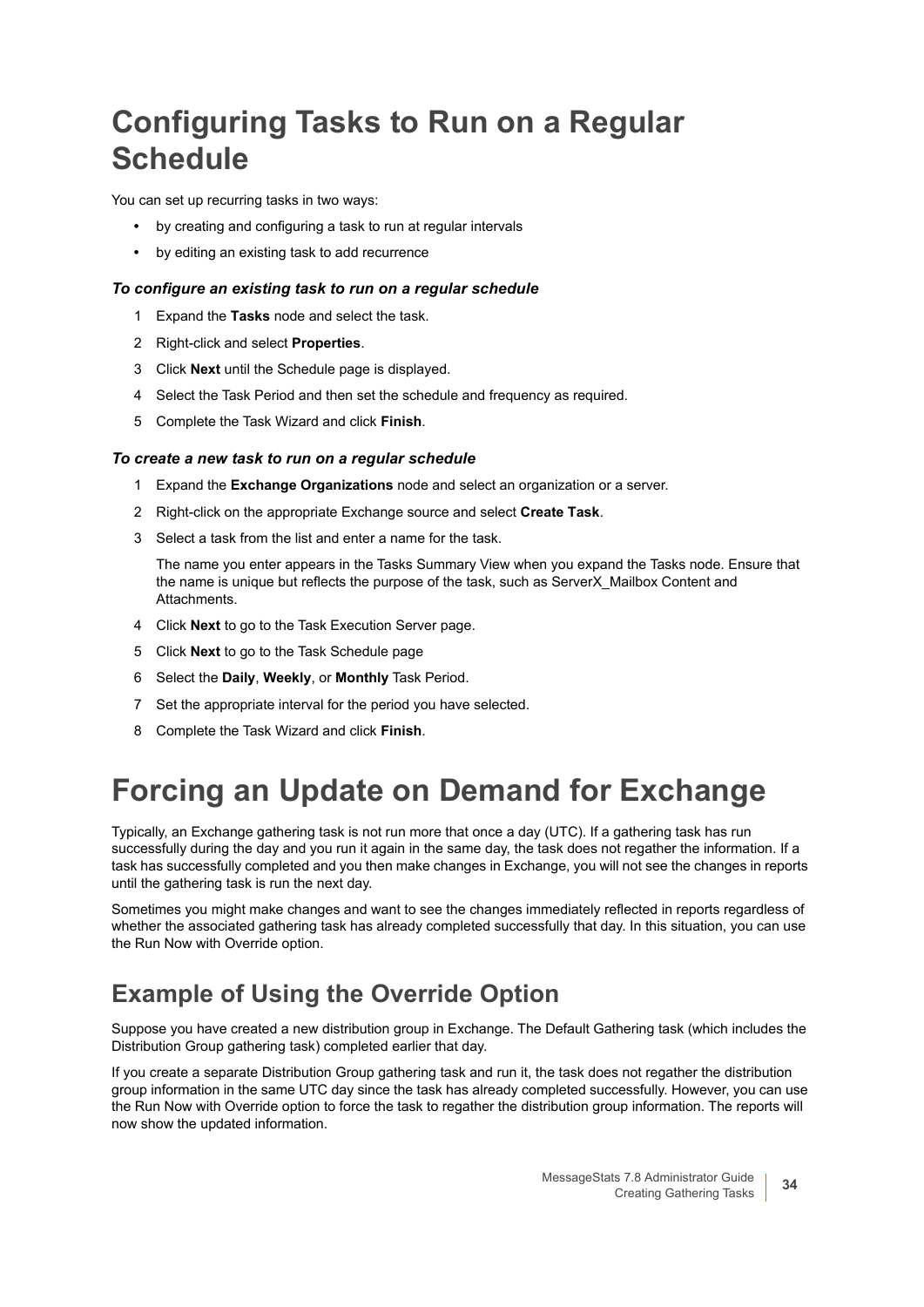# Configuring Tasks to Run on a Regular Schedule

You can set up recurring tasks in two ways:

- by creating and configuring a task to run at regular intervals
- by editing an existing task to add recurrence

### *To configure an existing task to run on a regular schedule*

1. Expand the **Tasks** node and select the task.
2. Right-click and select **Properties**.
3. Click **Next** until the Schedule page is displayed.
4. Select the Task Period and then set the schedule and frequency as required.
5. Complete the Task Wizard and click **Finish**.

### *To create a new task to run on a regular schedule*

1. Expand the **Exchange Organizations** node and select an organization or a server.
2. Right-click on the appropriate Exchange source and select **Create Task**.
3. Select a task from the list and enter a name for the task.

   The name you enter appears in the Tasks Summary View when you expand the Tasks node. Ensure that the name is unique but reflects the purpose of the task, such as ServerX_Mailbox Content and Attachments.
4. Click **Next** to go to the Task Execution Server page.
5. Click **Next** to go to the Task Schedule page
6. Select the **Daily**, **Weekly**, or **Monthly** Task Period.
7. Set the appropriate interval for the period you have selected.
8. Complete the Task Wizard and click **Finish**.

# Forcing an Update on Demand for Exchange

Typically, an Exchange gathering task is not run more that once a day (UTC). If a gathering task has run successfully during the day and you run it again in the same day, the task does not regather the information. If a task has successfully completed and you then make changes in Exchange, you will not see the changes in reports until the gathering task is run the next day.

Sometimes you might make changes and want to see the changes immediately reflected in reports regardless of whether the associated gathering task has already completed successfully that day. In this situation, you can use the Run Now with Override option.

## Example of Using the Override Option

Suppose you have created a new distribution group in Exchange. The Default Gathering task (which includes the Distribution Group gathering task) completed earlier that day.

If you create a separate Distribution Group gathering task and run it, the task does not regather the distribution group information in the same UTC day since the task has already completed successfully. However, you can use the Run Now with Override option to force the task to regather the distribution group information. The reports will now show the updated information.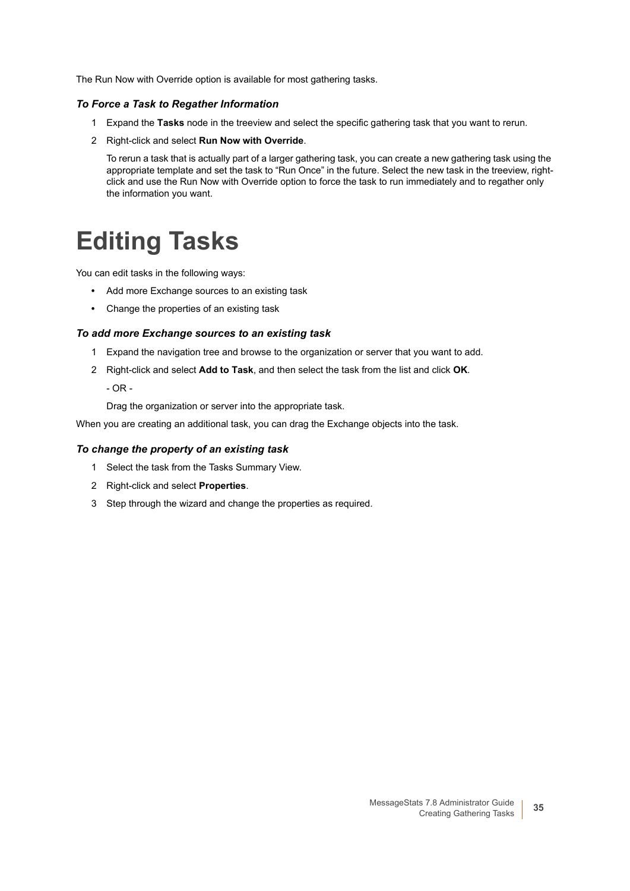The Run Now with Override option is available for most gathering tasks.

### *To Force a Task to Regather Information*

1. Expand the **Tasks** node in the treeview and select the specific gathering task that you want to rerun.
2. Right-click and select **Run Now with Override**.

   To rerun a task that is actually part of a larger gathering task, you can create a new gathering task using the appropriate template and set the task to “Run Once” in the future. Select the new task in the treeview, right-click and use the Run Now with Override option to force the task to run immediately and to regather only the information you want.

# Editing Tasks

You can edit tasks in the following ways:

- Add more Exchange sources to an existing task
- Change the properties of an existing task

### *To add more Exchange sources to an existing task*

1. Expand the navigation tree and browse to the organization or server that you want to add.
2. Right-click and select **Add to Task**, and then select the task from the list and click **OK**.

   - OR -

   Drag the organization or server into the appropriate task.

When you are creating an additional task, you can drag the Exchange objects into the task.

### *To change the property of an existing task*

1. Select the task from the Tasks Summary View.
2. Right-click and select **Properties**.
3. Step through the wizard and change the properties as required.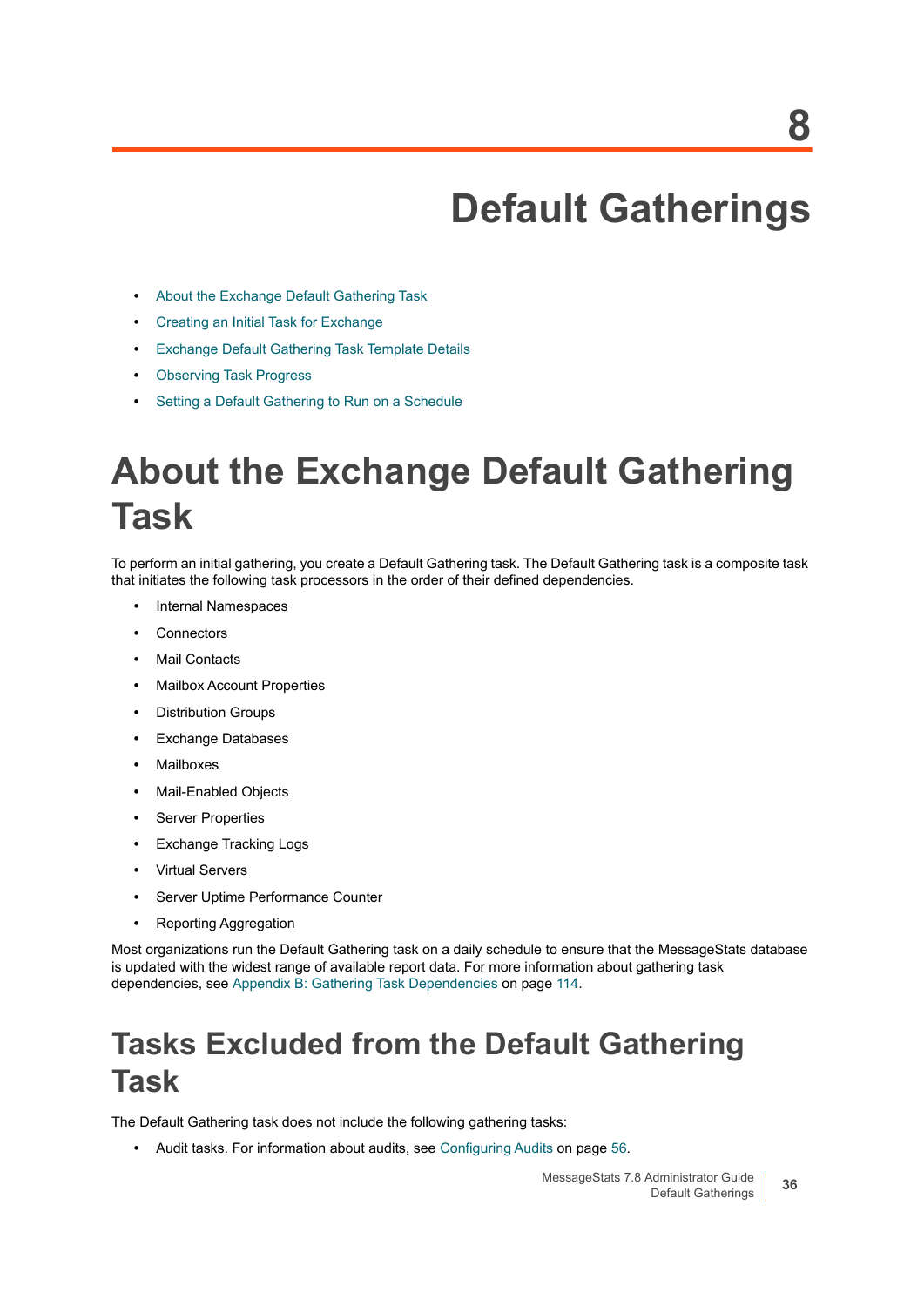# 8 Default Gatherings

- About the Exchange Default Gathering Task
- Creating an Initial Task for Exchange
- Exchange Default Gathering Task Template Details
- Observing Task Progress
- Setting a Default Gathering to Run on a Schedule

# About the Exchange Default Gathering Task

To perform an initial gathering, you create a Default Gathering task. The Default Gathering task is a composite task that initiates the following task processors in the order of their defined dependencies.

- Internal Namespaces
- Connectors
- Mail Contacts
- Mailbox Account Properties
- Distribution Groups
- Exchange Databases
- Mailboxes
- Mail-Enabled Objects
- Server Properties
- Exchange Tracking Logs
- Virtual Servers
- Server Uptime Performance Counter
- Reporting Aggregation

Most organizations run the Default Gathering task on a daily schedule to ensure that the MessageStats database is updated with the widest range of available report data. For more information about gathering task dependencies, see Appendix B: Gathering Task Dependencies on page 114.

## Tasks Excluded from the Default Gathering Task

The Default Gathering task does not include the following gathering tasks:

- Audit tasks. For information about audits, see Configuring Audits on page 56.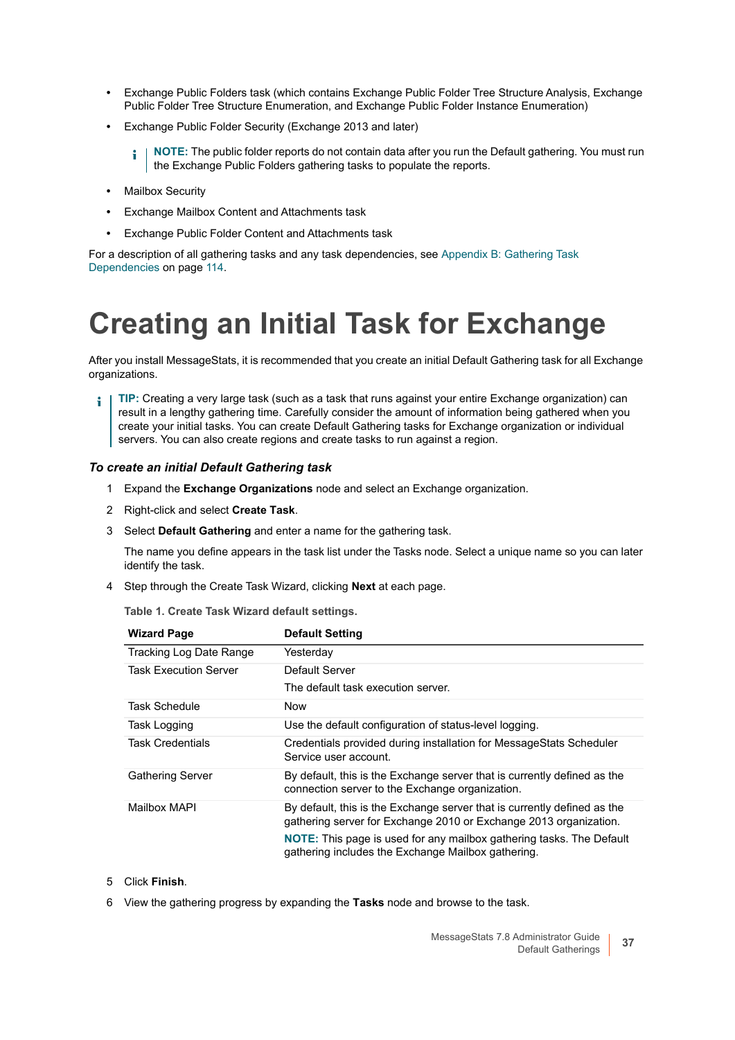- Exchange Public Folders task (which contains Exchange Public Folder Tree Structure Analysis, Exchange Public Folder Tree Structure Enumeration, and Exchange Public Folder Instance Enumeration)
- Exchange Public Folder Security (Exchange 2013 and later)

> **NOTE:** The public folder reports do not contain data after you run the Default gathering. You must run the Exchange Public Folders gathering tasks to populate the reports.

- Mailbox Security
- Exchange Mailbox Content and Attachments task
- Exchange Public Folder Content and Attachments task

For a description of all gathering tasks and any task dependencies, see Appendix B: Gathering Task Dependencies on page 114.

# Creating an Initial Task for Exchange

After you install MessageStats, it is recommended that you create an initial Default Gathering task for all Exchange organizations.

> **TIP:** Creating a very large task (such as a task that runs against your entire Exchange organization) can result in a lengthy gathering time. Carefully consider the amount of information being gathered when you create your initial tasks. You can create Default Gathering tasks for Exchange organization or individual servers. You can also create regions and create tasks to run against a region.

### *To create an initial Default Gathering task*

1. Expand the **Exchange Organizations** node and select an Exchange organization.
2. Right-click and select **Create Task**.
3. Select **Default Gathering** and enter a name for the gathering task.

   The name you define appears in the task list under the Tasks node. Select a unique name so you can later identify the task.
4. Step through the Create Task Wizard, clicking **Next** at each page.

   **Table 1. Create Task Wizard default settings.**

   | Wizard Page | Default Setting |
   | --- | --- |
   | Tracking Log Date Range | Yesterday |
   | Task Execution Server | Default Server<br>The default task execution server. |
   | Task Schedule | Now |
   | Task Logging | Use the default configuration of status-level logging. |
   | Task Credentials | Credentials provided during installation for MessageStats Scheduler Service user account. |
   | Gathering Server | By default, this is the Exchange server that is currently defined as the connection server to the Exchange organization. |
   | Mailbox MAPI | By default, this is the Exchange server that is currently defined as the gathering server for Exchange 2010 or Exchange 2013 organization.<br>**NOTE:** This page is used for any mailbox gathering tasks. The Default gathering includes the Exchange Mailbox gathering. |

5. Click **Finish**.
6. View the gathering progress by expanding the **Tasks** node and browse to the task.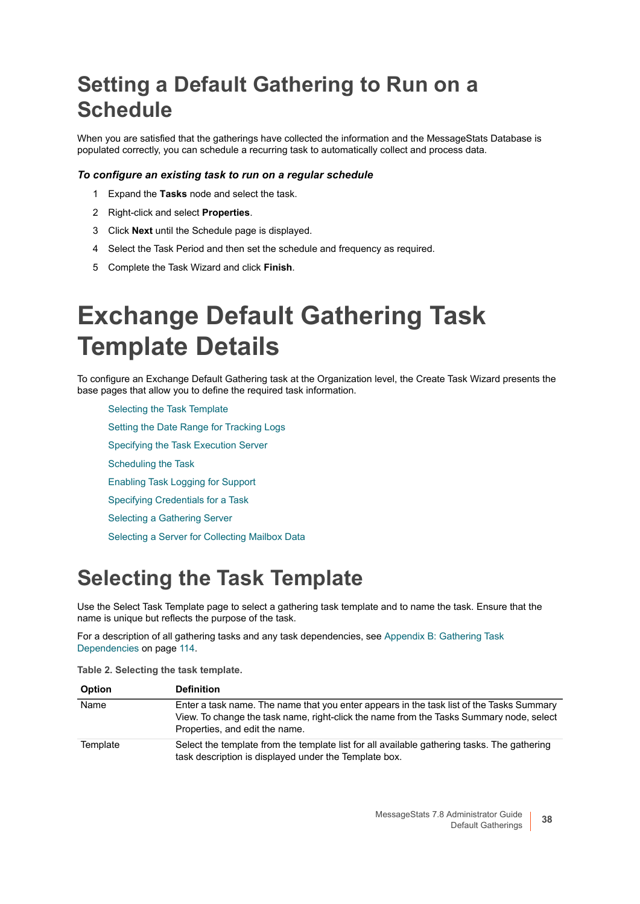## Setting a Default Gathering to Run on a Schedule

When you are satisfied that the gatherings have collected the information and the MessageStats Database is populated correctly, you can schedule a recurring task to automatically collect and process data.

***To configure an existing task to run on a regular schedule***

1. Expand the **Tasks** node and select the task.
2. Right-click and select **Properties**.
3. Click **Next** until the Schedule page is displayed.
4. Select the Task Period and then set the schedule and frequency as required.
5. Complete the Task Wizard and click **Finish**.

# Exchange Default Gathering Task Template Details

To configure an Exchange Default Gathering task at the Organization level, the Create Task Wizard presents the base pages that allow you to define the required task information.

- Selecting the Task Template
- Setting the Date Range for Tracking Logs
- Specifying the Task Execution Server
- Scheduling the Task
- Enabling Task Logging for Support
- Specifying Credentials for a Task
- Selecting a Gathering Server
- Selecting a Server for Collecting Mailbox Data

## Selecting the Task Template

Use the Select Task Template page to select a gathering task template and to name the task. Ensure that the name is unique but reflects the purpose of the task.

For a description of all gathering tasks and any task dependencies, see Appendix B: Gathering Task Dependencies on page 114.

**Table 2. Selecting the task template.**

| Option | Definition |
|---|---|
| Name | Enter a task name. The name that you enter appears in the task list of the Tasks Summary View. To change the task name, right-click the name from the Tasks Summary node, select Properties, and edit the name. |
| Template | Select the template from the template list for all available gathering tasks. The gathering task description is displayed under the Template box. |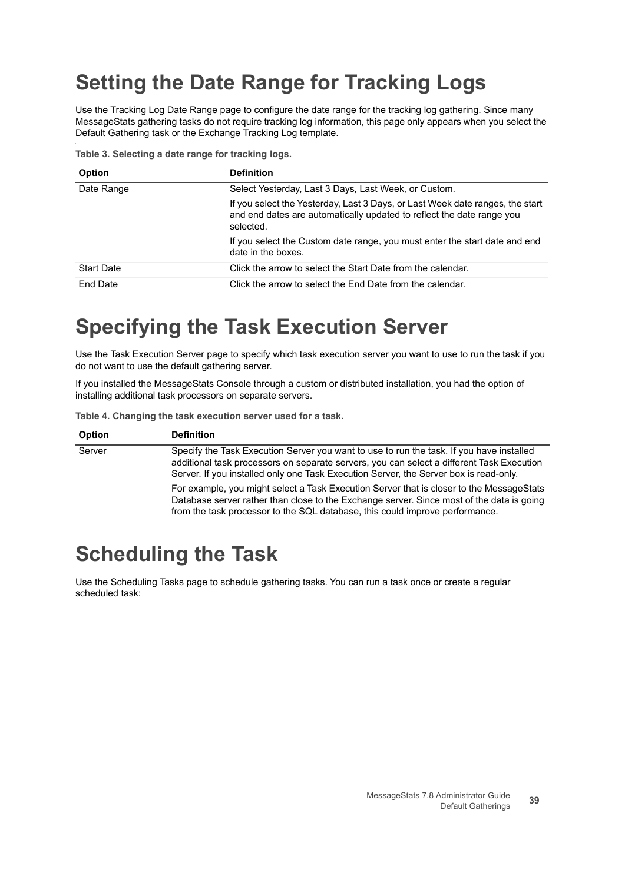# Setting the Date Range for Tracking Logs

Use the Tracking Log Date Range page to configure the date range for the tracking log gathering. Since many MessageStats gathering tasks do not require tracking log information, this page only appears when you select the Default Gathering task or the Exchange Tracking Log template.

**Table 3. Selecting a date range for tracking logs.**

| Option | Definition |
|---|---|
| Date Range | Select Yesterday, Last 3 Days, Last Week, or Custom.<br><br>If you select the Yesterday, Last 3 Days, or Last Week date ranges, the start and end dates are automatically updated to reflect the date range you selected.<br><br>If you select the Custom date range, you must enter the start date and end date in the boxes. |
| Start Date | Click the arrow to select the Start Date from the calendar. |
| End Date | Click the arrow to select the End Date from the calendar. |

# Specifying the Task Execution Server

Use the Task Execution Server page to specify which task execution server you want to use to run the task if you do not want to use the default gathering server.

If you installed the MessageStats Console through a custom or distributed installation, you had the option of installing additional task processors on separate servers.

**Table 4. Changing the task execution server used for a task.**

| Option | Definition |
|---|---|
| Server | Specify the Task Execution Server you want to use to run the task. If you have installed additional task processors on separate servers, you can select a different Task Execution Server. If you installed only one Task Execution Server, the Server box is read-only.<br><br>For example, you might select a Task Execution Server that is closer to the MessageStats Database server rather than close to the Exchange server. Since most of the data is going from the task processor to the SQL database, this could improve performance. |

# Scheduling the Task

Use the Scheduling Tasks page to schedule gathering tasks. You can run a task once or create a regular scheduled task: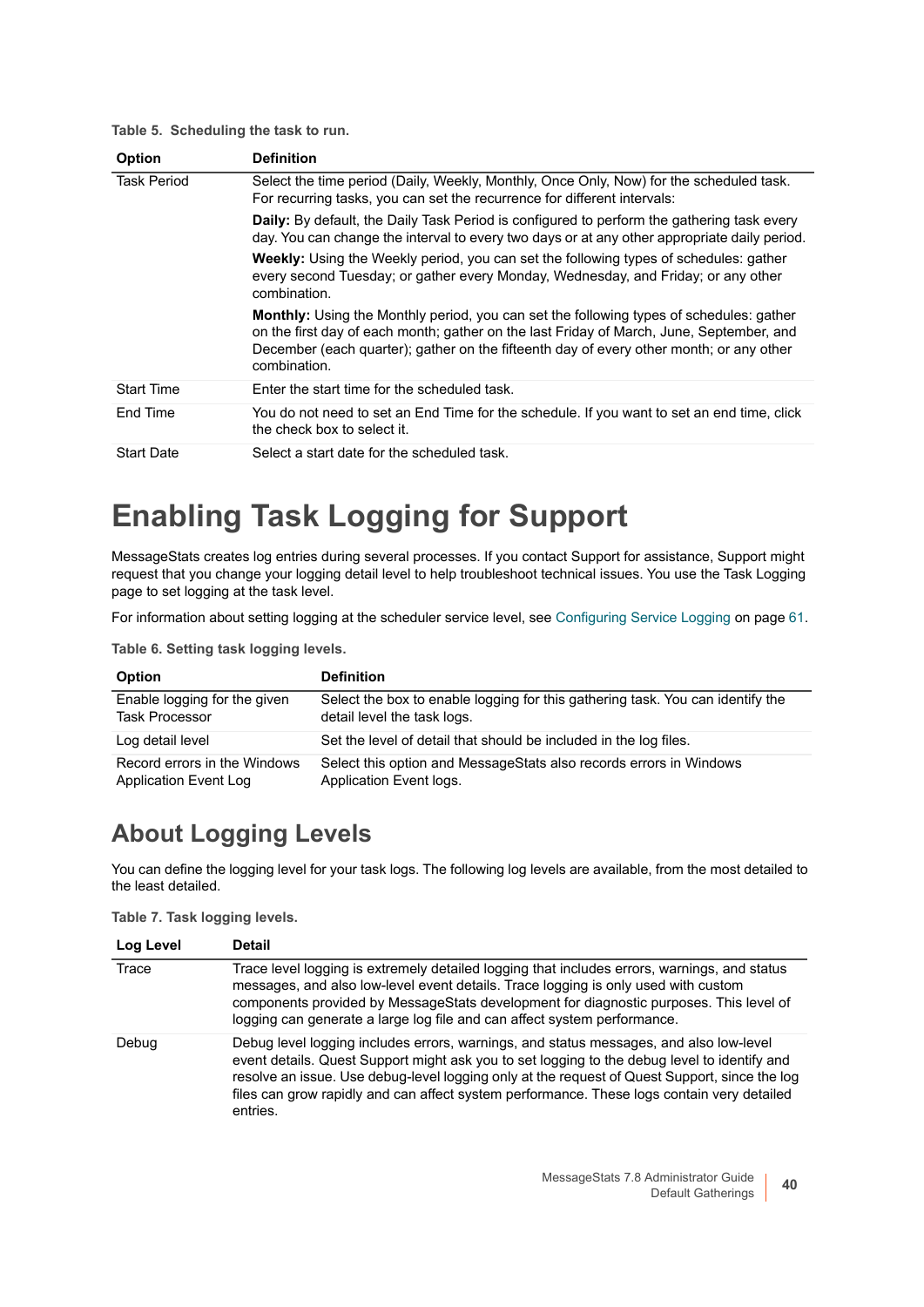**Table 5. Scheduling the task to run.**

| Option | Definition |
|---|---|
| Task Period | Select the time period (Daily, Weekly, Monthly, Once Only, Now) for the scheduled task. For recurring tasks, you can set the recurrence for different intervals:<br>**Daily:** By default, the Daily Task Period is configured to perform the gathering task every day. You can change the interval to every two days or at any other appropriate daily period.<br>**Weekly:** Using the Weekly period, you can set the following types of schedules: gather every second Tuesday; or gather every Monday, Wednesday, and Friday; or any other combination.<br>**Monthly:** Using the Monthly period, you can set the following types of schedules: gather on the first day of each month; gather on the last Friday of March, June, September, and December (each quarter); gather on the fifteenth day of every other month; or any other combination. |
| Start Time | Enter the start time for the scheduled task. |
| End Time | You do not need to set an End Time for the schedule. If you want to set an end time, click the check box to select it. |
| Start Date | Select a start date for the scheduled task. |

# Enabling Task Logging for Support

MessageStats creates log entries during several processes. If you contact Support for assistance, Support might request that you change your logging detail level to help troubleshoot technical issues. You use the Task Logging page to set logging at the task level.

For information about setting logging at the scheduler service level, see Configuring Service Logging on page 61.

**Table 6. Setting task logging levels.**

| Option | Definition |
|---|---|
| Enable logging for the given Task Processor | Select the box to enable logging for this gathering task. You can identify the detail level the task logs. |
| Log detail level | Set the level of detail that should be included in the log files. |
| Record errors in the Windows Application Event Log | Select this option and MessageStats also records errors in Windows Application Event logs. |

## About Logging Levels

You can define the logging level for your task logs. The following log levels are available, from the most detailed to the least detailed.

**Table 7. Task logging levels.**

| Log Level | Detail |
|---|---|
| Trace | Trace level logging is extremely detailed logging that includes errors, warnings, and status messages, and also low-level event details. Trace logging is only used with custom components provided by MessageStats development for diagnostic purposes. This level of logging can generate a large log file and can affect system performance. |
| Debug | Debug level logging includes errors, warnings, and status messages, and also low-level event details. Quest Support might ask you to set logging to the debug level to identify and resolve an issue. Use debug-level logging only at the request of Quest Support, since the log files can grow rapidly and can affect system performance. These logs contain very detailed entries. |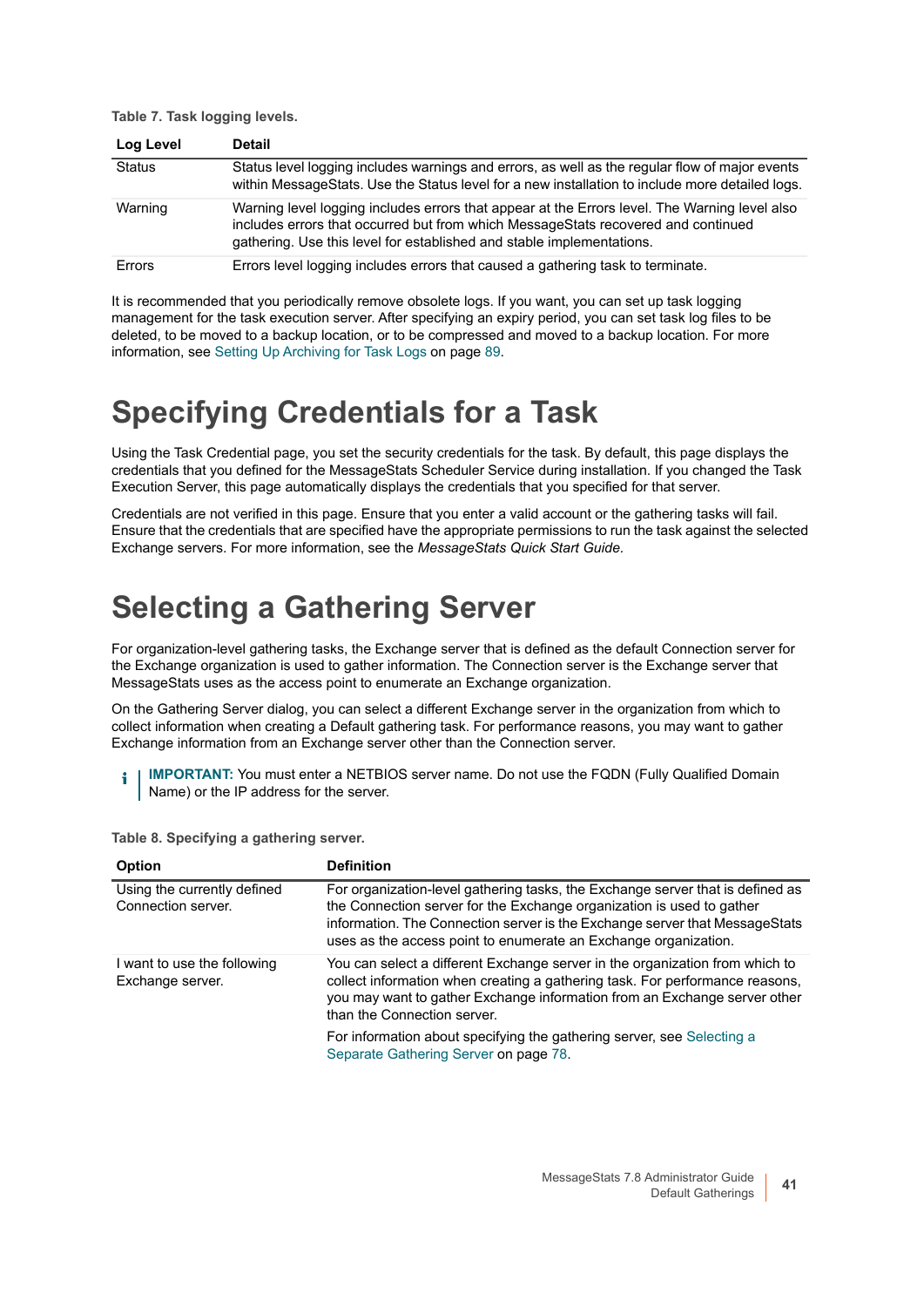**Table 7. Task logging levels.**

| Log Level | Detail |
|---|---|
| Status | Status level logging includes warnings and errors, as well as the regular flow of major events within MessageStats. Use the Status level for a new installation to include more detailed logs. |
| Warning | Warning level logging includes errors that appear at the Errors level. The Warning level also includes errors that occurred but from which MessageStats recovered and continued gathering. Use this level for established and stable implementations. |
| Errors | Errors level logging includes errors that caused a gathering task to terminate. |

It is recommended that you periodically remove obsolete logs. If you want, you can set up task logging management for the task execution server. After specifying an expiry period, you can set task log files to be deleted, to be moved to a backup location, or to be compressed and moved to a backup location. For more information, see Setting Up Archiving for Task Logs on page 89.

# Specifying Credentials for a Task

Using the Task Credential page, you set the security credentials for the task. By default, this page displays the credentials that you defined for the MessageStats Scheduler Service during installation. If you changed the Task Execution Server, this page automatically displays the credentials that you specified for that server.

Credentials are not verified in this page. Ensure that you enter a valid account or the gathering tasks will fail. Ensure that the credentials that are specified have the appropriate permissions to run the task against the selected Exchange servers. For more information, see the *MessageStats Quick Start Guide.*

# Selecting a Gathering Server

For organization-level gathering tasks, the Exchange server that is defined as the default Connection server for the Exchange organization is used to gather information. The Connection server is the Exchange server that MessageStats uses as the access point to enumerate an Exchange organization.

On the Gathering Server dialog, you can select a different Exchange server in the organization from which to collect information when creating a Default gathering task. For performance reasons, you may want to gather Exchange information from an Exchange server other than the Connection server.

> **IMPORTANT:** You must enter a NETBIOS server name. Do not use the FQDN (Fully Qualified Domain Name) or the IP address for the server.

**Table 8. Specifying a gathering server.**

| Option | Definition |
|---|---|
| Using the currently defined Connection server. | For organization-level gathering tasks, the Exchange server that is defined as the Connection server for the Exchange organization is used to gather information. The Connection server is the Exchange server that MessageStats uses as the access point to enumerate an Exchange organization. |
| I want to use the following Exchange server. | You can select a different Exchange server in the organization from which to collect information when creating a gathering task. For performance reasons, you may want to gather Exchange information from an Exchange server other than the Connection server.<br><br>For information about specifying the gathering server, see Selecting a Separate Gathering Server on page 78. |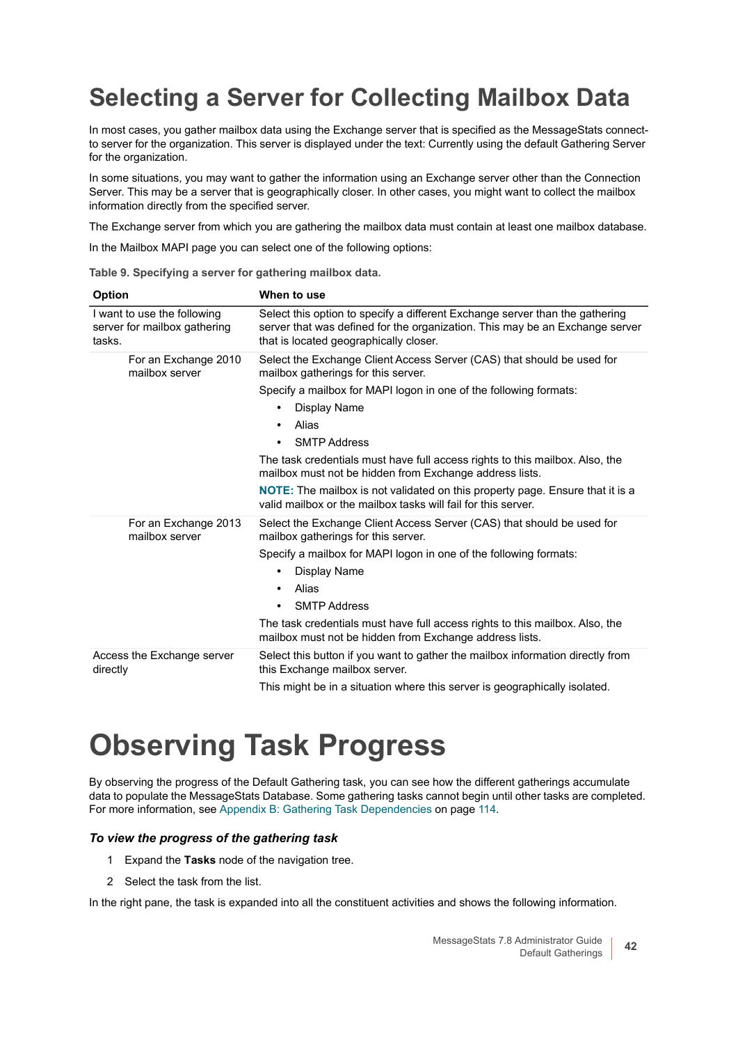# Selecting a Server for Collecting Mailbox Data

In most cases, you gather mailbox data using the Exchange server that is specified as the MessageStats connect-to server for the organization. This server is displayed under the text: Currently using the default Gathering Server for the organization.

In some situations, you may want to gather the information using an Exchange server other than the Connection Server. This may be a server that is geographically closer. In other cases, you might want to collect the mailbox information directly from the specified server.

The Exchange server from which you are gathering the mailbox data must contain at least one mailbox database.

In the Mailbox MAPI page you can select one of the following options:

**Table 9. Specifying a server for gathering mailbox data.**

| Option | When to use |
|---|---|
| I want to use the following server for mailbox gathering tasks. | Select this option to specify a different Exchange server than the gathering server that was defined for the organization. This may be an Exchange server that is located geographically closer. |
| For an Exchange 2010 mailbox server | Select the Exchange Client Access Server (CAS) that should be used for mailbox gatherings for this server.<br>Specify a mailbox for MAPI logon in one of the following formats:<br>• Display Name<br>• Alias<br>• SMTP Address<br>The task credentials must have full access rights to this mailbox. Also, the mailbox must not be hidden from Exchange address lists.<br>**NOTE:** The mailbox is not validated on this property page. Ensure that it is a valid mailbox or the mailbox tasks will fail for this server. |
| For an Exchange 2013 mailbox server | Select the Exchange Client Access Server (CAS) that should be used for mailbox gatherings for this server.<br>Specify a mailbox for MAPI logon in one of the following formats:<br>• Display Name<br>• Alias<br>• SMTP Address<br>The task credentials must have full access rights to this mailbox. Also, the mailbox must not be hidden from Exchange address lists. |
| Access the Exchange server directly | Select this button if you want to gather the mailbox information directly from this Exchange mailbox server.<br>This might be in a situation where this server is geographically isolated. |

# Observing Task Progress

By observing the progress of the Default Gathering task, you can see how the different gatherings accumulate data to populate the MessageStats Database. Some gathering tasks cannot begin until other tasks are completed. For more information, see Appendix B: Gathering Task Dependencies on page 114.

### *To view the progress of the gathering task*

1. Expand the **Tasks** node of the navigation tree.
2. Select the task from the list.

In the right pane, the task is expanded into all the constituent activities and shows the following information.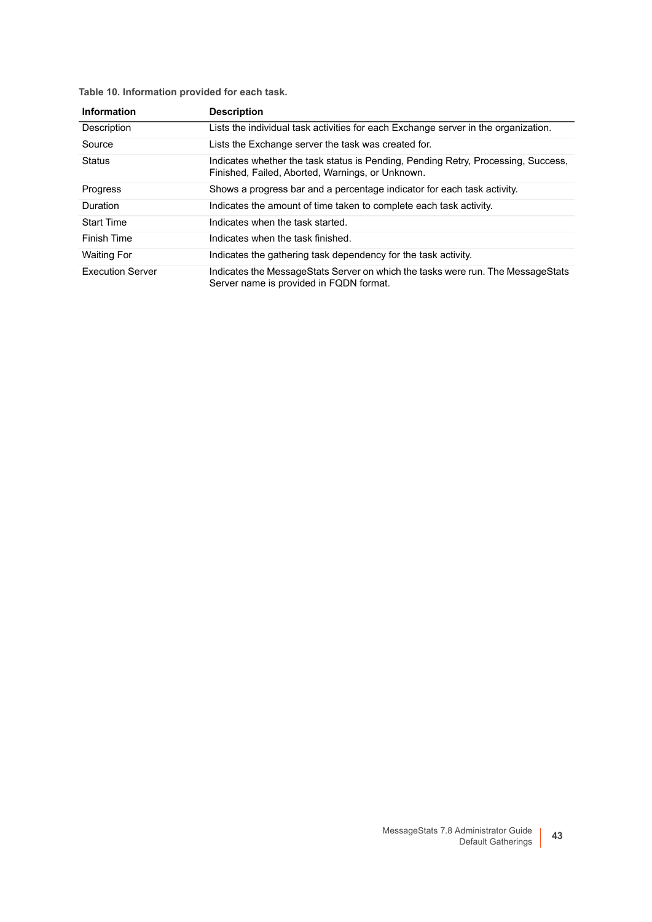**Table 10. Information provided for each task.**

| Information | Description |
| --- | --- |
| Description | Lists the individual task activities for each Exchange server in the organization. |
| Source | Lists the Exchange server the task was created for. |
| Status | Indicates whether the task status is Pending, Pending Retry, Processing, Success, Finished, Failed, Aborted, Warnings, or Unknown. |
| Progress | Shows a progress bar and a percentage indicator for each task activity. |
| Duration | Indicates the amount of time taken to complete each task activity. |
| Start Time | Indicates when the task started. |
| Finish Time | Indicates when the task finished. |
| Waiting For | Indicates the gathering task dependency for the task activity. |
| Execution Server | Indicates the MessageStats Server on which the tasks were run. The MessageStats Server name is provided in FQDN format. |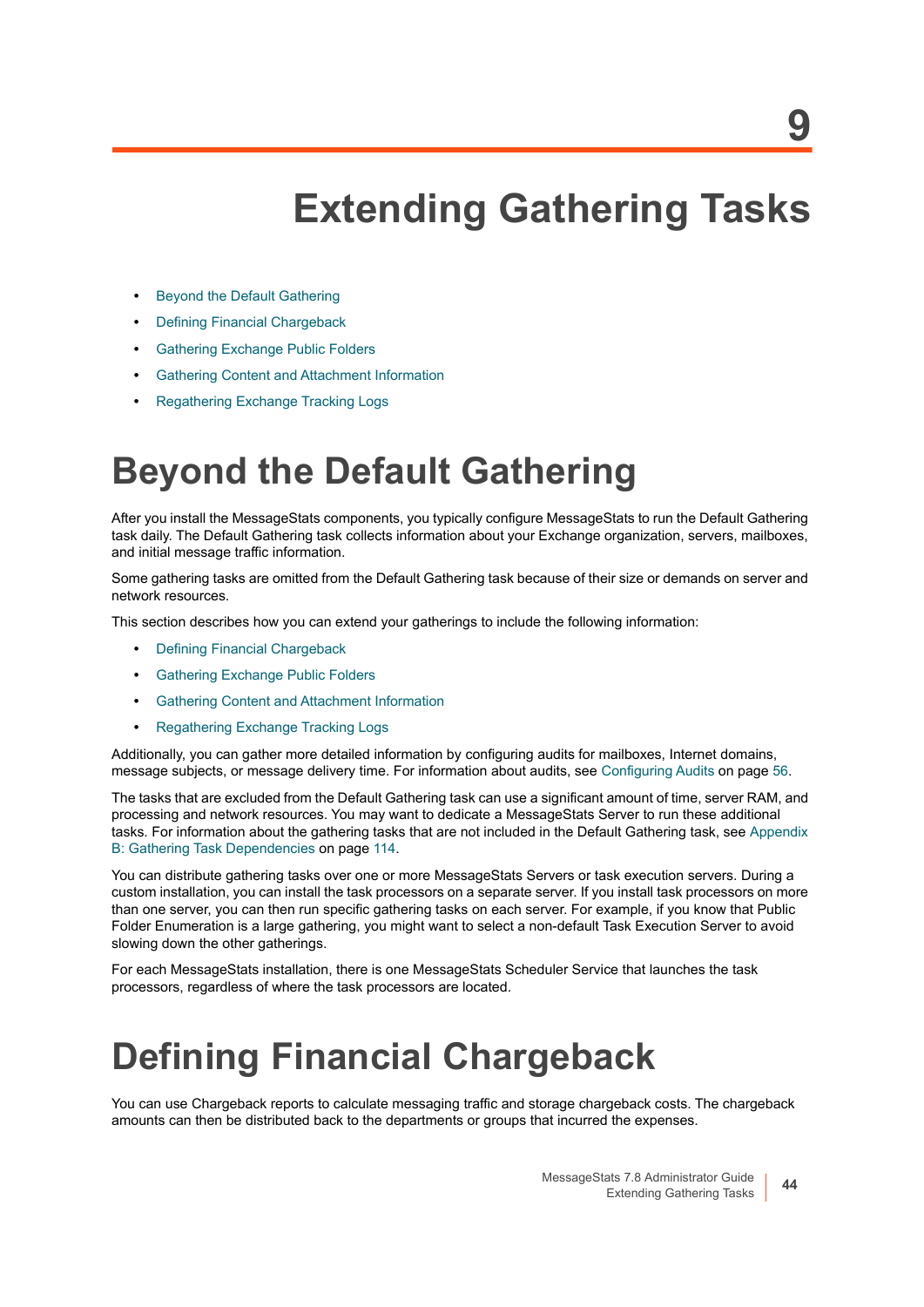# 9

# Extending Gathering Tasks

- Beyond the Default Gathering
- Defining Financial Chargeback
- Gathering Exchange Public Folders
- Gathering Content and Attachment Information
- Regathering Exchange Tracking Logs

## Beyond the Default Gathering

After you install the MessageStats components, you typically configure MessageStats to run the Default Gathering task daily. The Default Gathering task collects information about your Exchange organization, servers, mailboxes, and initial message traffic information.

Some gathering tasks are omitted from the Default Gathering task because of their size or demands on server and network resources.

This section describes how you can extend your gatherings to include the following information:

- Defining Financial Chargeback
- Gathering Exchange Public Folders
- Gathering Content and Attachment Information
- Regathering Exchange Tracking Logs

Additionally, you can gather more detailed information by configuring audits for mailboxes, Internet domains, message subjects, or message delivery time. For information about audits, see Configuring Audits on page 56.

The tasks that are excluded from the Default Gathering task can use a significant amount of time, server RAM, and processing and network resources. You may want to dedicate a MessageStats Server to run these additional tasks. For information about the gathering tasks that are not included in the Default Gathering task, see Appendix B: Gathering Task Dependencies on page 114.

You can distribute gathering tasks over one or more MessageStats Servers or task execution servers. During a custom installation, you can install the task processors on a separate server. If you install task processors on more than one server, you can then run specific gathering tasks on each server. For example, if you know that Public Folder Enumeration is a large gathering, you might want to select a non-default Task Execution Server to avoid slowing down the other gatherings.

For each MessageStats installation, there is one MessageStats Scheduler Service that launches the task processors, regardless of where the task processors are located.

## Defining Financial Chargeback

You can use Chargeback reports to calculate messaging traffic and storage chargeback costs. The chargeback amounts can then be distributed back to the departments or groups that incurred the expenses.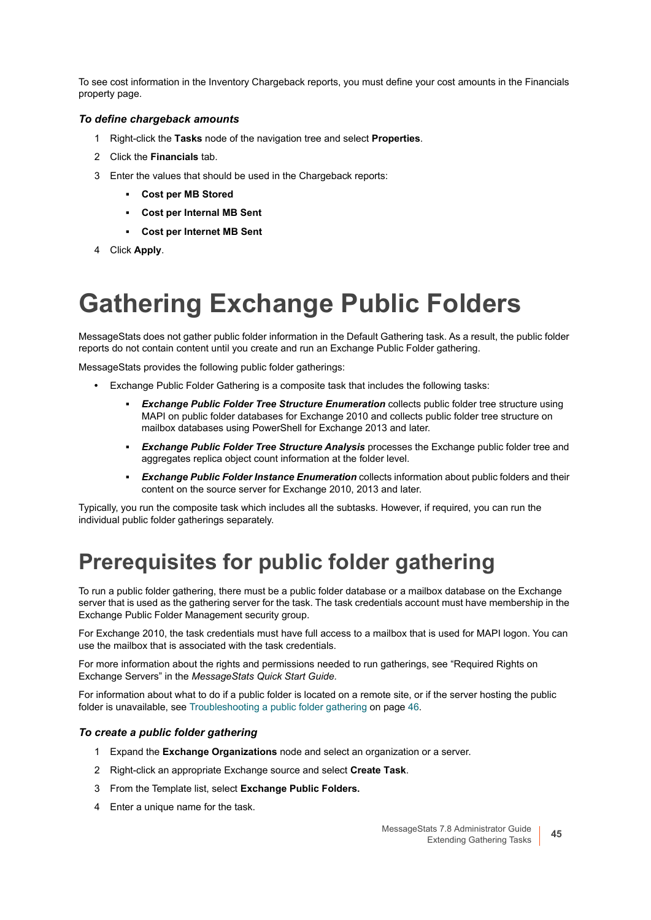To see cost information in the Inventory Chargeback reports, you must define your cost amounts in the Financials property page.

### *To define chargeback amounts*

1. Right-click the **Tasks** node of the navigation tree and select **Properties**.
2. Click the **Financials** tab.
3. Enter the values that should be used in the Chargeback reports:
    - **Cost per MB Stored**
    - **Cost per Internal MB Sent**
    - **Cost per Internet MB Sent**
4. Click **Apply**.

# Gathering Exchange Public Folders

MessageStats does not gather public folder information in the Default Gathering task. As a result, the public folder reports do not contain content until you create and run an Exchange Public Folder gathering.

MessageStats provides the following public folder gatherings:

- Exchange Public Folder Gathering is a composite task that includes the following tasks:
    - ***Exchange Public Folder Tree Structure Enumeration*** collects public folder tree structure using MAPI on public folder databases for Exchange 2010 and collects public folder tree structure on mailbox databases using PowerShell for Exchange 2013 and later.
    - ***Exchange Public Folder Tree Structure Analysis*** processes the Exchange public folder tree and aggregates replica object count information at the folder level.
    - ***Exchange Public Folder Instance Enumeration*** collects information about public folders and their content on the source server for Exchange 2010, 2013 and later.

Typically, you run the composite task which includes all the subtasks. However, if required, you can run the individual public folder gatherings separately.

## Prerequisites for public folder gathering

To run a public folder gathering, there must be a public folder database or a mailbox database on the Exchange server that is used as the gathering server for the task. The task credentials account must have membership in the Exchange Public Folder Management security group.

For Exchange 2010, the task credentials must have full access to a mailbox that is used for MAPI logon. You can use the mailbox that is associated with the task credentials.

For more information about the rights and permissions needed to run gatherings, see “Required Rights on Exchange Servers” in the *MessageStats Quick Start Guide.*

For information about what to do if a public folder is located on a remote site, or if the server hosting the public folder is unavailable, see Troubleshooting a public folder gathering on page 46.

### *To create a public folder gathering*

1. Expand the **Exchange Organizations** node and select an organization or a server.
2. Right-click an appropriate Exchange source and select **Create Task**.
3. From the Template list, select **Exchange Public Folders.**
4. Enter a unique name for the task.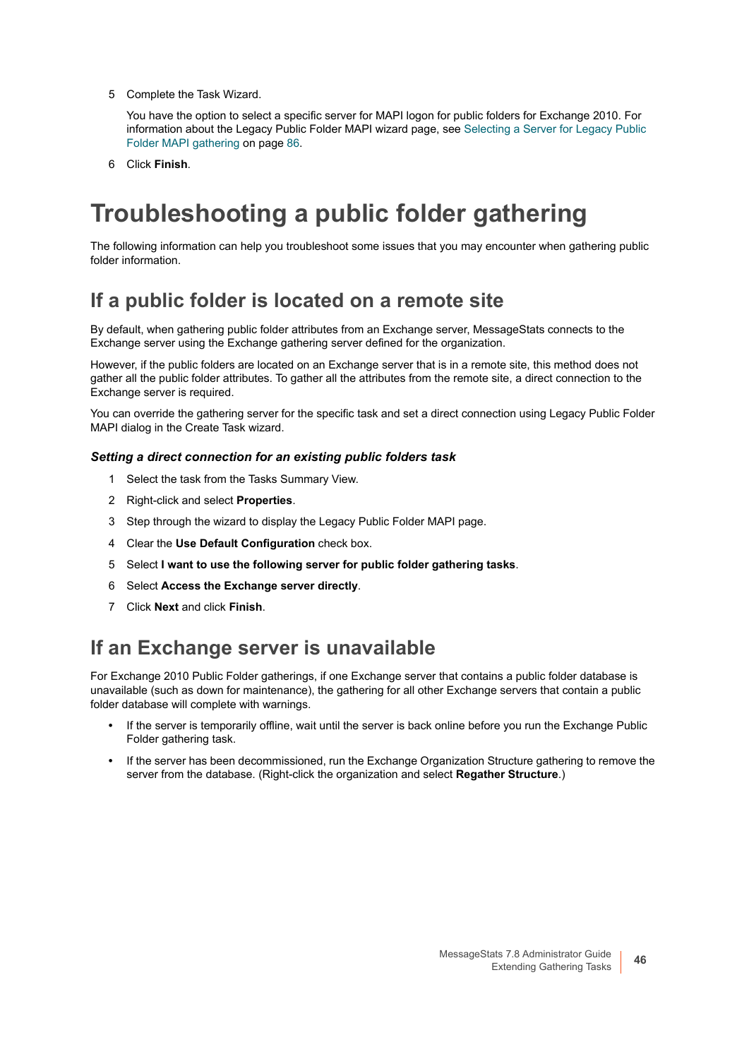5 Complete the Task Wizard.

   You have the option to select a specific server for MAPI logon for public folders for Exchange 2010. For information about the Legacy Public Folder MAPI wizard page, see Selecting a Server for Legacy Public Folder MAPI gathering on page 86.

6 Click **Finish**.

# Troubleshooting a public folder gathering

The following information can help you troubleshoot some issues that you may encounter when gathering public folder information.

## If a public folder is located on a remote site

By default, when gathering public folder attributes from an Exchange server, MessageStats connects to the Exchange server using the Exchange gathering server defined for the organization.

However, if the public folders are located on an Exchange server that is in a remote site, this method does not gather all the public folder attributes. To gather all the attributes from the remote site, a direct connection to the Exchange server is required.

You can override the gathering server for the specific task and set a direct connection using Legacy Public Folder MAPI dialog in the Create Task wizard.

### *Setting a direct connection for an existing public folders task*

1 Select the task from the Tasks Summary View.
2 Right-click and select **Properties**.
3 Step through the wizard to display the Legacy Public Folder MAPI page.
4 Clear the **Use Default Configuration** check box.
5 Select **I want to use the following server for public folder gathering tasks**.
6 Select **Access the Exchange server directly**.
7 Click **Next** and click **Finish**.

## If an Exchange server is unavailable

For Exchange 2010 Public Folder gatherings, if one Exchange server that contains a public folder database is unavailable (such as down for maintenance), the gathering for all other Exchange servers that contain a public folder database will complete with warnings.

- If the server is temporarily offline, wait until the server is back online before you run the Exchange Public Folder gathering task.
- If the server has been decommissioned, run the Exchange Organization Structure gathering to remove the server from the database. (Right-click the organization and select **Regather Structure**.)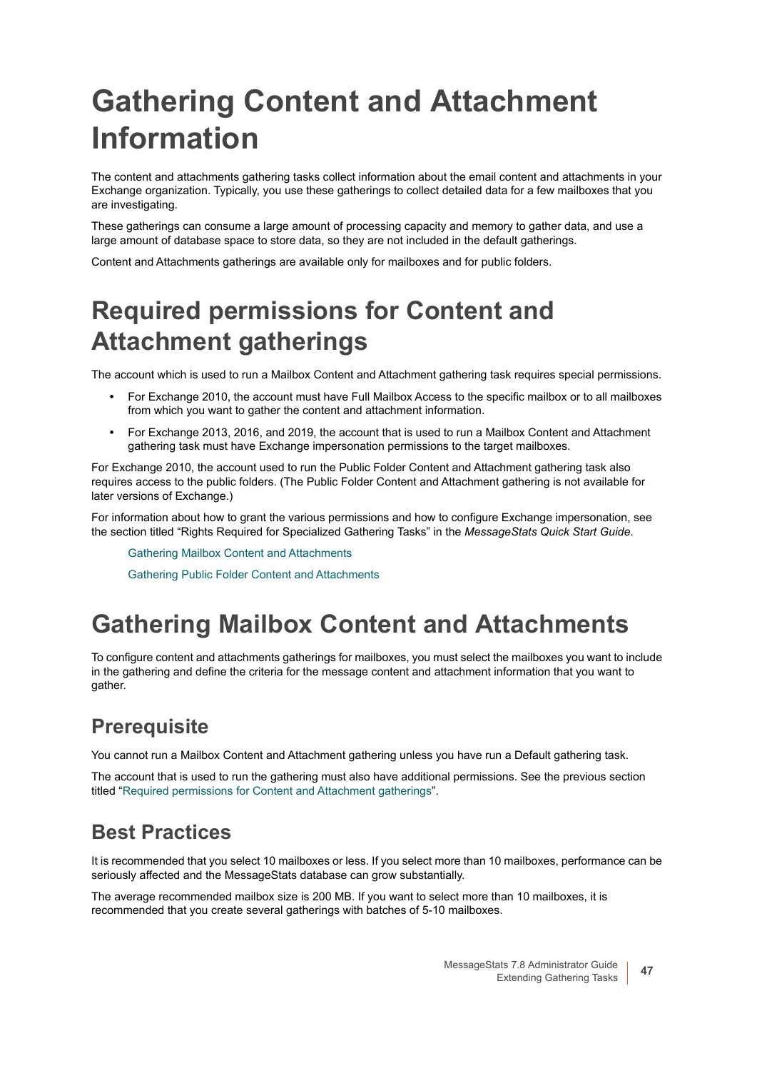# Gathering Content and Attachment Information

The content and attachments gathering tasks collect information about the email content and attachments in your Exchange organization. Typically, you use these gatherings to collect detailed data for a few mailboxes that you are investigating.

These gatherings can consume a large amount of processing capacity and memory to gather data, and use a large amount of database space to store data, so they are not included in the default gatherings.

Content and Attachments gatherings are available only for mailboxes and for public folders.

# Required permissions for Content and Attachment gatherings

The account which is used to run a Mailbox Content and Attachment gathering task requires special permissions.

- For Exchange 2010, the account must have Full Mailbox Access to the specific mailbox or to all mailboxes from which you want to gather the content and attachment information.
- For Exchange 2013, 2016, and 2019, the account that is used to run a Mailbox Content and Attachment gathering task must have Exchange impersonation permissions to the target mailboxes.

For Exchange 2010, the account used to run the Public Folder Content and Attachment gathering task also requires access to the public folders. (The Public Folder Content and Attachment gathering is not available for later versions of Exchange.)

For information about how to grant the various permissions and how to configure Exchange impersonation, see the section titled “Rights Required for Specialized Gathering Tasks” in the *MessageStats Quick Start Guide*.

Gathering Mailbox Content and Attachments

Gathering Public Folder Content and Attachments

# Gathering Mailbox Content and Attachments

To configure content and attachments gatherings for mailboxes, you must select the mailboxes you want to include in the gathering and define the criteria for the message content and attachment information that you want to gather.

## Prerequisite

You cannot run a Mailbox Content and Attachment gathering unless you have run a Default gathering task.

The account that is used to run the gathering must also have additional permissions. See the previous section titled “Required permissions for Content and Attachment gatherings”.

## Best Practices

It is recommended that you select 10 mailboxes or less. If you select more than 10 mailboxes, performance can be seriously affected and the MessageStats database can grow substantially.

The average recommended mailbox size is 200 MB. If you want to select more than 10 mailboxes, it is recommended that you create several gatherings with batches of 5-10 mailboxes.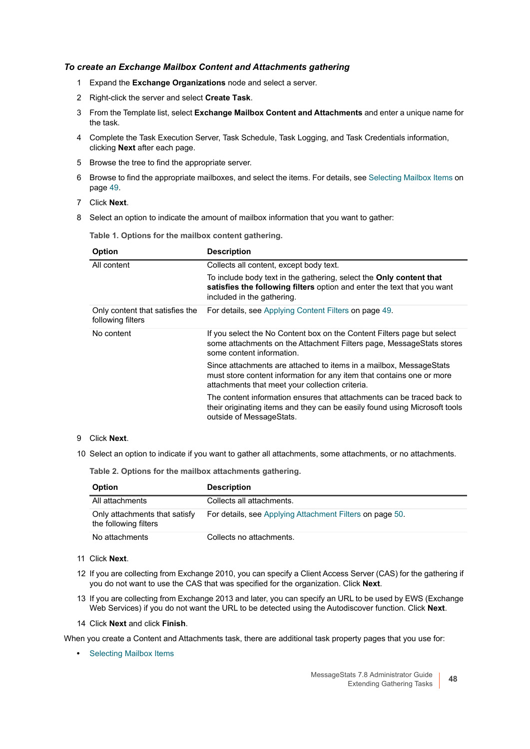*To create an Exchange Mailbox Content and Attachments gathering*

1. Expand the **Exchange Organizations** node and select a server.
2. Right-click the server and select **Create Task**.
3. From the Template list, select **Exchange Mailbox Content and Attachments** and enter a unique name for the task.
4. Complete the Task Execution Server, Task Schedule, Task Logging, and Task Credentials information, clicking **Next** after each page.
5. Browse the tree to find the appropriate server.
6. Browse to find the appropriate mailboxes, and select the items. For details, see Selecting Mailbox Items on page 49.
7. Click **Next**.
8. Select an option to indicate the amount of mailbox information that you want to gather:

**Table 1. Options for the mailbox content gathering.**

| Option | Description |
|---|---|
| All content | Collects all content, except body text.<br>To include body text in the gathering, select the **Only content that satisfies the following filters** option and enter the text that you want included in the gathering. |
| Only content that satisfies the following filters | For details, see Applying Content Filters on page 49. |
| No content | If you select the No Content box on the Content Filters page but select some attachments on the Attachment Filters page, MessageStats stores some content information.<br>Since attachments are attached to items in a mailbox, MessageStats must store content information for any item that contains one or more attachments that meet your collection criteria.<br>The content information ensures that attachments can be traced back to their originating items and they can be easily found using Microsoft tools outside of MessageStats. |

9. Click **Next**.
10. Select an option to indicate if you want to gather all attachments, some attachments, or no attachments.

**Table 2. Options for the mailbox attachments gathering.**

| Option | Description |
|---|---|
| All attachments | Collects all attachments. |
| Only attachments that satisfy the following filters | For details, see Applying Attachment Filters on page 50. |
| No attachments | Collects no attachments. |

11. Click **Next**.
12. If you are collecting from Exchange 2010, you can specify a Client Access Server (CAS) for the gathering if you do not want to use the CAS that was specified for the organization. Click **Next**.
13. If you are collecting from Exchange 2013 and later, you can specify an URL to be used by EWS (Exchange Web Services) if you do not want the URL to be detected using the Autodiscover function. Click **Next**.
14. Click **Next** and click **Finish**.

When you create a Content and Attachments task, there are additional task property pages that you use for:

- Selecting Mailbox Items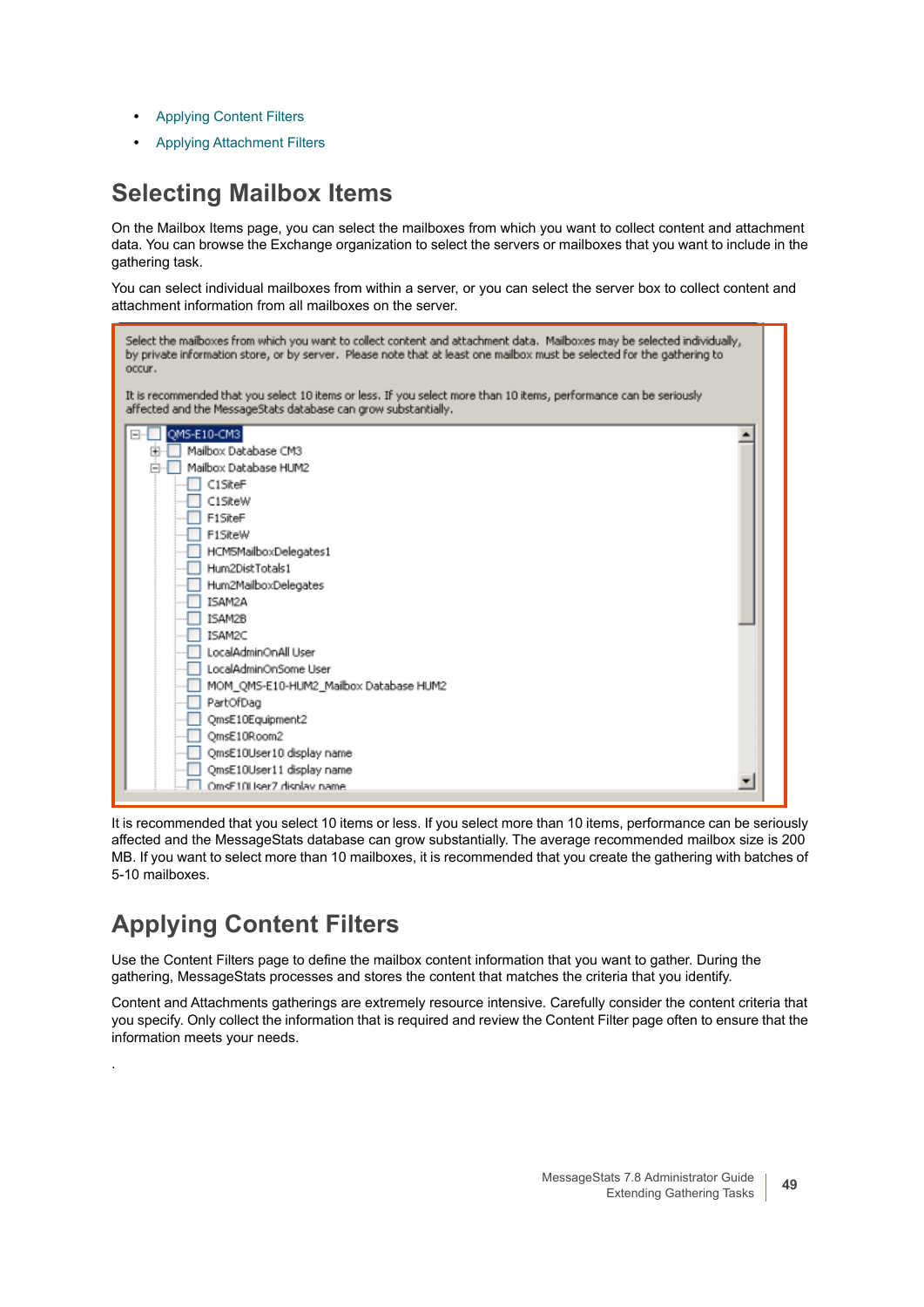- Applying Content Filters
- Applying Attachment Filters

## Selecting Mailbox Items

On the Mailbox Items page, you can select the mailboxes from which you want to collect content and attachment data. You can browse the Exchange organization to select the servers or mailboxes that you want to include in the gathering task.

You can select individual mailboxes from within a server, or you can select the server box to collect content and attachment information from all mailboxes on the server.

It is recommended that you select 10 items or less. If you select more than 10 items, performance can be seriously affected and the MessageStats database can grow substantially. The average recommended mailbox size is 200 MB. If you want to select more than 10 mailboxes, it is recommended that you create the gathering with batches of 5-10 mailboxes.

## Applying Content Filters

Use the Content Filters page to define the mailbox content information that you want to gather. During the gathering, MessageStats processes and stores the content that matches the criteria that you identify.

Content and Attachments gatherings are extremely resource intensive. Carefully consider the content criteria that you specify. Only collect the information that is required and review the Content Filter page often to ensure that the information meets your needs.

.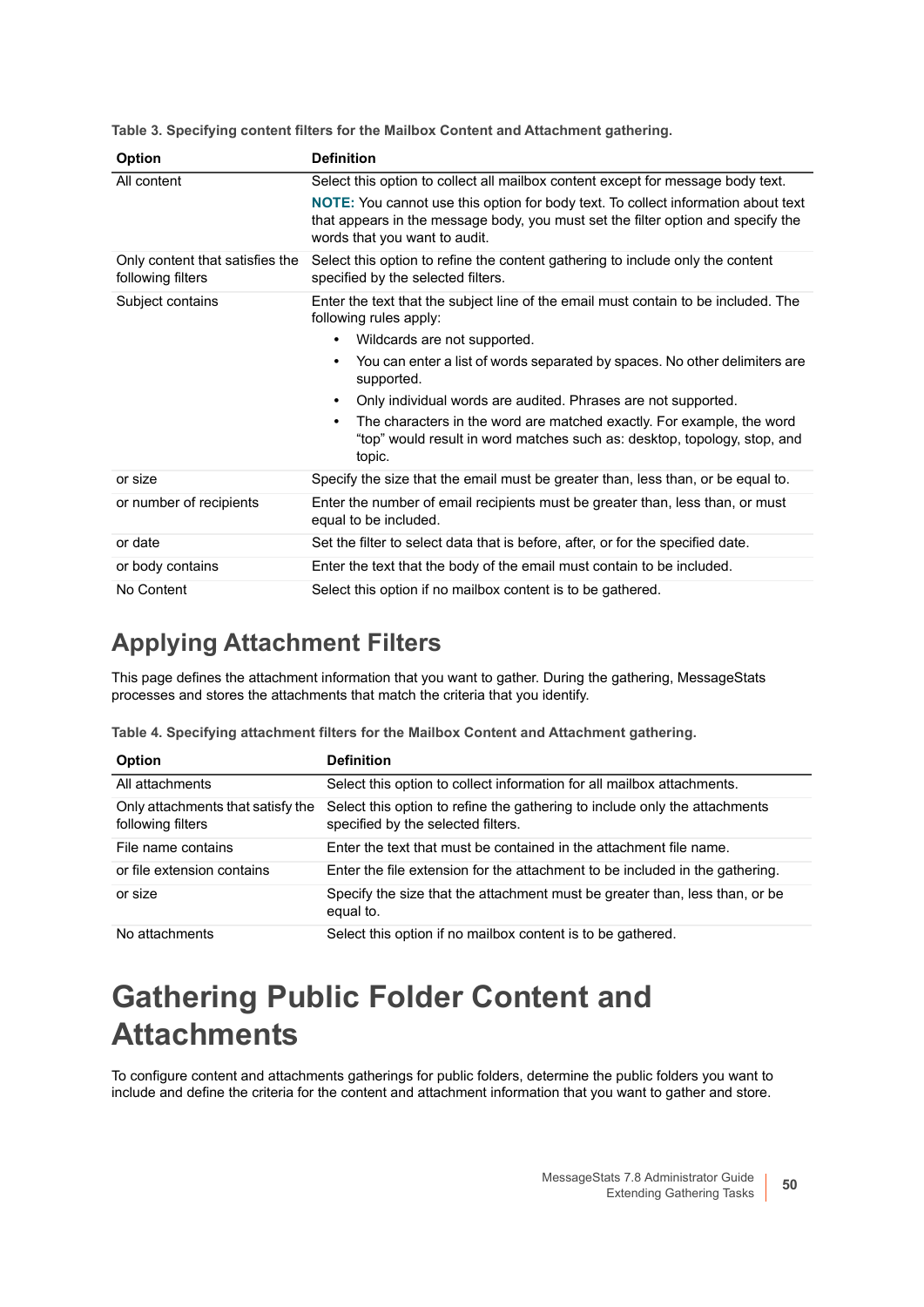**Table 3. Specifying content filters for the Mailbox Content and Attachment gathering.**

| Option | Definition |
|---|---|
| All content | Select this option to collect all mailbox content except for message body text.<br>**NOTE:** You cannot use this option for body text. To collect information about text that appears in the message body, you must set the filter option and specify the words that you want to audit. |
| Only content that satisfies the following filters | Select this option to refine the content gathering to include only the content specified by the selected filters. |
| Subject contains | Enter the text that the subject line of the email must contain to be included. The following rules apply:<br>• Wildcards are not supported.<br>• You can enter a list of words separated by spaces. No other delimiters are supported.<br>• Only individual words are audited. Phrases are not supported.<br>• The characters in the word are matched exactly. For example, the word “top” would result in word matches such as: desktop, topology, stop, and topic. |
| or size | Specify the size that the email must be greater than, less than, or be equal to. |
| or number of recipients | Enter the number of email recipients must be greater than, less than, or must equal to be included. |
| or date | Set the filter to select data that is before, after, or for the specified date. |
| or body contains | Enter the text that the body of the email must contain to be included. |
| No Content | Select this option if no mailbox content is to be gathered. |

## Applying Attachment Filters

This page defines the attachment information that you want to gather. During the gathering, MessageStats processes and stores the attachments that match the criteria that you identify.

**Table 4. Specifying attachment filters for the Mailbox Content and Attachment gathering.**

| Option | Definition |
|---|---|
| All attachments | Select this option to collect information for all mailbox attachments. |
| Only attachments that satisfy the following filters | Select this option to refine the gathering to include only the attachments specified by the selected filters. |
| File name contains | Enter the text that must be contained in the attachment file name. |
| or file extension contains | Enter the file extension for the attachment to be included in the gathering. |
| or size | Specify the size that the attachment must be greater than, less than, or be equal to. |
| No attachments | Select this option if no mailbox content is to be gathered. |

# Gathering Public Folder Content and Attachments

To configure content and attachments gatherings for public folders, determine the public folders you want to include and define the criteria for the content and attachment information that you want to gather and store.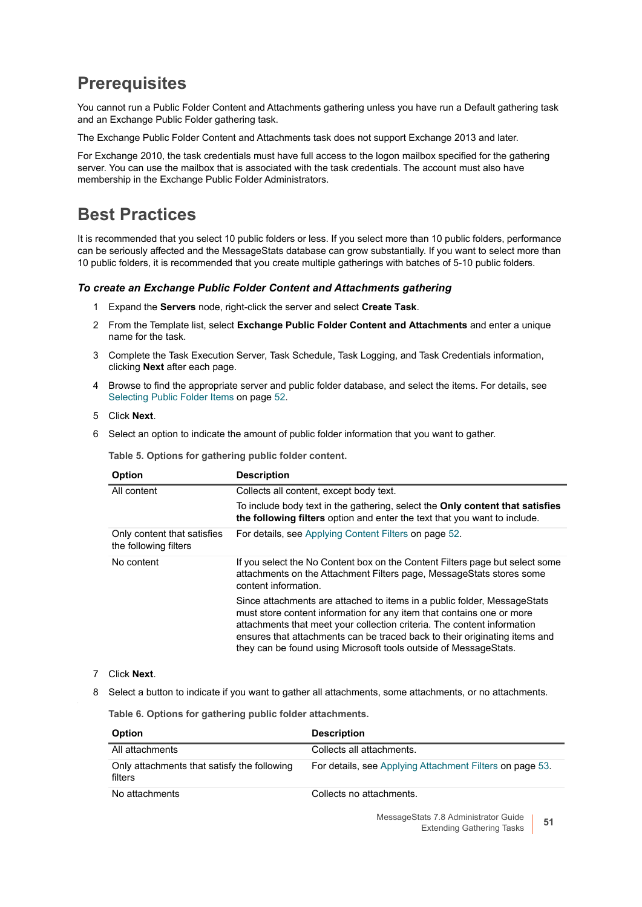## Prerequisites

You cannot run a Public Folder Content and Attachments gathering unless you have run a Default gathering task and an Exchange Public Folder gathering task.

The Exchange Public Folder Content and Attachments task does not support Exchange 2013 and later.

For Exchange 2010, the task credentials must have full access to the logon mailbox specified for the gathering server. You can use the mailbox that is associated with the task credentials. The account must also have membership in the Exchange Public Folder Administrators.

## Best Practices

It is recommended that you select 10 public folders or less. If you select more than 10 public folders, performance can be seriously affected and the MessageStats database can grow substantially. If you want to select more than 10 public folders, it is recommended that you create multiple gatherings with batches of 5-10 public folders.

#### *To create an Exchange Public Folder Content and Attachments gathering*

1. Expand the **Servers** node, right-click the server and select **Create Task**.
2. From the Template list, select **Exchange Public Folder Content and Attachments** and enter a unique name for the task.
3. Complete the Task Execution Server, Task Schedule, Task Logging, and Task Credentials information, clicking **Next** after each page.
4. Browse to find the appropriate server and public folder database, and select the items. For details, see Selecting Public Folder Items on page 52.
5. Click **Next**.
6. Select an option to indicate the amount of public folder information that you want to gather.

**Table 5. Options for gathering public folder content.**

| Option | Description |
|---|---|
| All content | Collects all content, except body text.<br>To include body text in the gathering, select the **Only content that satisfies the following filters** option and enter the text that you want to include. |
| Only content that satisfies the following filters | For details, see Applying Content Filters on page 52. |
| No content | If you select the No Content box on the Content Filters page but select some attachments on the Attachment Filters page, MessageStats stores some content information.<br>Since attachments are attached to items in a public folder, MessageStats must store content information for any item that contains one or more attachments that meet your collection criteria. The content information ensures that attachments can be traced back to their originating items and they can be found using Microsoft tools outside of MessageStats. |

7. Click **Next**.
8. Select a button to indicate if you want to gather all attachments, some attachments, or no attachments.

**Table 6. Options for gathering public folder attachments.**

| Option | Description |
|---|---|
| All attachments | Collects all attachments. |
| Only attachments that satisfy the following filters | For details, see Applying Attachment Filters on page 53. |
| No attachments | Collects no attachments. |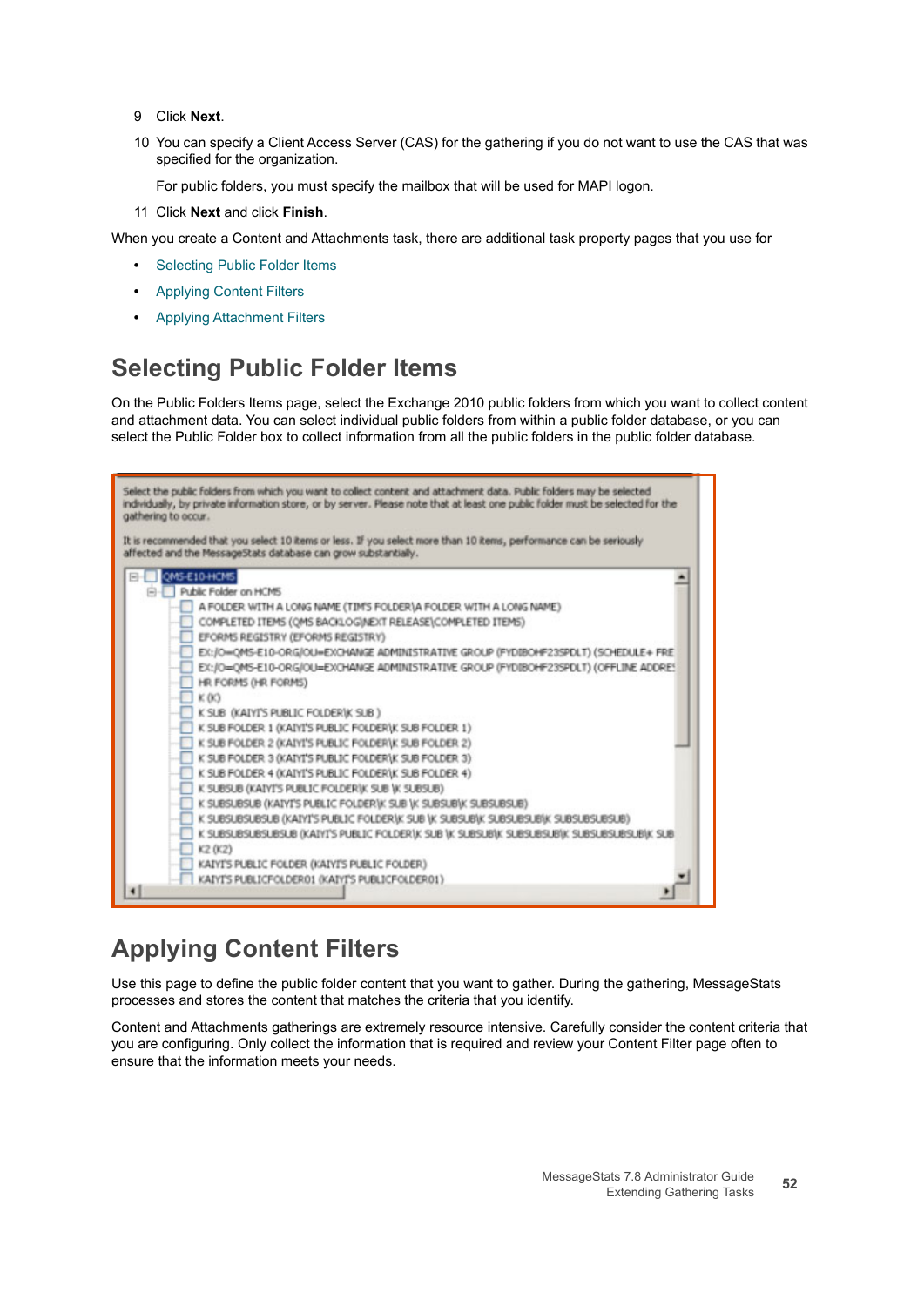9 Click **Next**.

10 You can specify a Client Access Server (CAS) for the gathering if you do not want to use the CAS that was specified for the organization.

For public folders, you must specify the mailbox that will be used for MAPI logon.

11 Click **Next** and click **Finish**.

When you create a Content and Attachments task, there are additional task property pages that you use for

- Selecting Public Folder Items
- Applying Content Filters
- Applying Attachment Filters

## Selecting Public Folder Items

On the Public Folders Items page, select the Exchange 2010 public folders from which you want to collect content and attachment data. You can select individual public folders from within a public folder database, or you can select the Public Folder box to collect information from all the public folders in the public folder database.

## Applying Content Filters

Use this page to define the public folder content that you want to gather. During the gathering, MessageStats processes and stores the content that matches the criteria that you identify.

Content and Attachments gatherings are extremely resource intensive. Carefully consider the content criteria that you are configuring. Only collect the information that is required and review your Content Filter page often to ensure that the information meets your needs.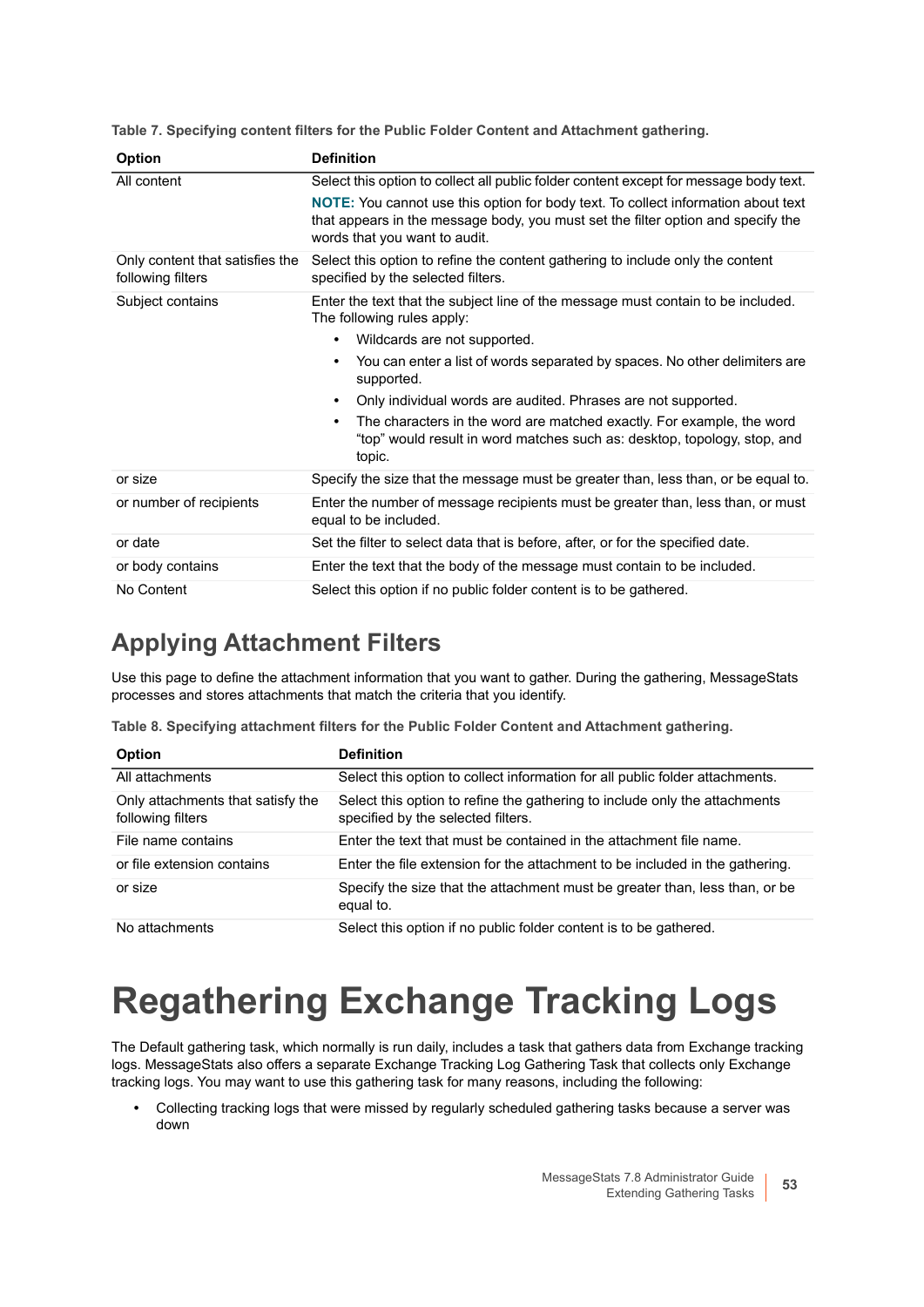**Table 7. Specifying content filters for the Public Folder Content and Attachment gathering.**

| Option | Definition |
|---|---|
| All content | Select this option to collect all public folder content except for message body text.<br>**NOTE:** You cannot use this option for body text. To collect information about text that appears in the message body, you must set the filter option and specify the words that you want to audit. |
| Only content that satisfies the following filters | Select this option to refine the content gathering to include only the content specified by the selected filters. |
| Subject contains | Enter the text that the subject line of the message must contain to be included. The following rules apply:<br>• Wildcards are not supported.<br>• You can enter a list of words separated by spaces. No other delimiters are supported.<br>• Only individual words are audited. Phrases are not supported.<br>• The characters in the word are matched exactly. For example, the word "top" would result in word matches such as: desktop, topology, stop, and topic. |
| or size | Specify the size that the message must be greater than, less than, or be equal to. |
| or number of recipients | Enter the number of message recipients must be greater than, less than, or must equal to be included. |
| or date | Set the filter to select data that is before, after, or for the specified date. |
| or body contains | Enter the text that the body of the message must contain to be included. |
| No Content | Select this option if no public folder content is to be gathered. |

## Applying Attachment Filters

Use this page to define the attachment information that you want to gather. During the gathering, MessageStats processes and stores attachments that match the criteria that you identify.

**Table 8. Specifying attachment filters for the Public Folder Content and Attachment gathering.**

| Option | Definition |
|---|---|
| All attachments | Select this option to collect information for all public folder attachments. |
| Only attachments that satisfy the following filters | Select this option to refine the gathering to include only the attachments specified by the selected filters. |
| File name contains | Enter the text that must be contained in the attachment file name. |
| or file extension contains | Enter the file extension for the attachment to be included in the gathering. |
| or size | Specify the size that the attachment must be greater than, less than, or be equal to. |
| No attachments | Select this option if no public folder content is to be gathered. |

# Regathering Exchange Tracking Logs

The Default gathering task, which normally is run daily, includes a task that gathers data from Exchange tracking logs. MessageStats also offers a separate Exchange Tracking Log Gathering Task that collects only Exchange tracking logs. You may want to use this gathering task for many reasons, including the following:

- Collecting tracking logs that were missed by regularly scheduled gathering tasks because a server was down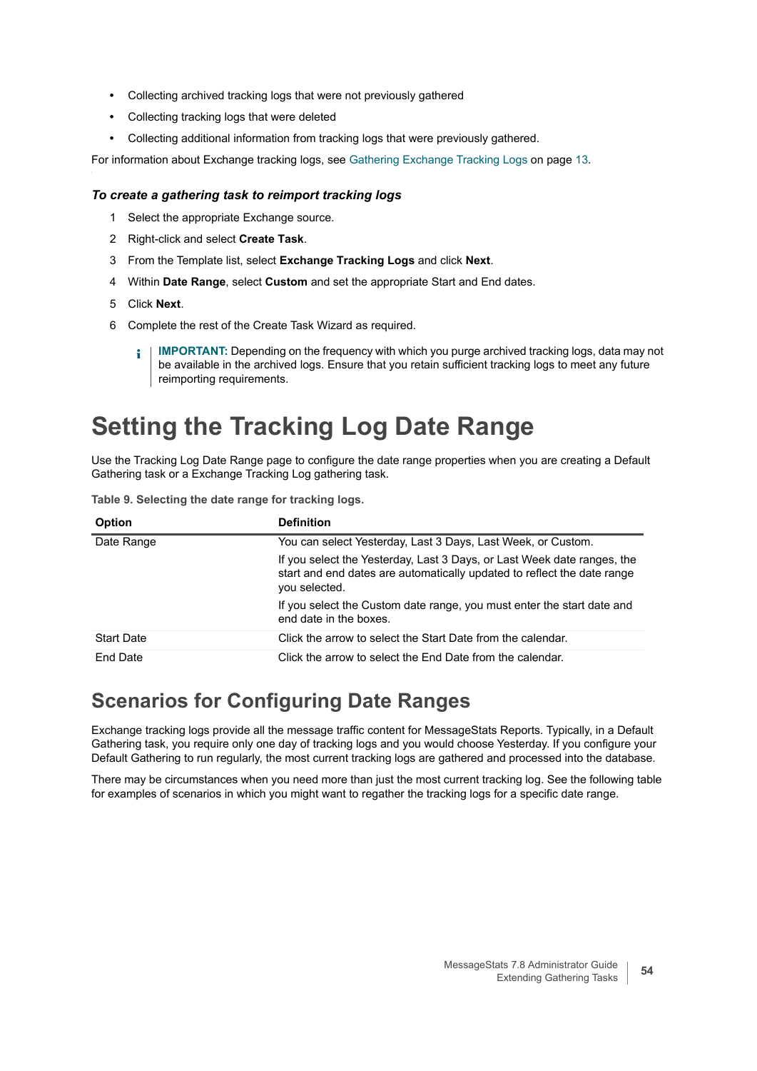- Collecting archived tracking logs that were not previously gathered
- Collecting tracking logs that were deleted
- Collecting additional information from tracking logs that were previously gathered.

For information about Exchange tracking logs, see Gathering Exchange Tracking Logs on page 13.

### *To create a gathering task to reimport tracking logs*

1. Select the appropriate Exchange source.
2. Right-click and select **Create Task**.
3. From the Template list, select **Exchange Tracking Logs** and click **Next**.
4. Within **Date Range**, select **Custom** and set the appropriate Start and End dates.
5. Click **Next**.
6. Complete the rest of the Create Task Wizard as required.

> **IMPORTANT:** Depending on the frequency with which you purge archived tracking logs, data may not be available in the archived logs. Ensure that you retain sufficient tracking logs to meet any future reimporting requirements.

# Setting the Tracking Log Date Range

Use the Tracking Log Date Range page to configure the date range properties when you are creating a Default Gathering task or a Exchange Tracking Log gathering task.

**Table 9. Selecting the date range for tracking logs.**

| Option | Definition |
|---|---|
| Date Range | You can select Yesterday, Last 3 Days, Last Week, or Custom.<br><br>If you select the Yesterday, Last 3 Days, or Last Week date ranges, the start and end dates are automatically updated to reflect the date range you selected.<br><br>If you select the Custom date range, you must enter the start date and end date in the boxes. |
| Start Date | Click the arrow to select the Start Date from the calendar. |
| End Date | Click the arrow to select the End Date from the calendar. |

## Scenarios for Configuring Date Ranges

Exchange tracking logs provide all the message traffic content for MessageStats Reports. Typically, in a Default Gathering task, you require only one day of tracking logs and you would choose Yesterday. If you configure your Default Gathering to run regularly, the most current tracking logs are gathered and processed into the database.

There may be circumstances when you need more than just the most current tracking log. See the following table for examples of scenarios in which you might want to regather the tracking logs for a specific date range.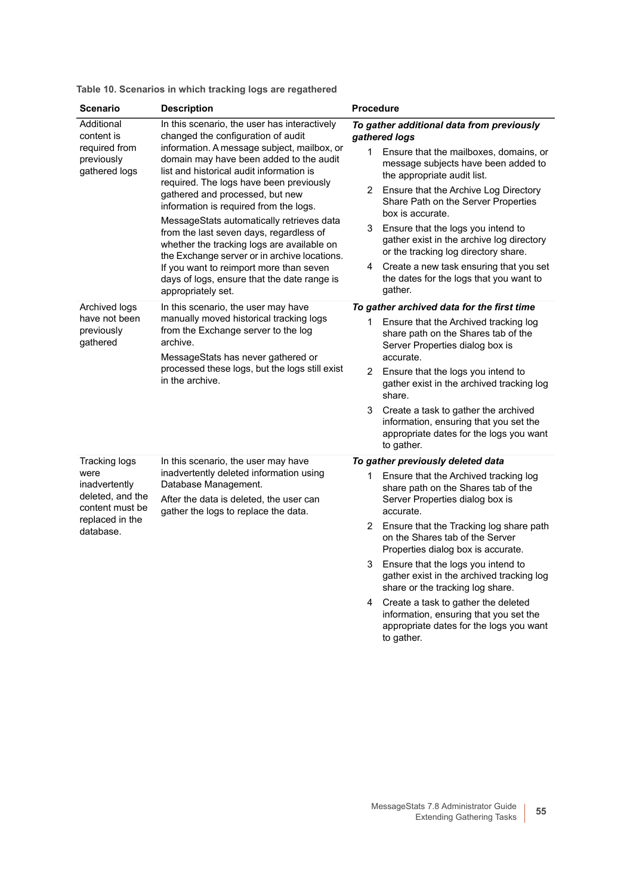**Table 10. Scenarios in which tracking logs are regathered**

| Scenario | Description | Procedure |
|---|---|---|
| Additional content is required from previously gathered logs | In this scenario, the user has interactively changed the configuration of audit information. A message subject, mailbox, or domain may have been added to the audit list and historical audit information is required. The logs have been previously gathered and processed, but new information is required from the logs.<br><br>MessageStats automatically retrieves data from the last seven days, regardless of whether the tracking logs are available on the Exchange server or in archive locations. If you want to reimport more than seven days of logs, ensure that the date range is appropriately set. | ***To gather additional data from previously gathered logs***<br><br>1 Ensure that the mailboxes, domains, or message subjects have been added to the appropriate audit list.<br><br>2 Ensure that the Archive Log Directory Share Path on the Server Properties box is accurate.<br><br>3 Ensure that the logs you intend to gather exist in the archive log directory or the tracking log directory share.<br><br>4 Create a new task ensuring that you set the dates for the logs that you want to gather. |
| Archived logs have not been previously gathered | In this scenario, the user may have manually moved historical tracking logs from the Exchange server to the log archive.<br><br>MessageStats has never gathered or processed these logs, but the logs still exist in the archive. | ***To gather archived data for the first time***<br><br>1 Ensure that the Archived tracking log share path on the Shares tab of the Server Properties dialog box is accurate.<br><br>2 Ensure that the logs you intend to gather exist in the archived tracking log share.<br><br>3 Create a task to gather the archived information, ensuring that you set the appropriate dates for the logs you want to gather. |
| Tracking logs were inadvertently deleted, and the content must be replaced in the database. | In this scenario, the user may have inadvertently deleted information using Database Management.<br><br>After the data is deleted, the user can gather the logs to replace the data. | ***To gather previously deleted data***<br><br>1 Ensure that the Archived tracking log share path on the Shares tab of the Server Properties dialog box is accurate.<br><br>2 Ensure that the Tracking log share path on the Shares tab of the Server Properties dialog box is accurate.<br><br>3 Ensure that the logs you intend to gather exist in the archived tracking log share or the tracking log share.<br><br>4 Create a task to gather the deleted information, ensuring that you set the appropriate dates for the logs you want to gather. |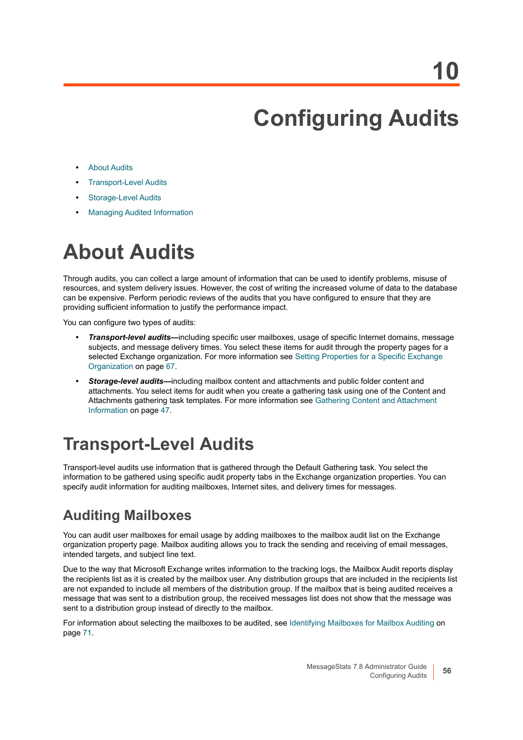# 10 Configuring Audits

- About Audits
- Transport-Level Audits
- Storage-Level Audits
- Managing Audited Information

# About Audits

Through audits, you can collect a large amount of information that can be used to identify problems, misuse of resources, and system delivery issues. However, the cost of writing the increased volume of data to the database can be expensive. Perform periodic reviews of the audits that you have configured to ensure that they are providing sufficient information to justify the performance impact.

You can configure two types of audits:

- ***Transport-level audits***—including specific user mailboxes, usage of specific Internet domains, message subjects, and message delivery times. You select these items for audit through the property pages for a selected Exchange organization. For more information see Setting Properties for a Specific Exchange Organization on page 67.
- ***Storage-level audits***—including mailbox content and attachments and public folder content and attachments. You select items for audit when you create a gathering task using one of the Content and Attachments gathering task templates. For more information see Gathering Content and Attachment Information on page 47.

# Transport-Level Audits

Transport-level audits use information that is gathered through the Default Gathering task. You select the information to be gathered using specific audit property tabs in the Exchange organization properties. You can specify audit information for auditing mailboxes, Internet sites, and delivery times for messages.

## Auditing Mailboxes

You can audit user mailboxes for email usage by adding mailboxes to the mailbox audit list on the Exchange organization property page. Mailbox auditing allows you to track the sending and receiving of email messages, intended targets, and subject line text.

Due to the way that Microsoft Exchange writes information to the tracking logs, the Mailbox Audit reports display the recipients list as it is created by the mailbox user. Any distribution groups that are included in the recipients list are not expanded to include all members of the distribution group. If the mailbox that is being audited receives a message that was sent to a distribution group, the received messages list does not show that the message was sent to a distribution group instead of directly to the mailbox.

For information about selecting the mailboxes to be audited, see Identifying Mailboxes for Mailbox Auditing on page 71.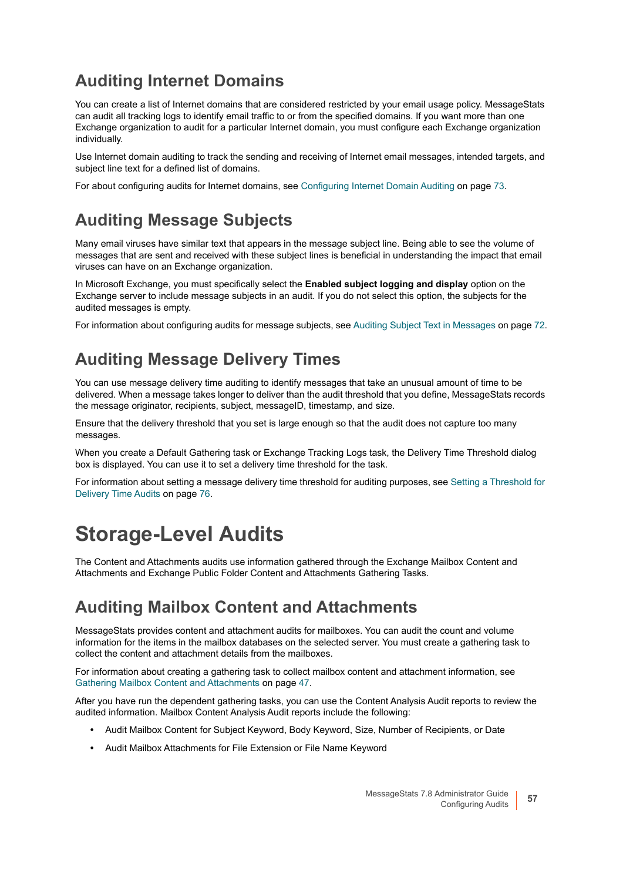## Auditing Internet Domains

You can create a list of Internet domains that are considered restricted by your email usage policy. MessageStats can audit all tracking logs to identify email traffic to or from the specified domains. If you want more than one Exchange organization to audit for a particular Internet domain, you must configure each Exchange organization individually.

Use Internet domain auditing to track the sending and receiving of Internet email messages, intended targets, and subject line text for a defined list of domains.

For about configuring audits for Internet domains, see Configuring Internet Domain Auditing on page 73.

## Auditing Message Subjects

Many email viruses have similar text that appears in the message subject line. Being able to see the volume of messages that are sent and received with these subject lines is beneficial in understanding the impact that email viruses can have on an Exchange organization.

In Microsoft Exchange, you must specifically select the **Enabled subject logging and display** option on the Exchange server to include message subjects in an audit. If you do not select this option, the subjects for the audited messages is empty.

For information about configuring audits for message subjects, see Auditing Subject Text in Messages on page 72.

## Auditing Message Delivery Times

You can use message delivery time auditing to identify messages that take an unusual amount of time to be delivered. When a message takes longer to deliver than the audit threshold that you define, MessageStats records the message originator, recipients, subject, messageID, timestamp, and size.

Ensure that the delivery threshold that you set is large enough so that the audit does not capture too many messages.

When you create a Default Gathering task or Exchange Tracking Logs task, the Delivery Time Threshold dialog box is displayed. You can use it to set a delivery time threshold for the task.

For information about setting a message delivery time threshold for auditing purposes, see Setting a Threshold for Delivery Time Audits on page 76.

# Storage-Level Audits

The Content and Attachments audits use information gathered through the Exchange Mailbox Content and Attachments and Exchange Public Folder Content and Attachments Gathering Tasks.

## Auditing Mailbox Content and Attachments

MessageStats provides content and attachment audits for mailboxes. You can audit the count and volume information for the items in the mailbox databases on the selected server. You must create a gathering task to collect the content and attachment details from the mailboxes.

For information about creating a gathering task to collect mailbox content and attachment information, see Gathering Mailbox Content and Attachments on page 47.

After you have run the dependent gathering tasks, you can use the Content Analysis Audit reports to review the audited information. Mailbox Content Analysis Audit reports include the following:

- Audit Mailbox Content for Subject Keyword, Body Keyword, Size, Number of Recipients, or Date
- Audit Mailbox Attachments for File Extension or File Name Keyword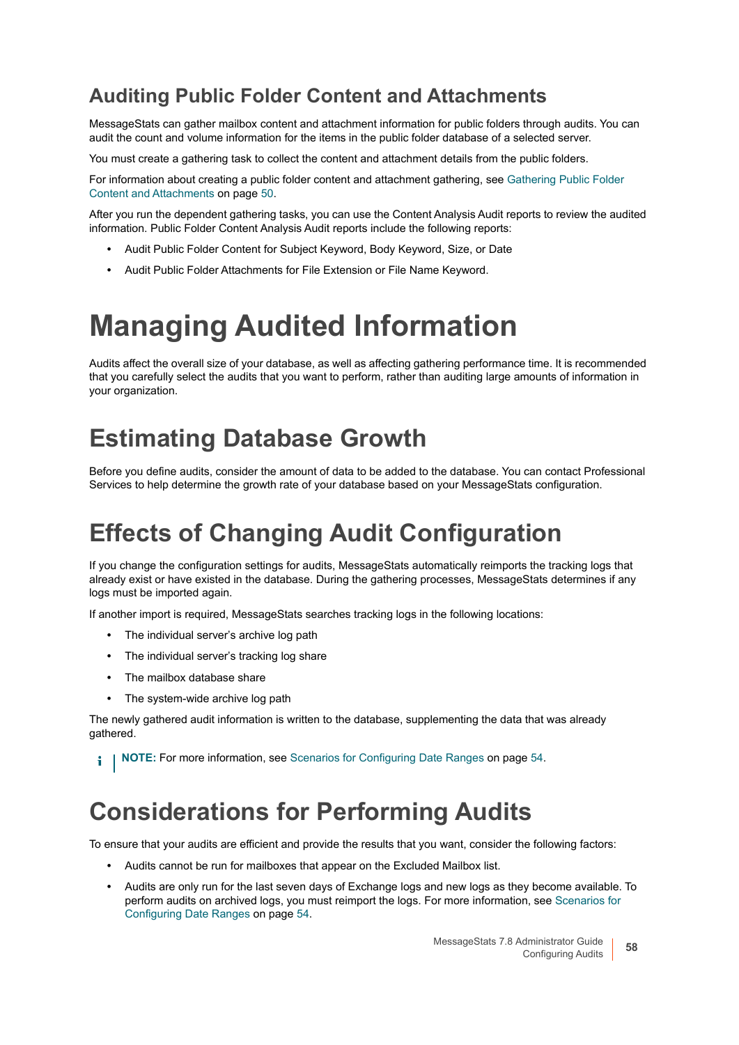## Auditing Public Folder Content and Attachments

MessageStats can gather mailbox content and attachment information for public folders through audits. You can audit the count and volume information for the items in the public folder database of a selected server.

You must create a gathering task to collect the content and attachment details from the public folders.

For information about creating a public folder content and attachment gathering, see Gathering Public Folder Content and Attachments on page 50.

After you run the dependent gathering tasks, you can use the Content Analysis Audit reports to review the audited information. Public Folder Content Analysis Audit reports include the following reports:

- Audit Public Folder Content for Subject Keyword, Body Keyword, Size, or Date
- Audit Public Folder Attachments for File Extension or File Name Keyword.

# Managing Audited Information

Audits affect the overall size of your database, as well as affecting gathering performance time. It is recommended that you carefully select the audits that you want to perform, rather than auditing large amounts of information in your organization.

## Estimating Database Growth

Before you define audits, consider the amount of data to be added to the database. You can contact Professional Services to help determine the growth rate of your database based on your MessageStats configuration.

## Effects of Changing Audit Configuration

If you change the configuration settings for audits, MessageStats automatically reimports the tracking logs that already exist or have existed in the database. During the gathering processes, MessageStats determines if any logs must be imported again.

If another import is required, MessageStats searches tracking logs in the following locations:

- The individual server's archive log path
- The individual server's tracking log share
- The mailbox database share
- The system-wide archive log path

The newly gathered audit information is written to the database, supplementing the data that was already gathered.

**NOTE:** For more information, see Scenarios for Configuring Date Ranges on page 54.

## Considerations for Performing Audits

To ensure that your audits are efficient and provide the results that you want, consider the following factors:

- Audits cannot be run for mailboxes that appear on the Excluded Mailbox list.
- Audits are only run for the last seven days of Exchange logs and new logs as they become available. To perform audits on archived logs, you must reimport the logs. For more information, see Scenarios for Configuring Date Ranges on page 54.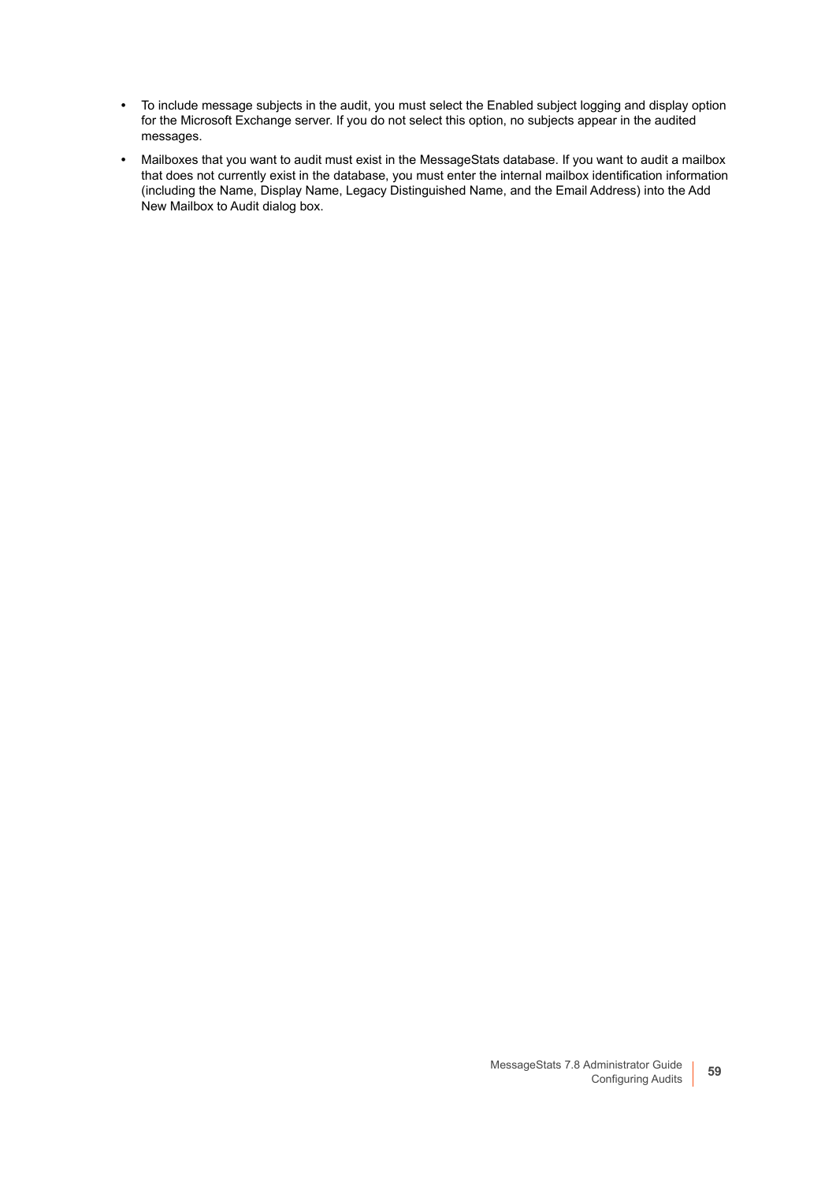- To include message subjects in the audit, you must select the Enabled subject logging and display option for the Microsoft Exchange server. If you do not select this option, no subjects appear in the audited messages.
- Mailboxes that you want to audit must exist in the MessageStats database. If you want to audit a mailbox that does not currently exist in the database, you must enter the internal mailbox identification information (including the Name, Display Name, Legacy Distinguished Name, and the Email Address) into the Add New Mailbox to Audit dialog box.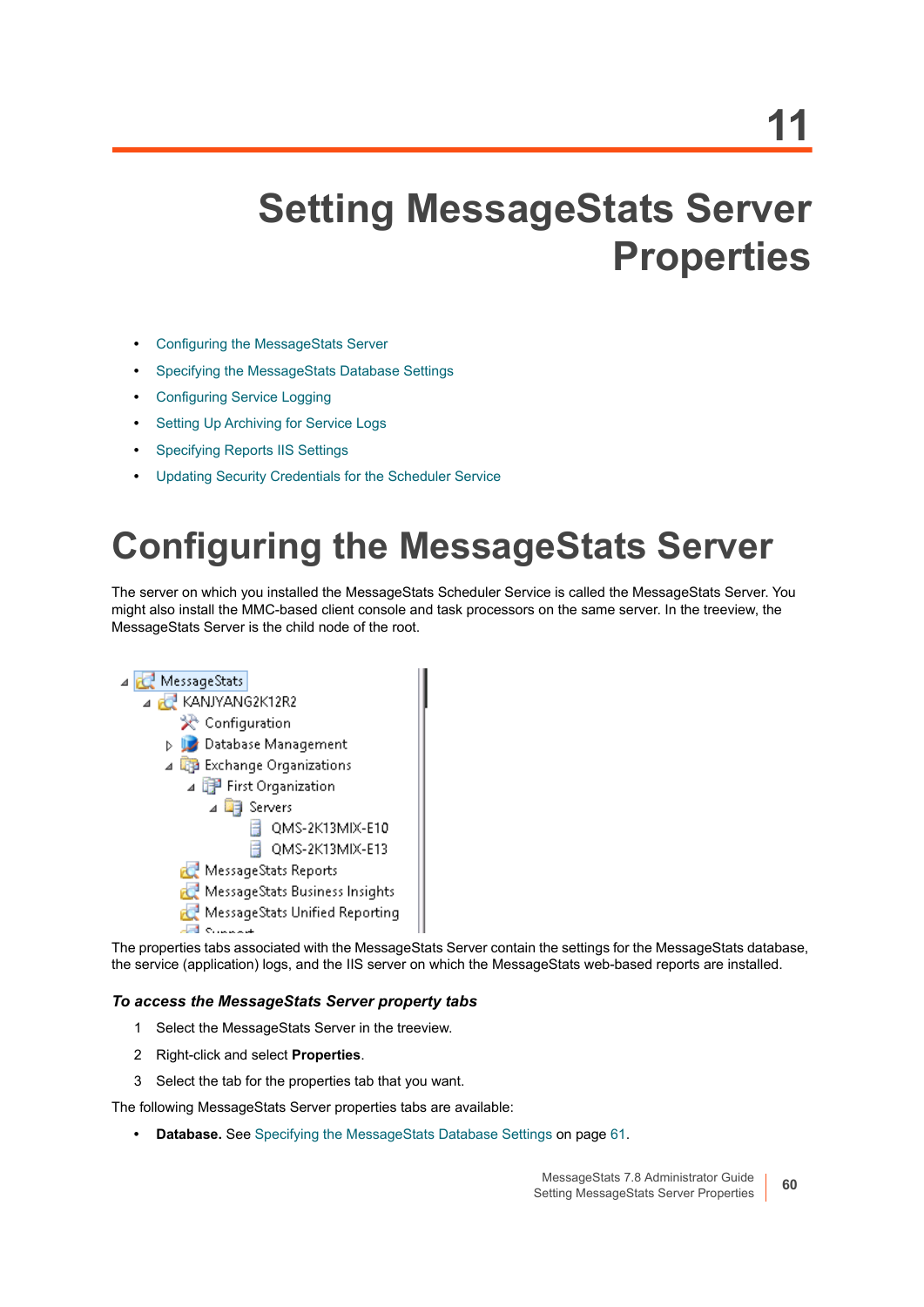# 11

# Setting MessageStats Server Properties

- Configuring the MessageStats Server
- Specifying the MessageStats Database Settings
- Configuring Service Logging
- Setting Up Archiving for Service Logs
- Specifying Reports IIS Settings
- Updating Security Credentials for the Scheduler Service

## Configuring the MessageStats Server

The server on which you installed the MessageStats Scheduler Service is called the MessageStats Server. You might also install the MMC-based client console and task processors on the same server. In the treeview, the MessageStats Server is the child node of the root.

The properties tabs associated with the MessageStats Server contain the settings for the MessageStats database, the service (application) logs, and the IIS server on which the MessageStats web-based reports are installed.

### *To access the MessageStats Server property tabs*

1. Select the MessageStats Server in the treeview.
2. Right-click and select **Properties**.
3. Select the tab for the properties tab that you want.

The following MessageStats Server properties tabs are available:

- **Database.** See Specifying the MessageStats Database Settings on page 61.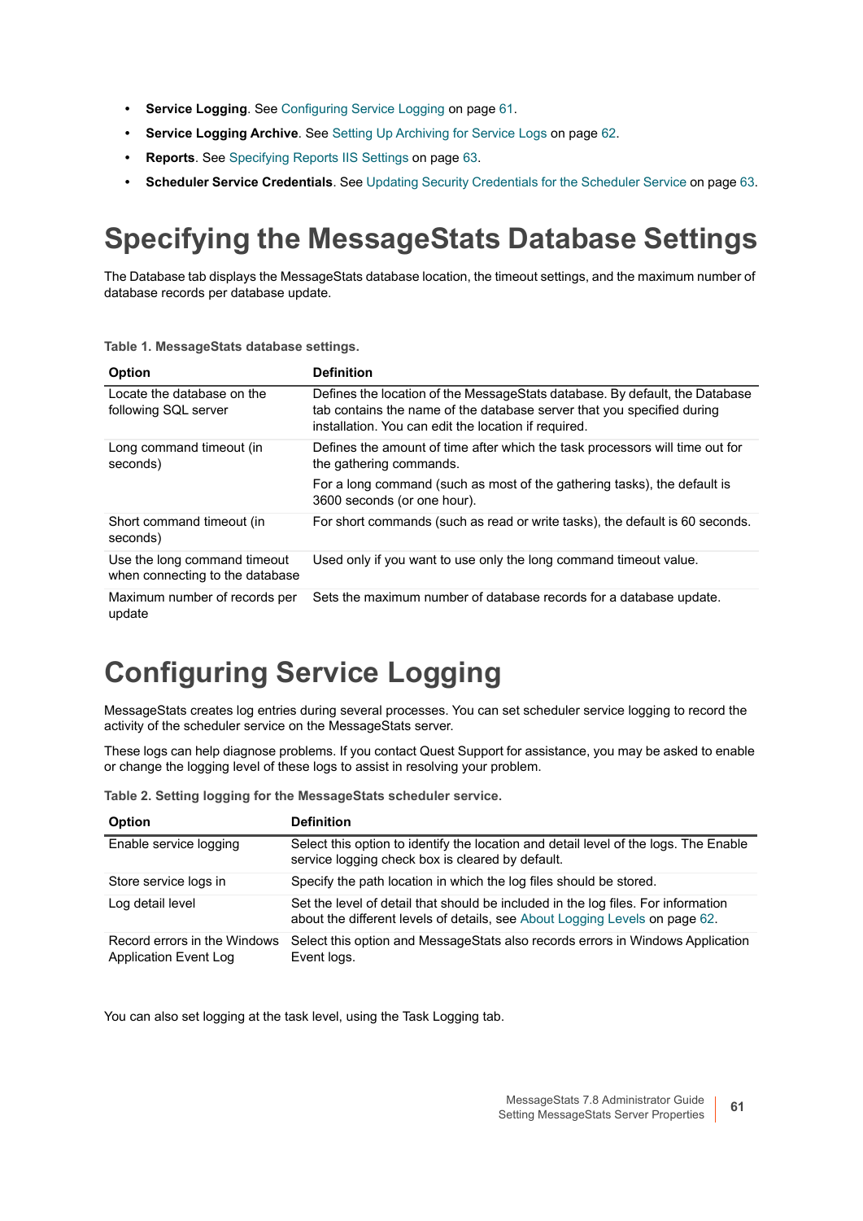- **Service Logging**. See Configuring Service Logging on page 61.
- **Service Logging Archive**. See Setting Up Archiving for Service Logs on page 62.
- **Reports**. See Specifying Reports IIS Settings on page 63.
- **Scheduler Service Credentials**. See Updating Security Credentials for the Scheduler Service on page 63.

# Specifying the MessageStats Database Settings

The Database tab displays the MessageStats database location, the timeout settings, and the maximum number of database records per database update.

**Table 1. MessageStats database settings.**

| Option | Definition |
|---|---|
| Locate the database on the following SQL server | Defines the location of the MessageStats database. By default, the Database tab contains the name of the database server that you specified during installation. You can edit the location if required. |
| Long command timeout (in seconds) | Defines the amount of time after which the task processors will time out for the gathering commands.<br>For a long command (such as most of the gathering tasks), the default is 3600 seconds (or one hour). |
| Short command timeout (in seconds) | For short commands (such as read or write tasks), the default is 60 seconds. |
| Use the long command timeout when connecting to the database | Used only if you want to use only the long command timeout value. |
| Maximum number of records per update | Sets the maximum number of database records for a database update. |

# Configuring Service Logging

MessageStats creates log entries during several processes. You can set scheduler service logging to record the activity of the scheduler service on the MessageStats server.

These logs can help diagnose problems. If you contact Quest Support for assistance, you may be asked to enable or change the logging level of these logs to assist in resolving your problem.

**Table 2. Setting logging for the MessageStats scheduler service.**

| Option | Definition |
|---|---|
| Enable service logging | Select this option to identify the location and detail level of the logs. The Enable service logging check box is cleared by default. |
| Store service logs in | Specify the path location in which the log files should be stored. |
| Log detail level | Set the level of detail that should be included in the log files. For information about the different levels of details, see About Logging Levels on page 62. |
| Record errors in the Windows Application Event Log | Select this option and MessageStats also records errors in Windows Application Event logs. |

You can also set logging at the task level, using the Task Logging tab.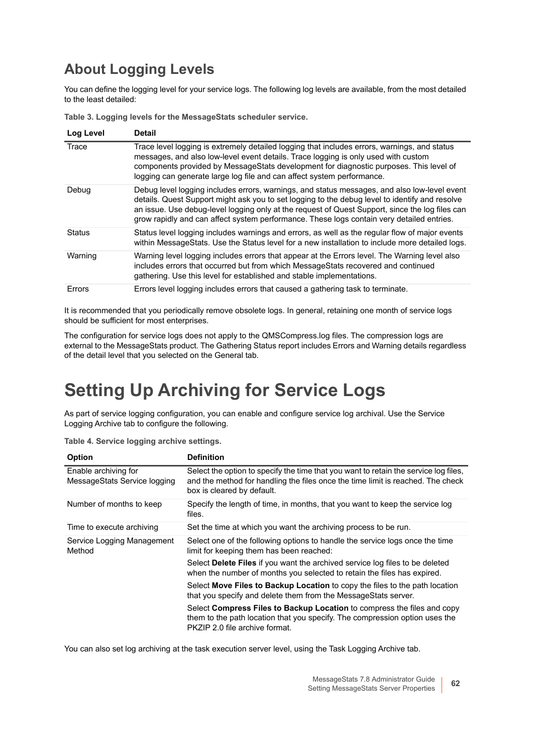## About Logging Levels

You can define the logging level for your service logs. The following log levels are available, from the most detailed to the least detailed:

**Table 3. Logging levels for the MessageStats scheduler service.**

| Log Level | Detail |
|---|---|
| Trace | Trace level logging is extremely detailed logging that includes errors, warnings, and status messages, and also low-level event details. Trace logging is only used with custom components provided by MessageStats development for diagnostic purposes. This level of logging can generate large log file and can affect system performance. |
| Debug | Debug level logging includes errors, warnings, and status messages, and also low-level event details. Quest Support might ask you to set logging to the debug level to identify and resolve an issue. Use debug-level logging only at the request of Quest Support, since the log files can grow rapidly and can affect system performance. These logs contain very detailed entries. |
| Status | Status level logging includes warnings and errors, as well as the regular flow of major events within MessageStats. Use the Status level for a new installation to include more detailed logs. |
| Warning | Warning level logging includes errors that appear at the Errors level. The Warning level also includes errors that occurred but from which MessageStats recovered and continued gathering. Use this level for established and stable implementations. |
| Errors | Errors level logging includes errors that caused a gathering task to terminate. |

It is recommended that you periodically remove obsolete logs. In general, retaining one month of service logs should be sufficient for most enterprises.

The configuration for service logs does not apply to the QMSCompress.log files. The compression logs are external to the MessageStats product. The Gathering Status report includes Errors and Warning details regardless of the detail level that you selected on the General tab.

# Setting Up Archiving for Service Logs

As part of service logging configuration, you can enable and configure service log archival. Use the Service Logging Archive tab to configure the following.

**Table 4. Service logging archive settings.**

| Option | Definition |
|---|---|
| Enable archiving for MessageStats Service logging | Select the option to specify the time that you want to retain the service log files, and the method for handling the files once the time limit is reached. The check box is cleared by default. |
| Number of months to keep | Specify the length of time, in months, that you want to keep the service log files. |
| Time to execute archiving | Set the time at which you want the archiving process to be run. |
| Service Logging Management Method | Select one of the following options to handle the service logs once the time limit for keeping them has been reached:<br>Select **Delete Files** if you want the archived service log files to be deleted when the number of months you selected to retain the files has expired.<br>Select **Move Files to Backup Location** to copy the files to the path location that you specify and delete them from the MessageStats server.<br>Select **Compress Files to Backup Location** to compress the files and copy them to the path location that you specify. The compression option uses the PKZIP 2.0 file archive format. |

You can also set log archiving at the task execution server level, using the Task Logging Archive tab.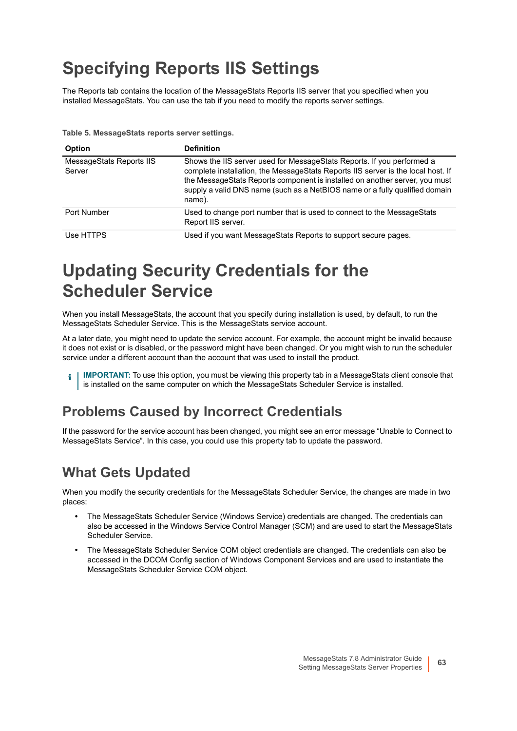# Specifying Reports IIS Settings

The Reports tab contains the location of the MessageStats Reports IIS server that you specified when you installed MessageStats. You can use the tab if you need to modify the reports server settings.

**Table 5. MessageStats reports server settings.**

| Option | Definition |
|---|---|
| MessageStats Reports IIS Server | Shows the IIS server used for MessageStats Reports. If you performed a complete installation, the MessageStats Reports IIS server is the local host. If the MessageStats Reports component is installed on another server, you must supply a valid DNS name (such as a NetBIOS name or a fully qualified domain name). |
| Port Number | Used to change port number that is used to connect to the MessageStats Report IIS server. |
| Use HTTPS | Used if you want MessageStats Reports to support secure pages. |

# Updating Security Credentials for the Scheduler Service

When you install MessageStats, the account that you specify during installation is used, by default, to run the MessageStats Scheduler Service. This is the MessageStats service account.

At a later date, you might need to update the service account. For example, the account might be invalid because it does not exist or is disabled, or the password might have been changed. Or you might wish to run the scheduler service under a different account than the account that was used to install the product.

**IMPORTANT:** To use this option, you must be viewing this property tab in a MessageStats client console that is installed on the same computer on which the MessageStats Scheduler Service is installed.

## Problems Caused by Incorrect Credentials

If the password for the service account has been changed, you might see an error message “Unable to Connect to MessageStats Service”. In this case, you could use this property tab to update the password.

## What Gets Updated

When you modify the security credentials for the MessageStats Scheduler Service, the changes are made in two places:

- The MessageStats Scheduler Service (Windows Service) credentials are changed. The credentials can also be accessed in the Windows Service Control Manager (SCM) and are used to start the MessageStats Scheduler Service.
- The MessageStats Scheduler Service COM object credentials are changed. The credentials can also be accessed in the DCOM Config section of Windows Component Services and are used to instantiate the MessageStats Scheduler Service COM object.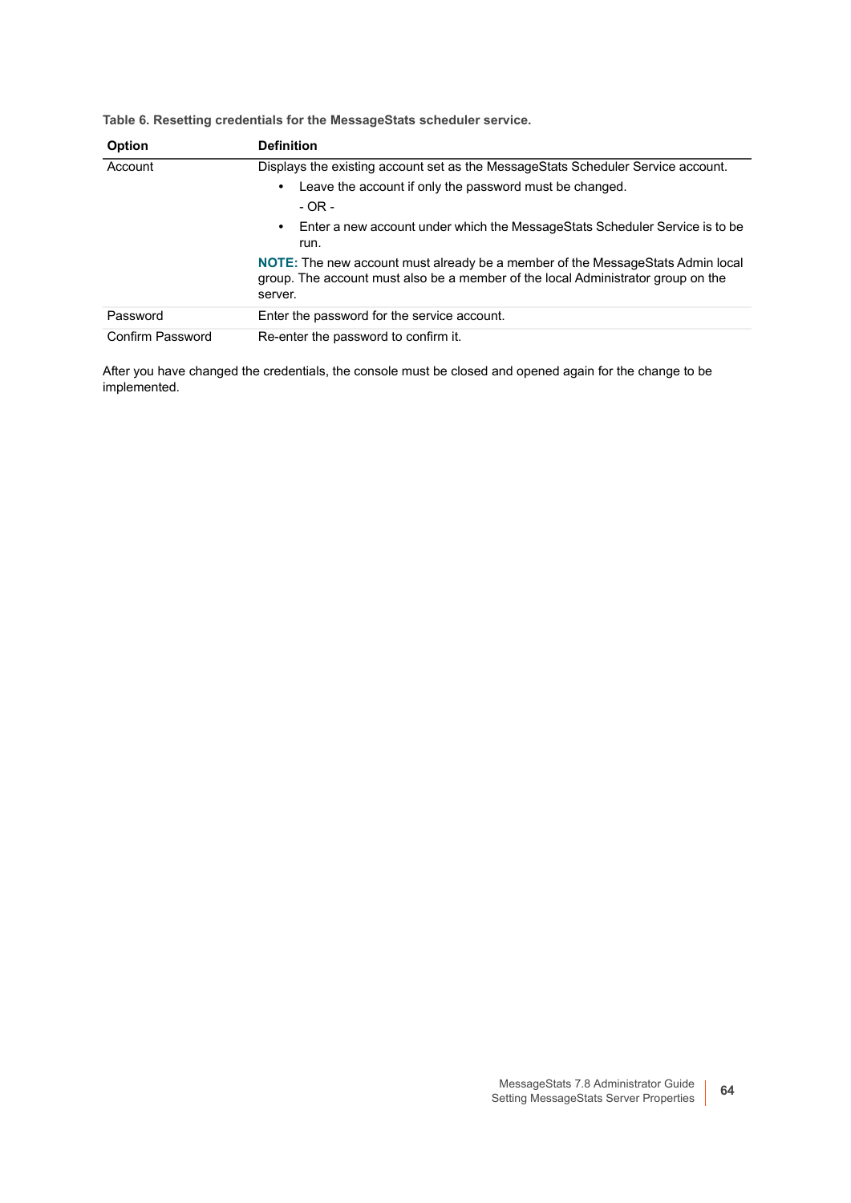**Table 6. Resetting credentials for the MessageStats scheduler service.**

| Option | Definition |
| --- | --- |
| Account | Displays the existing account set as the MessageStats Scheduler Service account.<br>• Leave the account if only the password must be changed.<br>- OR -<br>• Enter a new account under which the MessageStats Scheduler Service is to be run.<br>**NOTE:** The new account must already be a member of the MessageStats Admin local group. The account must also be a member of the local Administrator group on the server. |
| Password | Enter the password for the service account. |
| Confirm Password | Re-enter the password to confirm it. |

After you have changed the credentials, the console must be closed and opened again for the change to be implemented.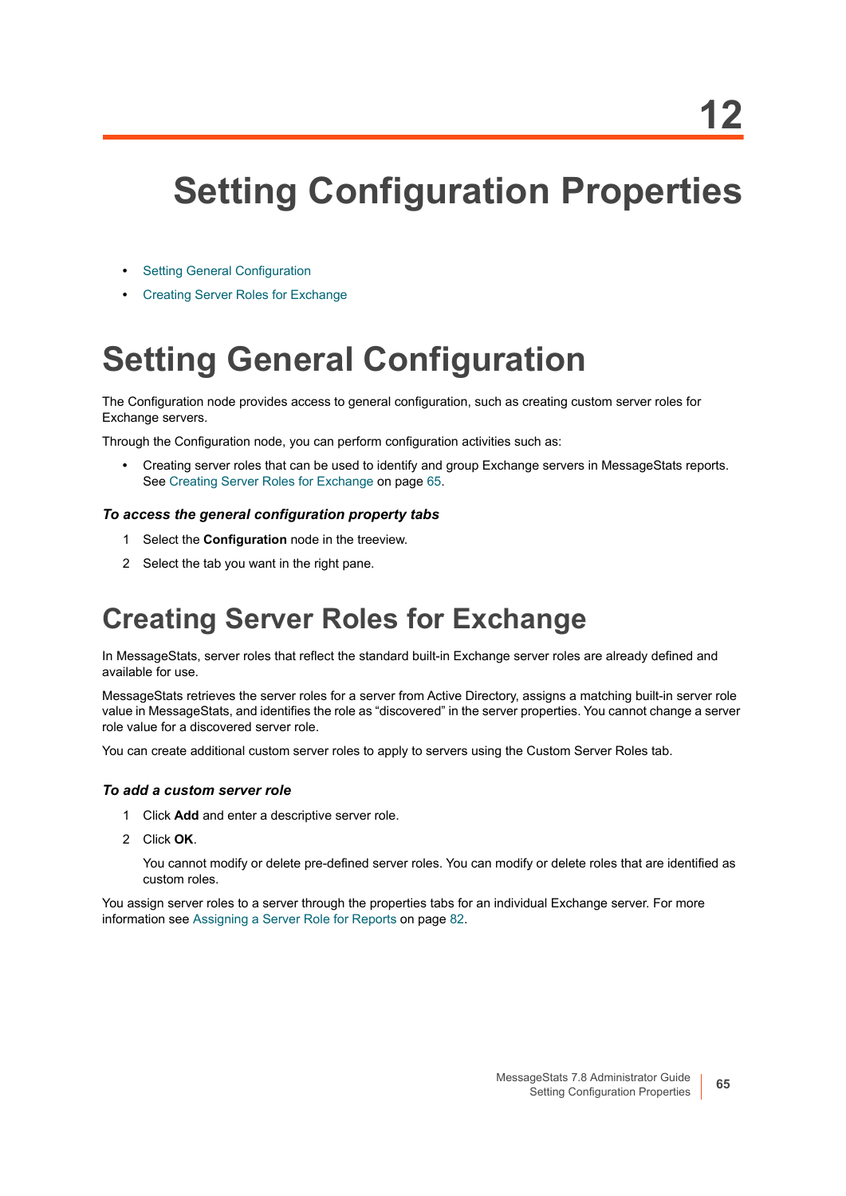12

# Setting Configuration Properties

- Setting General Configuration
- Creating Server Roles for Exchange

## Setting General Configuration

The Configuration node provides access to general configuration, such as creating custom server roles for Exchange servers.

Through the Configuration node, you can perform configuration activities such as:

- Creating server roles that can be used to identify and group Exchange servers in MessageStats reports. See Creating Server Roles for Exchange on page 65.

#### *To access the general configuration property tabs*

1. Select the **Configuration** node in the treeview.
2. Select the tab you want in the right pane.

## Creating Server Roles for Exchange

In MessageStats, server roles that reflect the standard built-in Exchange server roles are already defined and available for use.

MessageStats retrieves the server roles for a server from Active Directory, assigns a matching built-in server role value in MessageStats, and identifies the role as “discovered” in the server properties. You cannot change a server role value for a discovered server role.

You can create additional custom server roles to apply to servers using the Custom Server Roles tab.

#### *To add a custom server role*

1. Click **Add** and enter a descriptive server role.
2. Click **OK**.

   You cannot modify or delete pre-defined server roles. You can modify or delete roles that are identified as custom roles.

You assign server roles to a server through the properties tabs for an individual Exchange server. For more information see Assigning a Server Role for Reports on page 82.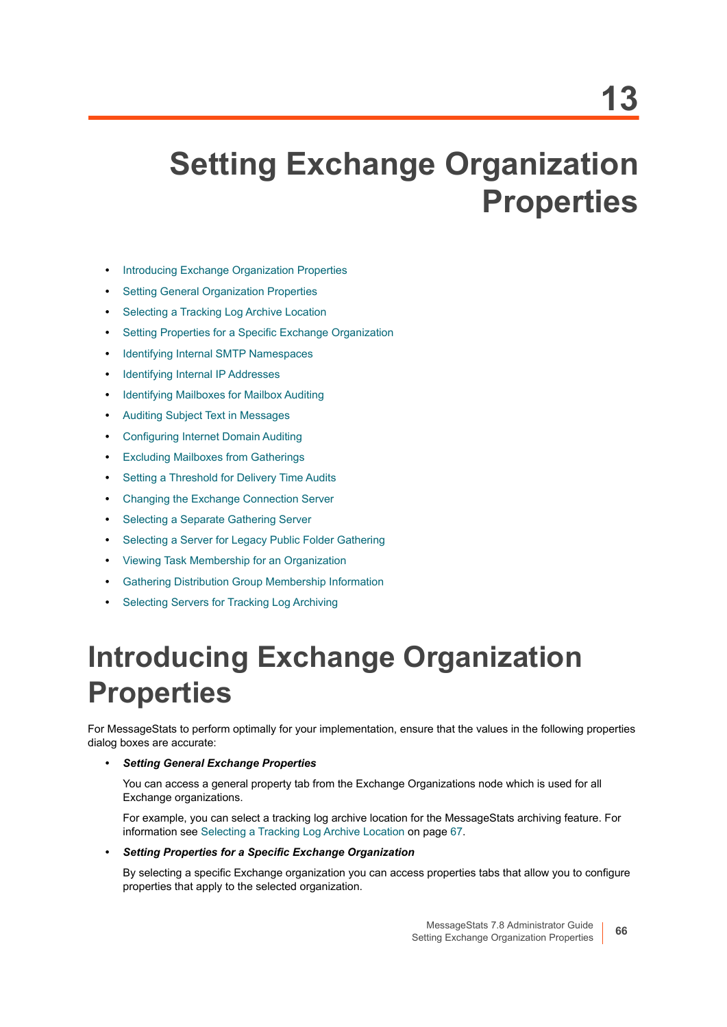# 13 Setting Exchange Organization Properties

- Introducing Exchange Organization Properties
- Setting General Organization Properties
- Selecting a Tracking Log Archive Location
- Setting Properties for a Specific Exchange Organization
- Identifying Internal SMTP Namespaces
- Identifying Internal IP Addresses
- Identifying Mailboxes for Mailbox Auditing
- Auditing Subject Text in Messages
- Configuring Internet Domain Auditing
- Excluding Mailboxes from Gatherings
- Setting a Threshold for Delivery Time Audits
- Changing the Exchange Connection Server
- Selecting a Separate Gathering Server
- Selecting a Server for Legacy Public Folder Gathering
- Viewing Task Membership for an Organization
- Gathering Distribution Group Membership Information
- Selecting Servers for Tracking Log Archiving

# Introducing Exchange Organization Properties

For MessageStats to perform optimally for your implementation, ensure that the values in the following properties dialog boxes are accurate:

- ***Setting General Exchange Properties***

  You can access a general property tab from the Exchange Organizations node which is used for all Exchange organizations.

  For example, you can select a tracking log archive location for the MessageStats archiving feature. For information see Selecting a Tracking Log Archive Location on page 67.

- ***Setting Properties for a Specific Exchange Organization***

  By selecting a specific Exchange organization you can access properties tabs that allow you to configure properties that apply to the selected organization.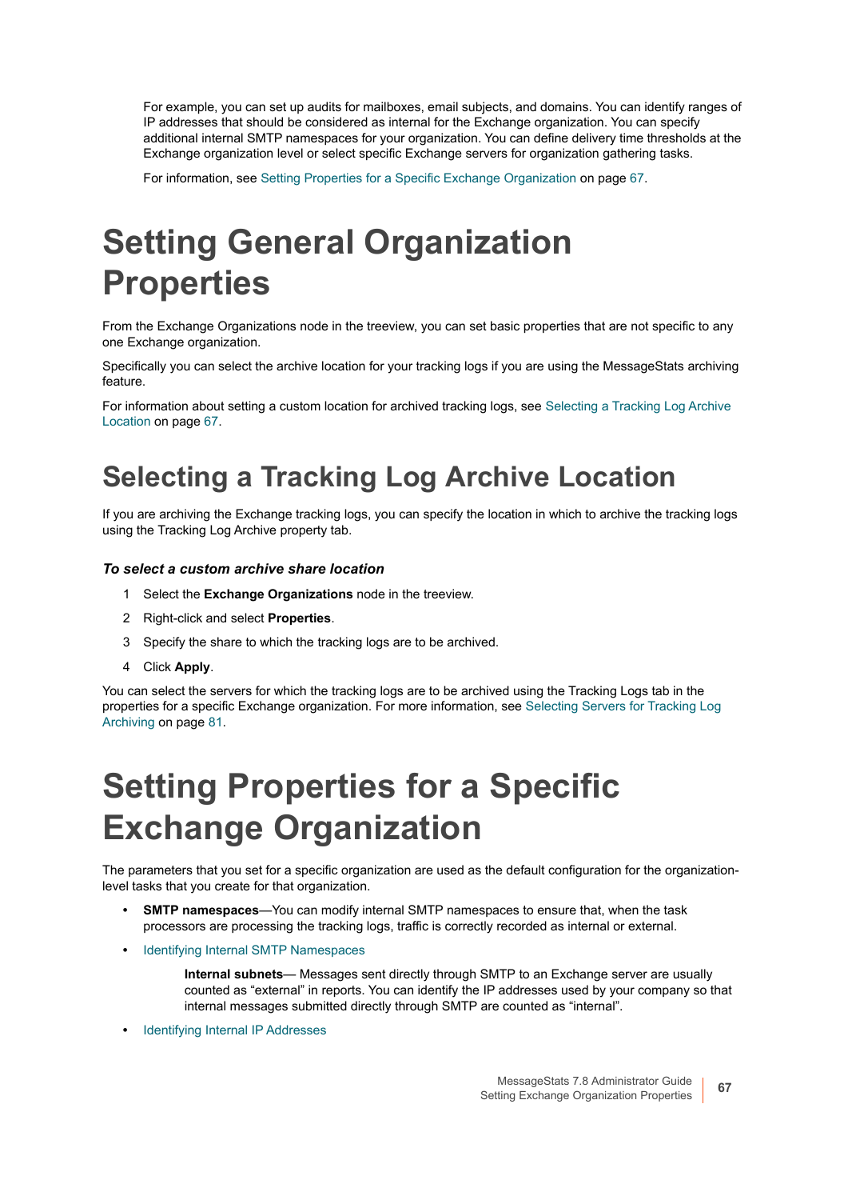For example, you can set up audits for mailboxes, email subjects, and domains. You can identify ranges of IP addresses that should be considered as internal for the Exchange organization. You can specify additional internal SMTP namespaces for your organization. You can define delivery time thresholds at the Exchange organization level or select specific Exchange servers for organization gathering tasks.

For information, see Setting Properties for a Specific Exchange Organization on page 67.

# Setting General Organization Properties

From the Exchange Organizations node in the treeview, you can set basic properties that are not specific to any one Exchange organization.

Specifically you can select the archive location for your tracking logs if you are using the MessageStats archiving feature.

For information about setting a custom location for archived tracking logs, see Selecting a Tracking Log Archive Location on page 67.

## Selecting a Tracking Log Archive Location

If you are archiving the Exchange tracking logs, you can specify the location in which to archive the tracking logs using the Tracking Log Archive property tab.

***To select a custom archive share location***

1. Select the **Exchange Organizations** node in the treeview.
2. Right-click and select **Properties**.
3. Specify the share to which the tracking logs are to be archived.
4. Click **Apply**.

You can select the servers for which the tracking logs are to be archived using the Tracking Logs tab in the properties for a specific Exchange organization. For more information, see Selecting Servers for Tracking Log Archiving on page 81.

# Setting Properties for a Specific Exchange Organization

The parameters that you set for a specific organization are used as the default configuration for the organization-level tasks that you create for that organization.

- **SMTP namespaces**—You can modify internal SMTP namespaces to ensure that, when the task processors are processing the tracking logs, traffic is correctly recorded as internal or external.
- Identifying Internal SMTP Namespaces

  **Internal subnets**— Messages sent directly through SMTP to an Exchange server are usually counted as “external” in reports. You can identify the IP addresses used by your company so that internal messages submitted directly through SMTP are counted as “internal”.
- Identifying Internal IP Addresses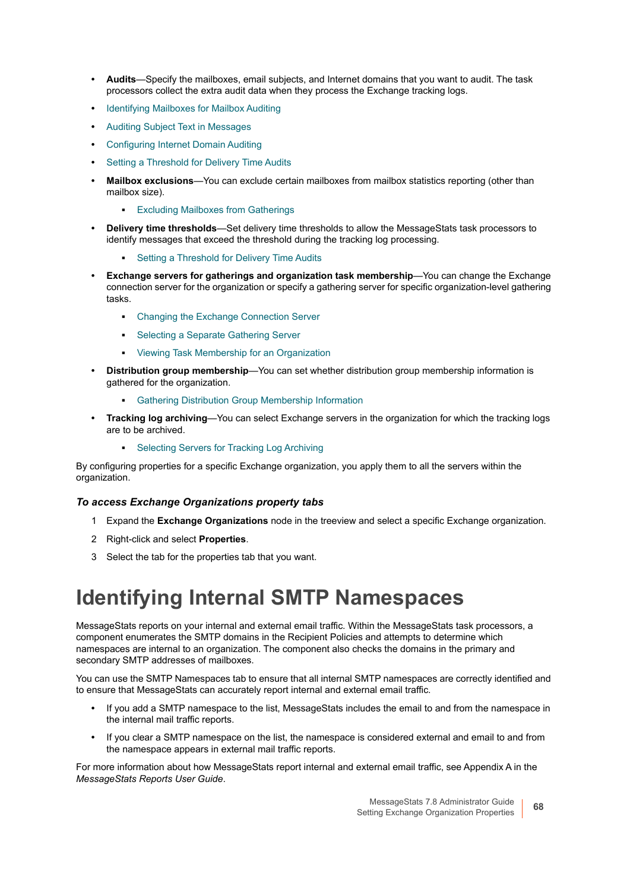- **Audits**—Specify the mailboxes, email subjects, and Internet domains that you want to audit. The task processors collect the extra audit data when they process the Exchange tracking logs.
- Identifying Mailboxes for Mailbox Auditing
- Auditing Subject Text in Messages
- Configuring Internet Domain Auditing
- Setting a Threshold for Delivery Time Audits
- **Mailbox exclusions**—You can exclude certain mailboxes from mailbox statistics reporting (other than mailbox size).
  - Excluding Mailboxes from Gatherings
- **Delivery time thresholds**—Set delivery time thresholds to allow the MessageStats task processors to identify messages that exceed the threshold during the tracking log processing.
  - Setting a Threshold for Delivery Time Audits
- **Exchange servers for gatherings and organization task membership**—You can change the Exchange connection server for the organization or specify a gathering server for specific organization-level gathering tasks.
  - Changing the Exchange Connection Server
  - Selecting a Separate Gathering Server
  - Viewing Task Membership for an Organization
- **Distribution group membership**—You can set whether distribution group membership information is gathered for the organization.
  - Gathering Distribution Group Membership Information
- **Tracking log archiving**—You can select Exchange servers in the organization for which the tracking logs are to be archived.
  - Selecting Servers for Tracking Log Archiving

By configuring properties for a specific Exchange organization, you apply them to all the servers within the organization.

***To access Exchange Organizations property tabs***

1. Expand the **Exchange Organizations** node in the treeview and select a specific Exchange organization.
2. Right-click and select **Properties**.
3. Select the tab for the properties tab that you want.

# Identifying Internal SMTP Namespaces

MessageStats reports on your internal and external email traffic. Within the MessageStats task processors, a component enumerates the SMTP domains in the Recipient Policies and attempts to determine which namespaces are internal to an organization. The component also checks the domains in the primary and secondary SMTP addresses of mailboxes.

You can use the SMTP Namespaces tab to ensure that all internal SMTP namespaces are correctly identified and to ensure that MessageStats can accurately report internal and external email traffic.

- If you add a SMTP namespace to the list, MessageStats includes the email to and from the namespace in the internal mail traffic reports.
- If you clear a SMTP namespace on the list, the namespace is considered external and email to and from the namespace appears in external mail traffic reports.

For more information about how MessageStats report internal and external email traffic, see Appendix A in the *MessageStats Reports User Guide*.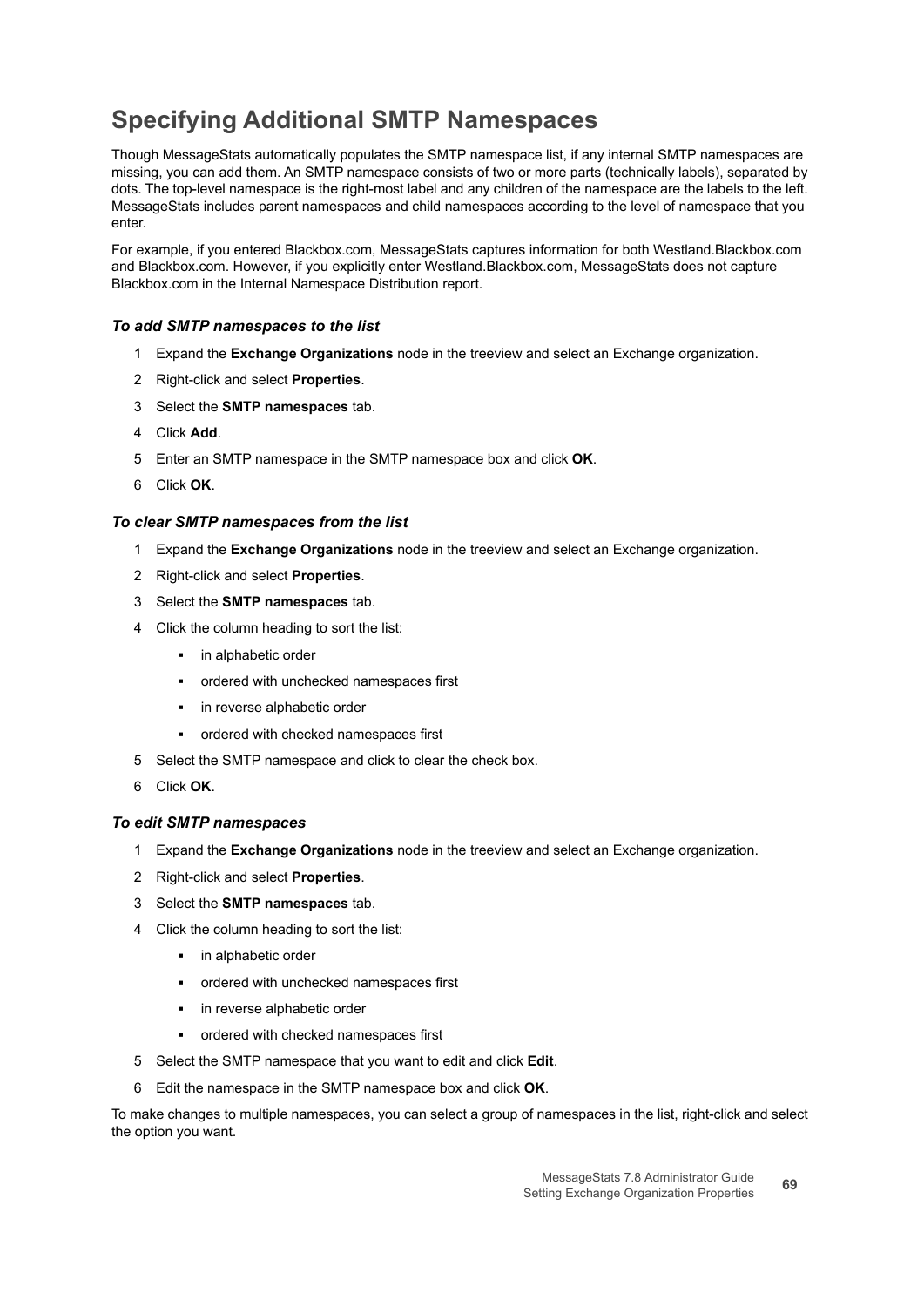# Specifying Additional SMTP Namespaces

Though MessageStats automatically populates the SMTP namespace list, if any internal SMTP namespaces are missing, you can add them. An SMTP namespace consists of two or more parts (technically labels), separated by dots. The top-level namespace is the right-most label and any children of the namespace are the labels to the left. MessageStats includes parent namespaces and child namespaces according to the level of namespace that you enter.

For example, if you entered Blackbox.com, MessageStats captures information for both Westland.Blackbox.com and Blackbox.com. However, if you explicitly enter Westland.Blackbox.com, MessageStats does not capture Blackbox.com in the Internal Namespace Distribution report.

### *To add SMTP namespaces to the list*

1. Expand the **Exchange Organizations** node in the treeview and select an Exchange organization.
2. Right-click and select **Properties**.
3. Select the **SMTP namespaces** tab.
4. Click **Add**.
5. Enter an SMTP namespace in the SMTP namespace box and click **OK**.
6. Click **OK**.

### *To clear SMTP namespaces from the list*

1. Expand the **Exchange Organizations** node in the treeview and select an Exchange organization.
2. Right-click and select **Properties**.
3. Select the **SMTP namespaces** tab.
4. Click the column heading to sort the list:
   - in alphabetic order
   - ordered with unchecked namespaces first
   - in reverse alphabetic order
   - ordered with checked namespaces first
5. Select the SMTP namespace and click to clear the check box.
6. Click **OK**.

### *To edit SMTP namespaces*

1. Expand the **Exchange Organizations** node in the treeview and select an Exchange organization.
2. Right-click and select **Properties**.
3. Select the **SMTP namespaces** tab.
4. Click the column heading to sort the list:
   - in alphabetic order
   - ordered with unchecked namespaces first
   - in reverse alphabetic order
   - ordered with checked namespaces first
5. Select the SMTP namespace that you want to edit and click **Edit**.
6. Edit the namespace in the SMTP namespace box and click **OK**.

To make changes to multiple namespaces, you can select a group of namespaces in the list, right-click and select the option you want.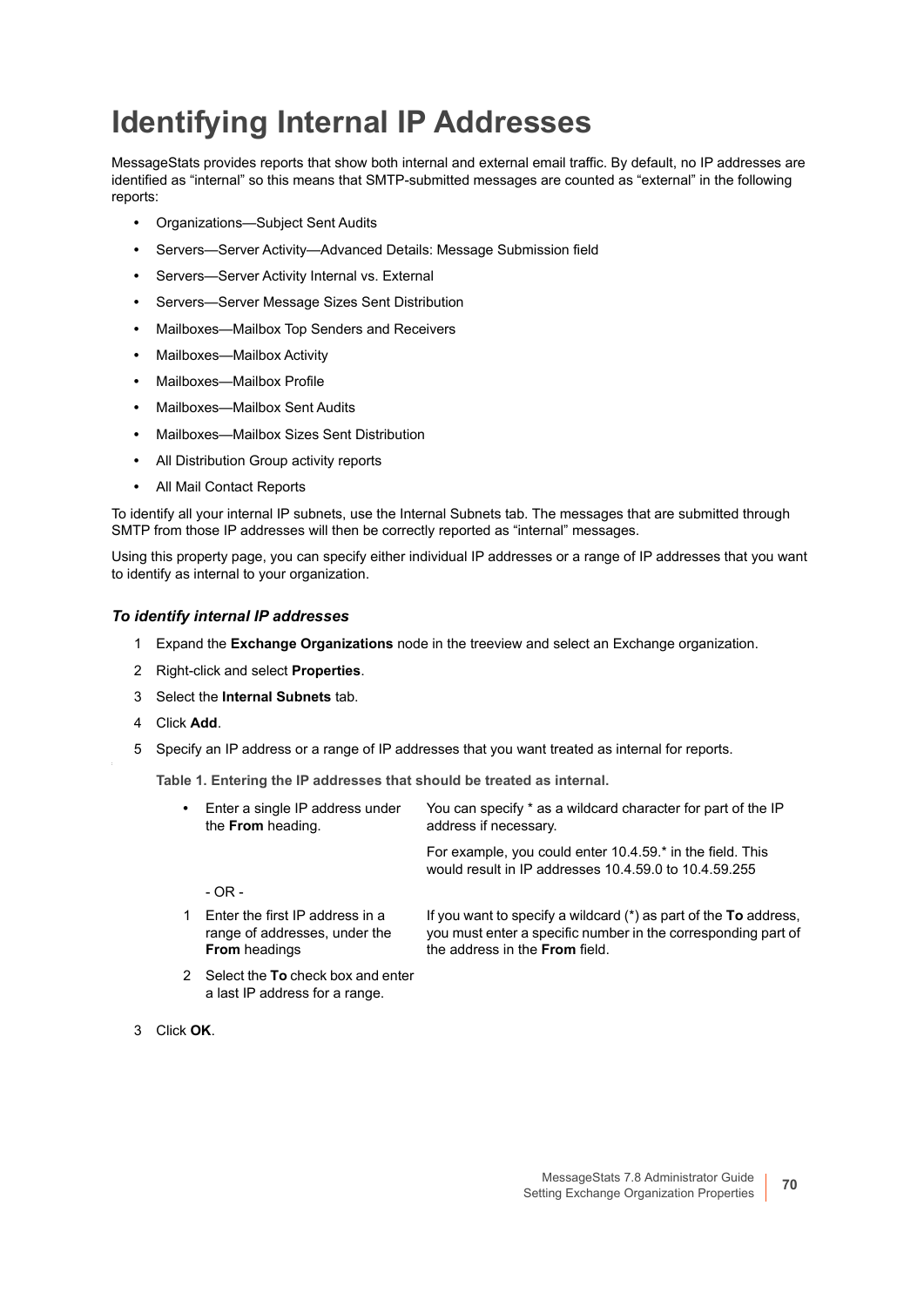# Identifying Internal IP Addresses

MessageStats provides reports that show both internal and external email traffic. By default, no IP addresses are identified as "internal" so this means that SMTP-submitted messages are counted as "external" in the following reports:

- Organizations—Subject Sent Audits
- Servers—Server Activity—Advanced Details: Message Submission field
- Servers—Server Activity Internal vs. External
- Servers—Server Message Sizes Sent Distribution
- Mailboxes—Mailbox Top Senders and Receivers
- Mailboxes—Mailbox Activity
- Mailboxes—Mailbox Profile
- Mailboxes—Mailbox Sent Audits
- Mailboxes—Mailbox Sizes Sent Distribution
- All Distribution Group activity reports
- All Mail Contact Reports

To identify all your internal IP subnets, use the Internal Subnets tab. The messages that are submitted through SMTP from those IP addresses will then be correctly reported as "internal" messages.

Using this property page, you can specify either individual IP addresses or a range of IP addresses that you want to identify as internal to your organization.

### *To identify internal IP addresses*

1. Expand the **Exchange Organizations** node in the treeview and select an Exchange organization.
2. Right-click and select **Properties**.
3. Select the **Internal Subnets** tab.
4. Click **Add**.
5. Specify an IP address or a range of IP addresses that you want treated as internal for reports.

**Table 1. Entering the IP addresses that should be treated as internal.**

| | |
|---|---|
| • Enter a single IP address under the **From** heading. | You can specify * as a wildcard character for part of the IP address if necessary. For example, you could enter 10.4.59.* in the field. This would result in IP addresses 10.4.59.0 to 10.4.59.255 |
| - OR - | |
| 1 Enter the first IP address in a range of addresses, under the **From** headings | If you want to specify a wildcard (*) as part of the **To** address, you must enter a specific number in the corresponding part of the address in the **From** field. |
| 2 Select the **To** check box and enter a last IP address for a range. | |

3. Click **OK**.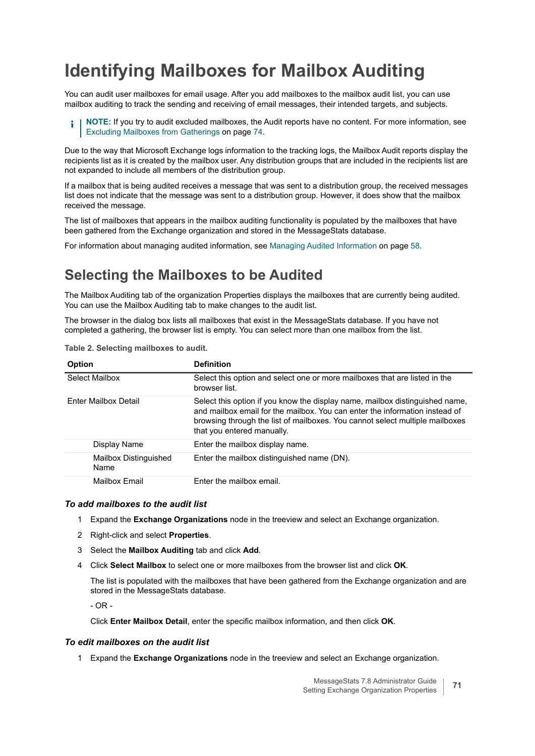# Identifying Mailboxes for Mailbox Auditing

You can audit user mailboxes for email usage. After you add mailboxes to the mailbox audit list, you can use mailbox auditing to track the sending and receiving of email messages, their intended targets, and subjects.

> **NOTE:** If you try to audit excluded mailboxes, the Audit reports have no content. For more information, see Excluding Mailboxes from Gatherings on page 74.

Due to the way that Microsoft Exchange logs information to the tracking logs, the Mailbox Audit reports display the recipients list as it is created by the mailbox user. Any distribution groups that are included in the recipients list are not expanded to include all members of the distribution group.

If a mailbox that is being audited receives a message that was sent to a distribution group, the received messages list does not indicate that the message was sent to a distribution group. However, it does show that the mailbox received the message.

The list of mailboxes that appears in the mailbox auditing functionality is populated by the mailboxes that have been gathered from the Exchange organization and stored in the MessageStats database.

For information about managing audited information, see Managing Audited Information on page 58.

## Selecting the Mailboxes to be Audited

The Mailbox Auditing tab of the organization Properties displays the mailboxes that are currently being audited. You can use the Mailbox Auditing tab to make changes to the audit list.

The browser in the dialog box lists all mailboxes that exist in the MessageStats database. If you have not completed a gathering, the browser list is empty. You can select more than one mailbox from the list.

**Table 2. Selecting mailboxes to audit.**

| Option | Definition |
|---|---|
| Select Mailbox | Select this option and select one or more mailboxes that are listed in the browser list. |
| Enter Mailbox Detail | Select this option if you know the display name, mailbox distinguished name, and mailbox email for the mailbox. You can enter the information instead of browsing through the list of mailboxes. You cannot select multiple mailboxes that you entered manually. |
| Display Name | Enter the mailbox display name. |
| Mailbox Distinguished Name | Enter the mailbox distinguished name (DN). |
| Mailbox Email | Enter the mailbox email. |

### *To add mailboxes to the audit list*

1. Expand the **Exchange Organizations** node in the treeview and select an Exchange organization.
2. Right-click and select **Properties**.
3. Select the **Mailbox Auditing** tab and click **Add**.
4. Click **Select Mailbox** to select one or more mailboxes from the browser list and click **OK**.

   The list is populated with the mailboxes that have been gathered from the Exchange organization and are stored in the MessageStats database.

   - OR -

   Click **Enter Mailbox Detail**, enter the specific mailbox information, and then click **OK**.

### *To edit mailboxes on the audit list*

1. Expand the **Exchange Organizations** node in the treeview and select an Exchange organization.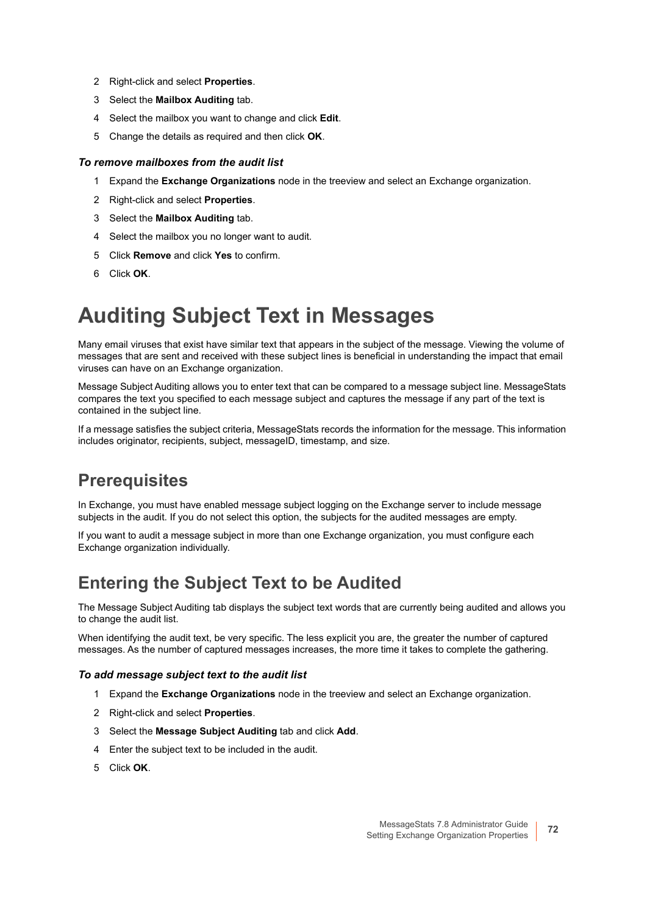2. Right-click and select **Properties**.
3. Select the **Mailbox Auditing** tab.
4. Select the mailbox you want to change and click **Edit**.
5. Change the details as required and then click **OK**.

### *To remove mailboxes from the audit list*

1. Expand the **Exchange Organizations** node in the treeview and select an Exchange organization.
2. Right-click and select **Properties**.
3. Select the **Mailbox Auditing** tab.
4. Select the mailbox you no longer want to audit.
5. Click **Remove** and click **Yes** to confirm.
6. Click **OK**.

# Auditing Subject Text in Messages

Many email viruses that exist have similar text that appears in the subject of the message. Viewing the volume of messages that are sent and received with these subject lines is beneficial in understanding the impact that email viruses can have on an Exchange organization.

Message Subject Auditing allows you to enter text that can be compared to a message subject line. MessageStats compares the text you specified to each message subject and captures the message if any part of the text is contained in the subject line.

If a message satisfies the subject criteria, MessageStats records the information for the message. This information includes originator, recipients, subject, messageID, timestamp, and size.

## Prerequisites

In Exchange, you must have enabled message subject logging on the Exchange server to include message subjects in the audit. If you do not select this option, the subjects for the audited messages are empty.

If you want to audit a message subject in more than one Exchange organization, you must configure each Exchange organization individually.

## Entering the Subject Text to be Audited

The Message Subject Auditing tab displays the subject text words that are currently being audited and allows you to change the audit list.

When identifying the audit text, be very specific. The less explicit you are, the greater the number of captured messages. As the number of captured messages increases, the more time it takes to complete the gathering.

### *To add message subject text to the audit list*

1. Expand the **Exchange Organizations** node in the treeview and select an Exchange organization.
2. Right-click and select **Properties**.
3. Select the **Message Subject Auditing** tab and click **Add**.
4. Enter the subject text to be included in the audit.
5. Click **OK**.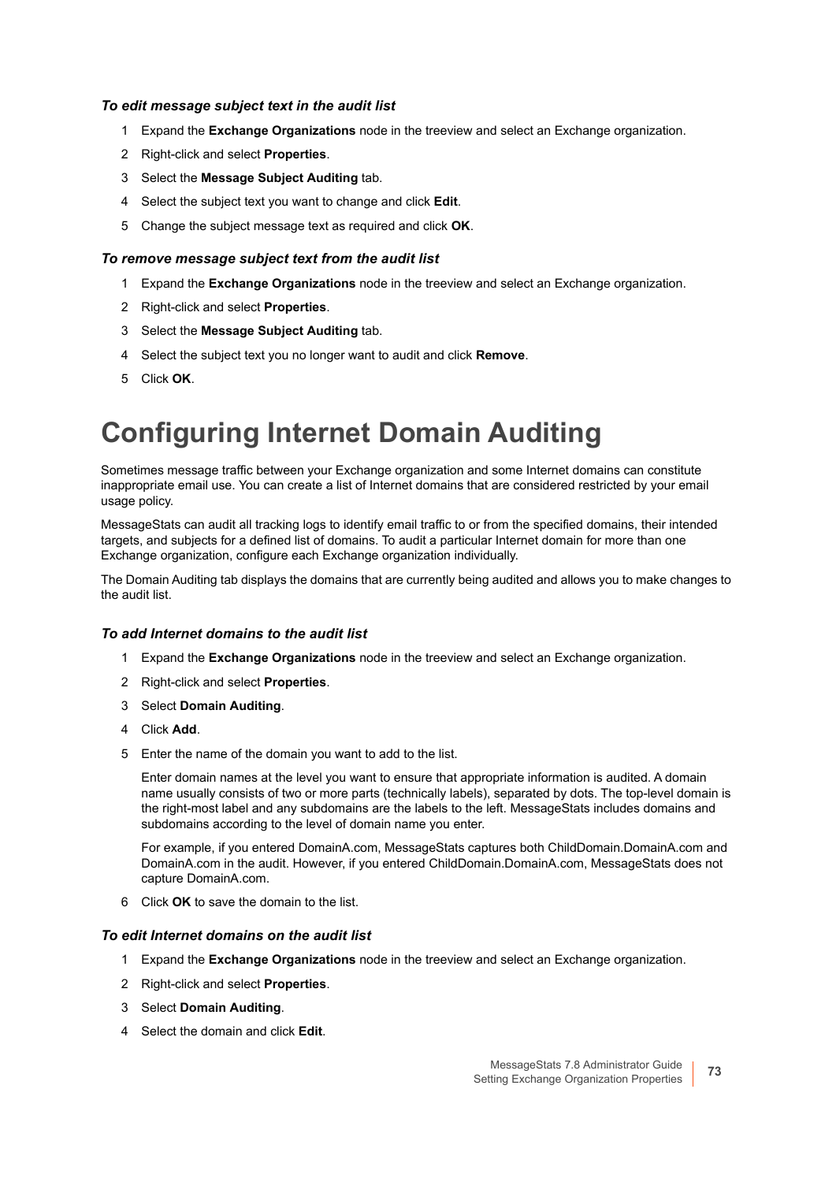*To edit message subject text in the audit list*

1. Expand the **Exchange Organizations** node in the treeview and select an Exchange organization.
2. Right-click and select **Properties**.
3. Select the **Message Subject Auditing** tab.
4. Select the subject text you want to change and click **Edit**.
5. Change the subject message text as required and click **OK**.

*To remove message subject text from the audit list*

1. Expand the **Exchange Organizations** node in the treeview and select an Exchange organization.
2. Right-click and select **Properties**.
3. Select the **Message Subject Auditing** tab.
4. Select the subject text you no longer want to audit and click **Remove**.
5. Click **OK**.

# Configuring Internet Domain Auditing

Sometimes message traffic between your Exchange organization and some Internet domains can constitute inappropriate email use. You can create a list of Internet domains that are considered restricted by your email usage policy.

MessageStats can audit all tracking logs to identify email traffic to or from the specified domains, their intended targets, and subjects for a defined list of domains. To audit a particular Internet domain for more than one Exchange organization, configure each Exchange organization individually.

The Domain Auditing tab displays the domains that are currently being audited and allows you to make changes to the audit list.

*To add Internet domains to the audit list*

1. Expand the **Exchange Organizations** node in the treeview and select an Exchange organization.
2. Right-click and select **Properties**.
3. Select **Domain Auditing**.
4. Click **Add**.
5. Enter the name of the domain you want to add to the list.

   Enter domain names at the level you want to ensure that appropriate information is audited. A domain name usually consists of two or more parts (technically labels), separated by dots. The top-level domain is the right-most label and any subdomains are the labels to the left. MessageStats includes domains and subdomains according to the level of domain name you enter.

   For example, if you entered DomainA.com, MessageStats captures both ChildDomain.DomainA.com and DomainA.com in the audit. However, if you entered ChildDomain.DomainA.com, MessageStats does not capture DomainA.com.
6. Click **OK** to save the domain to the list.

*To edit Internet domains on the audit list*

1. Expand the **Exchange Organizations** node in the treeview and select an Exchange organization.
2. Right-click and select **Properties**.
3. Select **Domain Auditing**.
4. Select the domain and click **Edit**.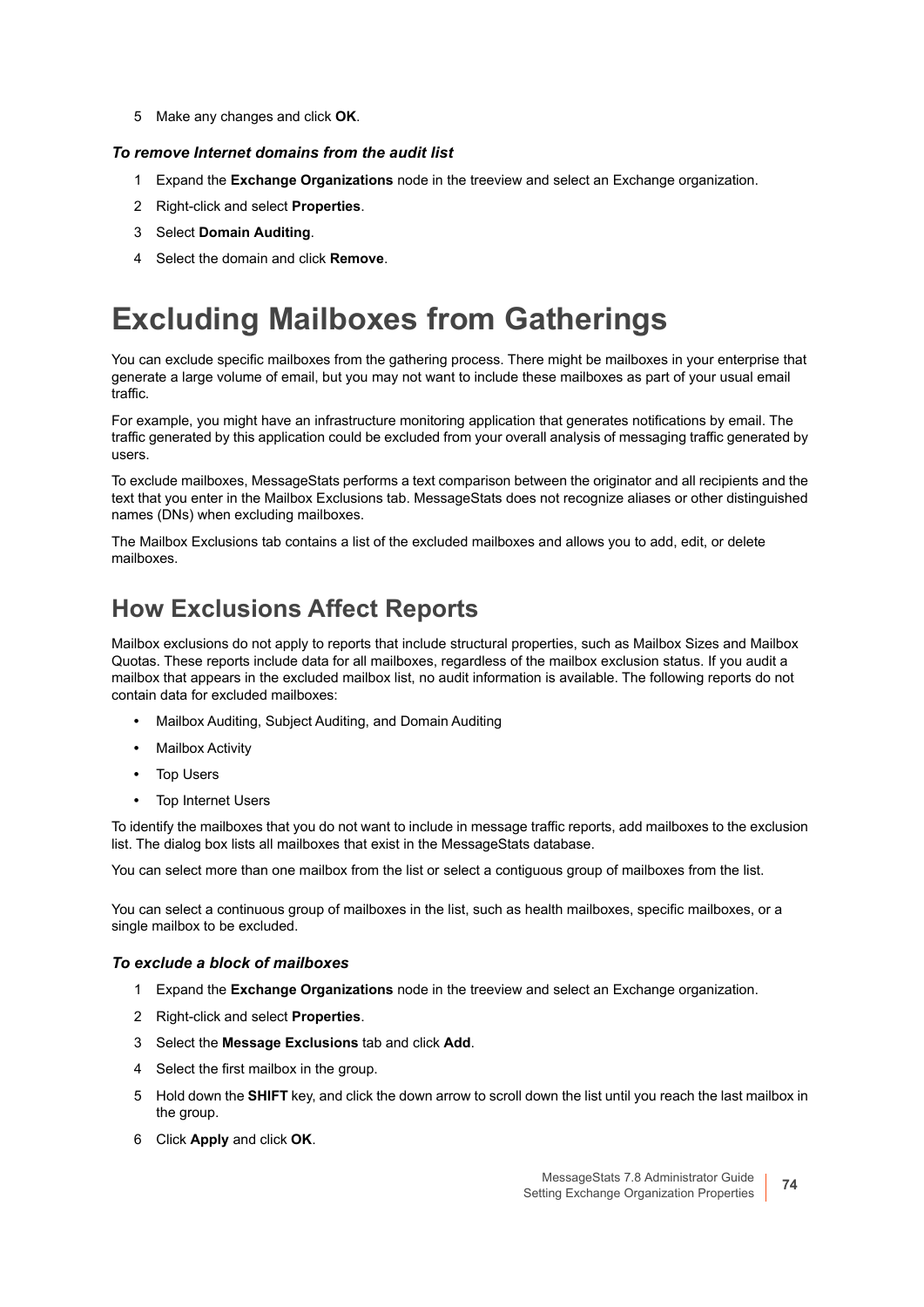5 Make any changes and click **OK**.

***To remove Internet domains from the audit list***

1 Expand the **Exchange Organizations** node in the treeview and select an Exchange organization.

2 Right-click and select **Properties**.

3 Select **Domain Auditing**.

4 Select the domain and click **Remove**.

# Excluding Mailboxes from Gatherings

You can exclude specific mailboxes from the gathering process. There might be mailboxes in your enterprise that generate a large volume of email, but you may not want to include these mailboxes as part of your usual email traffic.

For example, you might have an infrastructure monitoring application that generates notifications by email. The traffic generated by this application could be excluded from your overall analysis of messaging traffic generated by users.

To exclude mailboxes, MessageStats performs a text comparison between the originator and all recipients and the text that you enter in the Mailbox Exclusions tab. MessageStats does not recognize aliases or other distinguished names (DNs) when excluding mailboxes.

The Mailbox Exclusions tab contains a list of the excluded mailboxes and allows you to add, edit, or delete mailboxes.

## How Exclusions Affect Reports

Mailbox exclusions do not apply to reports that include structural properties, such as Mailbox Sizes and Mailbox Quotas. These reports include data for all mailboxes, regardless of the mailbox exclusion status. If you audit a mailbox that appears in the excluded mailbox list, no audit information is available. The following reports do not contain data for excluded mailboxes:

- Mailbox Auditing, Subject Auditing, and Domain Auditing
- Mailbox Activity
- Top Users
- Top Internet Users

To identify the mailboxes that you do not want to include in message traffic reports, add mailboxes to the exclusion list. The dialog box lists all mailboxes that exist in the MessageStats database.

You can select more than one mailbox from the list or select a contiguous group of mailboxes from the list.

You can select a continuous group of mailboxes in the list, such as health mailboxes, specific mailboxes, or a single mailbox to be excluded.

***To exclude a block of mailboxes***

1 Expand the **Exchange Organizations** node in the treeview and select an Exchange organization.

2 Right-click and select **Properties**.

3 Select the **Message Exclusions** tab and click **Add**.

4 Select the first mailbox in the group.

5 Hold down the **SHIFT** key, and click the down arrow to scroll down the list until you reach the last mailbox in the group.

6 Click **Apply** and click **OK**.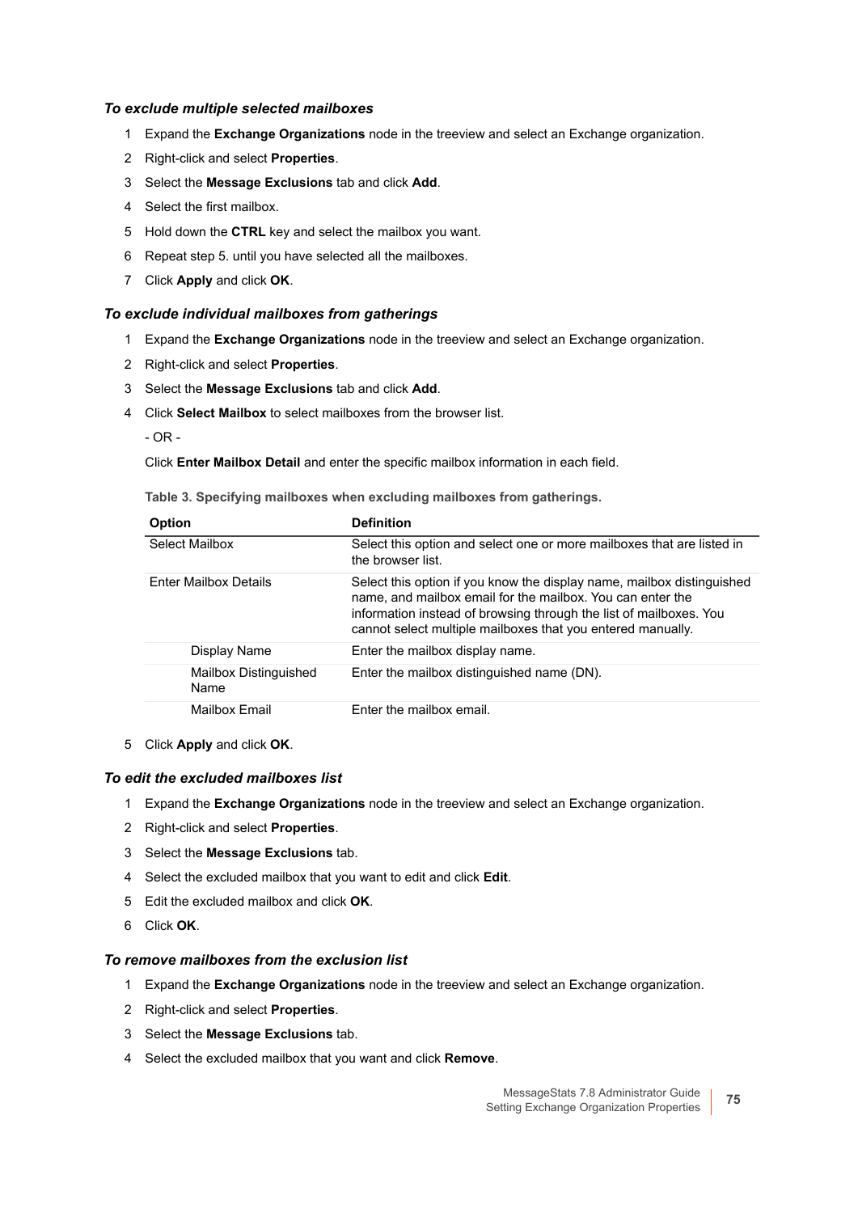### *To exclude multiple selected mailboxes*

1. Expand the **Exchange Organizations** node in the treeview and select an Exchange organization.
2. Right-click and select **Properties**.
3. Select the **Message Exclusions** tab and click **Add**.
4. Select the first mailbox.
5. Hold down the **CTRL** key and select the mailbox you want.
6. Repeat step 5. until you have selected all the mailboxes.
7. Click **Apply** and click **OK**.

### *To exclude individual mailboxes from gatherings*

1. Expand the **Exchange Organizations** node in the treeview and select an Exchange organization.
2. Right-click and select **Properties**.
3. Select the **Message Exclusions** tab and click **Add**.
4. Click **Select Mailbox** to select mailboxes from the browser list.

   - OR -

   Click **Enter Mailbox Detail** and enter the specific mailbox information in each field.

   **Table 3. Specifying mailboxes when excluding mailboxes from gatherings.**

   | Option | Definition |
   |---|---|
   | Select Mailbox | Select this option and select one or more mailboxes that are listed in the browser list. |
   | Enter Mailbox Details | Select this option if you know the display name, mailbox distinguished name, and mailbox email for the mailbox. You can enter the information instead of browsing through the list of mailboxes. You cannot select multiple mailboxes that you entered manually. |
   | Display Name | Enter the mailbox display name. |
   | Mailbox Distinguished Name | Enter the mailbox distinguished name (DN). |
   | Mailbox Email | Enter the mailbox email. |

5. Click **Apply** and click **OK**.

### *To edit the excluded mailboxes list*

1. Expand the **Exchange Organizations** node in the treeview and select an Exchange organization.
2. Right-click and select **Properties**.
3. Select the **Message Exclusions** tab.
4. Select the excluded mailbox that you want to edit and click **Edit**.
5. Edit the excluded mailbox and click **OK**.
6. Click **OK**.

### *To remove mailboxes from the exclusion list*

1. Expand the **Exchange Organizations** node in the treeview and select an Exchange organization.
2. Right-click and select **Properties**.
3. Select the **Message Exclusions** tab.
4. Select the excluded mailbox that you want and click **Remove**.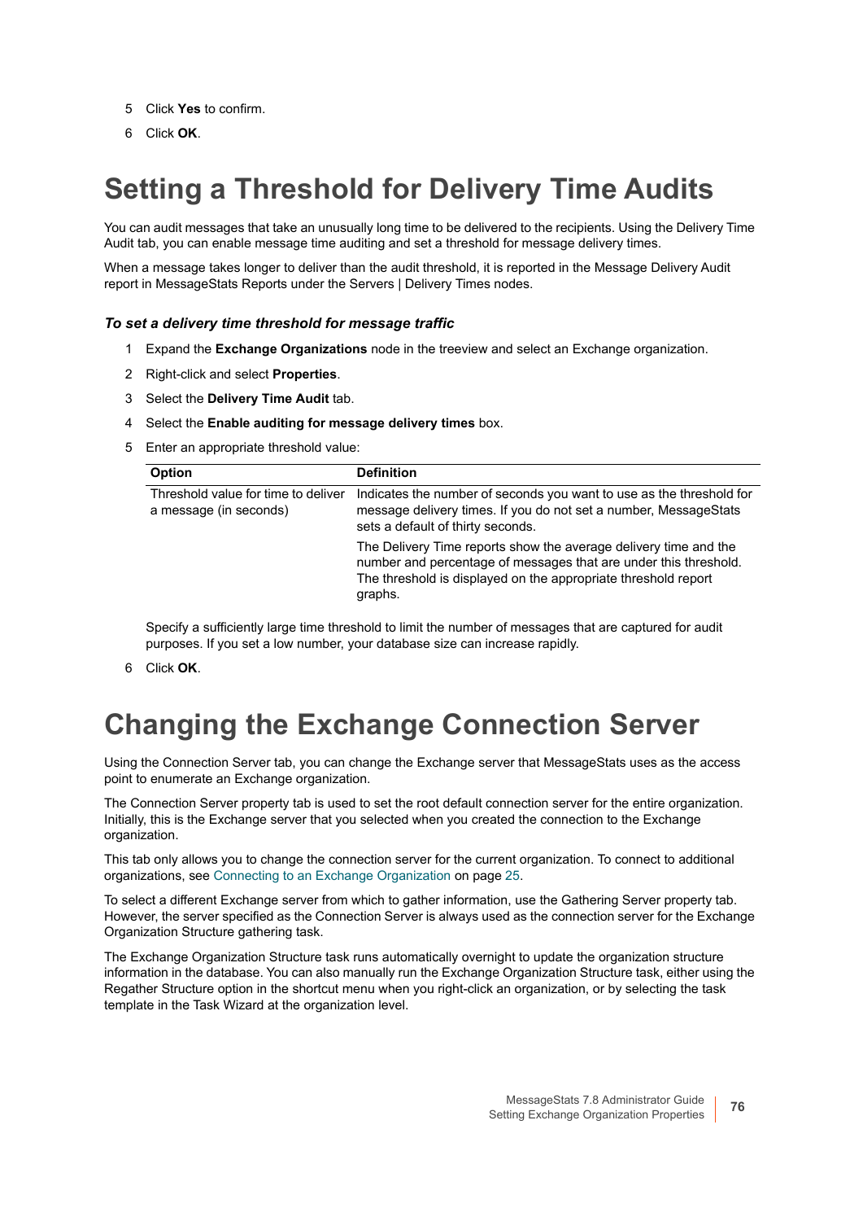5. Click **Yes** to confirm.
6. Click **OK**.

# Setting a Threshold for Delivery Time Audits

You can audit messages that take an unusually long time to be delivered to the recipients. Using the Delivery Time Audit tab, you can enable message time auditing and set a threshold for message delivery times.

When a message takes longer to deliver than the audit threshold, it is reported in the Message Delivery Audit report in MessageStats Reports under the Servers | Delivery Times nodes.

### *To set a delivery time threshold for message traffic*

1. Expand the **Exchange Organizations** node in the treeview and select an Exchange organization.
2. Right-click and select **Properties**.
3. Select the **Delivery Time Audit** tab.
4. Select the **Enable auditing for message delivery times** box.
5. Enter an appropriate threshold value:

| Option | Definition |
|---|---|
| Threshold value for time to deliver a message (in seconds) | Indicates the number of seconds you want to use as the threshold for message delivery times. If you do not set a number, MessageStats sets a default of thirty seconds.<br><br>The Delivery Time reports show the average delivery time and the number and percentage of messages that are under this threshold. The threshold is displayed on the appropriate threshold report graphs. |

   Specify a sufficiently large time threshold to limit the number of messages that are captured for audit purposes. If you set a low number, your database size can increase rapidly.

6. Click **OK**.

# Changing the Exchange Connection Server

Using the Connection Server tab, you can change the Exchange server that MessageStats uses as the access point to enumerate an Exchange organization.

The Connection Server property tab is used to set the root default connection server for the entire organization. Initially, this is the Exchange server that you selected when you created the connection to the Exchange organization.

This tab only allows you to change the connection server for the current organization. To connect to additional organizations, see Connecting to an Exchange Organization on page 25.

To select a different Exchange server from which to gather information, use the Gathering Server property tab. However, the server specified as the Connection Server is always used as the connection server for the Exchange Organization Structure gathering task.

The Exchange Organization Structure task runs automatically overnight to update the organization structure information in the database. You can also manually run the Exchange Organization Structure task, either using the Regather Structure option in the shortcut menu when you right-click an organization, or by selecting the task template in the Task Wizard at the organization level.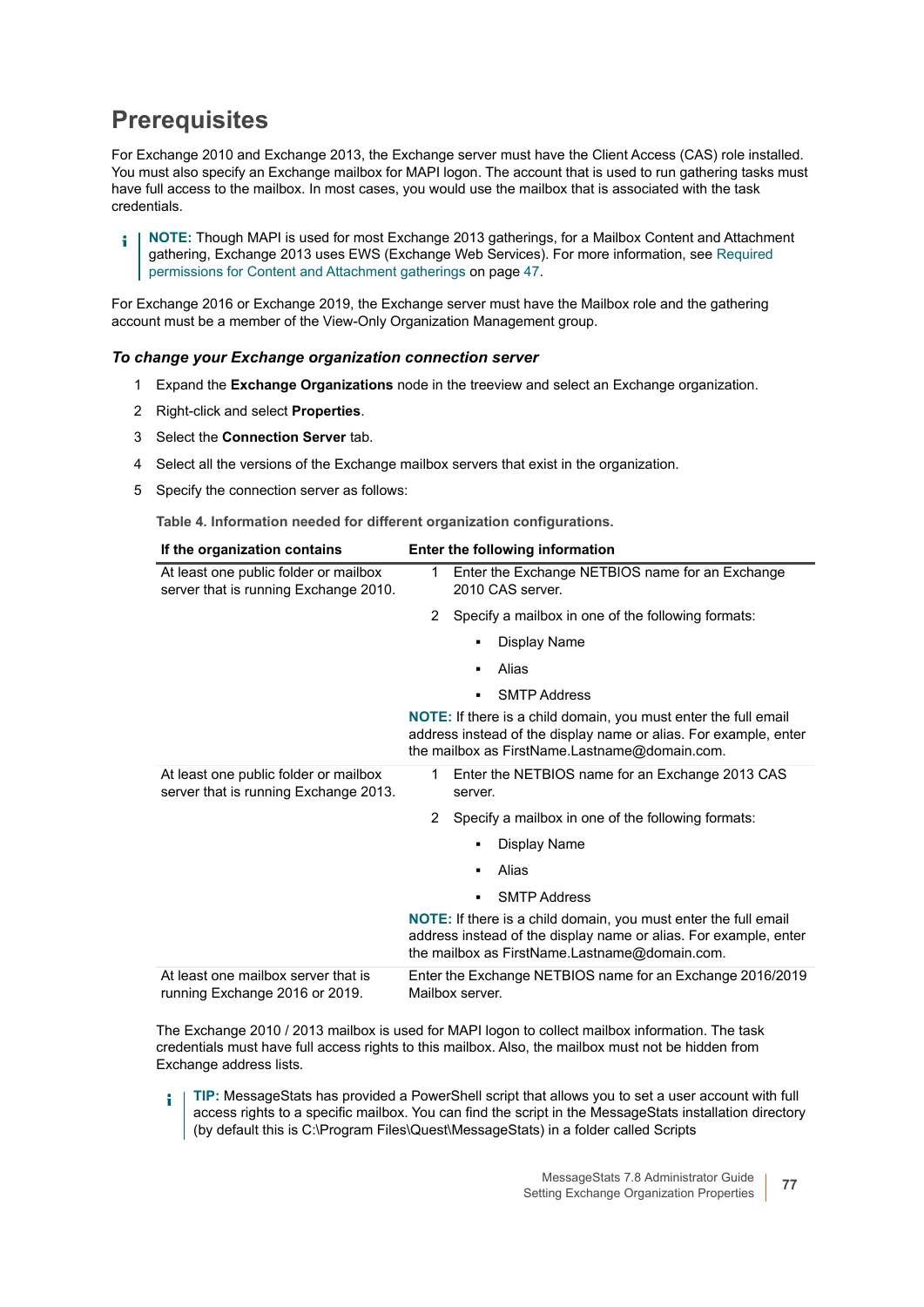# Prerequisites

For Exchange 2010 and Exchange 2013, the Exchange server must have the Client Access (CAS) role installed. You must also specify an Exchange mailbox for MAPI logon. The account that is used to run gathering tasks must have full access to the mailbox. In most cases, you would use the mailbox that is associated with the task credentials.

> **NOTE:** Though MAPI is used for most Exchange 2013 gatherings, for a Mailbox Content and Attachment gathering, Exchange 2013 uses EWS (Exchange Web Services). For more information, see Required permissions for Content and Attachment gatherings on page 47.

For Exchange 2016 or Exchange 2019, the Exchange server must have the Mailbox role and the gathering account must be a member of the View-Only Organization Management group.

### *To change your Exchange organization connection server*

1. Expand the **Exchange Organizations** node in the treeview and select an Exchange organization.
2. Right-click and select **Properties**.
3. Select the **Connection Server** tab.
4. Select all the versions of the Exchange mailbox servers that exist in the organization.
5. Specify the connection server as follows:

**Table 4. Information needed for different organization configurations.**

| If the organization contains | Enter the following information |
|---|---|
| At least one public folder or mailbox server that is running Exchange 2010. | 1 Enter the Exchange NETBIOS name for an Exchange 2010 CAS server.<br>2 Specify a mailbox in one of the following formats:<br>▪ Display Name<br>▪ Alias<br>▪ SMTP Address<br>**NOTE:** If there is a child domain, you must enter the full email address instead of the display name or alias. For example, enter the mailbox as FirstName.Lastname@domain.com. |
| At least one public folder or mailbox server that is running Exchange 2013. | 1 Enter the NETBIOS name for an Exchange 2013 CAS server.<br>2 Specify a mailbox in one of the following formats:<br>▪ Display Name<br>▪ Alias<br>▪ SMTP Address<br>**NOTE:** If there is a child domain, you must enter the full email address instead of the display name or alias. For example, enter the mailbox as FirstName.Lastname@domain.com. |
| At least one mailbox server that is running Exchange 2016 or 2019. | Enter the Exchange NETBIOS name for an Exchange 2016/2019 Mailbox server. |

The Exchange 2010 / 2013 mailbox is used for MAPI logon to collect mailbox information. The task credentials must have full access rights to this mailbox. Also, the mailbox must not be hidden from Exchange address lists.

> **TIP:** MessageStats has provided a PowerShell script that allows you to set a user account with full access rights to a specific mailbox. You can find the script in the MessageStats installation directory (by default this is C:\Program Files\Quest\MessageStats) in a folder called Scripts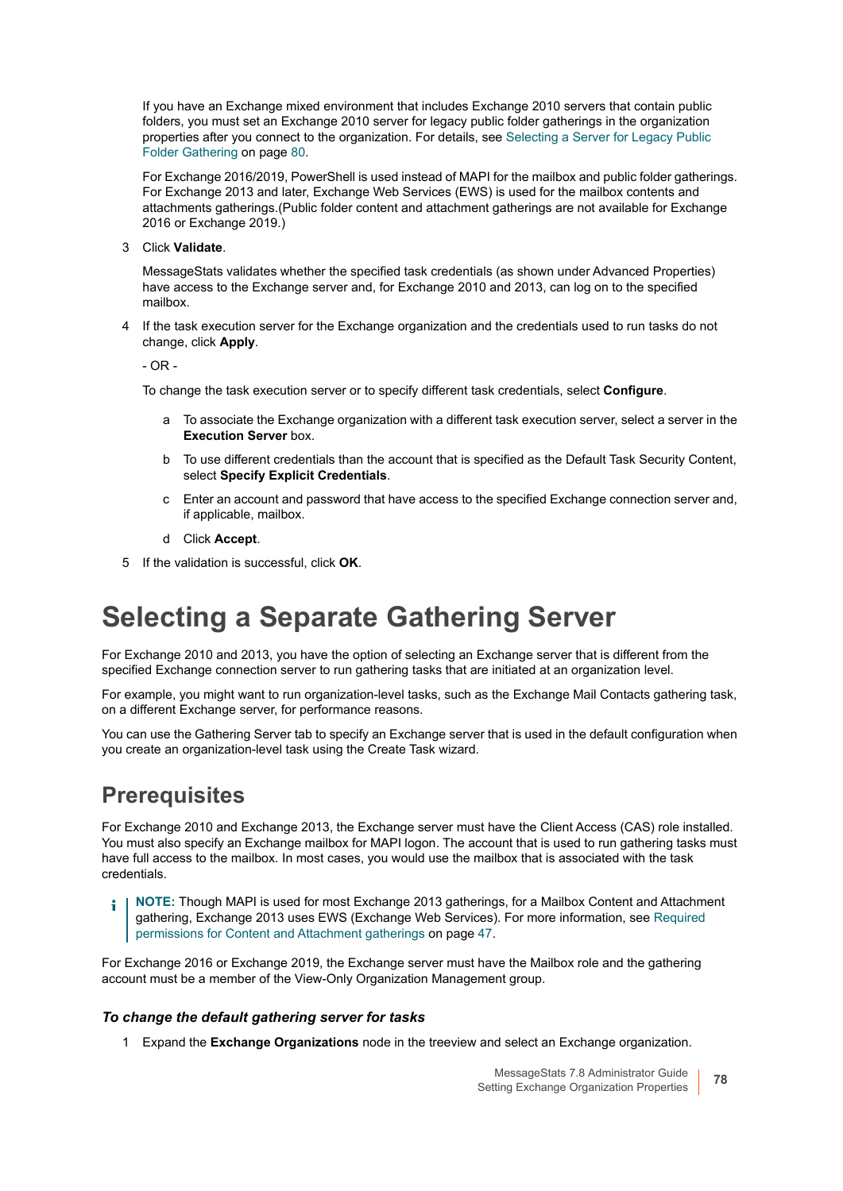If you have an Exchange mixed environment that includes Exchange 2010 servers that contain public folders, you must set an Exchange 2010 server for legacy public folder gatherings in the organization properties after you connect to the organization. For details, see Selecting a Server for Legacy Public Folder Gathering on page 80.

For Exchange 2016/2019, PowerShell is used instead of MAPI for the mailbox and public folder gatherings. For Exchange 2013 and later, Exchange Web Services (EWS) is used for the mailbox contents and attachments gatherings.(Public folder content and attachment gatherings are not available for Exchange 2016 or Exchange 2019.)

3 Click **Validate**.

   MessageStats validates whether the specified task credentials (as shown under Advanced Properties) have access to the Exchange server and, for Exchange 2010 and 2013, can log on to the specified mailbox.

4 If the task execution server for the Exchange organization and the credentials used to run tasks do not change, click **Apply**.

   - OR -

   To change the task execution server or to specify different task credentials, select **Configure**.

   a To associate the Exchange organization with a different task execution server, select a server in the **Execution Server** box.

   b To use different credentials than the account that is specified as the Default Task Security Content, select **Specify Explicit Credentials**.

   c Enter an account and password that have access to the specified Exchange connection server and, if applicable, mailbox.

   d Click **Accept**.

5 If the validation is successful, click **OK**.

# Selecting a Separate Gathering Server

For Exchange 2010 and 2013, you have the option of selecting an Exchange server that is different from the specified Exchange connection server to run gathering tasks that are initiated at an organization level.

For example, you might want to run organization-level tasks, such as the Exchange Mail Contacts gathering task, on a different Exchange server, for performance reasons.

You can use the Gathering Server tab to specify an Exchange server that is used in the default configuration when you create an organization-level task using the Create Task wizard.

## Prerequisites

For Exchange 2010 and Exchange 2013, the Exchange server must have the Client Access (CAS) role installed. You must also specify an Exchange mailbox for MAPI logon. The account that is used to run gathering tasks must have full access to the mailbox. In most cases, you would use the mailbox that is associated with the task credentials.

> **NOTE:** Though MAPI is used for most Exchange 2013 gatherings, for a Mailbox Content and Attachment gathering, Exchange 2013 uses EWS (Exchange Web Services). For more information, see Required permissions for Content and Attachment gatherings on page 47.

For Exchange 2016 or Exchange 2019, the Exchange server must have the Mailbox role and the gathering account must be a member of the View-Only Organization Management group.

#### *To change the default gathering server for tasks*

1 Expand the **Exchange Organizations** node in the treeview and select an Exchange organization.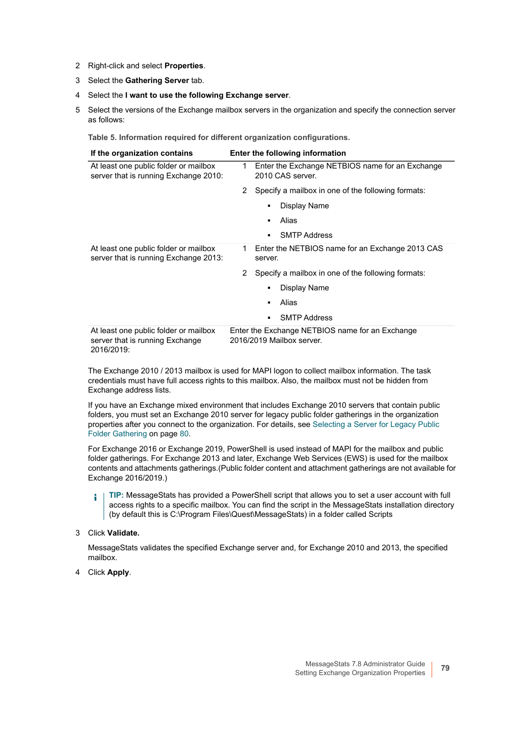2 Right-click and select **Properties**.

3 Select the **Gathering Server** tab.

4 Select the **I want to use the following Exchange server**.

5 Select the versions of the Exchange mailbox servers in the organization and specify the connection server as follows:

**Table 5. Information required for different organization configurations.**

| If the organization contains | Enter the following information |
| --- | --- |
| At least one public folder or mailbox server that is running Exchange 2010: | 1 Enter the Exchange NETBIOS name for an Exchange 2010 CAS server.<br>2 Specify a mailbox in one of the following formats:<br>▪ Display Name<br>▪ Alias<br>▪ SMTP Address |
| At least one public folder or mailbox server that is running Exchange 2013: | 1 Enter the NETBIOS name for an Exchange 2013 CAS server.<br>2 Specify a mailbox in one of the following formats:<br>▪ Display Name<br>▪ Alias<br>▪ SMTP Address |
| At least one public folder or mailbox server that is running Exchange 2016/2019: | Enter the Exchange NETBIOS name for an Exchange 2016/2019 Mailbox server. |

The Exchange 2010 / 2013 mailbox is used for MAPI logon to collect mailbox information. The task credentials must have full access rights to this mailbox. Also, the mailbox must not be hidden from Exchange address lists.

If you have an Exchange mixed environment that includes Exchange 2010 servers that contain public folders, you must set an Exchange 2010 server for legacy public folder gatherings in the organization properties after you connect to the organization. For details, see Selecting a Server for Legacy Public Folder Gathering on page 80.

For Exchange 2016 or Exchange 2019, PowerShell is used instead of MAPI for the mailbox and public folder gatherings. For Exchange 2013 and later, Exchange Web Services (EWS) is used for the mailbox contents and attachments gatherings.(Public folder content and attachment gatherings are not available for Exchange 2016/2019.)

> **TIP:** MessageStats has provided a PowerShell script that allows you to set a user account with full access rights to a specific mailbox. You can find the script in the MessageStats installation directory (by default this is C:\Program Files\Quest\MessageStats) in a folder called Scripts

3 Click **Validate.**

MessageStats validates the specified Exchange server and, for Exchange 2010 and 2013, the specified mailbox.

4 Click **Apply**.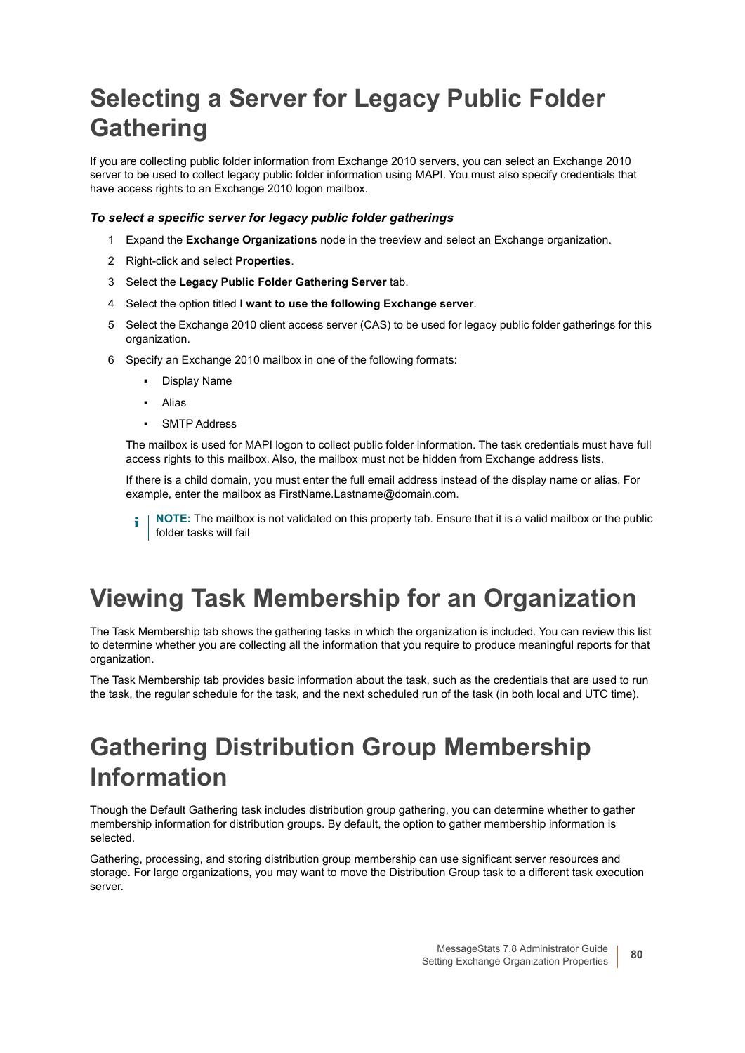# Selecting a Server for Legacy Public Folder Gathering

If you are collecting public folder information from Exchange 2010 servers, you can select an Exchange 2010 server to be used to collect legacy public folder information using MAPI. You must also specify credentials that have access rights to an Exchange 2010 logon mailbox.

***To select a specific server for legacy public folder gatherings***

1. Expand the **Exchange Organizations** node in the treeview and select an Exchange organization.
2. Right-click and select **Properties**.
3. Select the **Legacy Public Folder Gathering Server** tab.
4. Select the option titled **I want to use the following Exchange server**.
5. Select the Exchange 2010 client access server (CAS) to be used for legacy public folder gatherings for this organization.
6. Specify an Exchange 2010 mailbox in one of the following formats:
   - Display Name
   - Alias
   - SMTP Address

   The mailbox is used for MAPI logon to collect public folder information. The task credentials must have full access rights to this mailbox. Also, the mailbox must not be hidden from Exchange address lists.

   If there is a child domain, you must enter the full email address instead of the display name or alias. For example, enter the mailbox as FirstName.Lastname@domain.com.

   **NOTE:** The mailbox is not validated on this property tab. Ensure that it is a valid mailbox or the public folder tasks will fail

# Viewing Task Membership for an Organization

The Task Membership tab shows the gathering tasks in which the organization is included. You can review this list to determine whether you are collecting all the information that you require to produce meaningful reports for that organization.

The Task Membership tab provides basic information about the task, such as the credentials that are used to run the task, the regular schedule for the task, and the next scheduled run of the task (in both local and UTC time).

# Gathering Distribution Group Membership Information

Though the Default Gathering task includes distribution group gathering, you can determine whether to gather membership information for distribution groups. By default, the option to gather membership information is selected.

Gathering, processing, and storing distribution group membership can use significant server resources and storage. For large organizations, you may want to move the Distribution Group task to a different task execution server.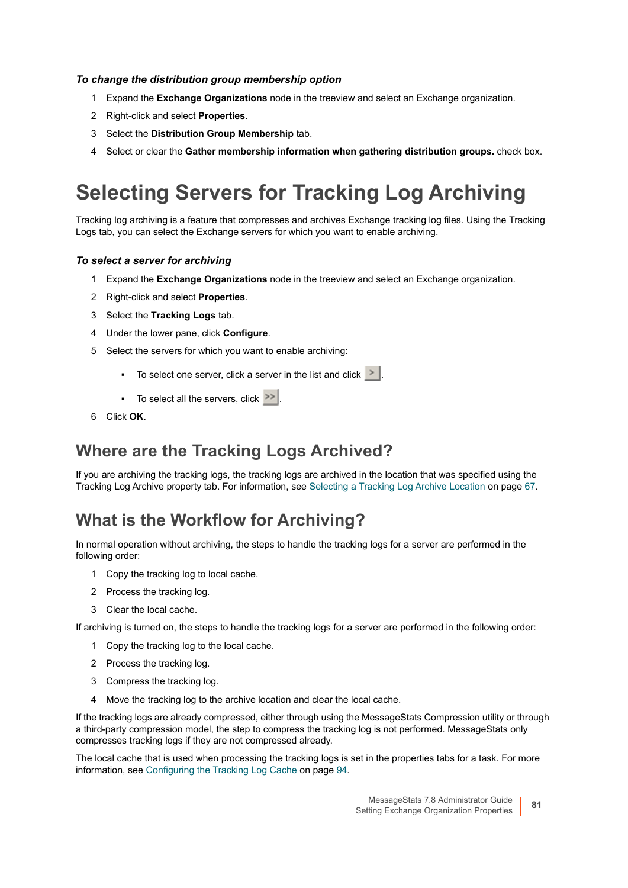***To change the distribution group membership option***

1. Expand the **Exchange Organizations** node in the treeview and select an Exchange organization.
2. Right-click and select **Properties**.
3. Select the **Distribution Group Membership** tab.
4. Select or clear the **Gather membership information when gathering distribution groups.** check box.

# Selecting Servers for Tracking Log Archiving

Tracking log archiving is a feature that compresses and archives Exchange tracking log files. Using the Tracking Logs tab, you can select the Exchange servers for which you want to enable archiving.

***To select a server for archiving***

1. Expand the **Exchange Organizations** node in the treeview and select an Exchange organization.
2. Right-click and select **Properties**.
3. Select the **Tracking Logs** tab.
4. Under the lower pane, click **Configure**.
5. Select the servers for which you want to enable archiving:
   - To select one server, click a server in the list and click >.
   - To select all the servers, click >>.
6. Click **OK**.

## Where are the Tracking Logs Archived?

If you are archiving the tracking logs, the tracking logs are archived in the location that was specified using the Tracking Log Archive property tab. For information, see Selecting a Tracking Log Archive Location on page 67.

## What is the Workflow for Archiving?

In normal operation without archiving, the steps to handle the tracking logs for a server are performed in the following order:

1. Copy the tracking log to local cache.
2. Process the tracking log.
3. Clear the local cache.

If archiving is turned on, the steps to handle the tracking logs for a server are performed in the following order:

1. Copy the tracking log to the local cache.
2. Process the tracking log.
3. Compress the tracking log.
4. Move the tracking log to the archive location and clear the local cache.

If the tracking logs are already compressed, either through using the MessageStats Compression utility or through a third-party compression model, the step to compress the tracking log is not performed. MessageStats only compresses tracking logs if they are not compressed already.

The local cache that is used when processing the tracking logs is set in the properties tabs for a task. For more information, see Configuring the Tracking Log Cache on page 94.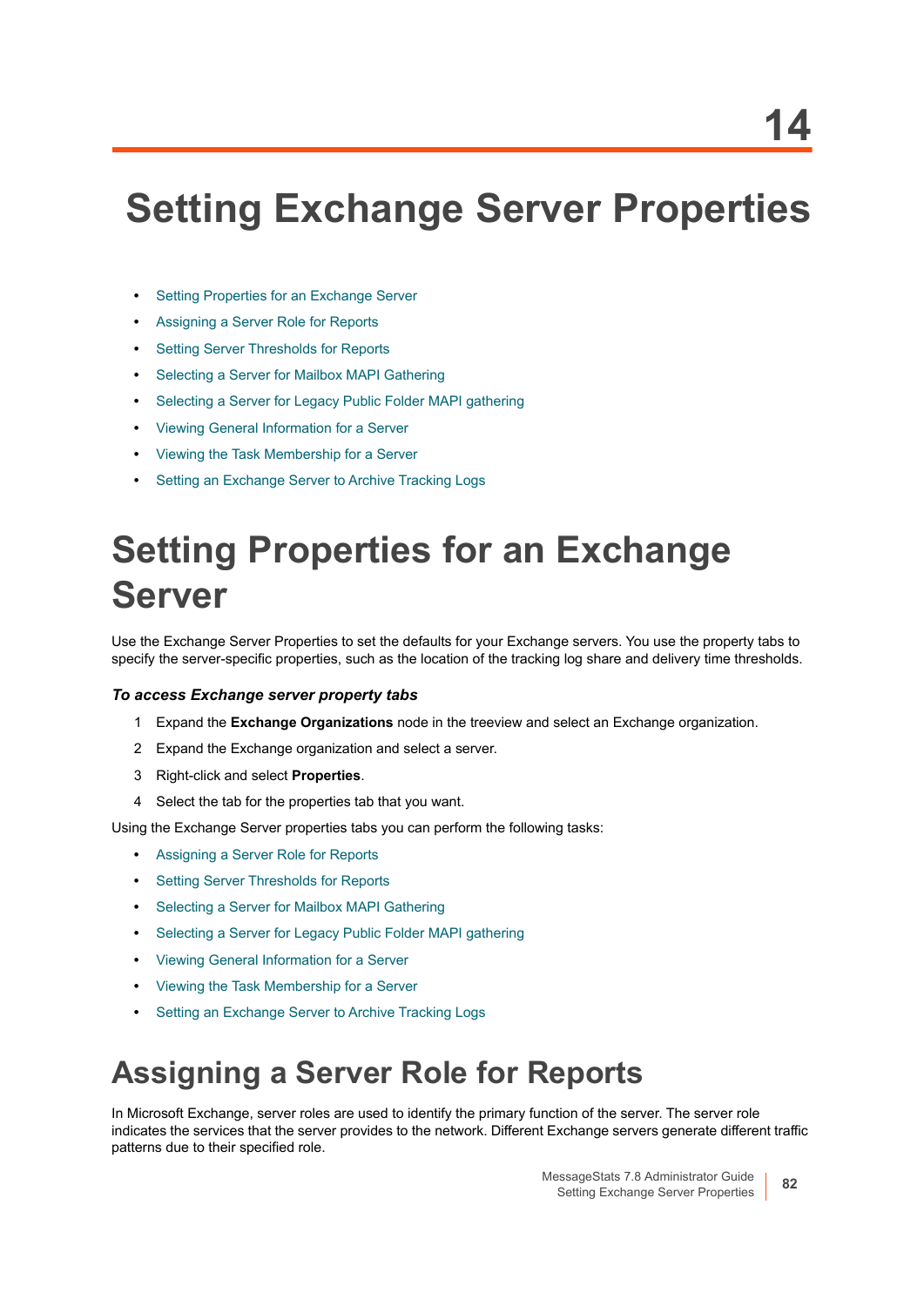14

# Setting Exchange Server Properties

- Setting Properties for an Exchange Server
- Assigning a Server Role for Reports
- Setting Server Thresholds for Reports
- Selecting a Server for Mailbox MAPI Gathering
- Selecting a Server for Legacy Public Folder MAPI gathering
- Viewing General Information for a Server
- Viewing the Task Membership for a Server
- Setting an Exchange Server to Archive Tracking Logs

# Setting Properties for an Exchange Server

Use the Exchange Server Properties to set the defaults for your Exchange servers. You use the property tabs to specify the server-specific properties, such as the location of the tracking log share and delivery time thresholds.

***To access Exchange server property tabs***

1. Expand the **Exchange Organizations** node in the treeview and select an Exchange organization.
2. Expand the Exchange organization and select a server.
3. Right-click and select **Properties**.
4. Select the tab for the properties tab that you want.

Using the Exchange Server properties tabs you can perform the following tasks:

- Assigning a Server Role for Reports
- Setting Server Thresholds for Reports
- Selecting a Server for Mailbox MAPI Gathering
- Selecting a Server for Legacy Public Folder MAPI gathering
- Viewing General Information for a Server
- Viewing the Task Membership for a Server
- Setting an Exchange Server to Archive Tracking Logs

## Assigning a Server Role for Reports

In Microsoft Exchange, server roles are used to identify the primary function of the server. The server role indicates the services that the server provides to the network. Different Exchange servers generate different traffic patterns due to their specified role.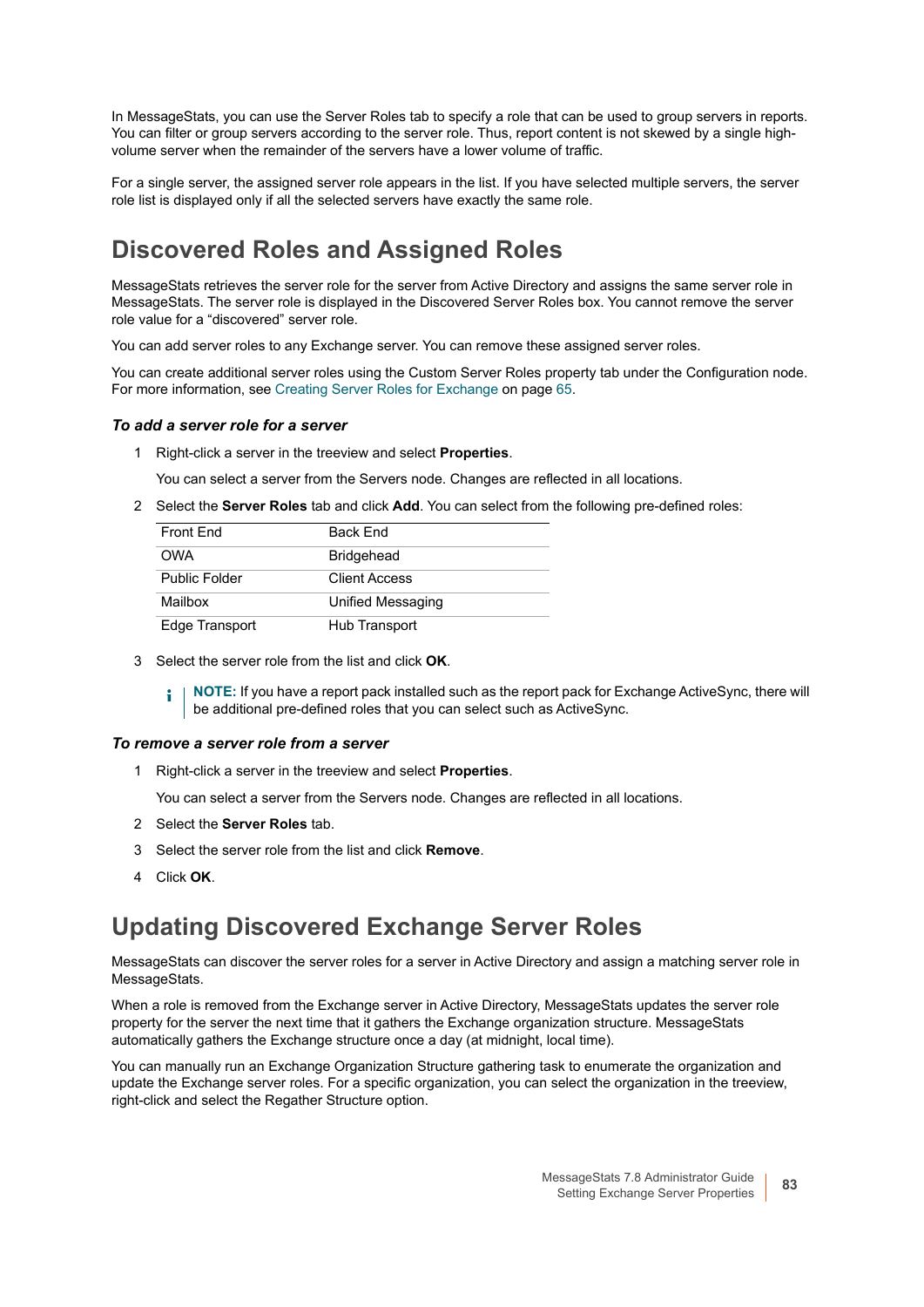In MessageStats, you can use the Server Roles tab to specify a role that can be used to group servers in reports. You can filter or group servers according to the server role. Thus, report content is not skewed by a single high-volume server when the remainder of the servers have a lower volume of traffic.

For a single server, the assigned server role appears in the list. If you have selected multiple servers, the server role list is displayed only if all the selected servers have exactly the same role.

# Discovered Roles and Assigned Roles

MessageStats retrieves the server role for the server from Active Directory and assigns the same server role in MessageStats. The server role is displayed in the Discovered Server Roles box. You cannot remove the server role value for a “discovered” server role.

You can add server roles to any Exchange server. You can remove these assigned server roles.

You can create additional server roles using the Custom Server Roles property tab under the Configuration node. For more information, see Creating Server Roles for Exchange on page 65.

### *To add a server role for a server*

1 Right-click a server in the treeview and select **Properties**.

   You can select a server from the Servers node. Changes are reflected in all locations.

2 Select the **Server Roles** tab and click **Add**. You can select from the following pre-defined roles:

| Front End | Back End |
|---|---|
| OWA | Bridgehead |
| Public Folder | Client Access |
| Mailbox | Unified Messaging |
| Edge Transport | Hub Transport |

3 Select the server role from the list and click **OK**.

   **NOTE:** If you have a report pack installed such as the report pack for Exchange ActiveSync, there will be additional pre-defined roles that you can select such as ActiveSync.

### *To remove a server role from a server*

1 Right-click a server in the treeview and select **Properties**.

   You can select a server from the Servers node. Changes are reflected in all locations.

2 Select the **Server Roles** tab.

3 Select the server role from the list and click **Remove**.

4 Click **OK**.

# Updating Discovered Exchange Server Roles

MessageStats can discover the server roles for a server in Active Directory and assign a matching server role in MessageStats.

When a role is removed from the Exchange server in Active Directory, MessageStats updates the server role property for the server the next time that it gathers the Exchange organization structure. MessageStats automatically gathers the Exchange structure once a day (at midnight, local time).

You can manually run an Exchange Organization Structure gathering task to enumerate the organization and update the Exchange server roles. For a specific organization, you can select the organization in the treeview, right-click and select the Regather Structure option.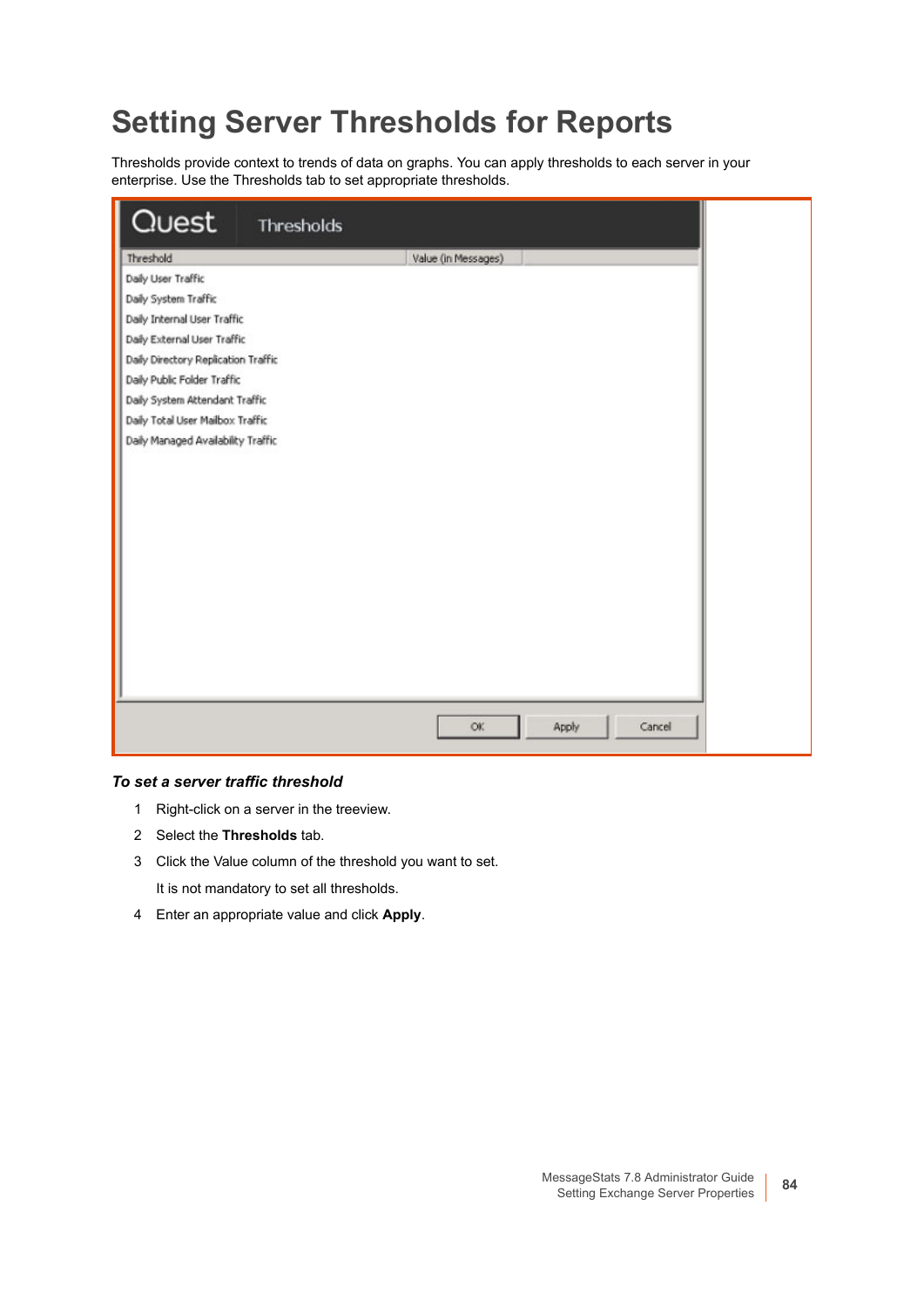# Setting Server Thresholds for Reports

Thresholds provide context to trends of data on graphs. You can apply thresholds to each server in your enterprise. Use the Thresholds tab to set appropriate thresholds.

***To set a server traffic threshold***

1. Right-click on a server in the treeview.
2. Select the **Thresholds** tab.
3. Click the Value column of the threshold you want to set.

   It is not mandatory to set all thresholds.
4. Enter an appropriate value and click **Apply**.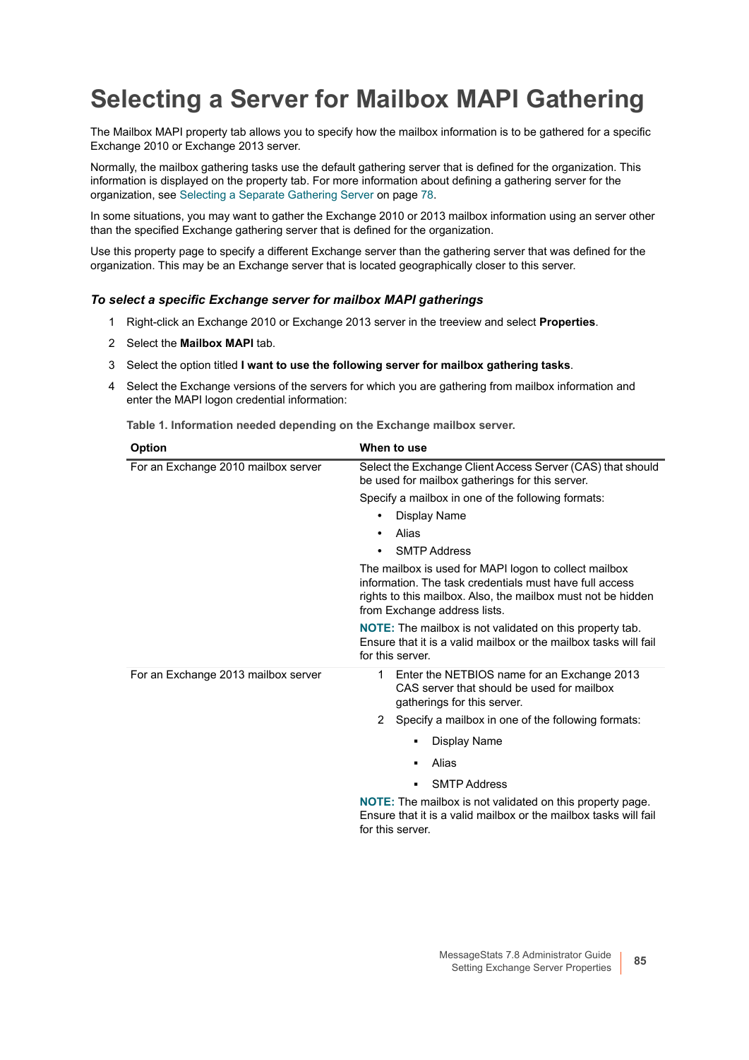# Selecting a Server for Mailbox MAPI Gathering

The Mailbox MAPI property tab allows you to specify how the mailbox information is to be gathered for a specific Exchange 2010 or Exchange 2013 server.

Normally, the mailbox gathering tasks use the default gathering server that is defined for the organization. This information is displayed on the property tab. For more information about defining a gathering server for the organization, see Selecting a Separate Gathering Server on page 78.

In some situations, you may want to gather the Exchange 2010 or 2013 mailbox information using an server other than the specified Exchange gathering server that is defined for the organization.

Use this property page to specify a different Exchange server than the gathering server that was defined for the organization. This may be an Exchange server that is located geographically closer to this server.

### *To select a specific Exchange server for mailbox MAPI gatherings*

1. Right-click an Exchange 2010 or Exchange 2013 server in the treeview and select **Properties**.
2. Select the **Mailbox MAPI** tab.
3. Select the option titled **I want to use the following server for mailbox gathering tasks**.
4. Select the Exchange versions of the servers for which you are gathering from mailbox information and enter the MAPI logon credential information:

**Table 1. Information needed depending on the Exchange mailbox server.**

| Option | When to use |
|---|---|
| For an Exchange 2010 mailbox server | Select the Exchange Client Access Server (CAS) that should be used for mailbox gatherings for this server.<br><br>Specify a mailbox in one of the following formats:<br>• Display Name<br>• Alias<br>• SMTP Address<br><br>The mailbox is used for MAPI logon to collect mailbox information. The task credentials must have full access rights to this mailbox. Also, the mailbox must not be hidden from Exchange address lists.<br><br>**NOTE:** The mailbox is not validated on this property tab. Ensure that it is a valid mailbox or the mailbox tasks will fail for this server. |
| For an Exchange 2013 mailbox server | 1 Enter the NETBIOS name for an Exchange 2013 CAS server that should be used for mailbox gatherings for this server.<br>2 Specify a mailbox in one of the following formats:<br>▪ Display Name<br>▪ Alias<br>▪ SMTP Address<br><br>**NOTE:** The mailbox is not validated on this property page. Ensure that it is a valid mailbox or the mailbox tasks will fail for this server. |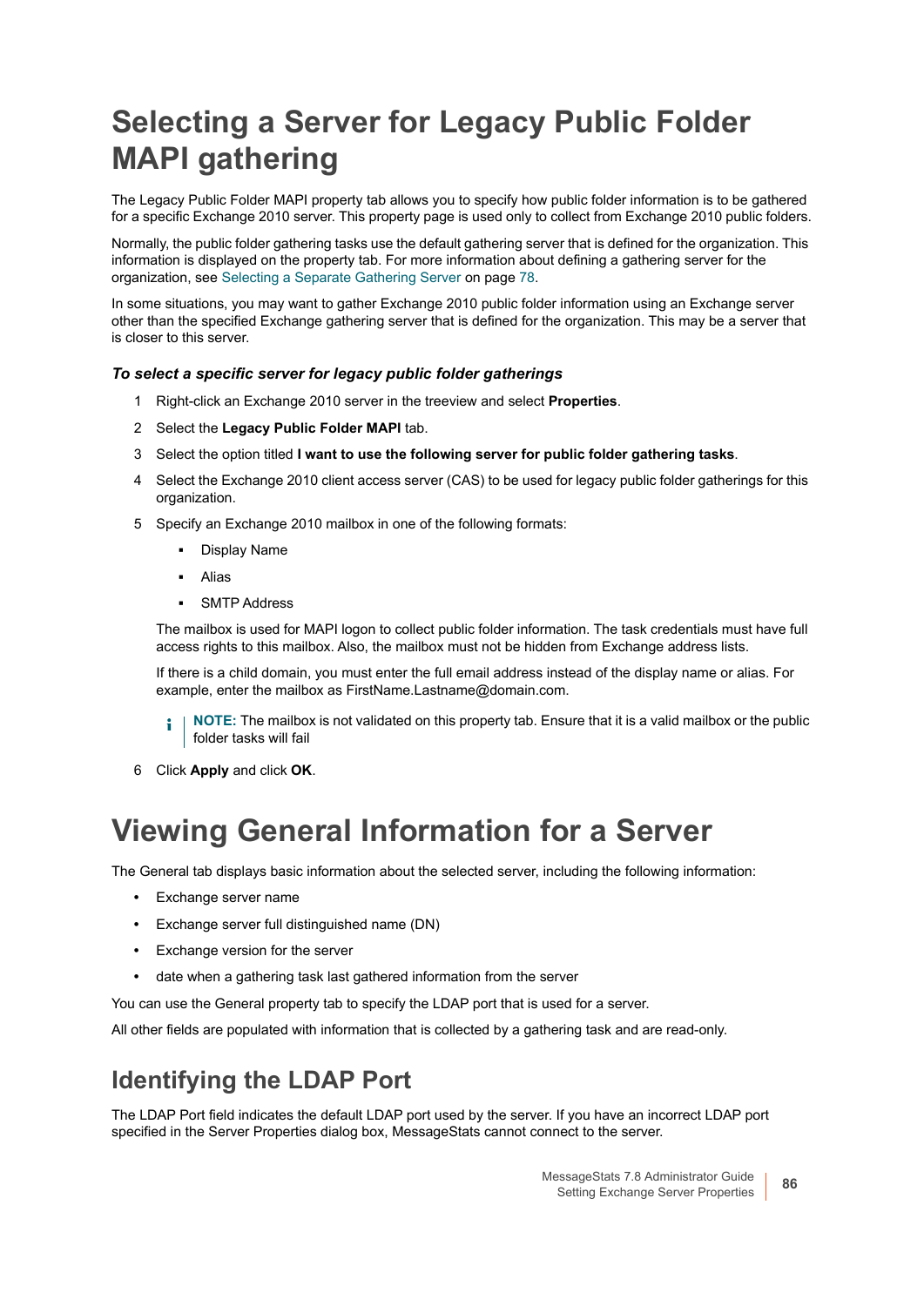# Selecting a Server for Legacy Public Folder MAPI gathering

The Legacy Public Folder MAPI property tab allows you to specify how public folder information is to be gathered for a specific Exchange 2010 server. This property page is used only to collect from Exchange 2010 public folders.

Normally, the public folder gathering tasks use the default gathering server that is defined for the organization. This information is displayed on the property tab. For more information about defining a gathering server for the organization, see Selecting a Separate Gathering Server on page 78.

In some situations, you may want to gather Exchange 2010 public folder information using an Exchange server other than the specified Exchange gathering server that is defined for the organization. This may be a server that is closer to this server.

***To select a specific server for legacy public folder gatherings***

1. Right-click an Exchange 2010 server in the treeview and select **Properties**.
2. Select the **Legacy Public Folder MAPI** tab.
3. Select the option titled **I want to use the following server for public folder gathering tasks**.
4. Select the Exchange 2010 client access server (CAS) to be used for legacy public folder gatherings for this organization.
5. Specify an Exchange 2010 mailbox in one of the following formats:
    - Display Name
    - Alias
    - SMTP Address

    The mailbox is used for MAPI logon to collect public folder information. The task credentials must have full access rights to this mailbox. Also, the mailbox must not be hidden from Exchange address lists.

    If there is a child domain, you must enter the full email address instead of the display name or alias. For example, enter the mailbox as FirstName.Lastname@domain.com.

    **NOTE:** The mailbox is not validated on this property tab. Ensure that it is a valid mailbox or the public folder tasks will fail

6. Click **Apply** and click **OK**.

# Viewing General Information for a Server

The General tab displays basic information about the selected server, including the following information:

- Exchange server name
- Exchange server full distinguished name (DN)
- Exchange version for the server
- date when a gathering task last gathered information from the server

You can use the General property tab to specify the LDAP port that is used for a server.

All other fields are populated with information that is collected by a gathering task and are read-only.

## Identifying the LDAP Port

The LDAP Port field indicates the default LDAP port used by the server. If you have an incorrect LDAP port specified in the Server Properties dialog box, MessageStats cannot connect to the server.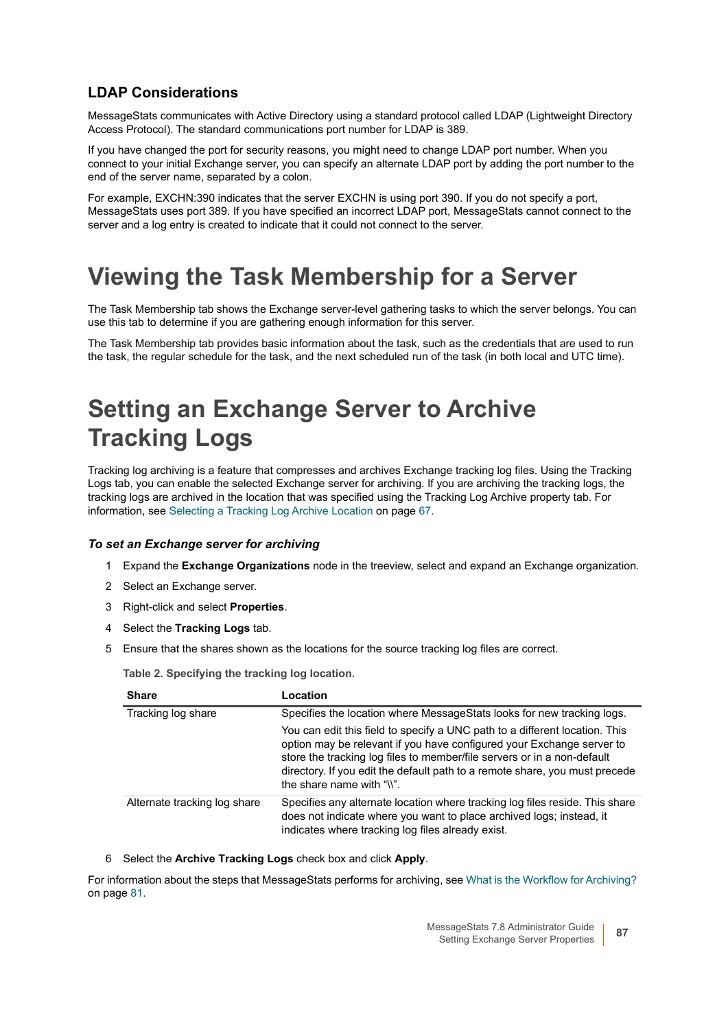### LDAP Considerations

MessageStats communicates with Active Directory using a standard protocol called LDAP (Lightweight Directory Access Protocol). The standard communications port number for LDAP is 389.

If you have changed the port for security reasons, you might need to change LDAP port number. When you connect to your initial Exchange server, you can specify an alternate LDAP port by adding the port number to the end of the server name, separated by a colon.

For example, EXCHN:390 indicates that the server EXCHN is using port 390. If you do not specify a port, MessageStats uses port 389. If you have specified an incorrect LDAP port, MessageStats cannot connect to the server and a log entry is created to indicate that it could not connect to the server.

# Viewing the Task Membership for a Server

The Task Membership tab shows the Exchange server-level gathering tasks to which the server belongs. You can use this tab to determine if you are gathering enough information for this server.

The Task Membership tab provides basic information about the task, such as the credentials that are used to run the task, the regular schedule for the task, and the next scheduled run of the task (in both local and UTC time).

# Setting an Exchange Server to Archive Tracking Logs

Tracking log archiving is a feature that compresses and archives Exchange tracking log files. Using the Tracking Logs tab, you can enable the selected Exchange server for archiving. If you are archiving the tracking logs, the tracking logs are archived in the location that was specified using the Tracking Log Archive property tab. For information, see Selecting a Tracking Log Archive Location on page 67.

#### *To set an Exchange server for archiving*

1. Expand the **Exchange Organizations** node in the treeview, select and expand an Exchange organization.
2. Select an Exchange server.
3. Right-click and select **Properties**.
4. Select the **Tracking Logs** tab.
5. Ensure that the shares shown as the locations for the source tracking log files are correct.

**Table 2. Specifying the tracking log location.**

| Share | Location |
|---|---|
| Tracking log share | Specifies the location where MessageStats looks for new tracking logs.<br><br>You can edit this field to specify a UNC path to a different location. This option may be relevant if you have configured your Exchange server to store the tracking log files to member/file servers or in a non-default directory. If you edit the default path to a remote share, you must precede the share name with “\\”. |
| Alternate tracking log share | Specifies any alternate location where tracking log files reside. This share does not indicate where you want to place archived logs; instead, it indicates where tracking log files already exist. |

6. Select the **Archive Tracking Logs** check box and click **Apply**.

For information about the steps that MessageStats performs for archiving, see What is the Workflow for Archiving? on page 81.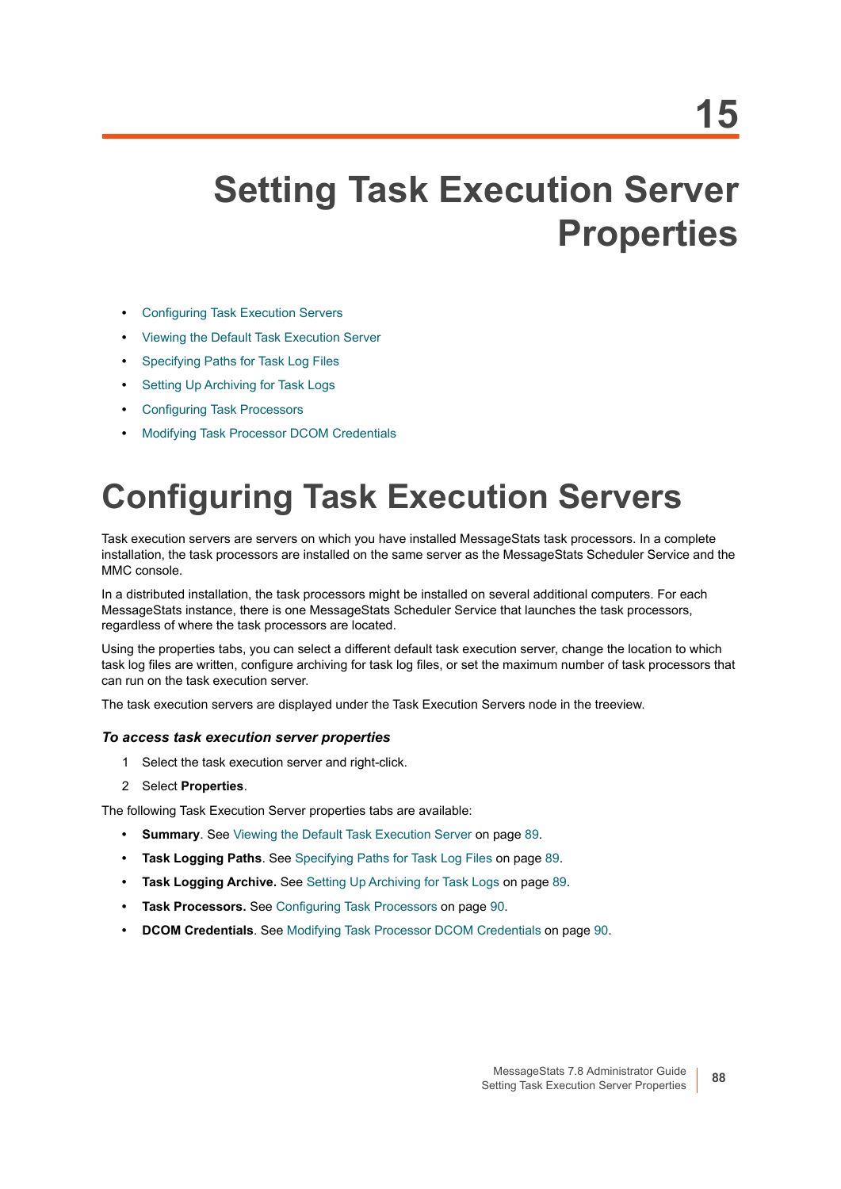15

# Setting Task Execution Server Properties

- Configuring Task Execution Servers
- Viewing the Default Task Execution Server
- Specifying Paths for Task Log Files
- Setting Up Archiving for Task Logs
- Configuring Task Processors
- Modifying Task Processor DCOM Credentials

## Configuring Task Execution Servers

Task execution servers are servers on which you have installed MessageStats task processors. In a complete installation, the task processors are installed on the same server as the MessageStats Scheduler Service and the MMC console.

In a distributed installation, the task processors might be installed on several additional computers. For each MessageStats instance, there is one MessageStats Scheduler Service that launches the task processors, regardless of where the task processors are located.

Using the properties tabs, you can select a different default task execution server, change the location to which task log files are written, configure archiving for task log files, or set the maximum number of task processors that can run on the task execution server.

The task execution servers are displayed under the Task Execution Servers node in the treeview.

#### *To access task execution server properties*

1. Select the task execution server and right-click.
2. Select **Properties**.

The following Task Execution Server properties tabs are available:

- **Summary**. See Viewing the Default Task Execution Server on page 89.
- **Task Logging Paths**. See Specifying Paths for Task Log Files on page 89.
- **Task Logging Archive.** See Setting Up Archiving for Task Logs on page 89.
- **Task Processors.** See Configuring Task Processors on page 90.
- **DCOM Credentials**. See Modifying Task Processor DCOM Credentials on page 90.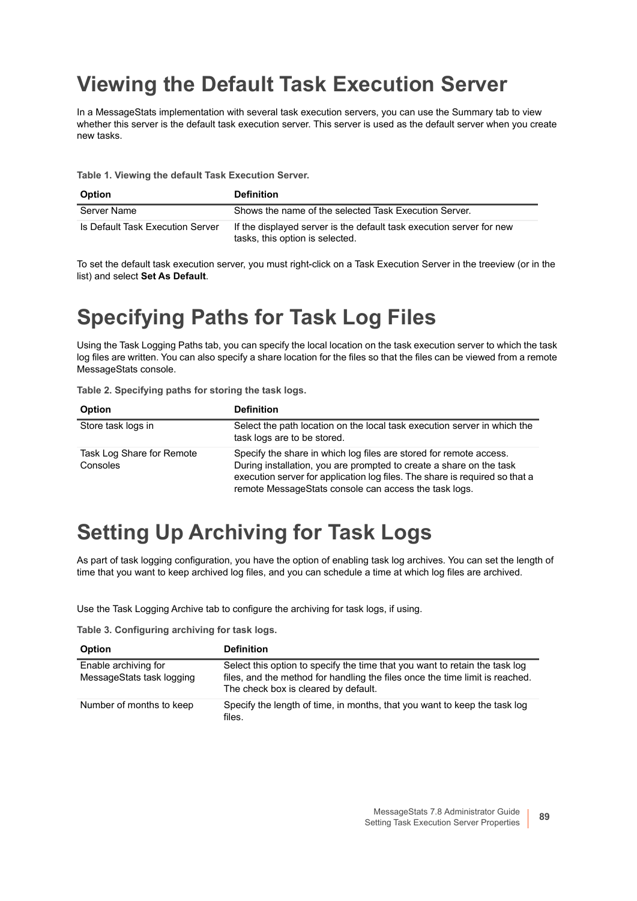# Viewing the Default Task Execution Server

In a MessageStats implementation with several task execution servers, you can use the Summary tab to view whether this server is the default task execution server. This server is used as the default server when you create new tasks.

**Table 1. Viewing the default Task Execution Server.**

| Option | Definition |
|---|---|
| Server Name | Shows the name of the selected Task Execution Server. |
| Is Default Task Execution Server | If the displayed server is the default task execution server for new tasks, this option is selected. |

To set the default task execution server, you must right-click on a Task Execution Server in the treeview (or in the list) and select **Set As Default**.

# Specifying Paths for Task Log Files

Using the Task Logging Paths tab, you can specify the local location on the task execution server to which the task log files are written. You can also specify a share location for the files so that the files can be viewed from a remote MessageStats console.

**Table 2. Specifying paths for storing the task logs.**

| Option | Definition |
|---|---|
| Store task logs in | Select the path location on the local task execution server in which the task logs are to be stored. |
| Task Log Share for Remote Consoles | Specify the share in which log files are stored for remote access. During installation, you are prompted to create a share on the task execution server for application log files. The share is required so that a remote MessageStats console can access the task logs. |

# Setting Up Archiving for Task Logs

As part of task logging configuration, you have the option of enabling task log archives. You can set the length of time that you want to keep archived log files, and you can schedule a time at which log files are archived.

Use the Task Logging Archive tab to configure the archiving for task logs, if using.

**Table 3. Configuring archiving for task logs.**

| Option | Definition |
|---|---|
| Enable archiving for MessageStats task logging | Select this option to specify the time that you want to retain the task log files, and the method for handling the files once the time limit is reached. The check box is cleared by default. |
| Number of months to keep | Specify the length of time, in months, that you want to keep the task log files. |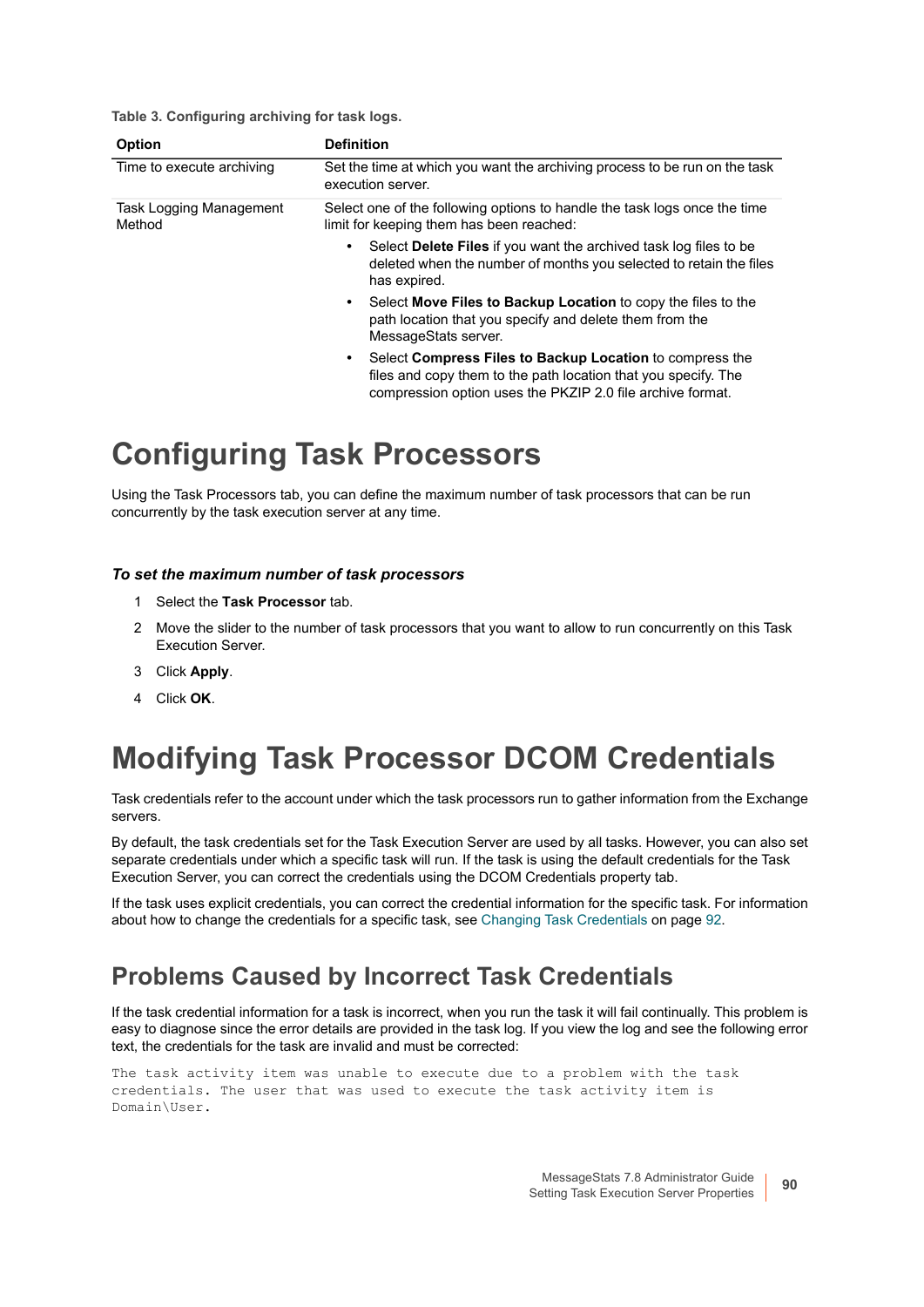**Table 3. Configuring archiving for task logs.**

| Option | Definition |
| --- | --- |
| Time to execute archiving | Set the time at which you want the archiving process to be run on the task execution server. |
| Task Logging Management Method | Select one of the following options to handle the task logs once the time limit for keeping them has been reached:<br>• Select **Delete Files** if you want the archived task log files to be deleted when the number of months you selected to retain the files has expired.<br>• Select **Move Files to Backup Location** to copy the files to the path location that you specify and delete them from the MessageStats server.<br>• Select **Compress Files to Backup Location** to compress the files and copy them to the path location that you specify. The compression option uses the PKZIP 2.0 file archive format. |

# Configuring Task Processors

Using the Task Processors tab, you can define the maximum number of task processors that can be run concurrently by the task execution server at any time.

***To set the maximum number of task processors***

1. Select the **Task Processor** tab.
2. Move the slider to the number of task processors that you want to allow to run concurrently on this Task Execution Server.
3. Click **Apply**.
4. Click **OK**.

# Modifying Task Processor DCOM Credentials

Task credentials refer to the account under which the task processors run to gather information from the Exchange servers.

By default, the task credentials set for the Task Execution Server are used by all tasks. However, you can also set separate credentials under which a specific task will run. If the task is using the default credentials for the Task Execution Server, you can correct the credentials using the DCOM Credentials property tab.

If the task uses explicit credentials, you can correct the credential information for the specific task. For information about how to change the credentials for a specific task, see Changing Task Credentials on page 92.

## Problems Caused by Incorrect Task Credentials

If the task credential information for a task is incorrect, when you run the task it will fail continually. This problem is easy to diagnose since the error details are provided in the task log. If you view the log and see the following error text, the credentials for the task are invalid and must be corrected:

```
The task activity item was unable to execute due to a problem with the task
credentials. The user that was used to execute the task activity item is
Domain\User.
```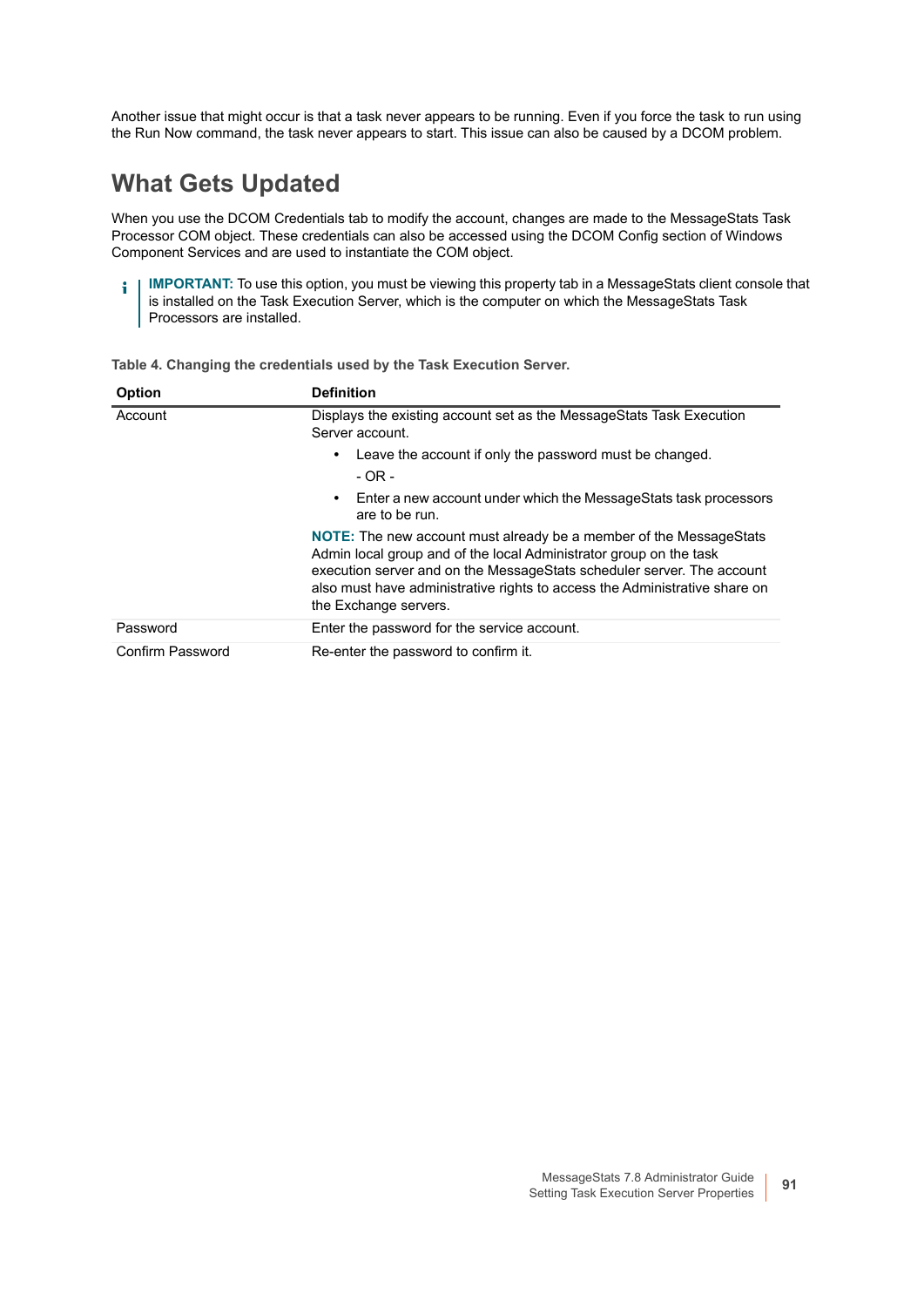Another issue that might occur is that a task never appears to be running. Even if you force the task to run using the Run Now command, the task never appears to start. This issue can also be caused by a DCOM problem.

## What Gets Updated

When you use the DCOM Credentials tab to modify the account, changes are made to the MessageStats Task Processor COM object. These credentials can also be accessed using the DCOM Config section of Windows Component Services and are used to instantiate the COM object.

> **IMPORTANT:** To use this option, you must be viewing this property tab in a MessageStats client console that is installed on the Task Execution Server, which is the computer on which the MessageStats Task Processors are installed.

**Table 4. Changing the credentials used by the Task Execution Server.**

| Option | Definition |
|---|---|
| Account | Displays the existing account set as the MessageStats Task Execution Server account.<br>• Leave the account if only the password must be changed.<br>- OR -<br>• Enter a new account under which the MessageStats task processors are to be run.<br>**NOTE:** The new account must already be a member of the MessageStats Admin local group and of the local Administrator group on the task execution server and on the MessageStats scheduler server. The account also must have administrative rights to access the Administrative share on the Exchange servers. |
| Password | Enter the password for the service account. |
| Confirm Password | Re-enter the password to confirm it. |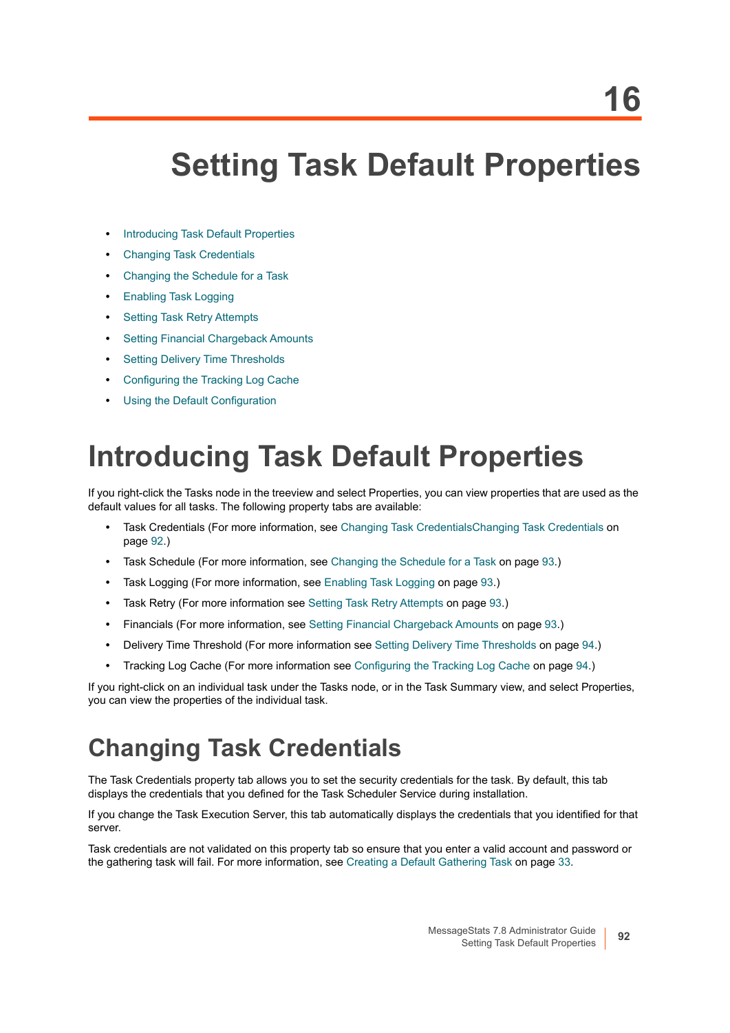16

# Setting Task Default Properties

- Introducing Task Default Properties
- Changing Task Credentials
- Changing the Schedule for a Task
- Enabling Task Logging
- Setting Task Retry Attempts
- Setting Financial Chargeback Amounts
- Setting Delivery Time Thresholds
- Configuring the Tracking Log Cache
- Using the Default Configuration

# Introducing Task Default Properties

If you right-click the Tasks node in the treeview and select Properties, you can view properties that are used as the default values for all tasks. The following property tabs are available:

- Task Credentials (For more information, see Changing Task CredentialsChanging Task Credentials on page 92.)
- Task Schedule (For more information, see Changing the Schedule for a Task on page 93.)
- Task Logging (For more information, see Enabling Task Logging on page 93.)
- Task Retry (For more information see Setting Task Retry Attempts on page 93.)
- Financials (For more information, see Setting Financial Chargeback Amounts on page 93.)
- Delivery Time Threshold (For more information see Setting Delivery Time Thresholds on page 94.)
- Tracking Log Cache (For more information see Configuring the Tracking Log Cache on page 94.)

If you right-click on an individual task under the Tasks node, or in the Task Summary view, and select Properties, you can view the properties of the individual task.

## Changing Task Credentials

The Task Credentials property tab allows you to set the security credentials for the task. By default, this tab displays the credentials that you defined for the Task Scheduler Service during installation.

If you change the Task Execution Server, this tab automatically displays the credentials that you identified for that server.

Task credentials are not validated on this property tab so ensure that you enter a valid account and password or the gathering task will fail. For more information, see Creating a Default Gathering Task on page 33.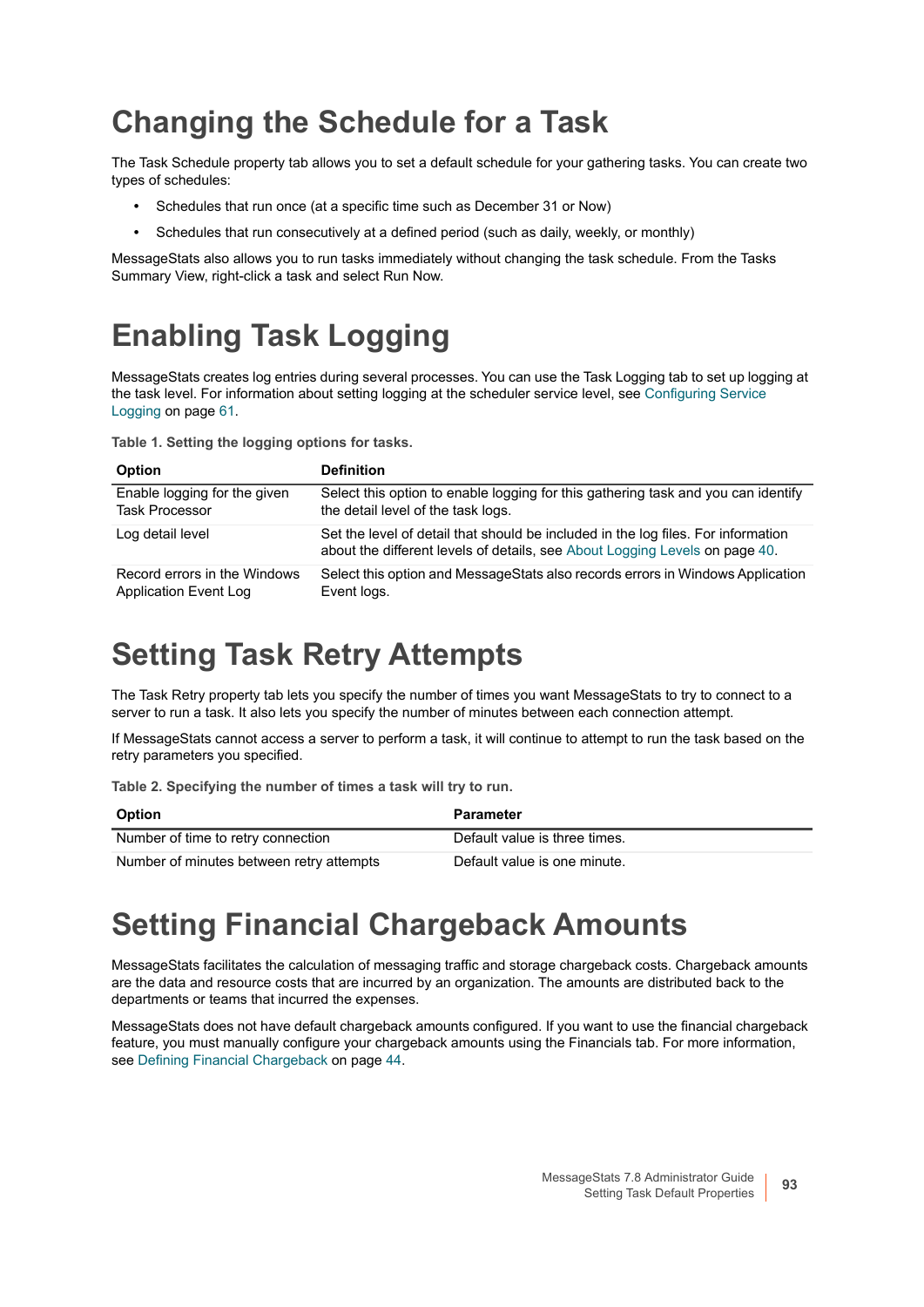# Changing the Schedule for a Task

The Task Schedule property tab allows you to set a default schedule for your gathering tasks. You can create two types of schedules:

- Schedules that run once (at a specific time such as December 31 or Now)
- Schedules that run consecutively at a defined period (such as daily, weekly, or monthly)

MessageStats also allows you to run tasks immediately without changing the task schedule. From the Tasks Summary View, right-click a task and select Run Now.

# Enabling Task Logging

MessageStats creates log entries during several processes. You can use the Task Logging tab to set up logging at the task level. For information about setting logging at the scheduler service level, see Configuring Service Logging on page 61.

**Table 1. Setting the logging options for tasks.**

| Option | Definition |
|---|---|
| Enable logging for the given Task Processor | Select this option to enable logging for this gathering task and you can identify the detail level of the task logs. |
| Log detail level | Set the level of detail that should be included in the log files. For information about the different levels of details, see About Logging Levels on page 40. |
| Record errors in the Windows Application Event Log | Select this option and MessageStats also records errors in Windows Application Event logs. |

# Setting Task Retry Attempts

The Task Retry property tab lets you specify the number of times you want MessageStats to try to connect to a server to run a task. It also lets you specify the number of minutes between each connection attempt.

If MessageStats cannot access a server to perform a task, it will continue to attempt to run the task based on the retry parameters you specified.

**Table 2. Specifying the number of times a task will try to run.**

| Option | Parameter |
|---|---|
| Number of time to retry connection | Default value is three times. |
| Number of minutes between retry attempts | Default value is one minute. |

# Setting Financial Chargeback Amounts

MessageStats facilitates the calculation of messaging traffic and storage chargeback costs. Chargeback amounts are the data and resource costs that are incurred by an organization. The amounts are distributed back to the departments or teams that incurred the expenses.

MessageStats does not have default chargeback amounts configured. If you want to use the financial chargeback feature, you must manually configure your chargeback amounts using the Financials tab. For more information, see Defining Financial Chargeback on page 44.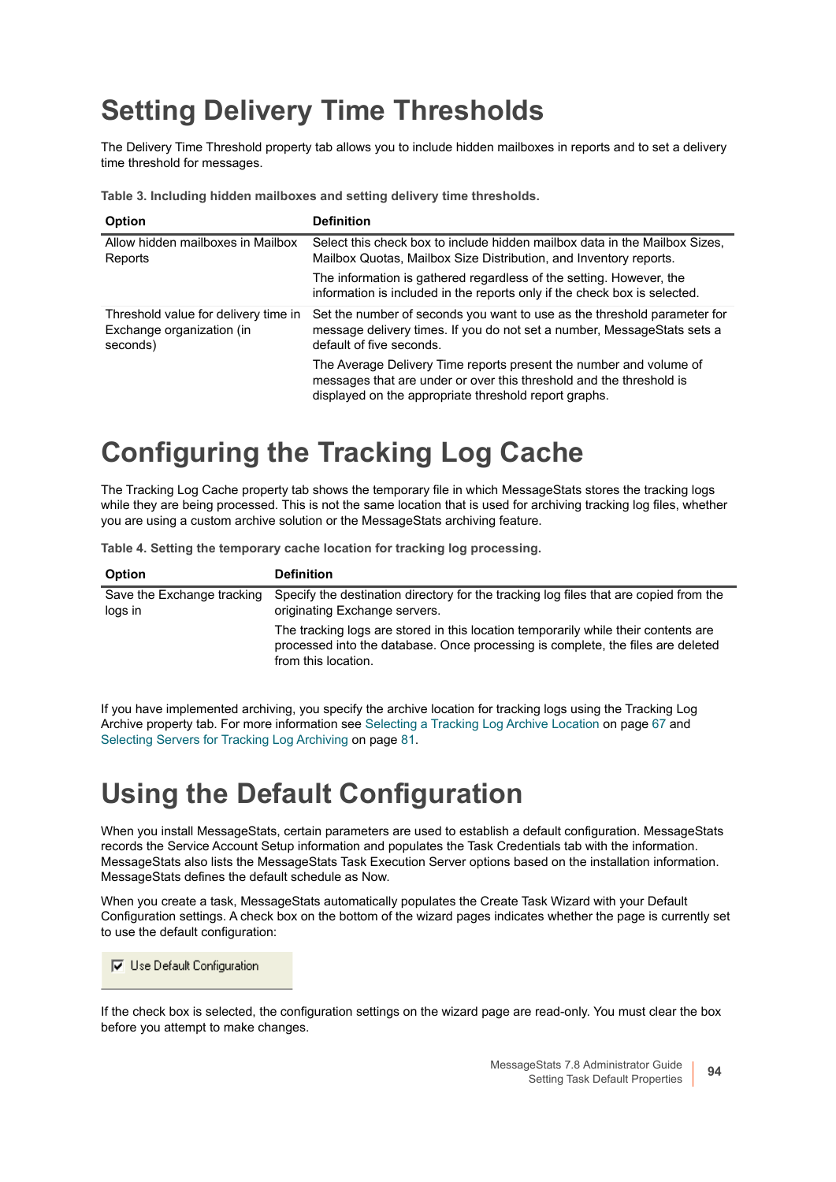# Setting Delivery Time Thresholds

The Delivery Time Threshold property tab allows you to include hidden mailboxes in reports and to set a delivery time threshold for messages.

**Table 3. Including hidden mailboxes and setting delivery time thresholds.**

| Option | Definition |
|---|---|
| Allow hidden mailboxes in Mailbox Reports | Select this check box to include hidden mailbox data in the Mailbox Sizes, Mailbox Quotas, Mailbox Size Distribution, and Inventory reports.<br><br>The information is gathered regardless of the setting. However, the information is included in the reports only if the check box is selected. |
| Threshold value for delivery time in Exchange organization (in seconds) | Set the number of seconds you want to use as the threshold parameter for message delivery times. If you do not set a number, MessageStats sets a default of five seconds.<br><br>The Average Delivery Time reports present the number and volume of messages that are under or over this threshold and the threshold is displayed on the appropriate threshold report graphs. |

# Configuring the Tracking Log Cache

The Tracking Log Cache property tab shows the temporary file in which MessageStats stores the tracking logs while they are being processed. This is not the same location that is used for archiving tracking log files, whether you are using a custom archive solution or the MessageStats archiving feature.

**Table 4. Setting the temporary cache location for tracking log processing.**

| Option | Definition |
|---|---|
| Save the Exchange tracking logs in | Specify the destination directory for the tracking log files that are copied from the originating Exchange servers.<br><br>The tracking logs are stored in this location temporarily while their contents are processed into the database. Once processing is complete, the files are deleted from this location. |

If you have implemented archiving, you specify the archive location for tracking logs using the Tracking Log Archive property tab. For more information see Selecting a Tracking Log Archive Location on page 67 and Selecting Servers for Tracking Log Archiving on page 81.

# Using the Default Configuration

When you install MessageStats, certain parameters are used to establish a default configuration. MessageStats records the Service Account Setup information and populates the Task Credentials tab with the information. MessageStats also lists the MessageStats Task Execution Server options based on the installation information. MessageStats defines the default schedule as Now.

When you create a task, MessageStats automatically populates the Create Task Wizard with your Default Configuration settings. A check box on the bottom of the wizard pages indicates whether the page is currently set to use the default configuration:

☑ Use Default Configuration

If the check box is selected, the configuration settings on the wizard page are read-only. You must clear the box before you attempt to make changes.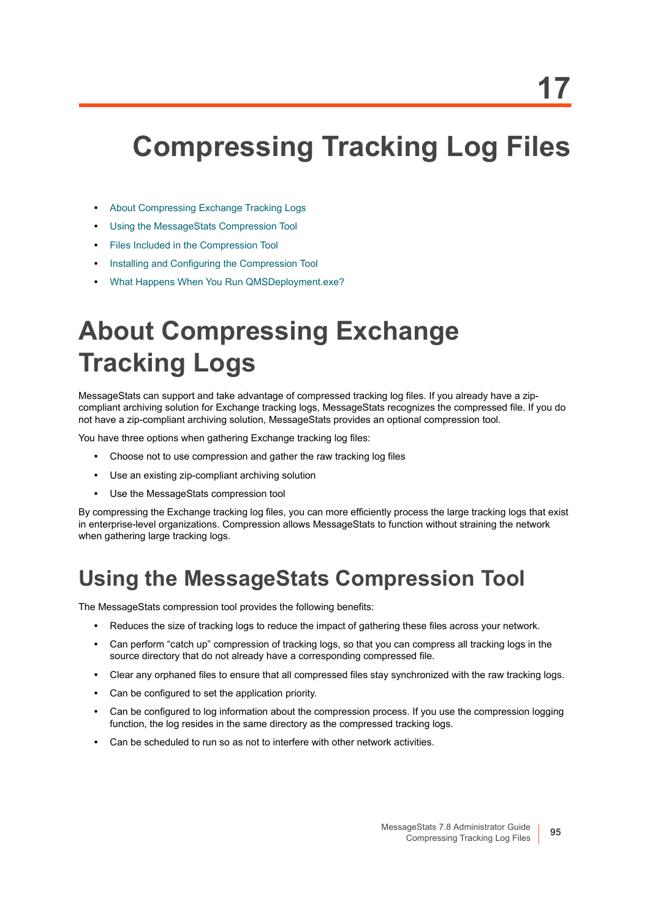# 17

# Compressing Tracking Log Files

- About Compressing Exchange Tracking Logs
- Using the MessageStats Compression Tool
- Files Included in the Compression Tool
- Installing and Configuring the Compression Tool
- What Happens When You Run QMSDeployment.exe?

# About Compressing Exchange Tracking Logs

MessageStats can support and take advantage of compressed tracking log files. If you already have a zip-compliant archiving solution for Exchange tracking logs, MessageStats recognizes the compressed file. If you do not have a zip-compliant archiving solution, MessageStats provides an optional compression tool.

You have three options when gathering Exchange tracking log files:

- Choose not to use compression and gather the raw tracking log files
- Use an existing zip-compliant archiving solution
- Use the MessageStats compression tool

By compressing the Exchange tracking log files, you can more efficiently process the large tracking logs that exist in enterprise-level organizations. Compression allows MessageStats to function without straining the network when gathering large tracking logs.

## Using the MessageStats Compression Tool

The MessageStats compression tool provides the following benefits:

- Reduces the size of tracking logs to reduce the impact of gathering these files across your network.
- Can perform “catch up” compression of tracking logs, so that you can compress all tracking logs in the source directory that do not already have a corresponding compressed file.
- Clear any orphaned files to ensure that all compressed files stay synchronized with the raw tracking logs.
- Can be configured to set the application priority.
- Can be configured to log information about the compression process. If you use the compression logging function, the log resides in the same directory as the compressed tracking logs.
- Can be scheduled to run so as not to interfere with other network activities.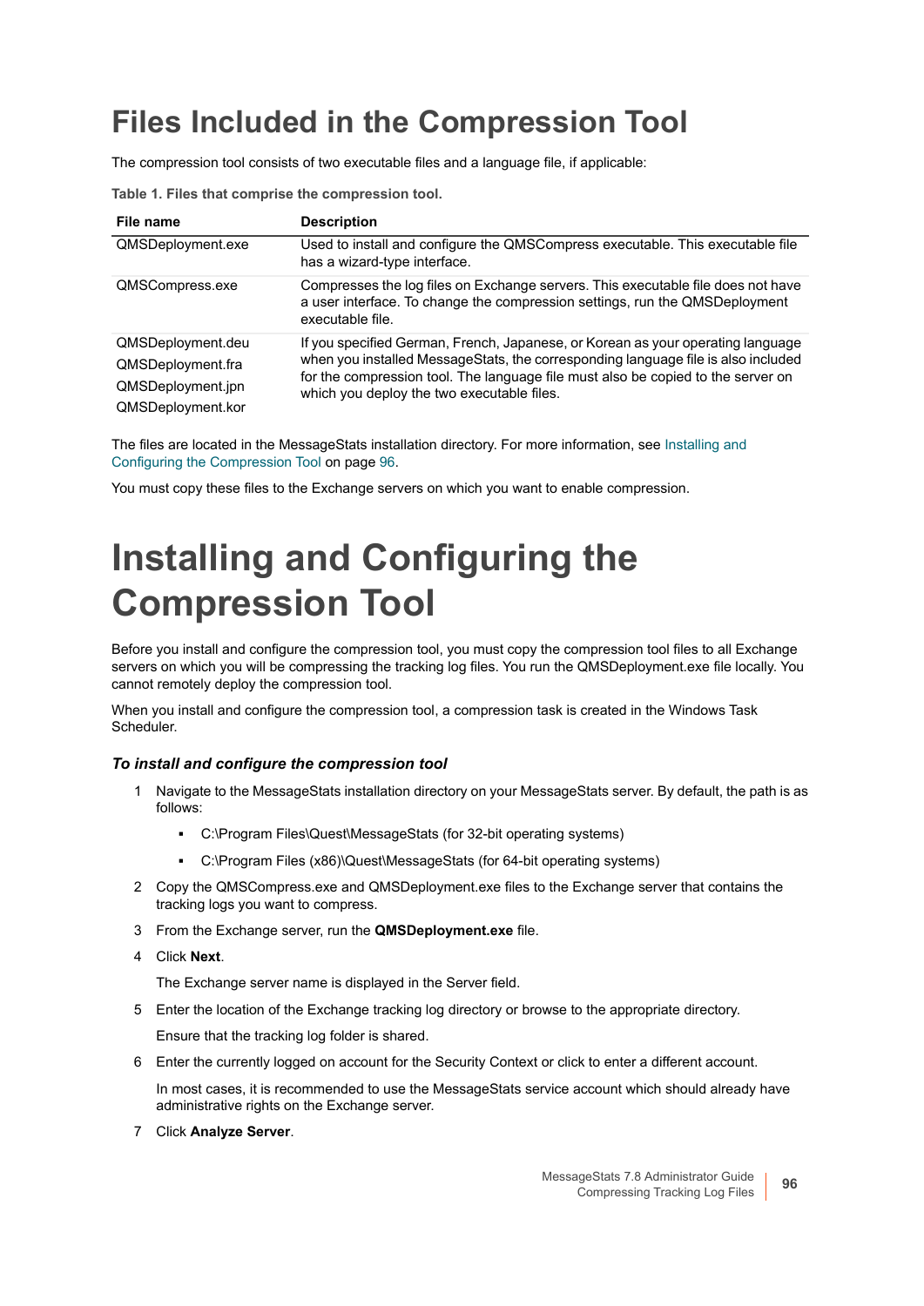# Files Included in the Compression Tool

The compression tool consists of two executable files and a language file, if applicable:

**Table 1. Files that comprise the compression tool.**

| File name | Description |
|---|---|
| QMSDeployment.exe | Used to install and configure the QMSCompress executable. This executable file has a wizard-type interface. |
| QMSCompress.exe | Compresses the log files on Exchange servers. This executable file does not have a user interface. To change the compression settings, run the QMSDeployment executable file. |
| QMSDeployment.deu<br>QMSDeployment.fra<br>QMSDeployment.jpn<br>QMSDeployment.kor | If you specified German, French, Japanese, or Korean as your operating language when you installed MessageStats, the corresponding language file is also included for the compression tool. The language file must also be copied to the server on which you deploy the two executable files. |

The files are located in the MessageStats installation directory. For more information, see Installing and Configuring the Compression Tool on page 96.

You must copy these files to the Exchange servers on which you want to enable compression.

# Installing and Configuring the Compression Tool

Before you install and configure the compression tool, you must copy the compression tool files to all Exchange servers on which you will be compressing the tracking log files. You run the QMSDeployment.exe file locally. You cannot remotely deploy the compression tool.

When you install and configure the compression tool, a compression task is created in the Windows Task Scheduler.

### *To install and configure the compression tool*

1. Navigate to the MessageStats installation directory on your MessageStats server. By default, the path is as follows:
   - C:\Program Files\Quest\MessageStats (for 32-bit operating systems)
   - C:\Program Files (x86)\Quest\MessageStats (for 64-bit operating systems)
2. Copy the QMSCompress.exe and QMSDeployment.exe files to the Exchange server that contains the tracking logs you want to compress.
3. From the Exchange server, run the **QMSDeployment.exe** file.
4. Click **Next**.

   The Exchange server name is displayed in the Server field.
5. Enter the location of the Exchange tracking log directory or browse to the appropriate directory.

   Ensure that the tracking log folder is shared.
6. Enter the currently logged on account for the Security Context or click to enter a different account.

   In most cases, it is recommended to use the MessageStats service account which should already have administrative rights on the Exchange server.
7. Click **Analyze Server**.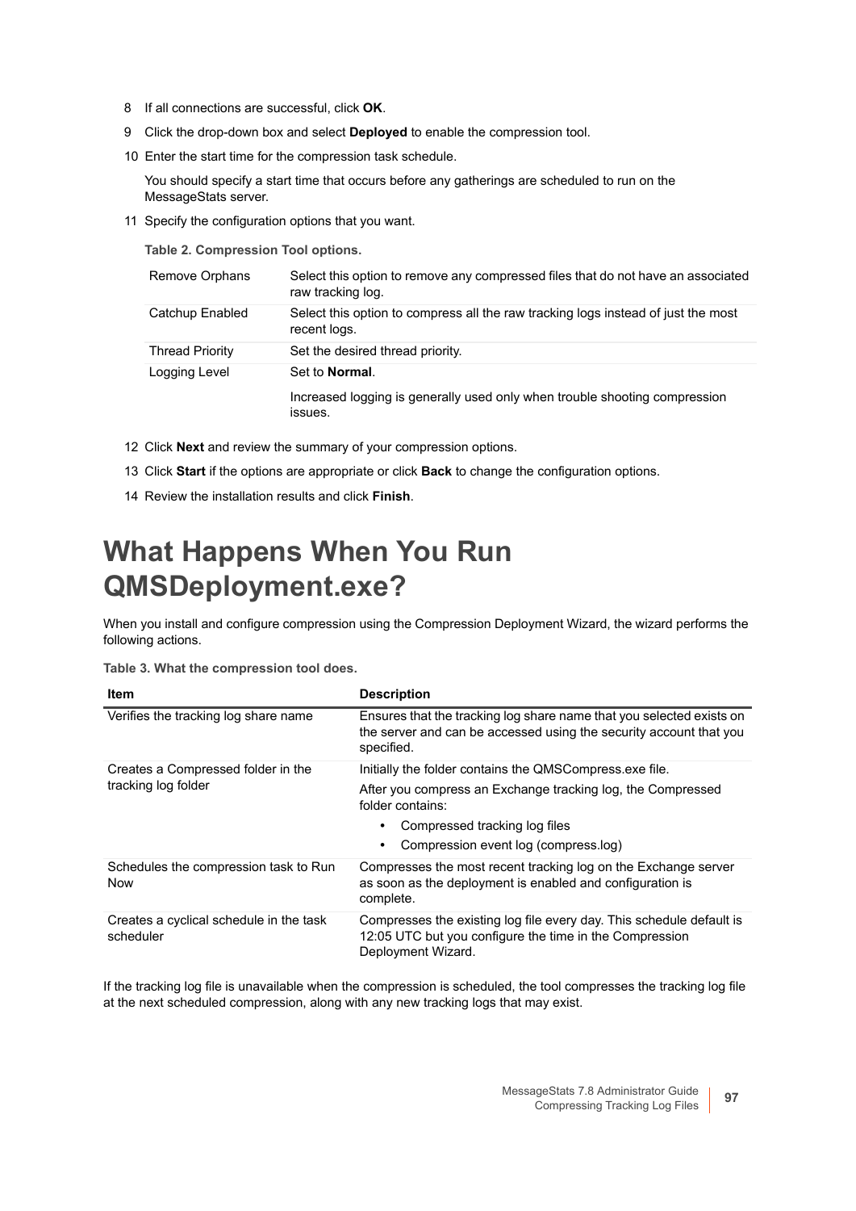8 If all connections are successful, click **OK**.

9 Click the drop-down box and select **Deployed** to enable the compression tool.

10 Enter the start time for the compression task schedule.

You should specify a start time that occurs before any gatherings are scheduled to run on the MessageStats server.

11 Specify the configuration options that you want.

**Table 2. Compression Tool options.**

| | |
|---|---|
| Remove Orphans | Select this option to remove any compressed files that do not have an associated raw tracking log. |
| Catchup Enabled | Select this option to compress all the raw tracking logs instead of just the most recent logs. |
| Thread Priority | Set the desired thread priority. |
| Logging Level | Set to **Normal**.<br><br>Increased logging is generally used only when trouble shooting compression issues. |

12 Click **Next** and review the summary of your compression options.

13 Click **Start** if the options are appropriate or click **Back** to change the configuration options.

14 Review the installation results and click **Finish**.

# What Happens When You Run QMSDeployment.exe?

When you install and configure compression using the Compression Deployment Wizard, the wizard performs the following actions.

**Table 3. What the compression tool does.**

| Item | Description |
|---|---|
| Verifies the tracking log share name | Ensures that the tracking log share name that you selected exists on the server and can be accessed using the security account that you specified. |
| Creates a Compressed folder in the tracking log folder | Initially the folder contains the QMSCompress.exe file.<br><br>After you compress an Exchange tracking log, the Compressed folder contains:<br>• Compressed tracking log files<br>• Compression event log (compress.log) |
| Schedules the compression task to Run Now | Compresses the most recent tracking log on the Exchange server as soon as the deployment is enabled and configuration is complete. |
| Creates a cyclical schedule in the task scheduler | Compresses the existing log file every day. This schedule default is 12:05 UTC but you configure the time in the Compression Deployment Wizard. |

If the tracking log file is unavailable when the compression is scheduled, the tool compresses the tracking log file at the next scheduled compression, along with any new tracking logs that may exist.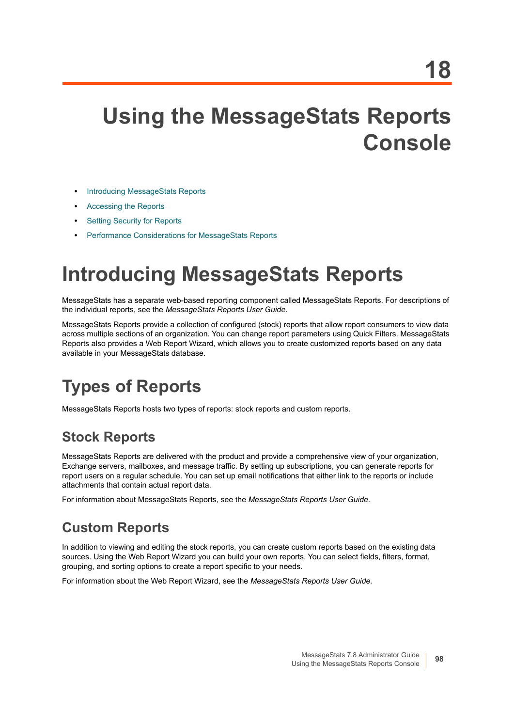18

# Using the MessageStats Reports Console

- Introducing MessageStats Reports
- Accessing the Reports
- Setting Security for Reports
- Performance Considerations for MessageStats Reports

# Introducing MessageStats Reports

MessageStats has a separate web-based reporting component called MessageStats Reports. For descriptions of the individual reports, see the *MessageStats Reports User Guide*.

MessageStats Reports provide a collection of configured (stock) reports that allow report consumers to view data across multiple sections of an organization. You can change report parameters using Quick Filters. MessageStats Reports also provides a Web Report Wizard, which allows you to create customized reports based on any data available in your MessageStats database.

## Types of Reports

MessageStats Reports hosts two types of reports: stock reports and custom reports.

### Stock Reports

MessageStats Reports are delivered with the product and provide a comprehensive view of your organization, Exchange servers, mailboxes, and message traffic. By setting up subscriptions, you can generate reports for report users on a regular schedule. You can set up email notifications that either link to the reports or include attachments that contain actual report data.

For information about MessageStats Reports, see the *MessageStats Reports User Guide*.

### Custom Reports

In addition to viewing and editing the stock reports, you can create custom reports based on the existing data sources. Using the Web Report Wizard you can build your own reports. You can select fields, filters, format, grouping, and sorting options to create a report specific to your needs.

For information about the Web Report Wizard, see the *MessageStats Reports User Guide*.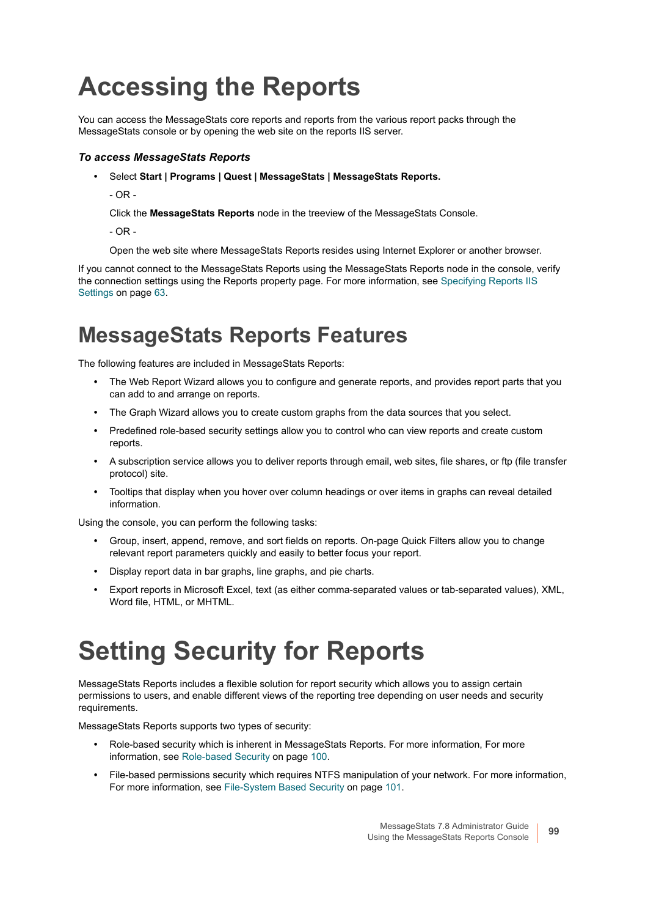# Accessing the Reports

You can access the MessageStats core reports and reports from the various report packs through the MessageStats console or by opening the web site on the reports IIS server.

### *To access MessageStats Reports*

- Select **Start | Programs | Quest | MessageStats | MessageStats Reports.**

  - OR -

  Click the **MessageStats Reports** node in the treeview of the MessageStats Console.

  - OR -

  Open the web site where MessageStats Reports resides using Internet Explorer or another browser.

If you cannot connect to the MessageStats Reports using the MessageStats Reports node in the console, verify the connection settings using the Reports property page. For more information, see Specifying Reports IIS Settings on page 63.

## MessageStats Reports Features

The following features are included in MessageStats Reports:

- The Web Report Wizard allows you to configure and generate reports, and provides report parts that you can add to and arrange on reports.
- The Graph Wizard allows you to create custom graphs from the data sources that you select.
- Predefined role-based security settings allow you to control who can view reports and create custom reports.
- A subscription service allows you to deliver reports through email, web sites, file shares, or ftp (file transfer protocol) site.
- Tooltips that display when you hover over column headings or over items in graphs can reveal detailed information.

Using the console, you can perform the following tasks:

- Group, insert, append, remove, and sort fields on reports. On-page Quick Filters allow you to change relevant report parameters quickly and easily to better focus your report.
- Display report data in bar graphs, line graphs, and pie charts.
- Export reports in Microsoft Excel, text (as either comma-separated values or tab-separated values), XML, Word file, HTML, or MHTML.

# Setting Security for Reports

MessageStats Reports includes a flexible solution for report security which allows you to assign certain permissions to users, and enable different views of the reporting tree depending on user needs and security requirements.

MessageStats Reports supports two types of security:

- Role-based security which is inherent in MessageStats Reports. For more information, For more information, see Role-based Security on page 100.
- File-based permissions security which requires NTFS manipulation of your network. For more information, For more information, see File-System Based Security on page 101.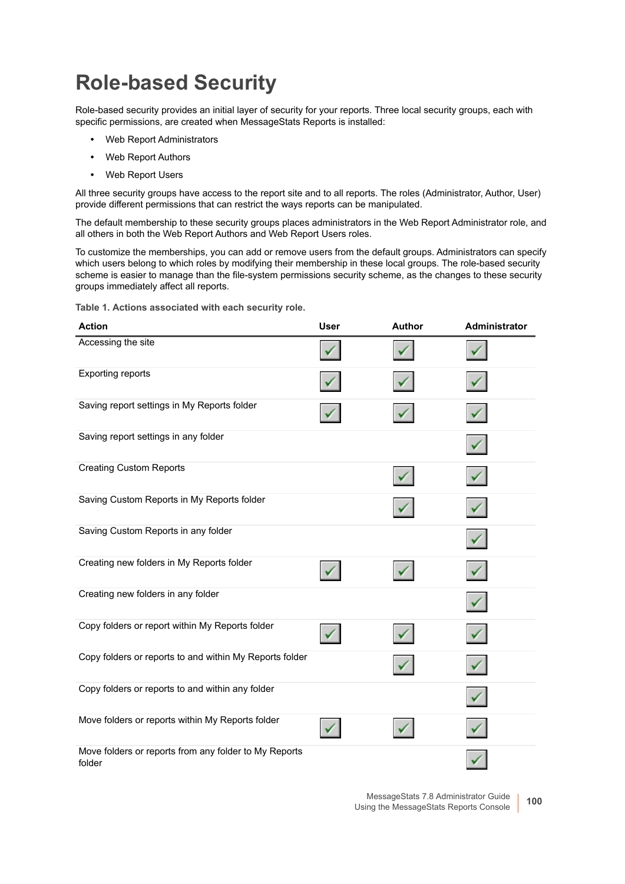# Role-based Security

Role-based security provides an initial layer of security for your reports. Three local security groups, each with specific permissions, are created when MessageStats Reports is installed:

- Web Report Administrators
- Web Report Authors
- Web Report Users

All three security groups have access to the report site and to all reports. The roles (Administrator, Author, User) provide different permissions that can restrict the ways reports can be manipulated.

The default membership to these security groups places administrators in the Web Report Administrator role, and all others in both the Web Report Authors and Web Report Users roles.

To customize the memberships, you can add or remove users from the default groups. Administrators can specify which users belong to which roles by modifying their membership in these local groups. The role-based security scheme is easier to manage than the file-system permissions security scheme, as the changes to these security groups immediately affect all reports.

**Table 1. Actions associated with each security role.**

| Action | User | Author | Administrator |
|---|---|---|---|
| Accessing the site | ✓ | ✓ | ✓ |
| Exporting reports | ✓ | ✓ | ✓ |
| Saving report settings in My Reports folder | ✓ | ✓ | ✓ |
| Saving report settings in any folder | | | ✓ |
| Creating Custom Reports | | ✓ | ✓ |
| Saving Custom Reports in My Reports folder | | ✓ | ✓ |
| Saving Custom Reports in any folder | | | ✓ |
| Creating new folders in My Reports folder | ✓ | ✓ | ✓ |
| Creating new folders in any folder | | | ✓ |
| Copy folders or report within My Reports folder | ✓ | ✓ | ✓ |
| Copy folders or reports to and within My Reports folder | | ✓ | ✓ |
| Copy folders or reports to and within any folder | | | ✓ |
| Move folders or reports within My Reports folder | ✓ | ✓ | ✓ |
| Move folders or reports from any folder to My Reports folder | | | ✓ |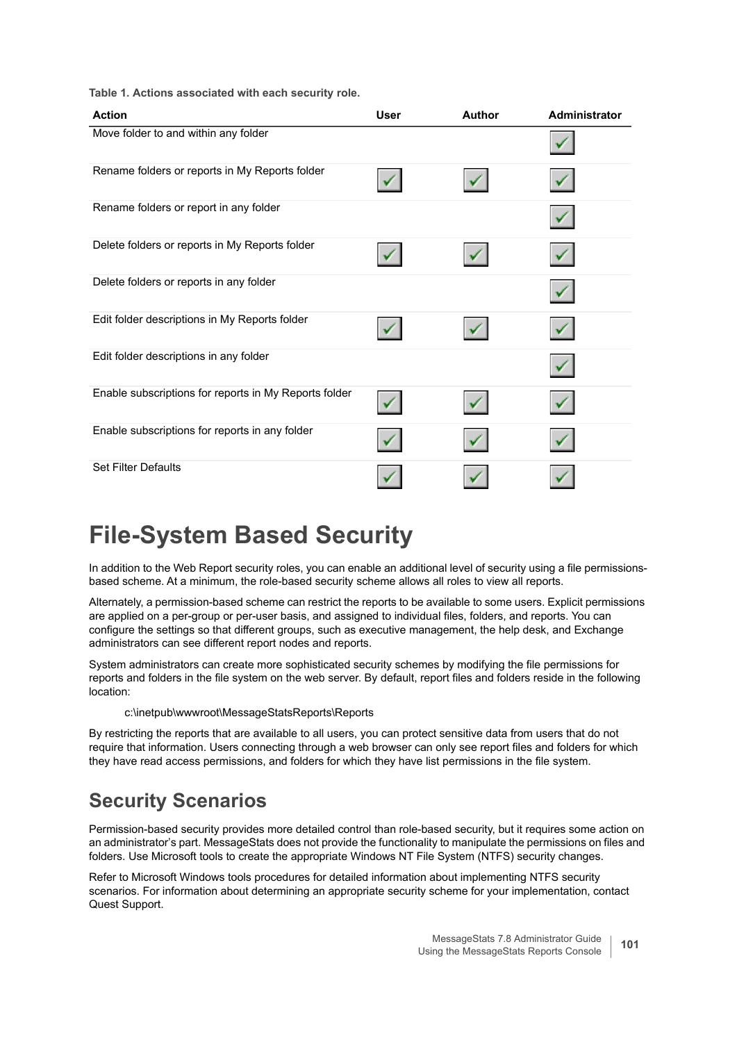**Table 1. Actions associated with each security role.**

| Action | User | Author | Administrator |
|---|---|---|---|
| Move folder to and within any folder | | | ✓ |
| Rename folders or reports in My Reports folder | ✓ | ✓ | ✓ |
| Rename folders or report in any folder | | | ✓ |
| Delete folders or reports in My Reports folder | ✓ | ✓ | ✓ |
| Delete folders or reports in any folder | | | ✓ |
| Edit folder descriptions in My Reports folder | ✓ | ✓ | ✓ |
| Edit folder descriptions in any folder | | | ✓ |
| Enable subscriptions for reports in My Reports folder | ✓ | ✓ | ✓ |
| Enable subscriptions for reports in any folder | ✓ | ✓ | ✓ |
| Set Filter Defaults | ✓ | ✓ | ✓ |

# File-System Based Security

In addition to the Web Report security roles, you can enable an additional level of security using a file permissions-based scheme. At a minimum, the role-based security scheme allows all roles to view all reports.

Alternately, a permission-based scheme can restrict the reports to be available to some users. Explicit permissions are applied on a per-group or per-user basis, and assigned to individual files, folders, and reports. You can configure the settings so that different groups, such as executive management, the help desk, and Exchange administrators can see different report nodes and reports.

System administrators can create more sophisticated security schemes by modifying the file permissions for reports and folders in the file system on the web server. By default, report files and folders reside in the following location:

c:\inetpub\wwwroot\MessageStatsReports\Reports

By restricting the reports that are available to all users, you can protect sensitive data from users that do not require that information. Users connecting through a web browser can only see report files and folders for which they have read access permissions, and folders for which they have list permissions in the file system.

## Security Scenarios

Permission-based security provides more detailed control than role-based security, but it requires some action on an administrator's part. MessageStats does not provide the functionality to manipulate the permissions on files and folders. Use Microsoft tools to create the appropriate Windows NT File System (NTFS) security changes.

Refer to Microsoft Windows tools procedures for detailed information about implementing NTFS security scenarios. For information about determining an appropriate security scheme for your implementation, contact Quest Support.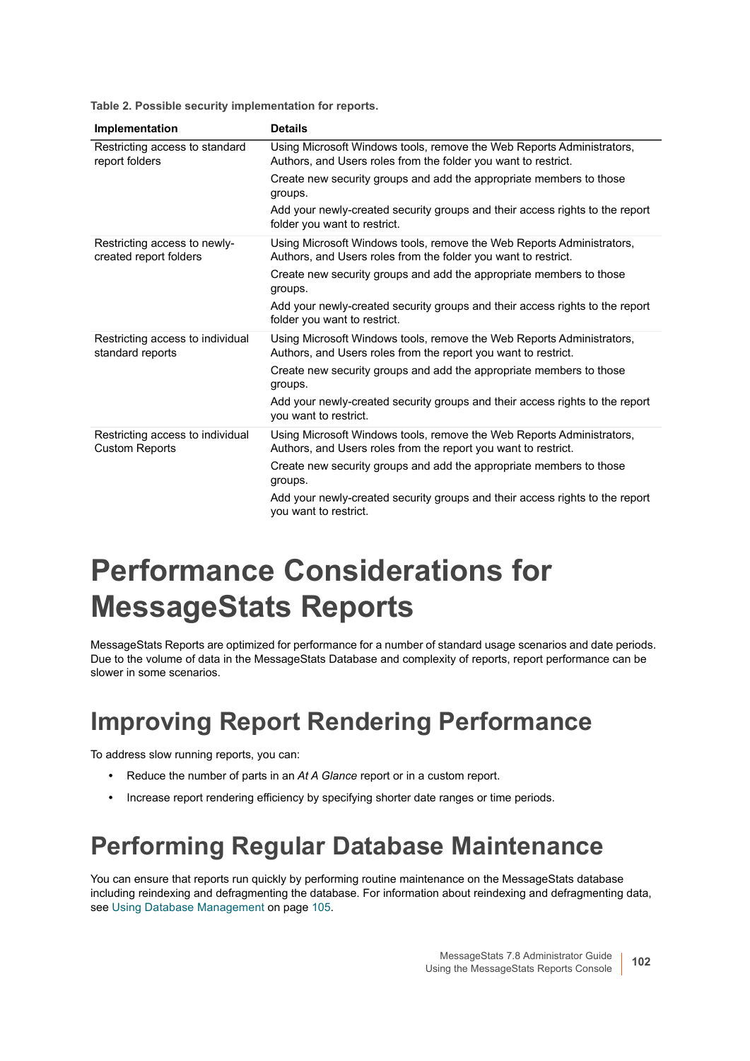**Table 2. Possible security implementation for reports.**

| Implementation | Details |
|---|---|
| Restricting access to standard report folders | Using Microsoft Windows tools, remove the Web Reports Administrators, Authors, and Users roles from the folder you want to restrict.<br>Create new security groups and add the appropriate members to those groups.<br>Add your newly-created security groups and their access rights to the report folder you want to restrict. |
| Restricting access to newly-created report folders | Using Microsoft Windows tools, remove the Web Reports Administrators, Authors, and Users roles from the folder you want to restrict.<br>Create new security groups and add the appropriate members to those groups.<br>Add your newly-created security groups and their access rights to the report folder you want to restrict. |
| Restricting access to individual standard reports | Using Microsoft Windows tools, remove the Web Reports Administrators, Authors, and Users roles from the report you want to restrict.<br>Create new security groups and add the appropriate members to those groups.<br>Add your newly-created security groups and their access rights to the report you want to restrict. |
| Restricting access to individual Custom Reports | Using Microsoft Windows tools, remove the Web Reports Administrators, Authors, and Users roles from the report you want to restrict.<br>Create new security groups and add the appropriate members to those groups.<br>Add your newly-created security groups and their access rights to the report you want to restrict. |

# Performance Considerations for MessageStats Reports

MessageStats Reports are optimized for performance for a number of standard usage scenarios and date periods. Due to the volume of data in the MessageStats Database and complexity of reports, report performance can be slower in some scenarios.

## Improving Report Rendering Performance

To address slow running reports, you can:

- Reduce the number of parts in an *At A Glance* report or in a custom report.
- Increase report rendering efficiency by specifying shorter date ranges or time periods.

## Performing Regular Database Maintenance

You can ensure that reports run quickly by performing routine maintenance on the MessageStats database including reindexing and defragmenting the database. For information about reindexing and defragmenting data, see Using Database Management on page 105.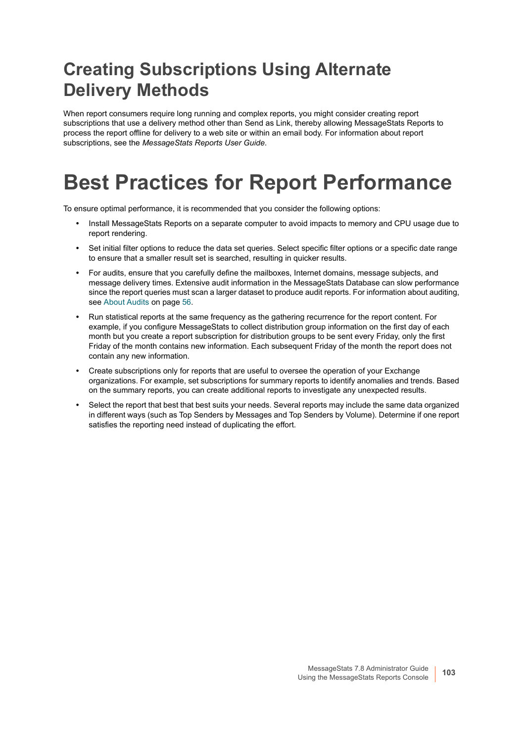## Creating Subscriptions Using Alternate Delivery Methods

When report consumers require long running and complex reports, you might consider creating report subscriptions that use a delivery method other than Send as Link, thereby allowing MessageStats Reports to process the report offline for delivery to a web site or within an email body. For information about report subscriptions, see the *MessageStats Reports User Guide*.

# Best Practices for Report Performance

To ensure optimal performance, it is recommended that you consider the following options:

- Install MessageStats Reports on a separate computer to avoid impacts to memory and CPU usage due to report rendering.
- Set initial filter options to reduce the data set queries. Select specific filter options or a specific date range to ensure that a smaller result set is searched, resulting in quicker results.
- For audits, ensure that you carefully define the mailboxes, Internet domains, message subjects, and message delivery times. Extensive audit information in the MessageStats Database can slow performance since the report queries must scan a larger dataset to produce audit reports. For information about auditing, see About Audits on page 56.
- Run statistical reports at the same frequency as the gathering recurrence for the report content. For example, if you configure MessageStats to collect distribution group information on the first day of each month but you create a report subscription for distribution groups to be sent every Friday, only the first Friday of the month contains new information. Each subsequent Friday of the month the report does not contain any new information.
- Create subscriptions only for reports that are useful to oversee the operation of your Exchange organizations. For example, set subscriptions for summary reports to identify anomalies and trends. Based on the summary reports, you can create additional reports to investigate any unexpected results.
- Select the report that best that best suits your needs. Several reports may include the same data organized in different ways (such as Top Senders by Messages and Top Senders by Volume). Determine if one report satisfies the reporting need instead of duplicating the effort.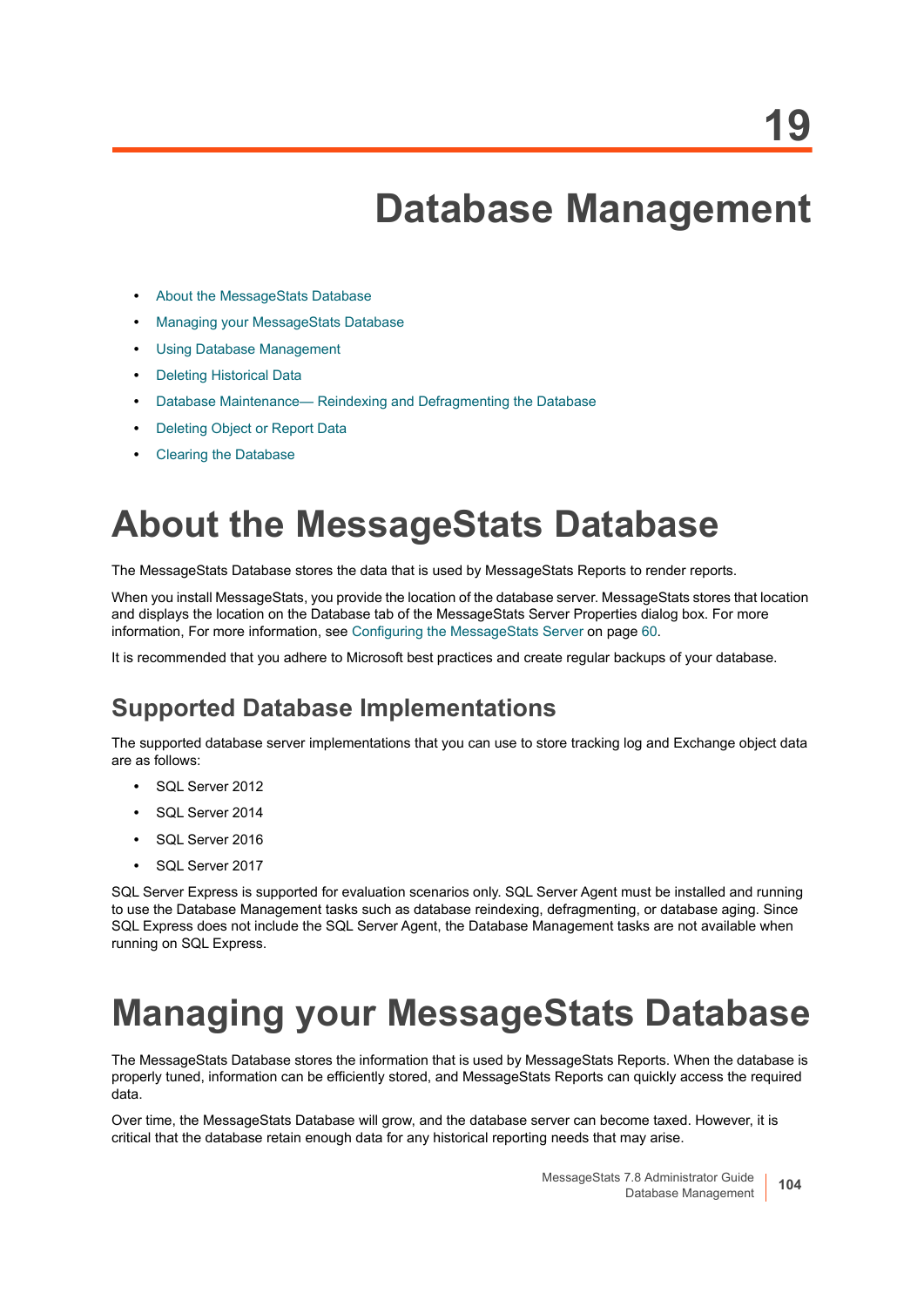# 19 Database Management

- About the MessageStats Database
- Managing your MessageStats Database
- Using Database Management
- Deleting Historical Data
- Database Maintenance— Reindexing and Defragmenting the Database
- Deleting Object or Report Data
- Clearing the Database

# About the MessageStats Database

The MessageStats Database stores the data that is used by MessageStats Reports to render reports.

When you install MessageStats, you provide the location of the database server. MessageStats stores that location and displays the location on the Database tab of the MessageStats Server Properties dialog box. For more information, For more information, see Configuring the MessageStats Server on page 60.

It is recommended that you adhere to Microsoft best practices and create regular backups of your database.

## Supported Database Implementations

The supported database server implementations that you can use to store tracking log and Exchange object data are as follows:

- SQL Server 2012
- SQL Server 2014
- SQL Server 2016
- SQL Server 2017

SQL Server Express is supported for evaluation scenarios only. SQL Server Agent must be installed and running to use the Database Management tasks such as database reindexing, defragmenting, or database aging. Since SQL Express does not include the SQL Server Agent, the Database Management tasks are not available when running on SQL Express.

# Managing your MessageStats Database

The MessageStats Database stores the information that is used by MessageStats Reports. When the database is properly tuned, information can be efficiently stored, and MessageStats Reports can quickly access the required data.

Over time, the MessageStats Database will grow, and the database server can become taxed. However, it is critical that the database retain enough data for any historical reporting needs that may arise.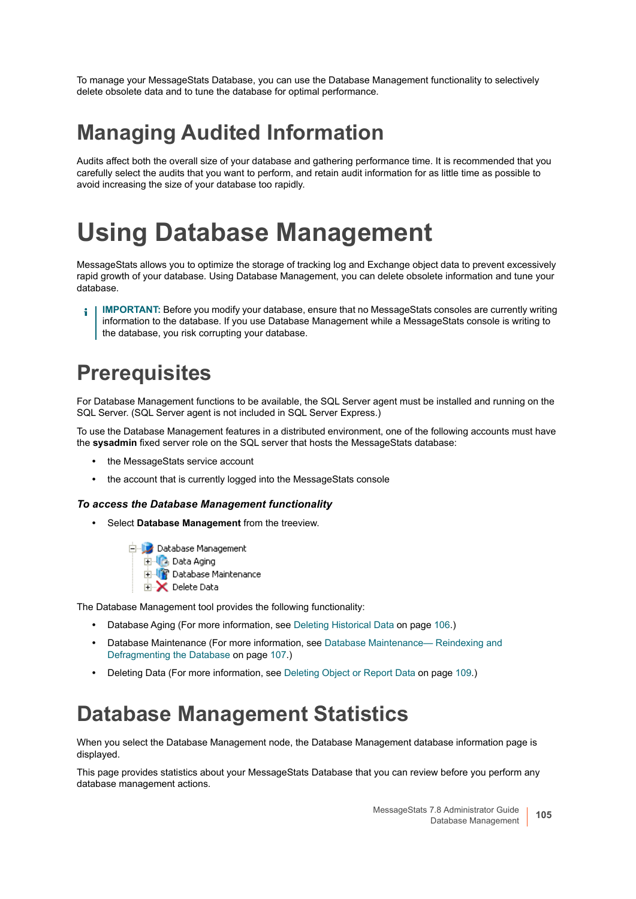To manage your MessageStats Database, you can use the Database Management functionality to selectively delete obsolete data and to tune the database for optimal performance.

## Managing Audited Information

Audits affect both the overall size of your database and gathering performance time. It is recommended that you carefully select the audits that you want to perform, and retain audit information for as little time as possible to avoid increasing the size of your database too rapidly.

# Using Database Management

MessageStats allows you to optimize the storage of tracking log and Exchange object data to prevent excessively rapid growth of your database. Using Database Management, you can delete obsolete information and tune your database.

> **IMPORTANT:** Before you modify your database, ensure that no MessageStats consoles are currently writing information to the database. If you use Database Management while a MessageStats console is writing to the database, you risk corrupting your database.

## Prerequisites

For Database Management functions to be available, the SQL Server agent must be installed and running on the SQL Server. (SQL Server agent is not included in SQL Server Express.)

To use the Database Management features in a distributed environment, one of the following accounts must have the **sysadmin** fixed server role on the SQL server that hosts the MessageStats database:

- the MessageStats service account
- the account that is currently logged into the MessageStats console

### *To access the Database Management functionality*

- Select **Database Management** from the treeview.

```
Database Management
  Data Aging
  Database Maintenance
  Delete Data
```

The Database Management tool provides the following functionality:

- Database Aging (For more information, see Deleting Historical Data on page 106.)
- Database Maintenance (For more information, see Database Maintenance— Reindexing and Defragmenting the Database on page 107.)
- Deleting Data (For more information, see Deleting Object or Report Data on page 109.)

## Database Management Statistics

When you select the Database Management node, the Database Management database information page is displayed.

This page provides statistics about your MessageStats Database that you can review before you perform any database management actions.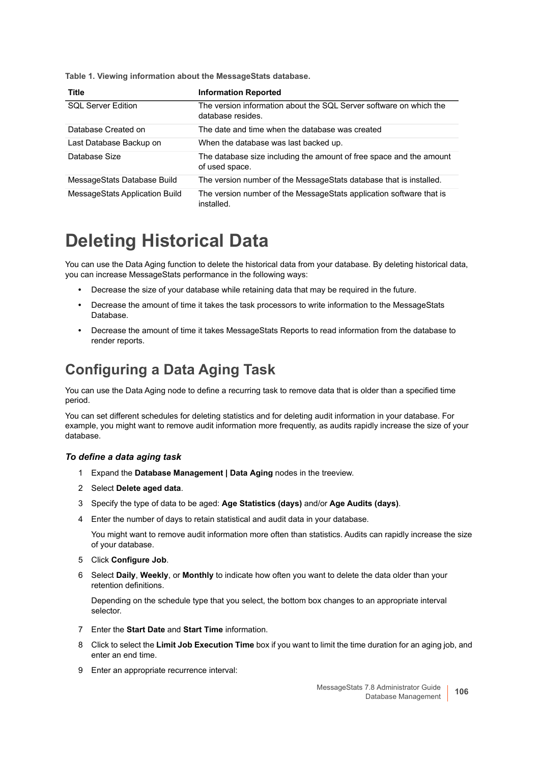**Table 1. Viewing information about the MessageStats database.**

| Title | Information Reported |
|---|---|
| SQL Server Edition | The version information about the SQL Server software on which the database resides. |
| Database Created on | The date and time when the database was created |
| Last Database Backup on | When the database was last backed up. |
| Database Size | The database size including the amount of free space and the amount of used space. |
| MessageStats Database Build | The version number of the MessageStats database that is installed. |
| MessageStats Application Build | The version number of the MessageStats application software that is installed. |

# Deleting Historical Data

You can use the Data Aging function to delete the historical data from your database. By deleting historical data, you can increase MessageStats performance in the following ways:

- Decrease the size of your database while retaining data that may be required in the future.
- Decrease the amount of time it takes the task processors to write information to the MessageStats Database.
- Decrease the amount of time it takes MessageStats Reports to read information from the database to render reports.

## Configuring a Data Aging Task

You can use the Data Aging node to define a recurring task to remove data that is older than a specified time period.

You can set different schedules for deleting statistics and for deleting audit information in your database. For example, you might want to remove audit information more frequently, as audits rapidly increase the size of your database.

### *To define a data aging task*

1. Expand the **Database Management | Data Aging** nodes in the treeview.
2. Select **Delete aged data**.
3. Specify the type of data to be aged: **Age Statistics (days)** and/or **Age Audits (days)**.
4. Enter the number of days to retain statistical and audit data in your database.

   You might want to remove audit information more often than statistics. Audits can rapidly increase the size of your database.
5. Click **Configure Job**.
6. Select **Daily**, **Weekly**, or **Monthly** to indicate how often you want to delete the data older than your retention definitions.

   Depending on the schedule type that you select, the bottom box changes to an appropriate interval selector.
7. Enter the **Start Date** and **Start Time** information.
8. Click to select the **Limit Job Execution Time** box if you want to limit the time duration for an aging job, and enter an end time.
9. Enter an appropriate recurrence interval: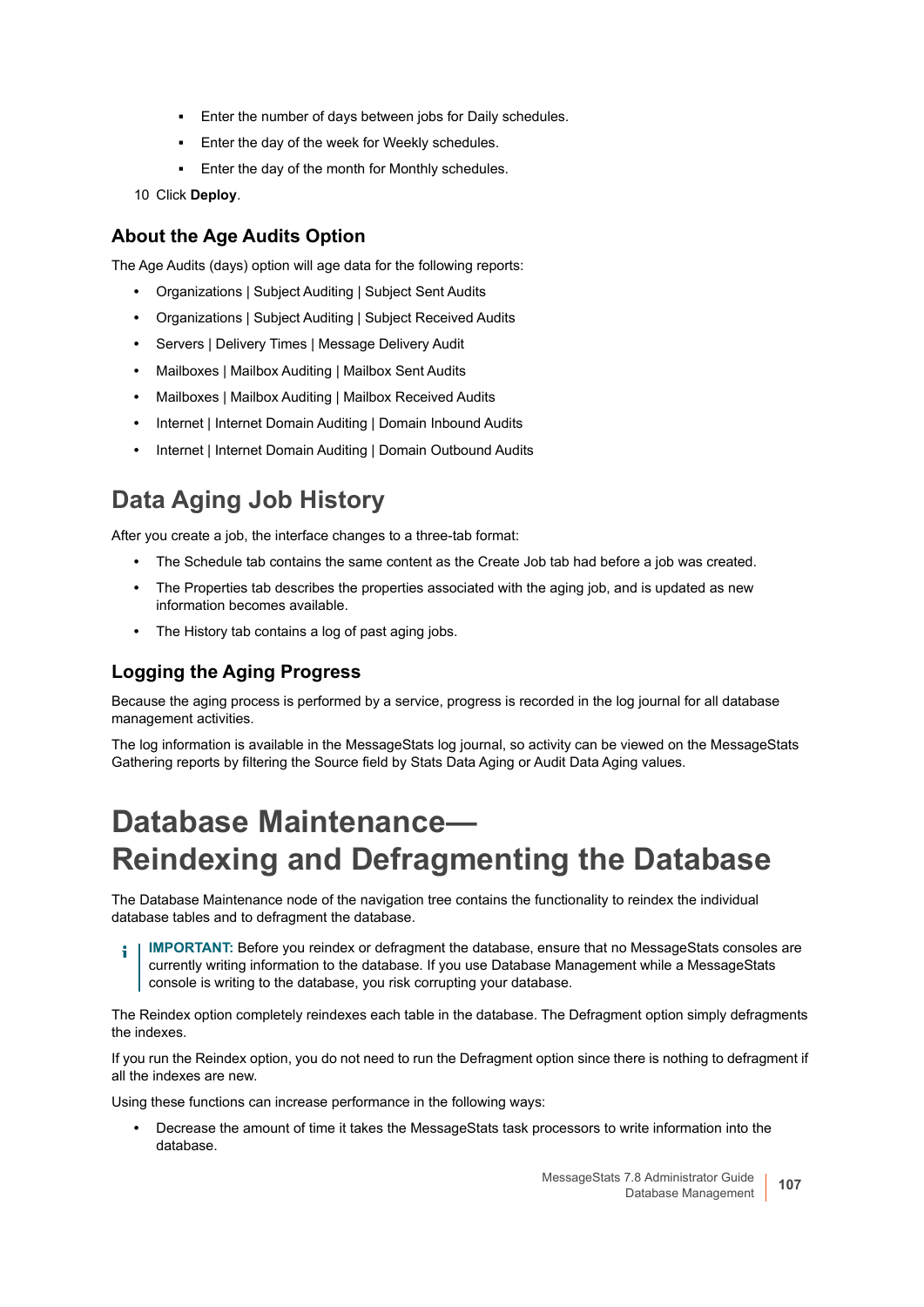- Enter the number of days between jobs for Daily schedules.
   - Enter the day of the week for Weekly schedules.
   - Enter the day of the month for Monthly schedules.

10 Click **Deploy**.

### About the Age Audits Option

The Age Audits (days) option will age data for the following reports:

- Organizations | Subject Auditing | Subject Sent Audits
- Organizations | Subject Auditing | Subject Received Audits
- Servers | Delivery Times | Message Delivery Audit
- Mailboxes | Mailbox Auditing | Mailbox Sent Audits
- Mailboxes | Mailbox Auditing | Mailbox Received Audits
- Internet | Internet Domain Auditing | Domain Inbound Audits
- Internet | Internet Domain Auditing | Domain Outbound Audits

## Data Aging Job History

After you create a job, the interface changes to a three-tab format:

- The Schedule tab contains the same content as the Create Job tab had before a job was created.
- The Properties tab describes the properties associated with the aging job, and is updated as new information becomes available.
- The History tab contains a log of past aging jobs.

### Logging the Aging Progress

Because the aging process is performed by a service, progress is recorded in the log journal for all database management activities.

The log information is available in the MessageStats log journal, so activity can be viewed on the MessageStats Gathering reports by filtering the Source field by Stats Data Aging or Audit Data Aging values.

# Database Maintenance— Reindexing and Defragmenting the Database

The Database Maintenance node of the navigation tree contains the functionality to reindex the individual database tables and to defragment the database.

> **IMPORTANT:** Before you reindex or defragment the database, ensure that no MessageStats consoles are currently writing information to the database. If you use Database Management while a MessageStats console is writing to the database, you risk corrupting your database.

The Reindex option completely reindexes each table in the database. The Defragment option simply defragments the indexes.

If you run the Reindex option, you do not need to run the Defragment option since there is nothing to defragment if all the indexes are new.

Using these functions can increase performance in the following ways:

- Decrease the amount of time it takes the MessageStats task processors to write information into the database.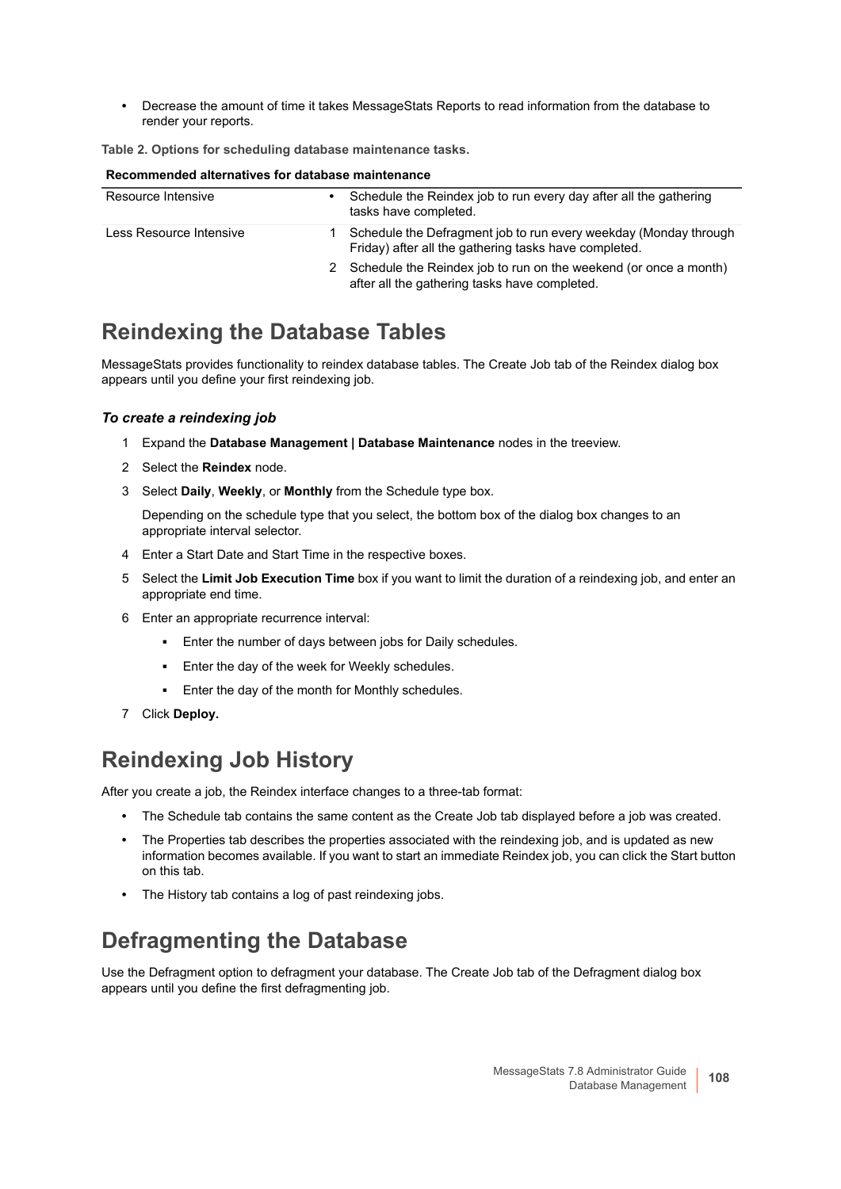- Decrease the amount of time it takes MessageStats Reports to read information from the database to render your reports.

**Table 2. Options for scheduling database maintenance tasks.**

| **Recommended alternatives for database maintenance** | |
|---|---|
| Resource Intensive | • Schedule the Reindex job to run every day after all the gathering tasks have completed. |
| Less Resource Intensive | 1 Schedule the Defragment job to run every weekday (Monday through Friday) after all the gathering tasks have completed.<br>2 Schedule the Reindex job to run on the weekend (or once a month) after all the gathering tasks have completed. |

## Reindexing the Database Tables

MessageStats provides functionality to reindex database tables. The Create Job tab of the Reindex dialog box appears until you define your first reindexing job.

### *To create a reindexing job*

1. Expand the **Database Management | Database Maintenance** nodes in the treeview.
2. Select the **Reindex** node.
3. Select **Daily**, **Weekly**, or **Monthly** from the Schedule type box.

   Depending on the schedule type that you select, the bottom box of the dialog box changes to an appropriate interval selector.
4. Enter a Start Date and Start Time in the respective boxes.
5. Select the **Limit Job Execution Time** box if you want to limit the duration of a reindexing job, and enter an appropriate end time.
6. Enter an appropriate recurrence interval:
   - Enter the number of days between jobs for Daily schedules.
   - Enter the day of the week for Weekly schedules.
   - Enter the day of the month for Monthly schedules.
7. Click **Deploy.**

## Reindexing Job History

After you create a job, the Reindex interface changes to a three-tab format:

- The Schedule tab contains the same content as the Create Job tab displayed before a job was created.
- The Properties tab describes the properties associated with the reindexing job, and is updated as new information becomes available. If you want to start an immediate Reindex job, you can click the Start button on this tab.
- The History tab contains a log of past reindexing jobs.

## Defragmenting the Database

Use the Defragment option to defragment your database. The Create Job tab of the Defragment dialog box appears until you define the first defragmenting job.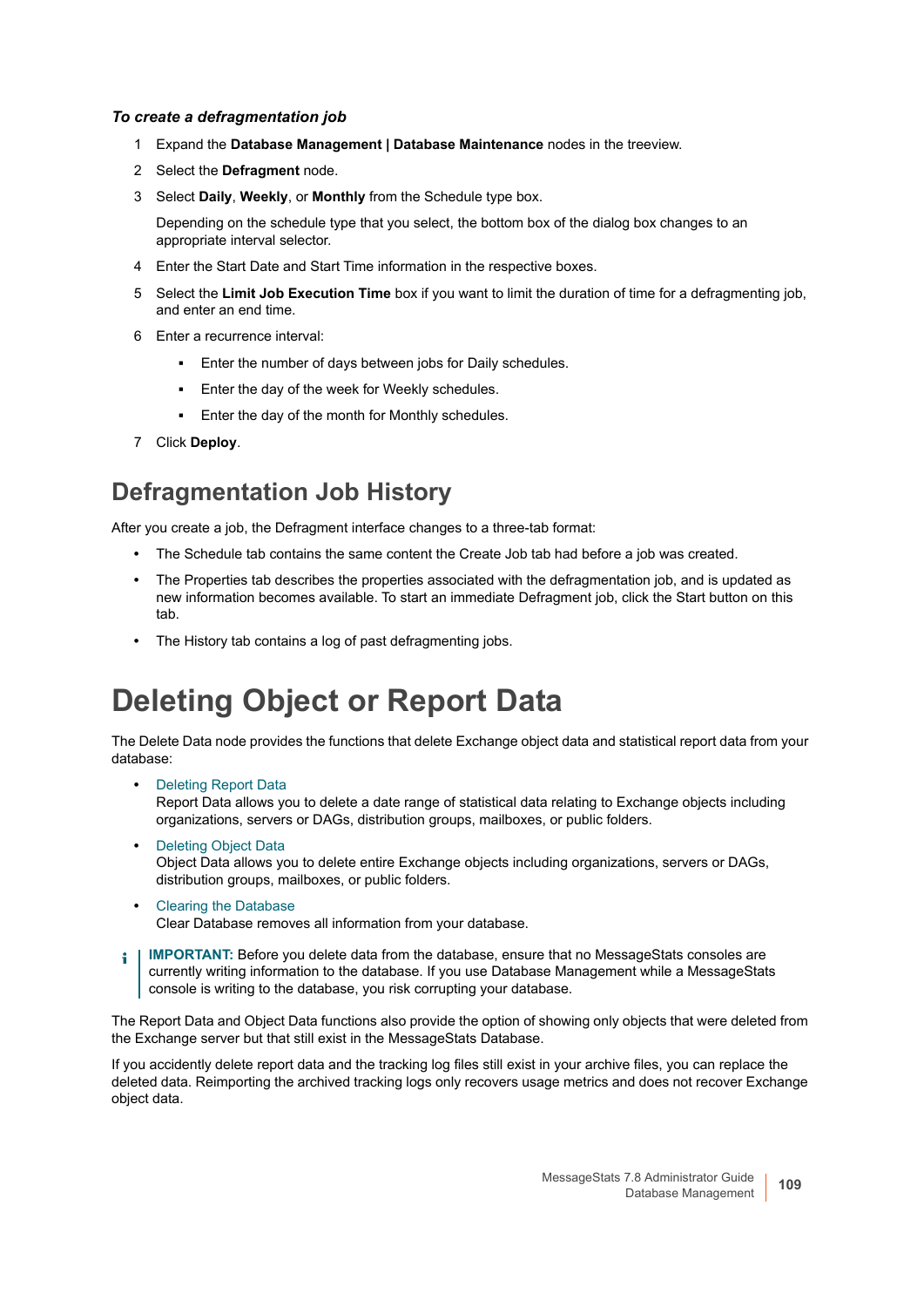*To create a defragmentation job*

1. Expand the **Database Management | Database Maintenance** nodes in the treeview.
2. Select the **Defragment** node.
3. Select **Daily**, **Weekly**, or **Monthly** from the Schedule type box.

   Depending on the schedule type that you select, the bottom box of the dialog box changes to an appropriate interval selector.
4. Enter the Start Date and Start Time information in the respective boxes.
5. Select the **Limit Job Execution Time** box if you want to limit the duration of time for a defragmenting job, and enter an end time.
6. Enter a recurrence interval:
   - Enter the number of days between jobs for Daily schedules.
   - Enter the day of the week for Weekly schedules.
   - Enter the day of the month for Monthly schedules.
7. Click **Deploy**.

## Defragmentation Job History

After you create a job, the Defragment interface changes to a three-tab format:

- The Schedule tab contains the same content the Create Job tab had before a job was created.
- The Properties tab describes the properties associated with the defragmentation job, and is updated as new information becomes available. To start an immediate Defragment job, click the Start button on this tab.
- The History tab contains a log of past defragmenting jobs.

# Deleting Object or Report Data

The Delete Data node provides the functions that delete Exchange object data and statistical report data from your database:

- Deleting Report Data
  Report Data allows you to delete a date range of statistical data relating to Exchange objects including organizations, servers or DAGs, distribution groups, mailboxes, or public folders.
- Deleting Object Data
  Object Data allows you to delete entire Exchange objects including organizations, servers or DAGs, distribution groups, mailboxes, or public folders.
- Clearing the Database
  Clear Database removes all information from your database.

**IMPORTANT:** Before you delete data from the database, ensure that no MessageStats consoles are currently writing information to the database. If you use Database Management while a MessageStats console is writing to the database, you risk corrupting your database.

The Report Data and Object Data functions also provide the option of showing only objects that were deleted from the Exchange server but that still exist in the MessageStats Database.

If you accidently delete report data and the tracking log files still exist in your archive files, you can replace the deleted data. Reimporting the archived tracking logs only recovers usage metrics and does not recover Exchange object data.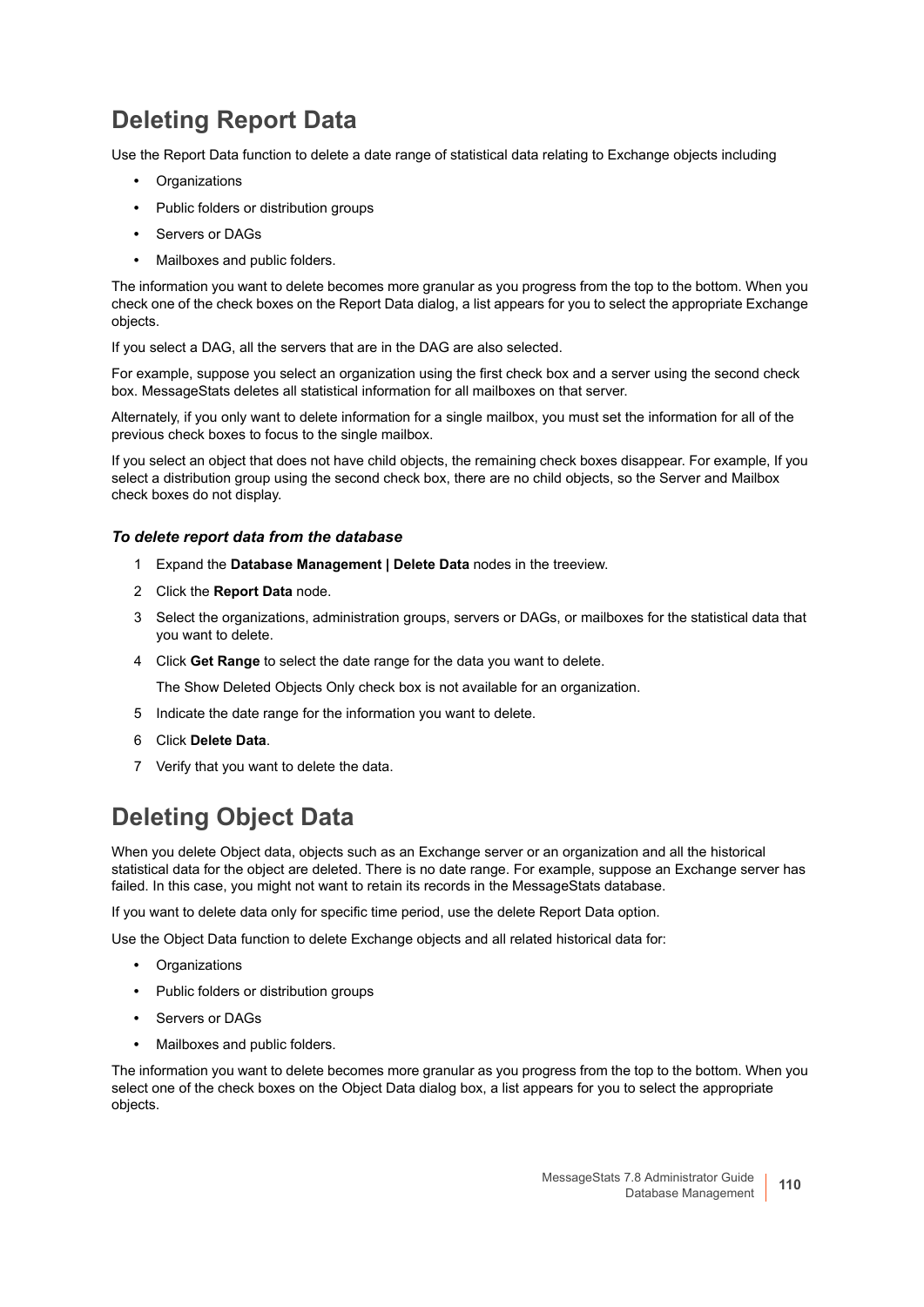## Deleting Report Data

Use the Report Data function to delete a date range of statistical data relating to Exchange objects including

- Organizations
- Public folders or distribution groups
- Servers or DAGs
- Mailboxes and public folders.

The information you want to delete becomes more granular as you progress from the top to the bottom. When you check one of the check boxes on the Report Data dialog, a list appears for you to select the appropriate Exchange objects.

If you select a DAG, all the servers that are in the DAG are also selected.

For example, suppose you select an organization using the first check box and a server using the second check box. MessageStats deletes all statistical information for all mailboxes on that server.

Alternately, if you only want to delete information for a single mailbox, you must set the information for all of the previous check boxes to focus to the single mailbox.

If you select an object that does not have child objects, the remaining check boxes disappear. For example, If you select a distribution group using the second check box, there are no child objects, so the Server and Mailbox check boxes do not display.

### *To delete report data from the database*

1. Expand the **Database Management | Delete Data** nodes in the treeview.
2. Click the **Report Data** node.
3. Select the organizations, administration groups, servers or DAGs, or mailboxes for the statistical data that you want to delete.
4. Click **Get Range** to select the date range for the data you want to delete.

   The Show Deleted Objects Only check box is not available for an organization.
5. Indicate the date range for the information you want to delete.
6. Click **Delete Data**.
7. Verify that you want to delete the data.

## Deleting Object Data

When you delete Object data, objects such as an Exchange server or an organization and all the historical statistical data for the object are deleted. There is no date range. For example, suppose an Exchange server has failed. In this case, you might not want to retain its records in the MessageStats database.

If you want to delete data only for specific time period, use the delete Report Data option.

Use the Object Data function to delete Exchange objects and all related historical data for:

- Organizations
- Public folders or distribution groups
- Servers or DAGs
- Mailboxes and public folders.

The information you want to delete becomes more granular as you progress from the top to the bottom. When you select one of the check boxes on the Object Data dialog box, a list appears for you to select the appropriate objects.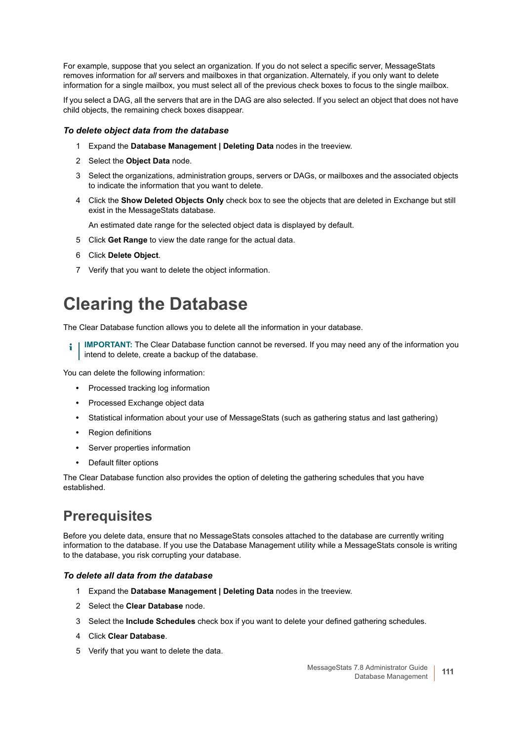For example, suppose that you select an organization. If you do not select a specific server, MessageStats removes information for *all* servers and mailboxes in that organization. Alternately, if you only want to delete information for a single mailbox, you must select all of the previous check boxes to focus to the single mailbox.

If you select a DAG, all the servers that are in the DAG are also selected. If you select an object that does not have child objects, the remaining check boxes disappear.

#### *To delete object data from the database*

1. Expand the **Database Management | Deleting Data** nodes in the treeview.
2. Select the **Object Data** node.
3. Select the organizations, administration groups, servers or DAGs, or mailboxes and the associated objects to indicate the information that you want to delete.
4. Click the **Show Deleted Objects Only** check box to see the objects that are deleted in Exchange but still exist in the MessageStats database.

   An estimated date range for the selected object data is displayed by default.
5. Click **Get Range** to view the date range for the actual data.
6. Click **Delete Object**.
7. Verify that you want to delete the object information.

# Clearing the Database

The Clear Database function allows you to delete all the information in your database.

> **IMPORTANT:** The Clear Database function cannot be reversed. If you may need any of the information you intend to delete, create a backup of the database.

You can delete the following information:

- Processed tracking log information
- Processed Exchange object data
- Statistical information about your use of MessageStats (such as gathering status and last gathering)
- Region definitions
- Server properties information
- Default filter options

The Clear Database function also provides the option of deleting the gathering schedules that you have established.

## Prerequisites

Before you delete data, ensure that no MessageStats consoles attached to the database are currently writing information to the database. If you use the Database Management utility while a MessageStats console is writing to the database, you risk corrupting your database.

#### *To delete all data from the database*

1. Expand the **Database Management | Deleting Data** nodes in the treeview.
2. Select the **Clear Database** node.
3. Select the **Include Schedules** check box if you want to delete your defined gathering schedules.
4. Click **Clear Database**.
5. Verify that you want to delete the data.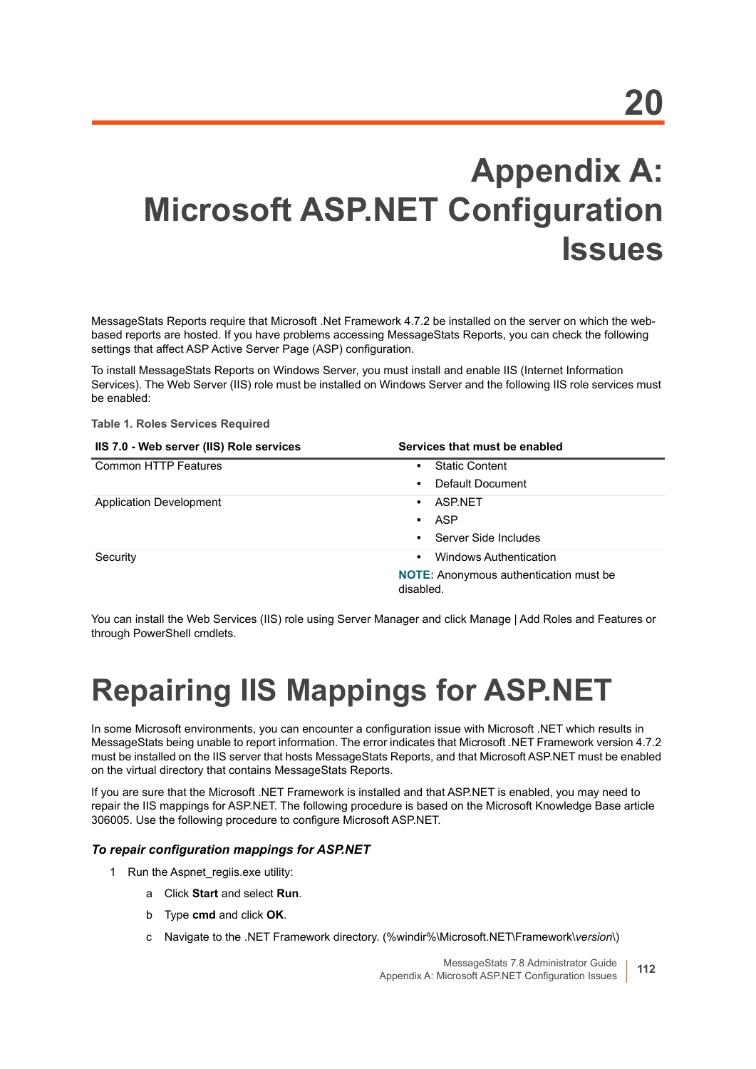# 20

# Appendix A: Microsoft ASP.NET Configuration Issues

MessageStats Reports require that Microsoft .Net Framework 4.7.2 be installed on the server on which the web-based reports are hosted. If you have problems accessing MessageStats Reports, you can check the following settings that affect ASP Active Server Page (ASP) configuration.

To install MessageStats Reports on Windows Server, you must install and enable IIS (Internet Information Services). The Web Server (IIS) role must be installed on Windows Server and the following IIS role services must be enabled:

**Table 1. Roles Services Required**

| IIS 7.0 - Web server (IIS) Role services | Services that must be enabled |
|---|---|
| Common HTTP Features | • Static Content<br>• Default Document |
| Application Development | • ASP.NET<br>• ASP<br>• Server Side Includes |
| Security | • Windows Authentication<br>**NOTE:** Anonymous authentication must be disabled. |

You can install the Web Services (IIS) role using Server Manager and click Manage | Add Roles and Features or through PowerShell cmdlets.

# Repairing IIS Mappings for ASP.NET

In some Microsoft environments, you can encounter a configuration issue with Microsoft .NET which results in MessageStats being unable to report information. The error indicates that Microsoft .NET Framework version 4.7.2 must be installed on the IIS server that hosts MessageStats Reports, and that Microsoft ASP.NET must be enabled on the virtual directory that contains MessageStats Reports.

If you are sure that the Microsoft .NET Framework is installed and that ASP.NET is enabled, you may need to repair the IIS mappings for ASP.NET. The following procedure is based on the Microsoft Knowledge Base article 306005. Use the following procedure to configure Microsoft ASP.NET.

### *To repair configuration mappings for ASP.NET*

1. Run the Aspnet_regiis.exe utility:
   a. Click **Start** and select **Run**.
   b. Type **cmd** and click **OK**.
   c. Navigate to the .NET Framework directory. (%windir%\Microsoft.NET\Framework\\*version*\\)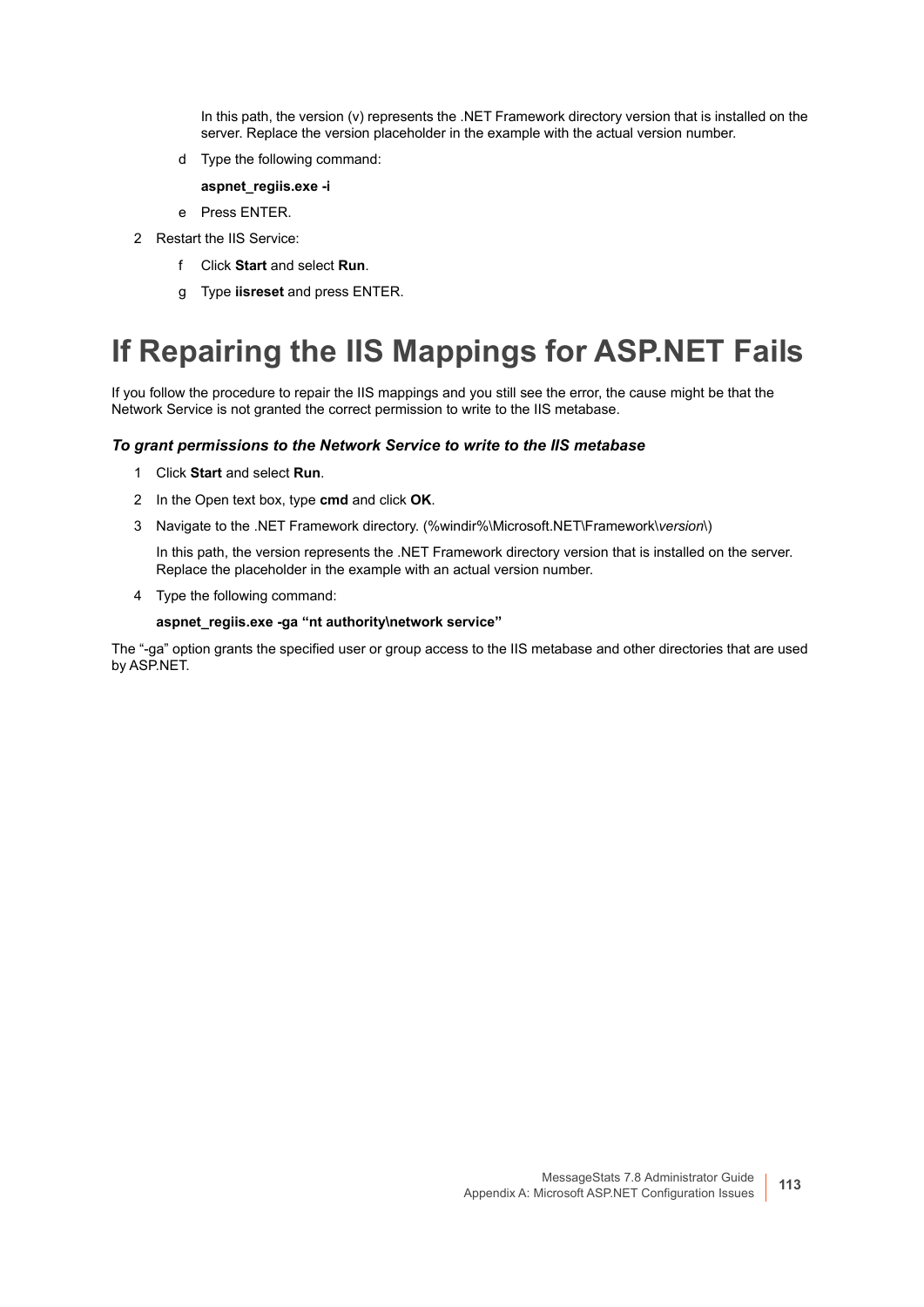In this path, the version (v) represents the .NET Framework directory version that is installed on the server. Replace the version placeholder in the example with the actual version number.

d Type the following command:

**aspnet_regiis.exe -i**

e Press ENTER.

2 Restart the IIS Service:

f Click **Start** and select **Run**.

g Type **iisreset** and press ENTER.

# If Repairing the IIS Mappings for ASP.NET Fails

If you follow the procedure to repair the IIS mappings and you still see the error, the cause might be that the Network Service is not granted the correct permission to write to the IIS metabase.

### *To grant permissions to the Network Service to write to the IIS metabase*

1. Click **Start** and select **Run**.
2. In the Open text box, type **cmd** and click **OK**.
3. Navigate to the .NET Framework directory. (%windir%\Microsoft.NET\Framework\\*version*\\)

   In this path, the version represents the .NET Framework directory version that is installed on the server. Replace the placeholder in the example with an actual version number.
4. Type the following command:

   **aspnet_regiis.exe -ga “nt authority\network service”**

The “-ga” option grants the specified user or group access to the IIS metabase and other directories that are used by ASP.NET.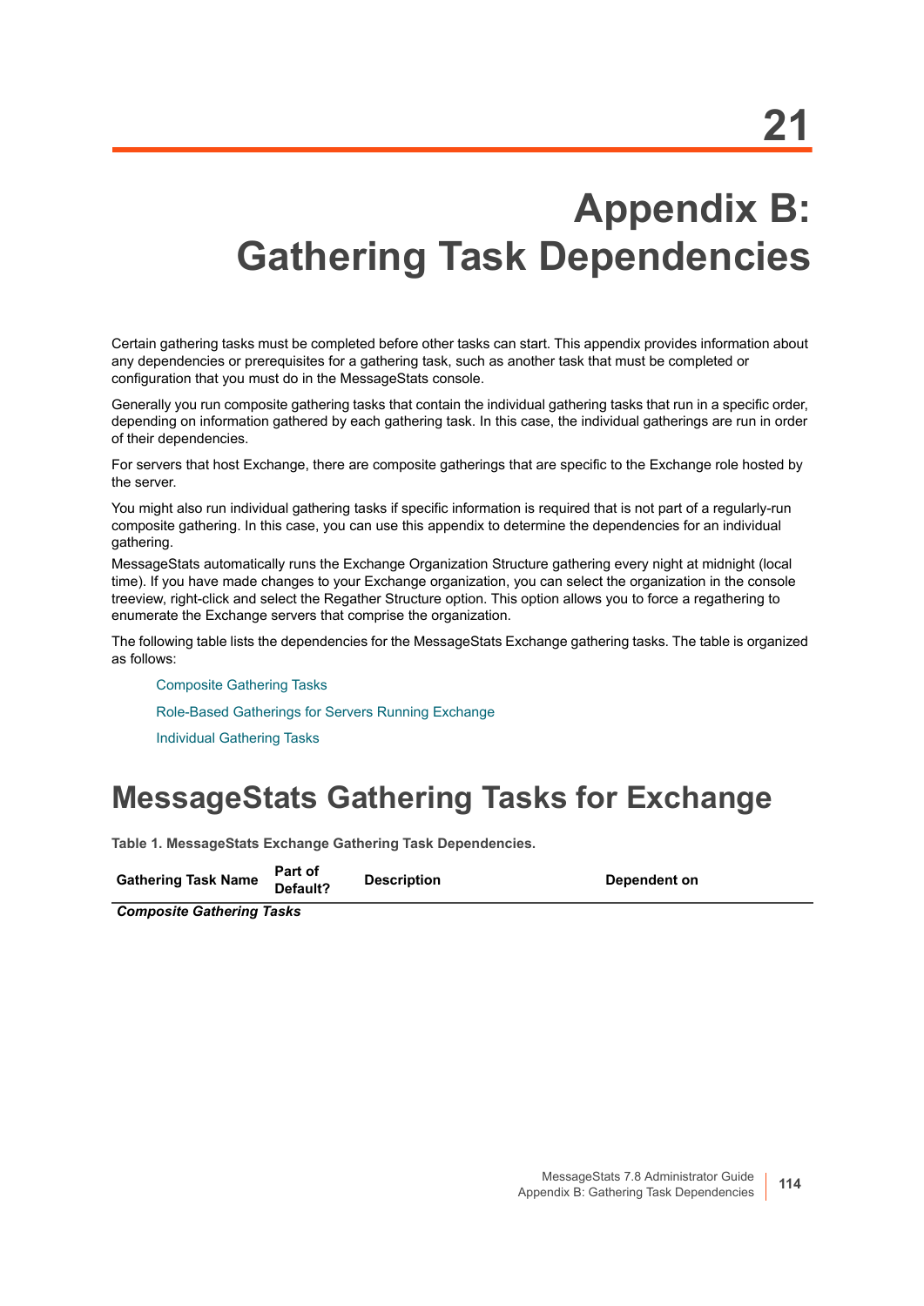# 21

# Appendix B: Gathering Task Dependencies

Certain gathering tasks must be completed before other tasks can start. This appendix provides information about any dependencies or prerequisites for a gathering task, such as another task that must be completed or configuration that you must do in the MessageStats console.

Generally you run composite gathering tasks that contain the individual gathering tasks that run in a specific order, depending on information gathered by each gathering task. In this case, the individual gatherings are run in order of their dependencies.

For servers that host Exchange, there are composite gatherings that are specific to the Exchange role hosted by the server.

You might also run individual gathering tasks if specific information is required that is not part of a regularly-run composite gathering. In this case, you can use this appendix to determine the dependencies for an individual gathering.

MessageStats automatically runs the Exchange Organization Structure gathering every night at midnight (local time). If you have made changes to your Exchange organization, you can select the organization in the console treeview, right-click and select the Regather Structure option. This option allows you to force a regathering to enumerate the Exchange servers that comprise the organization.

The following table lists the dependencies for the MessageStats Exchange gathering tasks. The table is organized as follows:

- Composite Gathering Tasks
- Role-Based Gatherings for Servers Running Exchange
- Individual Gathering Tasks

## MessageStats Gathering Tasks for Exchange

**Table 1. MessageStats Exchange Gathering Task Dependencies.**

| Gathering Task Name | Part of Default? | Description | Dependent on |
|---|---|---|---|
| ***Composite Gathering Tasks*** | | | |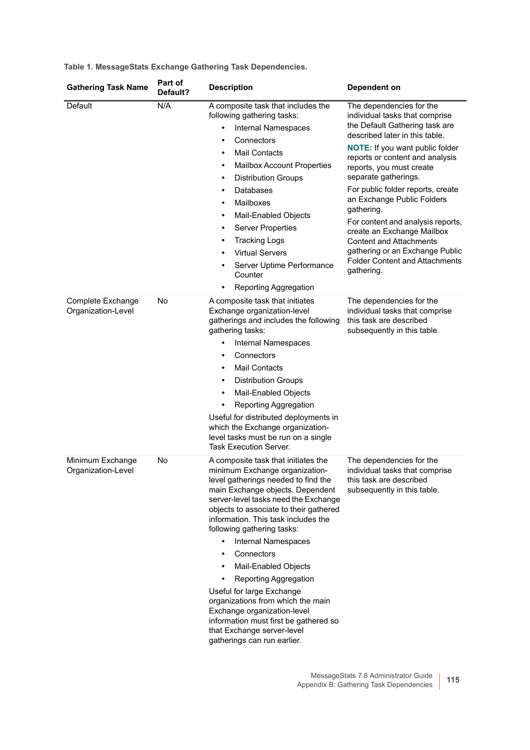**Table 1. MessageStats Exchange Gathering Task Dependencies.**

| Gathering Task Name | Part of Default? | Description | Dependent on |
|---|---|---|---|
| Default | N/A | A composite task that includes the following gathering tasks:<br>• Internal Namespaces<br>• Connectors<br>• Mail Contacts<br>• Mailbox Account Properties<br>• Distribution Groups<br>• Databases<br>• Mailboxes<br>• Mail-Enabled Objects<br>• Server Properties<br>• Tracking Logs<br>• Virtual Servers<br>• Server Uptime Performance Counter<br>• Reporting Aggregation | The dependencies for the individual tasks that comprise the Default Gathering task are described later in this table.<br>**NOTE:** If you want public folder reports or content and analysis reports, you must create separate gatherings.<br>For public folder reports, create an Exchange Public Folders gathering.<br>For content and analysis reports, create an Exchange Mailbox Content and Attachments gathering or an Exchange Public Folder Content and Attachments gathering. |
| Complete Exchange Organization-Level | No | A composite task that initiates Exchange organization-level gatherings and includes the following gathering tasks:<br>• Internal Namespaces<br>• Connectors<br>• Mail Contacts<br>• Distribution Groups<br>• Mail-Enabled Objects<br>• Reporting Aggregation<br>Useful for distributed deployments in which the Exchange organization-level tasks must be run on a single Task Execution Server. | The dependencies for the individual tasks that comprise this task are described subsequently in this table. |
| Minimum Exchange Organization-Level | No | A composite task that initiates the minimum Exchange organization-level gatherings needed to find the main Exchange objects. Dependent server-level tasks need the Exchange objects to associate to their gathered information. This task includes the following gathering tasks:<br>• Internal Namespaces<br>• Connectors<br>• Mail-Enabled Objects<br>• Reporting Aggregation<br>Useful for large Exchange organizations from which the main Exchange organization-level information must first be gathered so that Exchange server-level gatherings can run earlier. | The dependencies for the individual tasks that comprise this task are described subsequently in this table. |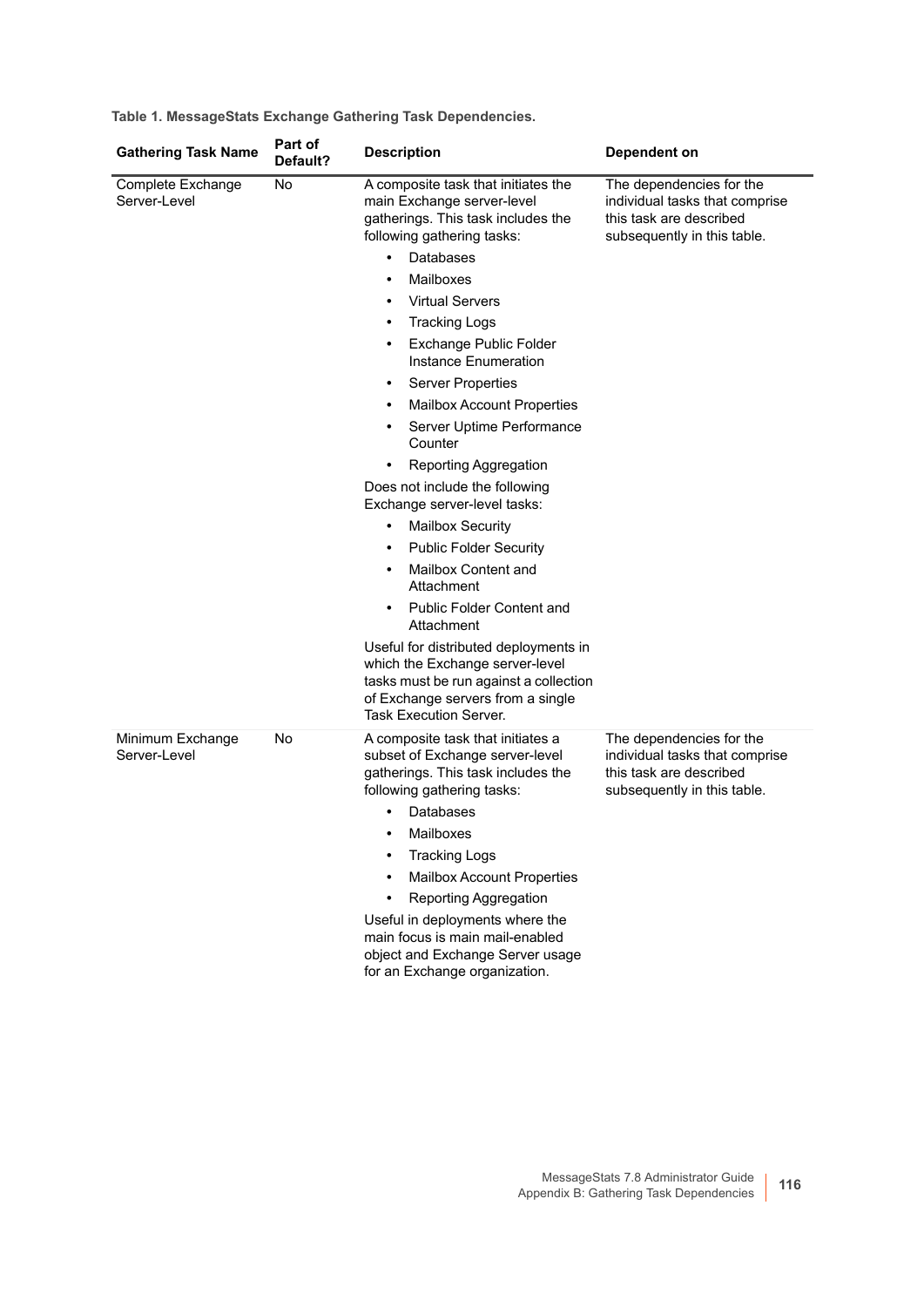**Table 1. MessageStats Exchange Gathering Task Dependencies.**

| Gathering Task Name | Part of Default? | Description | Dependent on |
|---|---|---|---|
| Complete Exchange Server-Level | No | A composite task that initiates the main Exchange server-level gatherings. This task includes the following gathering tasks:<br>• Databases<br>• Mailboxes<br>• Virtual Servers<br>• Tracking Logs<br>• Exchange Public Folder Instance Enumeration<br>• Server Properties<br>• Mailbox Account Properties<br>• Server Uptime Performance Counter<br>• Reporting Aggregation<br>Does not include the following Exchange server-level tasks:<br>• Mailbox Security<br>• Public Folder Security<br>• Mailbox Content and Attachment<br>• Public Folder Content and Attachment<br>Useful for distributed deployments in which the Exchange server-level tasks must be run against a collection of Exchange servers from a single Task Execution Server. | The dependencies for the individual tasks that comprise this task are described subsequently in this table. |
| Minimum Exchange Server-Level | No | A composite task that initiates a subset of Exchange server-level gatherings. This task includes the following gathering tasks:<br>• Databases<br>• Mailboxes<br>• Tracking Logs<br>• Mailbox Account Properties<br>• Reporting Aggregation<br>Useful in deployments where the main focus is main mail-enabled object and Exchange Server usage for an Exchange organization. | The dependencies for the individual tasks that comprise this task are described subsequently in this table. |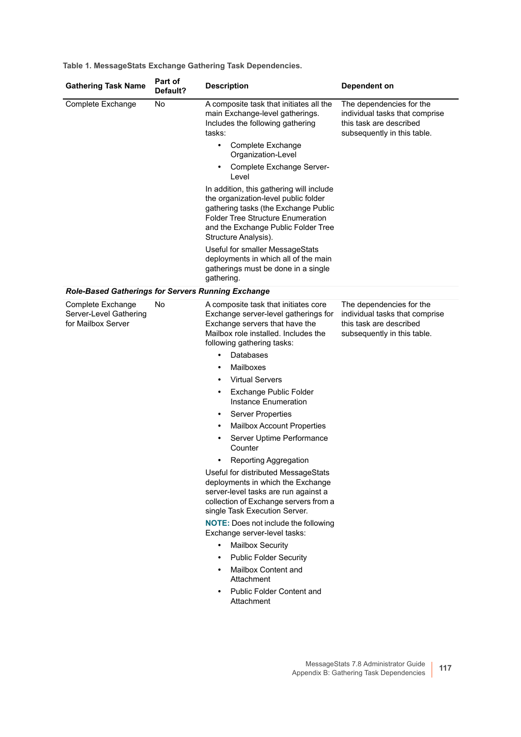**Table 1. MessageStats Exchange Gathering Task Dependencies.**

| Gathering Task Name | Part of Default? | Description | Dependent on |
|---|---|---|---|
| Complete Exchange | No | A composite task that initiates all the main Exchange-level gatherings. Includes the following gathering tasks:<br>• Complete Exchange Organization-Level<br>• Complete Exchange Server-Level<br>In addition, this gathering will include the organization-level public folder gathering tasks (the Exchange Public Folder Tree Structure Enumeration and the Exchange Public Folder Tree Structure Analysis).<br>Useful for smaller MessageStats deployments in which all of the main gatherings must be done in a single gathering. | The dependencies for the individual tasks that comprise this task are described subsequently in this table. |
| ***Role-Based Gatherings for Servers Running Exchange*** | | | |
| Complete Exchange Server-Level Gathering for Mailbox Server | No | A composite task that initiates core Exchange server-level gatherings for Exchange servers that have the Mailbox role installed. Includes the following gathering tasks:<br>• Databases<br>• Mailboxes<br>• Virtual Servers<br>• Exchange Public Folder Instance Enumeration<br>• Server Properties<br>• Mailbox Account Properties<br>• Server Uptime Performance Counter<br>• Reporting Aggregation<br>Useful for distributed MessageStats deployments in which the Exchange server-level tasks are run against a collection of Exchange servers from a single Task Execution Server.<br>**NOTE:** Does not include the following Exchange server-level tasks:<br>• Mailbox Security<br>• Public Folder Security<br>• Mailbox Content and Attachment<br>• Public Folder Content and Attachment | The dependencies for the individual tasks that comprise this task are described subsequently in this table. |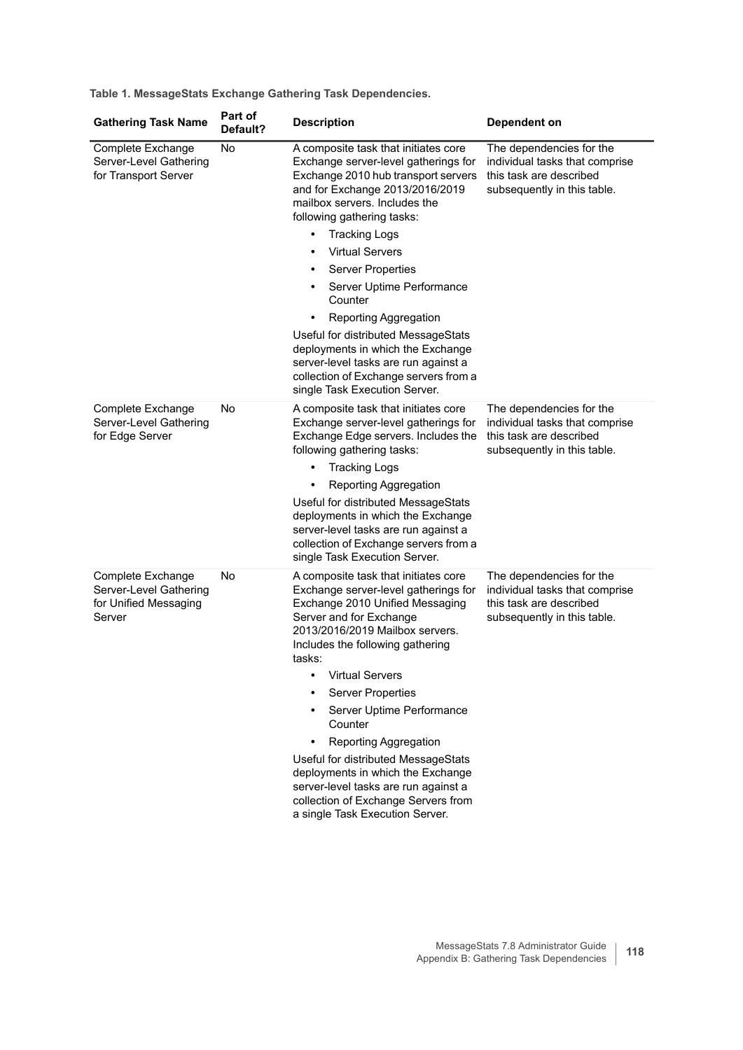**Table 1. MessageStats Exchange Gathering Task Dependencies.**

| Gathering Task Name | Part of Default? | Description | Dependent on |
|---|---|---|---|
| Complete Exchange Server-Level Gathering for Transport Server | No | A composite task that initiates core Exchange server-level gatherings for Exchange 2010 hub transport servers and for Exchange 2013/2016/2019 mailbox servers. Includes the following gathering tasks: <br>• Tracking Logs<br>• Virtual Servers<br>• Server Properties<br>• Server Uptime Performance Counter<br>• Reporting Aggregation<br>Useful for distributed MessageStats deployments in which the Exchange server-level tasks are run against a collection of Exchange servers from a single Task Execution Server. | The dependencies for the individual tasks that comprise this task are described subsequently in this table. |
| Complete Exchange Server-Level Gathering for Edge Server | No | A composite task that initiates core Exchange server-level gatherings for Exchange Edge servers. Includes the following gathering tasks:<br>• Tracking Logs<br>• Reporting Aggregation<br>Useful for distributed MessageStats deployments in which the Exchange server-level tasks are run against a collection of Exchange servers from a single Task Execution Server. | The dependencies for the individual tasks that comprise this task are described subsequently in this table. |
| Complete Exchange Server-Level Gathering for Unified Messaging Server | No | A composite task that initiates core Exchange server-level gatherings for Exchange 2010 Unified Messaging Server and for Exchange 2013/2016/2019 Mailbox servers. Includes the following gathering tasks:<br>• Virtual Servers<br>• Server Properties<br>• Server Uptime Performance Counter<br>• Reporting Aggregation<br>Useful for distributed MessageStats deployments in which the Exchange server-level tasks are run against a collection of Exchange Servers from a single Task Execution Server. | The dependencies for the individual tasks that comprise this task are described subsequently in this table. |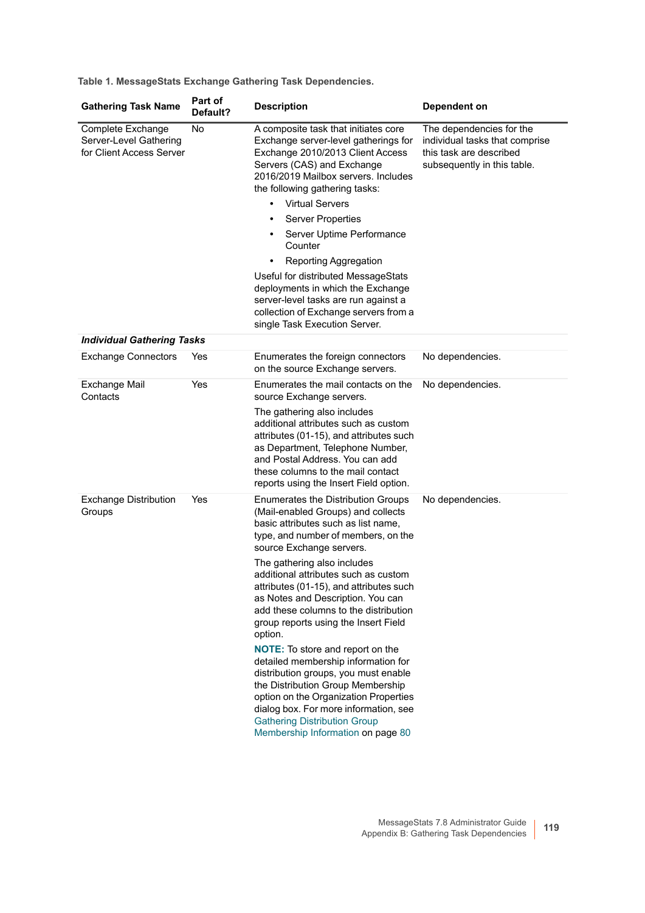**Table 1. MessageStats Exchange Gathering Task Dependencies.**

| Gathering Task Name | Part of Default? | Description | Dependent on |
|---|---|---|---|
| Complete Exchange Server-Level Gathering for Client Access Server | No | A composite task that initiates core Exchange server-level gatherings for Exchange 2010/2013 Client Access Servers (CAS) and Exchange 2016/2019 Mailbox servers. Includes the following gathering tasks:<br>• Virtual Servers<br>• Server Properties<br>• Server Uptime Performance Counter<br>• Reporting Aggregation<br><br>Useful for distributed MessageStats deployments in which the Exchange server-level tasks are run against a collection of Exchange servers from a single Task Execution Server. | The dependencies for the individual tasks that comprise this task are described subsequently in this table. |
| ***Individual Gathering Tasks*** | | | |
| Exchange Connectors | Yes | Enumerates the foreign connectors on the source Exchange servers. | No dependencies. |
| Exchange Mail Contacts | Yes | Enumerates the mail contacts on the source Exchange servers.<br><br>The gathering also includes additional attributes such as custom attributes (01-15), and attributes such as Department, Telephone Number, and Postal Address. You can add these columns to the mail contact reports using the Insert Field option. | No dependencies. |
| Exchange Distribution Groups | Yes | Enumerates the Distribution Groups (Mail-enabled Groups) and collects basic attributes such as list name, type, and number of members, on the source Exchange servers.<br><br>The gathering also includes additional attributes such as custom attributes (01-15), and attributes such as Notes and Description. You can add these columns to the distribution group reports using the Insert Field option.<br><br>**NOTE:** To store and report on the detailed membership information for distribution groups, you must enable the Distribution Group Membership option on the Organization Properties dialog box. For more information, see Gathering Distribution Group Membership Information on page 80 | No dependencies. |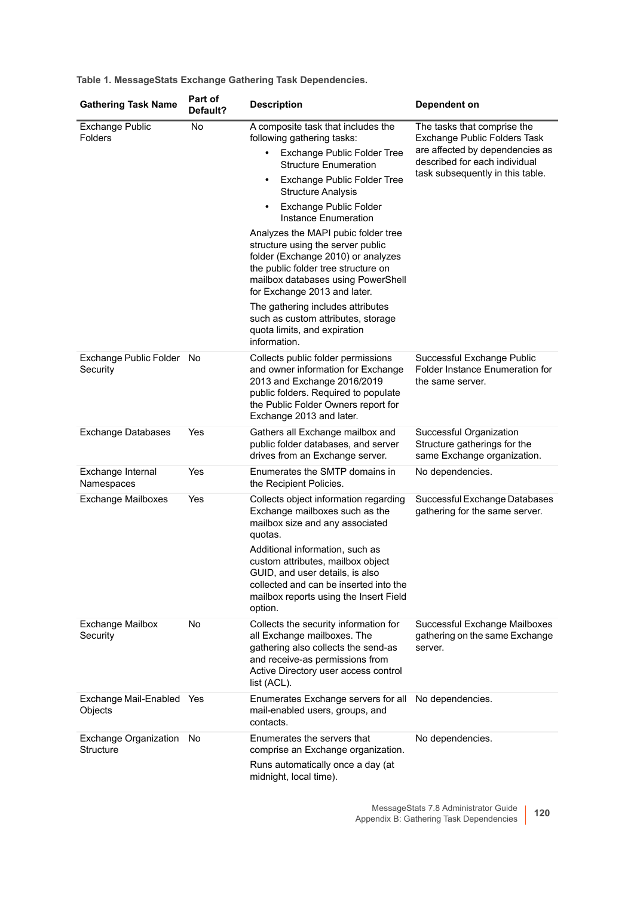**Table 1. MessageStats Exchange Gathering Task Dependencies.**

| Gathering Task Name | Part of Default? | Description | Dependent on |
|---|---|---|---|
| Exchange Public Folders | No | A composite task that includes the following gathering tasks:<br>• Exchange Public Folder Tree Structure Enumeration<br>• Exchange Public Folder Tree Structure Analysis<br>• Exchange Public Folder Instance Enumeration<br>Analyzes the MAPI pubic folder tree structure using the server public folder (Exchange 2010) or analyzes the public folder tree structure on mailbox databases using PowerShell for Exchange 2013 and later.<br>The gathering includes attributes such as custom attributes, storage quota limits, and expiration information. | The tasks that comprise the Exchange Public Folders Task are affected by dependencies as described for each individual task subsequently in this table. |
| Exchange Public Folder Security | No | Collects public folder permissions and owner information for Exchange 2013 and Exchange 2016/2019 public folders. Required to populate the Public Folder Owners report for Exchange 2013 and later. | Successful Exchange Public Folder Instance Enumeration for the same server. |
| Exchange Databases | Yes | Gathers all Exchange mailbox and public folder databases, and server drives from an Exchange server. | Successful Organization Structure gatherings for the same Exchange organization. |
| Exchange Internal Namespaces | Yes | Enumerates the SMTP domains in the Recipient Policies. | No dependencies. |
| Exchange Mailboxes | Yes | Collects object information regarding Exchange mailboxes such as the mailbox size and any associated quotas.<br>Additional information, such as custom attributes, mailbox object GUID, and user details, is also collected and can be inserted into the mailbox reports using the Insert Field option. | Successful Exchange Databases gathering for the same server. |
| Exchange Mailbox Security | No | Collects the security information for all Exchange mailboxes. The gathering also collects the send-as and receive-as permissions from Active Directory user access control list (ACL). | Successful Exchange Mailboxes gathering on the same Exchange server. |
| Exchange Mail-Enabled Objects | Yes | Enumerates Exchange servers for all mail-enabled users, groups, and contacts. | No dependencies. |
| Exchange Organization Structure | No | Enumerates the servers that comprise an Exchange organization.<br>Runs automatically once a day (at midnight, local time). | No dependencies. |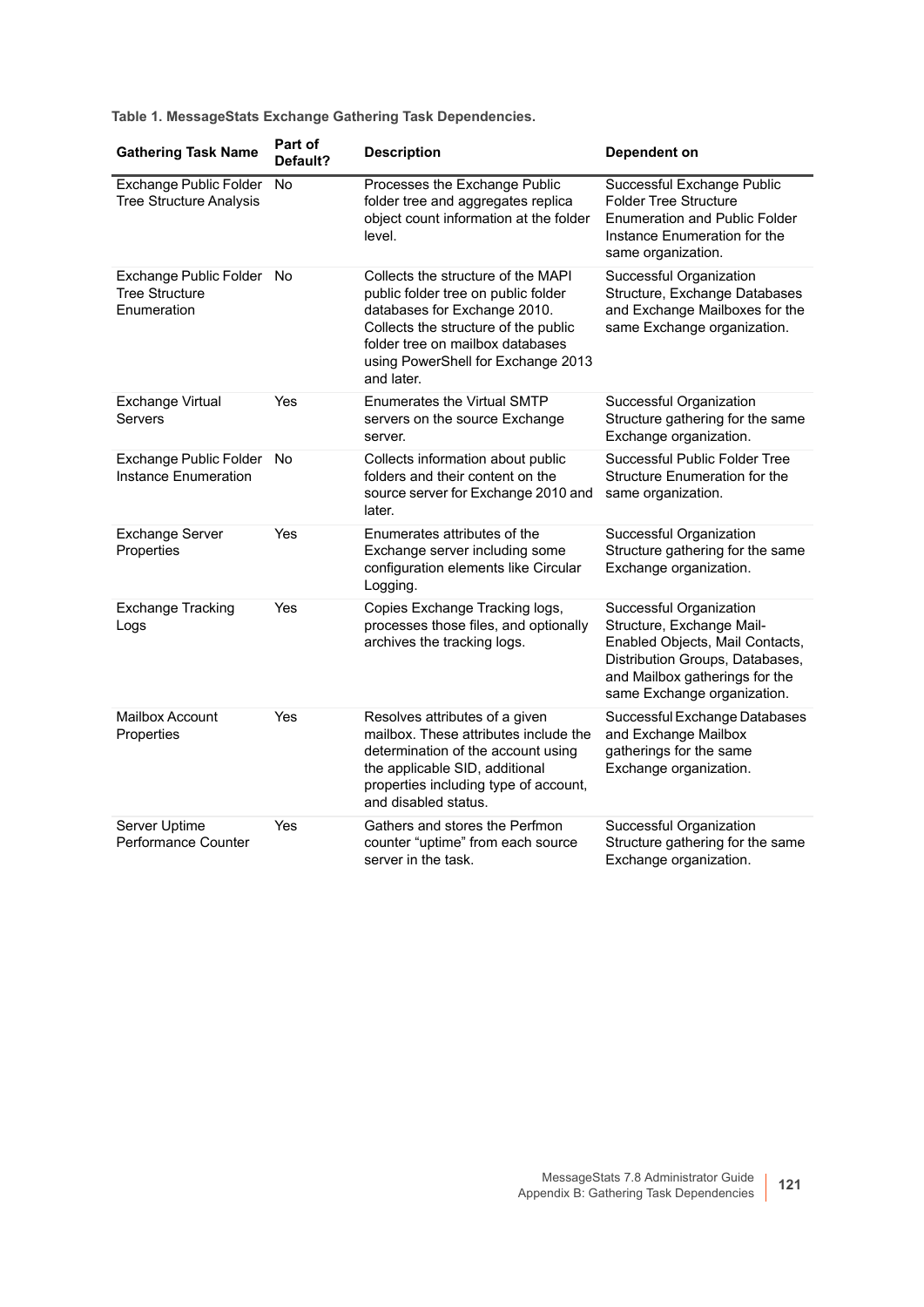**Table 1. MessageStats Exchange Gathering Task Dependencies.**

| Gathering Task Name | Part of Default? | Description | Dependent on |
|---|---|---|---|
| Exchange Public Folder Tree Structure Analysis | No | Processes the Exchange Public folder tree and aggregates replica object count information at the folder level. | Successful Exchange Public Folder Tree Structure Enumeration and Public Folder Instance Enumeration for the same organization. |
| Exchange Public Folder Tree Structure Enumeration | No | Collects the structure of the MAPI public folder tree on public folder databases for Exchange 2010. Collects the structure of the public folder tree on mailbox databases using PowerShell for Exchange 2013 and later. | Successful Organization Structure, Exchange Databases and Exchange Mailboxes for the same Exchange organization. |
| Exchange Virtual Servers | Yes | Enumerates the Virtual SMTP servers on the source Exchange server. | Successful Organization Structure gathering for the same Exchange organization. |
| Exchange Public Folder Instance Enumeration | No | Collects information about public folders and their content on the source server for Exchange 2010 and later. | Successful Public Folder Tree Structure Enumeration for the same organization. |
| Exchange Server Properties | Yes | Enumerates attributes of the Exchange server including some configuration elements like Circular Logging. | Successful Organization Structure gathering for the same Exchange organization. |
| Exchange Tracking Logs | Yes | Copies Exchange Tracking logs, processes those files, and optionally archives the tracking logs. | Successful Organization Structure, Exchange Mail-Enabled Objects, Mail Contacts, Distribution Groups, Databases, and Mailbox gatherings for the same Exchange organization. |
| Mailbox Account Properties | Yes | Resolves attributes of a given mailbox. These attributes include the determination of the account using the applicable SID, additional properties including type of account, and disabled status. | Successful Exchange Databases and Exchange Mailbox gatherings for the same Exchange organization. |
| Server Uptime Performance Counter | Yes | Gathers and stores the Perfmon counter “uptime” from each source server in the task. | Successful Organization Structure gathering for the same Exchange organization. |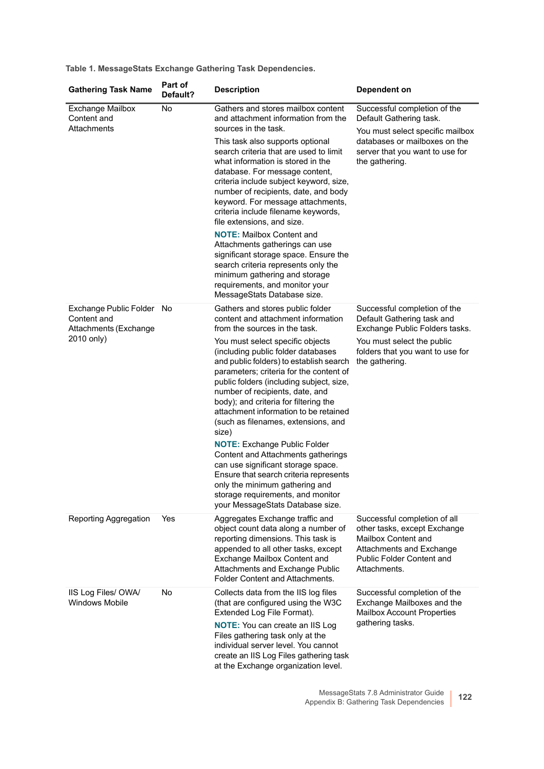**Table 1. MessageStats Exchange Gathering Task Dependencies.**

| Gathering Task Name | Part of Default? | Description | Dependent on |
| --- | --- | --- | --- |
| Exchange Mailbox Content and Attachments | No | Gathers and stores mailbox content and attachment information from the sources in the task.<br><br>This task also supports optional search criteria that are used to limit what information is stored in the database. For message content, criteria include subject keyword, size, number of recipients, date, and body keyword. For message attachments, criteria include filename keywords, file extensions, and size.<br><br>**NOTE:** Mailbox Content and Attachments gatherings can use significant storage space. Ensure the search criteria represents only the minimum gathering and storage requirements, and monitor your MessageStats Database size. | Successful completion of the Default Gathering task.<br><br>You must select specific mailbox databases or mailboxes on the server that you want to use for the gathering. |
| Exchange Public Folder Content and Attachments (Exchange 2010 only) | No | Gathers and stores public folder content and attachment information from the sources in the task.<br><br>You must select specific objects (including public folder databases and public folders) to establish search parameters; criteria for the content of public folders (including subject, size, number of recipients, date, and body); and criteria for filtering the attachment information to be retained (such as filenames, extensions, and size)<br><br>**NOTE:** Exchange Public Folder Content and Attachments gatherings can use significant storage space. Ensure that search criteria represents only the minimum gathering and storage requirements, and monitor your MessageStats Database size. | Successful completion of the Default Gathering task and Exchange Public Folders tasks.<br><br>You must select the public folders that you want to use for the gathering. |
| Reporting Aggregation | Yes | Aggregates Exchange traffic and object count data along a number of reporting dimensions. This task is appended to all other tasks, except Exchange Mailbox Content and Attachments and Exchange Public Folder Content and Attachments. | Successful completion of all other tasks, except Exchange Mailbox Content and Attachments and Exchange Public Folder Content and Attachments. |
| IIS Log Files/ OWA/ Windows Mobile | No | Collects data from the IIS log files (that are configured using the W3C Extended Log File Format).<br><br>**NOTE:** You can create an IIS Log Files gathering task only at the individual server level. You cannot create an IIS Log Files gathering task at the Exchange organization level. | Successful completion of the Exchange Mailboxes and the Mailbox Account Properties gathering tasks. |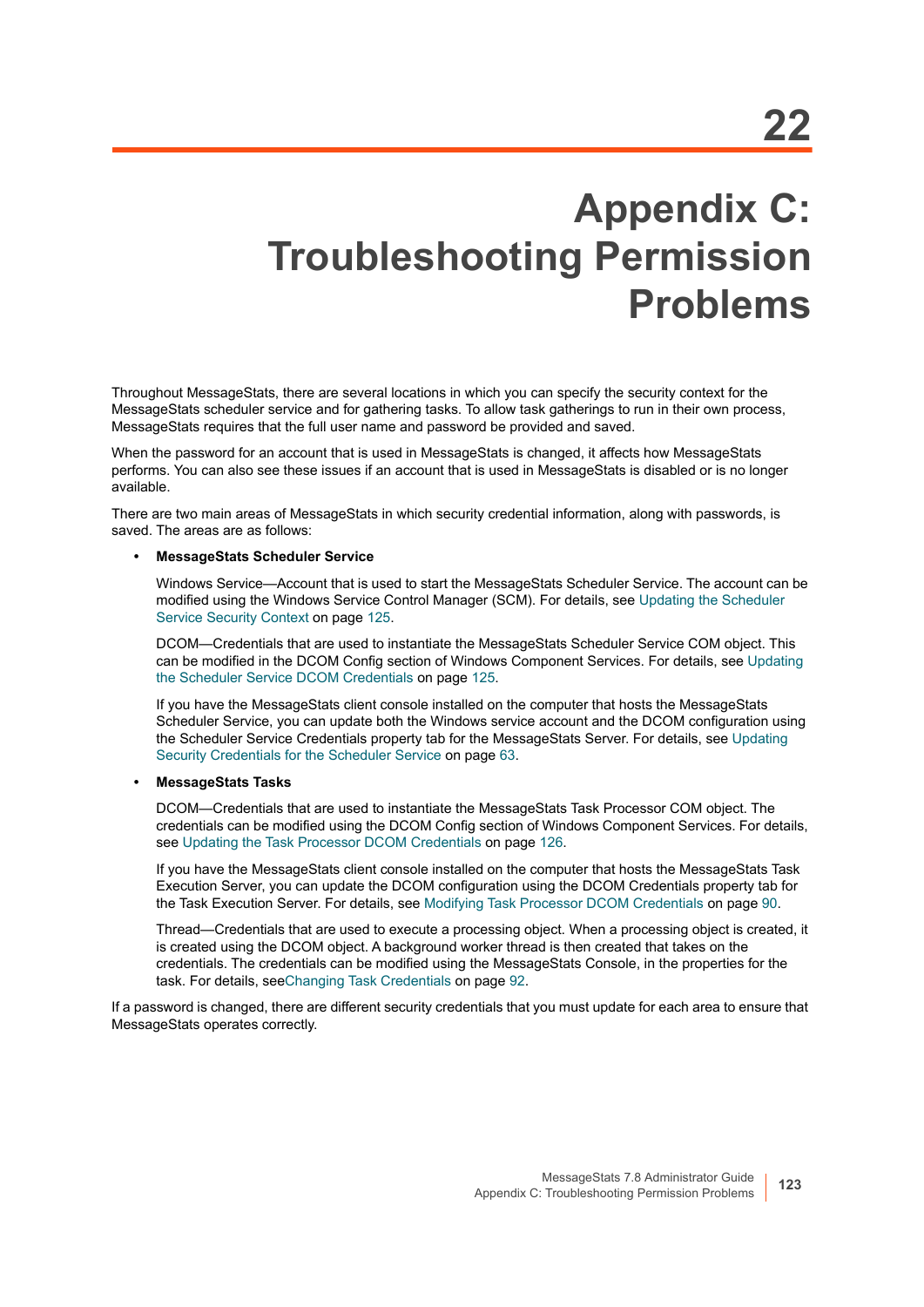# 22 Appendix C: Troubleshooting Permission Problems

Throughout MessageStats, there are several locations in which you can specify the security context for the MessageStats scheduler service and for gathering tasks. To allow task gatherings to run in their own process, MessageStats requires that the full user name and password be provided and saved.

When the password for an account that is used in MessageStats is changed, it affects how MessageStats performs. You can also see these issues if an account that is used in MessageStats is disabled or is no longer available.

There are two main areas of MessageStats in which security credential information, along with passwords, is saved. The areas are as follows:

- **MessageStats Scheduler Service**

  Windows Service—Account that is used to start the MessageStats Scheduler Service. The account can be modified using the Windows Service Control Manager (SCM). For details, see Updating the Scheduler Service Security Context on page 125.

  DCOM—Credentials that are used to instantiate the MessageStats Scheduler Service COM object. This can be modified in the DCOM Config section of Windows Component Services. For details, see Updating the Scheduler Service DCOM Credentials on page 125.

  If you have the MessageStats client console installed on the computer that hosts the MessageStats Scheduler Service, you can update both the Windows service account and the DCOM configuration using the Scheduler Service Credentials property tab for the MessageStats Server. For details, see Updating Security Credentials for the Scheduler Service on page 63.

- **MessageStats Tasks**

  DCOM—Credentials that are used to instantiate the MessageStats Task Processor COM object. The credentials can be modified using the DCOM Config section of Windows Component Services. For details, see Updating the Task Processor DCOM Credentials on page 126.

  If you have the MessageStats client console installed on the computer that hosts the MessageStats Task Execution Server, you can update the DCOM configuration using the DCOM Credentials property tab for the Task Execution Server. For details, see Modifying Task Processor DCOM Credentials on page 90.

  Thread—Credentials that are used to execute a processing object. When a processing object is created, it is created using the DCOM object. A background worker thread is then created that takes on the credentials. The credentials can be modified using the MessageStats Console, in the properties for the task. For details, seeChanging Task Credentials on page 92.

If a password is changed, there are different security credentials that you must update for each area to ensure that MessageStats operates correctly.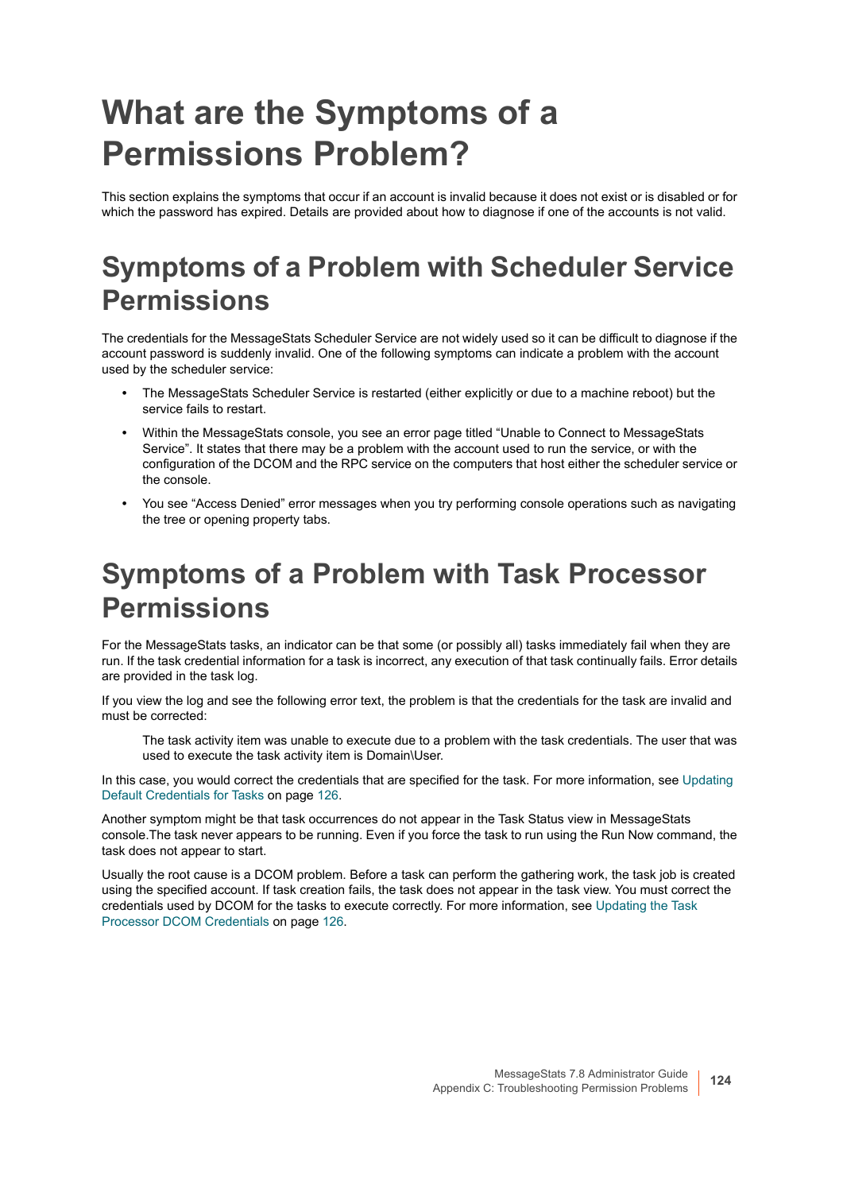# What are the Symptoms of a Permissions Problem?

This section explains the symptoms that occur if an account is invalid because it does not exist or is disabled or for which the password has expired. Details are provided about how to diagnose if one of the accounts is not valid.

## Symptoms of a Problem with Scheduler Service Permissions

The credentials for the MessageStats Scheduler Service are not widely used so it can be difficult to diagnose if the account password is suddenly invalid. One of the following symptoms can indicate a problem with the account used by the scheduler service:

- The MessageStats Scheduler Service is restarted (either explicitly or due to a machine reboot) but the service fails to restart.
- Within the MessageStats console, you see an error page titled “Unable to Connect to MessageStats Service”. It states that there may be a problem with the account used to run the service, or with the configuration of the DCOM and the RPC service on the computers that host either the scheduler service or the console.
- You see “Access Denied” error messages when you try performing console operations such as navigating the tree or opening property tabs.

## Symptoms of a Problem with Task Processor Permissions

For the MessageStats tasks, an indicator can be that some (or possibly all) tasks immediately fail when they are run. If the task credential information for a task is incorrect, any execution of that task continually fails. Error details are provided in the task log.

If you view the log and see the following error text, the problem is that the credentials for the task are invalid and must be corrected:

> The task activity item was unable to execute due to a problem with the task credentials. The user that was used to execute the task activity item is Domain\User.

In this case, you would correct the credentials that are specified for the task. For more information, see Updating Default Credentials for Tasks on page 126.

Another symptom might be that task occurrences do not appear in the Task Status view in MessageStats console.The task never appears to be running. Even if you force the task to run using the Run Now command, the task does not appear to start.

Usually the root cause is a DCOM problem. Before a task can perform the gathering work, the task job is created using the specified account. If task creation fails, the task does not appear in the task view. You must correct the credentials used by DCOM for the tasks to execute correctly. For more information, see Updating the Task Processor DCOM Credentials on page 126.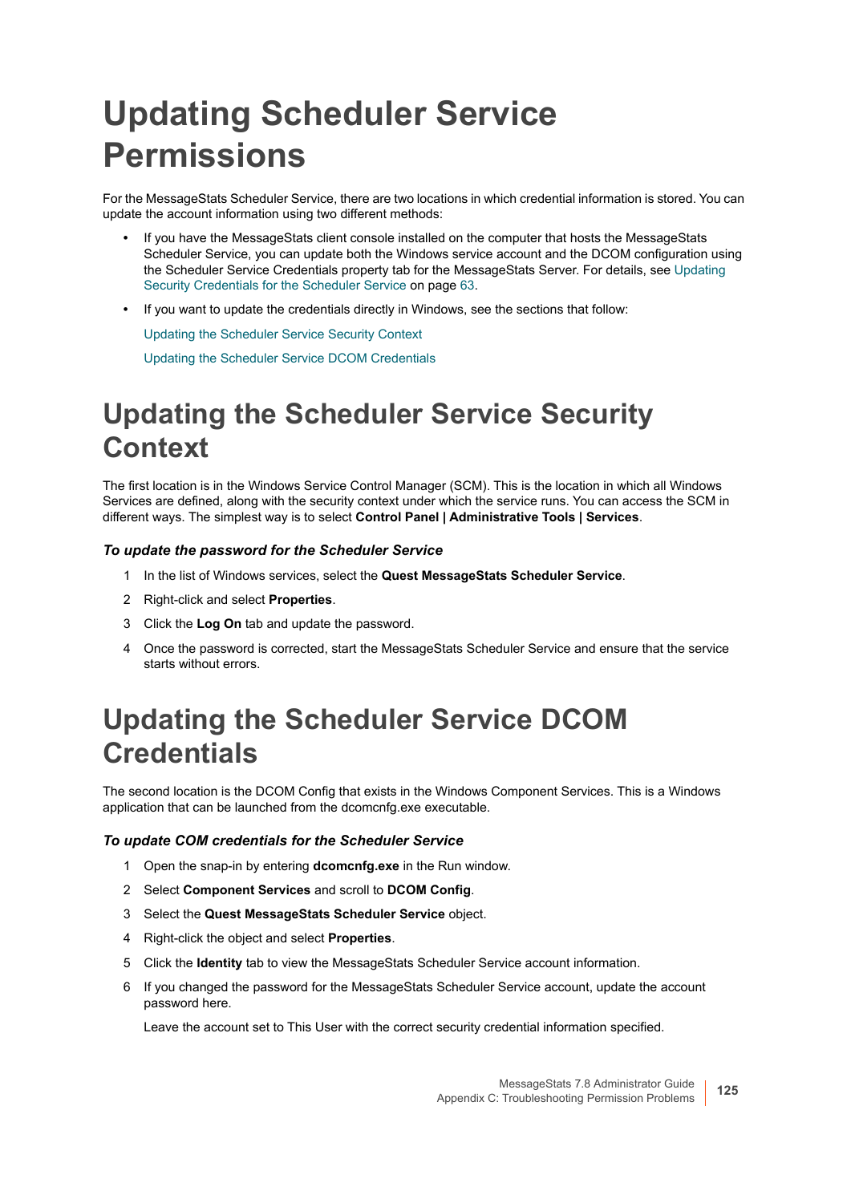# Updating Scheduler Service Permissions

For the MessageStats Scheduler Service, there are two locations in which credential information is stored. You can update the account information using two different methods:

- If you have the MessageStats client console installed on the computer that hosts the MessageStats Scheduler Service, you can update both the Windows service account and the DCOM configuration using the Scheduler Service Credentials property tab for the MessageStats Server. For details, see Updating Security Credentials for the Scheduler Service on page 63.
- If you want to update the credentials directly in Windows, see the sections that follow:

  Updating the Scheduler Service Security Context

  Updating the Scheduler Service DCOM Credentials

# Updating the Scheduler Service Security Context

The first location is in the Windows Service Control Manager (SCM). This is the location in which all Windows Services are defined, along with the security context under which the service runs. You can access the SCM in different ways. The simplest way is to select **Control Panel | Administrative Tools | Services**.

### *To update the password for the Scheduler Service*

1. In the list of Windows services, select the **Quest MessageStats Scheduler Service**.
2. Right-click and select **Properties**.
3. Click the **Log On** tab and update the password.
4. Once the password is corrected, start the MessageStats Scheduler Service and ensure that the service starts without errors.

# Updating the Scheduler Service DCOM Credentials

The second location is the DCOM Config that exists in the Windows Component Services. This is a Windows application that can be launched from the dcomcnfg.exe executable.

### *To update COM credentials for the Scheduler Service*

1. Open the snap-in by entering **dcomcnfg.exe** in the Run window.
2. Select **Component Services** and scroll to **DCOM Config**.
3. Select the **Quest MessageStats Scheduler Service** object.
4. Right-click the object and select **Properties**.
5. Click the **Identity** tab to view the MessageStats Scheduler Service account information.
6. If you changed the password for the MessageStats Scheduler Service account, update the account password here.

   Leave the account set to This User with the correct security credential information specified.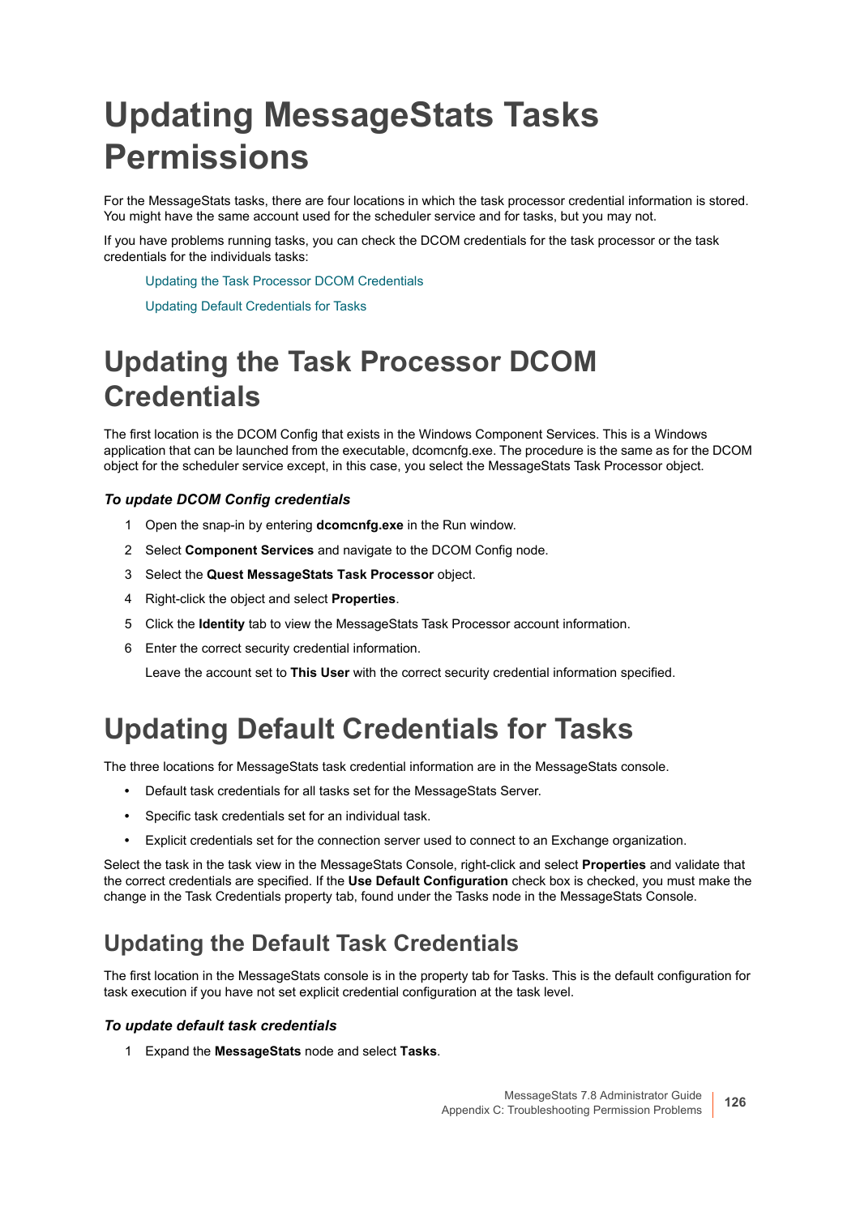# Updating MessageStats Tasks Permissions

For the MessageStats tasks, there are four locations in which the task processor credential information is stored. You might have the same account used for the scheduler service and for tasks, but you may not.

If you have problems running tasks, you can check the DCOM credentials for the task processor or the task credentials for the individuals tasks:

- Updating the Task Processor DCOM Credentials
- Updating Default Credentials for Tasks

## Updating the Task Processor DCOM Credentials

The first location is the DCOM Config that exists in the Windows Component Services. This is a Windows application that can be launched from the executable, dcomcnfg.exe. The procedure is the same as for the DCOM object for the scheduler service except, in this case, you select the MessageStats Task Processor object.

***To update DCOM Config credentials***

1. Open the snap-in by entering **dcomcnfg.exe** in the Run window.
2. Select **Component Services** and navigate to the DCOM Config node.
3. Select the **Quest MessageStats Task Processor** object.
4. Right-click the object and select **Properties**.
5. Click the **Identity** tab to view the MessageStats Task Processor account information.
6. Enter the correct security credential information.

   Leave the account set to **This User** with the correct security credential information specified.

## Updating Default Credentials for Tasks

The three locations for MessageStats task credential information are in the MessageStats console.

- Default task credentials for all tasks set for the MessageStats Server.
- Specific task credentials set for an individual task.
- Explicit credentials set for the connection server used to connect to an Exchange organization.

Select the task in the task view in the MessageStats Console, right-click and select **Properties** and validate that the correct credentials are specified. If the **Use Default Configuration** check box is checked, you must make the change in the Task Credentials property tab, found under the Tasks node in the MessageStats Console.

### Updating the Default Task Credentials

The first location in the MessageStats console is in the property tab for Tasks. This is the default configuration for task execution if you have not set explicit credential configuration at the task level.

***To update default task credentials***

1. Expand the **MessageStats** node and select **Tasks**.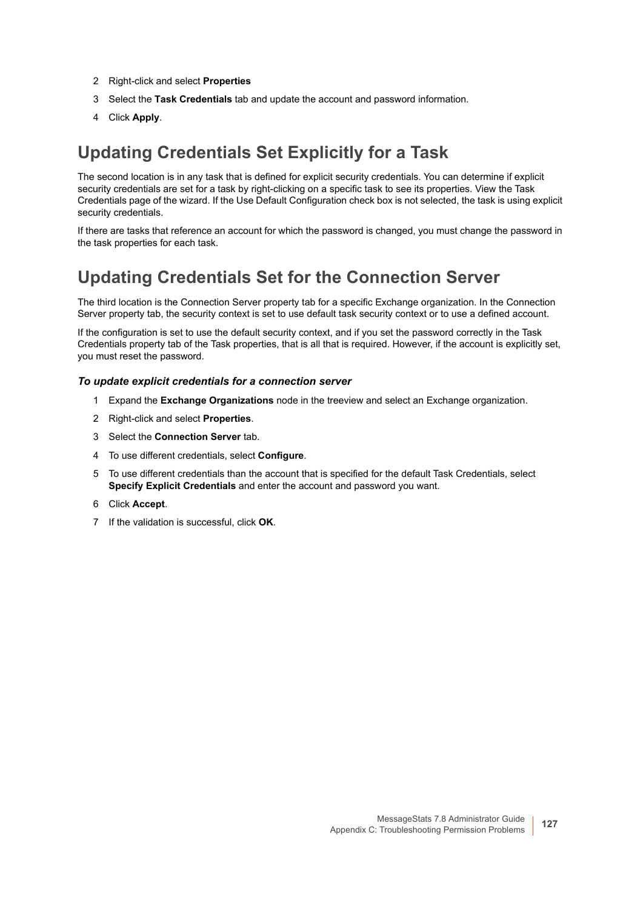2. Right-click and select **Properties**
3. Select the **Task Credentials** tab and update the account and password information.
4. Click **Apply**.

## Updating Credentials Set Explicitly for a Task

The second location is in any task that is defined for explicit security credentials. You can determine if explicit security credentials are set for a task by right-clicking on a specific task to see its properties. View the Task Credentials page of the wizard. If the Use Default Configuration check box is not selected, the task is using explicit security credentials.

If there are tasks that reference an account for which the password is changed, you must change the password in the task properties for each task.

## Updating Credentials Set for the Connection Server

The third location is the Connection Server property tab for a specific Exchange organization. In the Connection Server property tab, the security context is set to use default task security context or to use a defined account.

If the configuration is set to use the default security context, and if you set the password correctly in the Task Credentials property tab of the Task properties, that is all that is required. However, if the account is explicitly set, you must reset the password.

#### *To update explicit credentials for a connection server*

1. Expand the **Exchange Organizations** node in the treeview and select an Exchange organization.
2. Right-click and select **Properties**.
3. Select the **Connection Server** tab.
4. To use different credentials, select **Configure**.
5. To use different credentials than the account that is specified for the default Task Credentials, select **Specify Explicit Credentials** and enter the account and password you want.
6. Click **Accept**.
7. If the validation is successful, click **OK**.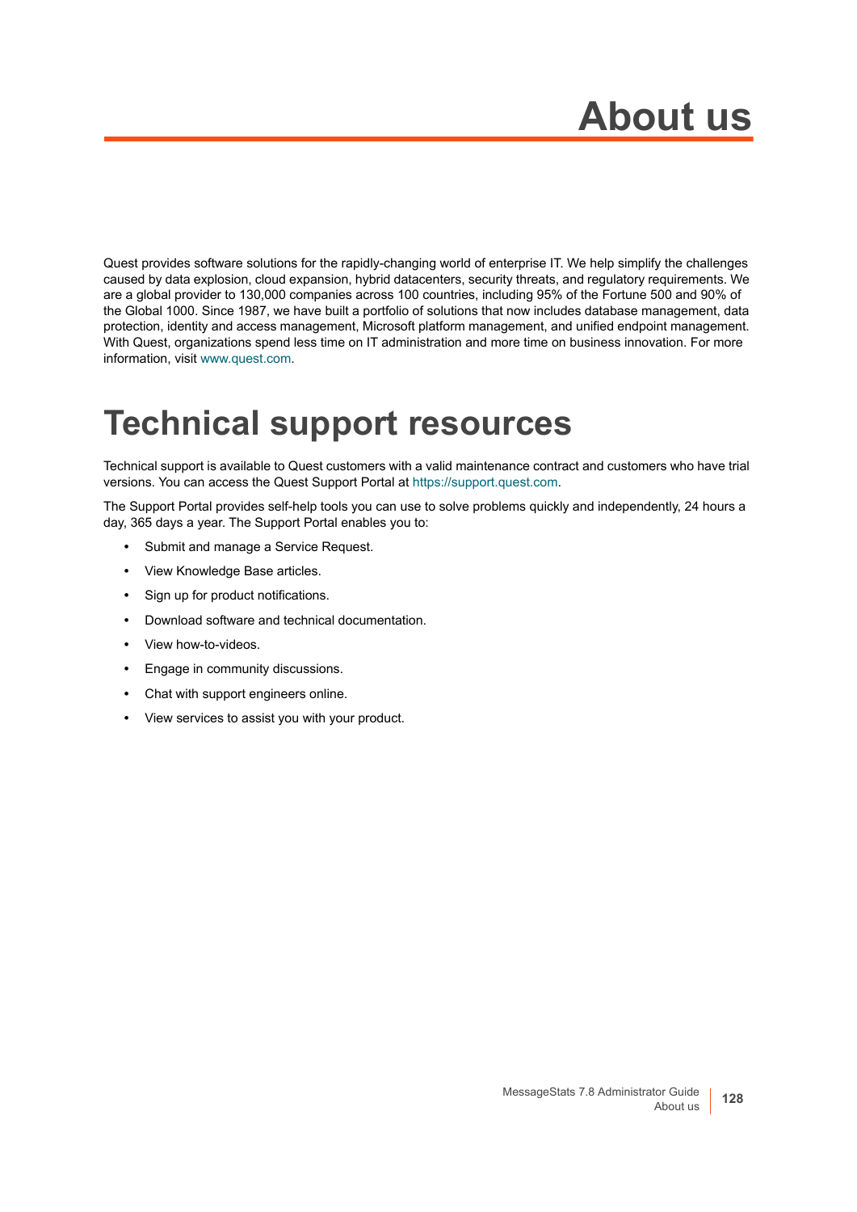# About us

Quest provides software solutions for the rapidly-changing world of enterprise IT. We help simplify the challenges caused by data explosion, cloud expansion, hybrid datacenters, security threats, and regulatory requirements. We are a global provider to 130,000 companies across 100 countries, including 95% of the Fortune 500 and 90% of the Global 1000. Since 1987, we have built a portfolio of solutions that now includes database management, data protection, identity and access management, Microsoft platform management, and unified endpoint management. With Quest, organizations spend less time on IT administration and more time on business innovation. For more information, visit www.quest.com.

# Technical support resources

Technical support is available to Quest customers with a valid maintenance contract and customers who have trial versions. You can access the Quest Support Portal at https://support.quest.com.

The Support Portal provides self-help tools you can use to solve problems quickly and independently, 24 hours a day, 365 days a year. The Support Portal enables you to:

- Submit and manage a Service Request.
- View Knowledge Base articles.
- Sign up for product notifications.
- Download software and technical documentation.
- View how-to-videos.
- Engage in community discussions.
- Chat with support engineers online.
- View services to assist you with your product.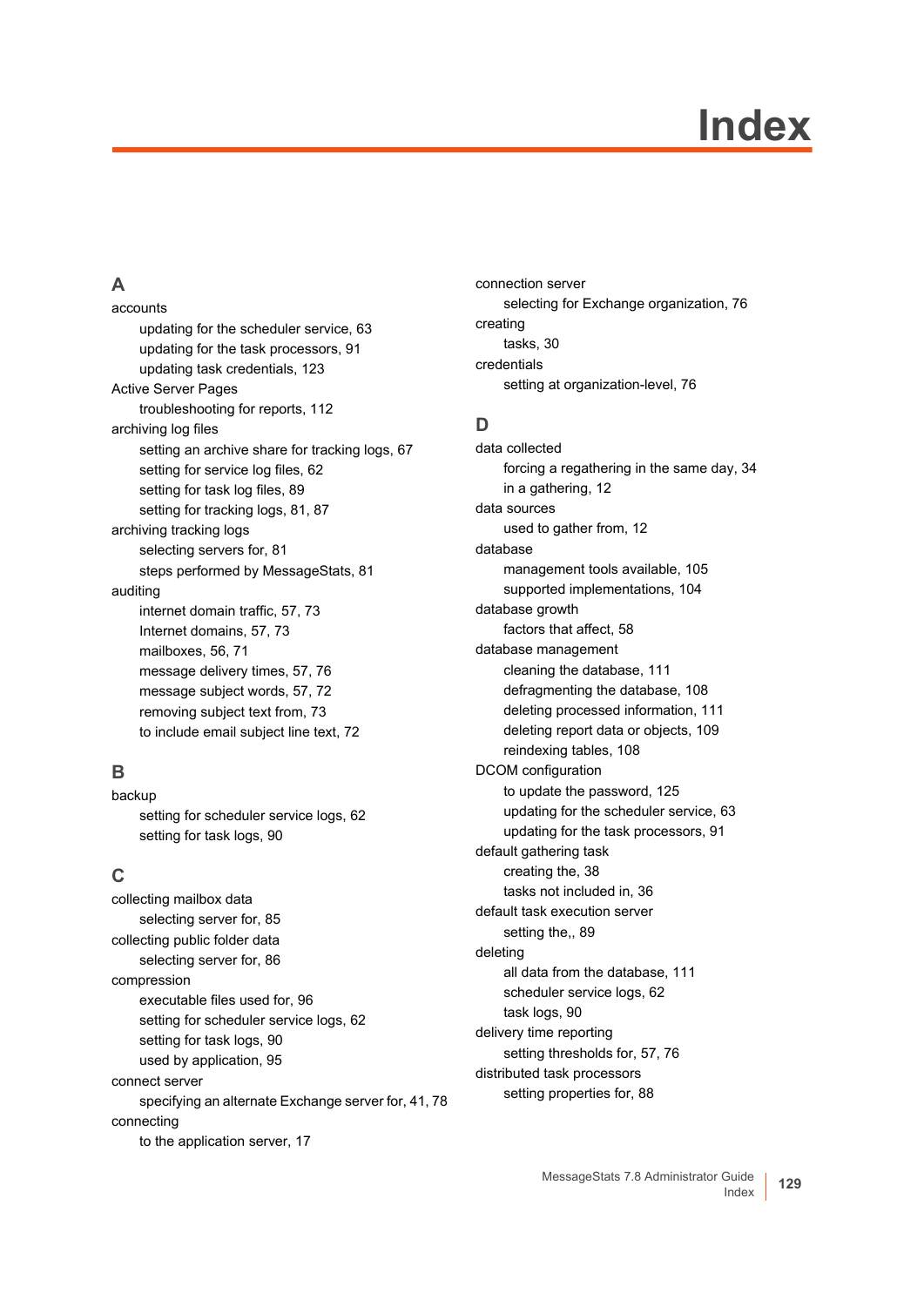# Index

## A

accounts
- updating for the scheduler service, 63
- updating for the task processors, 91
- updating task credentials, 123

Active Server Pages
- troubleshooting for reports, 112

archiving log files
- setting an archive share for tracking logs, 67
- setting for service log files, 62
- setting for task log files, 89
- setting for tracking logs, 81, 87

archiving tracking logs
- selecting servers for, 81
- steps performed by MessageStats, 81

auditing
- internet domain traffic, 57, 73
- Internet domains, 57, 73
- mailboxes, 56, 71
- message delivery times, 57, 76
- message subject words, 57, 72
- removing subject text from, 73
- to include email subject line text, 72

## B

backup
- setting for scheduler service logs, 62
- setting for task logs, 90

## C

collecting mailbox data
- selecting server for, 85

collecting public folder data
- selecting server for, 86

compression
- executable files used for, 96
- setting for scheduler service logs, 62
- setting for task logs, 90
- used by application, 95

connect server
- specifying an alternate Exchange server for, 41, 78

connecting
- to the application server, 17

connection server
- selecting for Exchange organization, 76

creating
- tasks, 30

credentials
- setting at organization-level, 76

## D

data collected
- forcing a regathering in the same day, 34
- in a gathering, 12

data sources
- used to gather from, 12

database
- management tools available, 105
- supported implementations, 104

database growth
- factors that affect, 58

database management
- cleaning the database, 111
- defragmenting the database, 108
- deleting processed information, 111
- deleting report data or objects, 109
- reindexing tables, 108

DCOM configuration
- to update the password, 125
- updating for the scheduler service, 63
- updating for the task processors, 91

default gathering task
- creating the, 38
- tasks not included in, 36

default task execution server
- setting the,, 89

deleting
- all data from the database, 111
- scheduler service logs, 62
- task logs, 90

delivery time reporting
- setting thresholds for, 57, 76

distributed task processors
- setting properties for, 88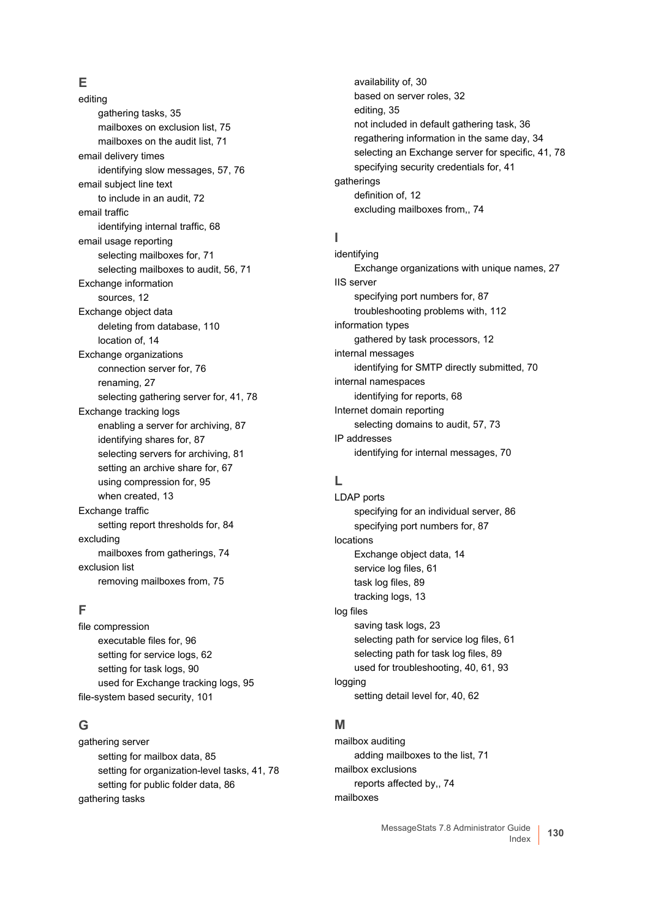## E

editing
- gathering tasks, 35
- mailboxes on exclusion list, 75
- mailboxes on the audit list, 71

email delivery times
- identifying slow messages, 57, 76

email subject line text
- to include in an audit, 72

email traffic
- identifying internal traffic, 68

email usage reporting
- selecting mailboxes for, 71
- selecting mailboxes to audit, 56, 71

Exchange information
- sources, 12

Exchange object data
- deleting from database, 110
- location of, 14

Exchange organizations
- connection server for, 76
- renaming, 27
- selecting gathering server for, 41, 78

Exchange tracking logs
- enabling a server for archiving, 87
- identifying shares for, 87
- selecting servers for archiving, 81
- setting an archive share for, 67
- using compression for, 95
- when created, 13

Exchange traffic
- setting report thresholds for, 84

excluding
- mailboxes from gatherings, 74

exclusion list
- removing mailboxes from, 75

## F

file compression
- executable files for, 96
- setting for service logs, 62
- setting for task logs, 90
- used for Exchange tracking logs, 95

file-system based security, 101

## G

gathering server
- setting for mailbox data, 85
- setting for organization-level tasks, 41, 78
- setting for public folder data, 86

gathering tasks
- availability of, 30
- based on server roles, 32
- editing, 35
- not included in default gathering task, 36
- regathering information in the same day, 34
- selecting an Exchange server for specific, 41, 78
- specifying security credentials for, 41

gatherings
- definition of, 12
- excluding mailboxes from,, 74

## I

identifying
- Exchange organizations with unique names, 27

IIS server
- specifying port numbers for, 87
- troubleshooting problems with, 112

information types
- gathered by task processors, 12

internal messages
- identifying for SMTP directly submitted, 70

internal namespaces
- identifying for reports, 68

Internet domain reporting
- selecting domains to audit, 57, 73

IP addresses
- identifying for internal messages, 70

## L

LDAP ports
- specifying for an individual server, 86
- specifying port numbers for, 87

locations
- Exchange object data, 14
- service log files, 61
- task log files, 89
- tracking logs, 13

log files
- saving task logs, 23
- selecting path for service log files, 61
- selecting path for task log files, 89
- used for troubleshooting, 40, 61, 93

logging
- setting detail level for, 40, 62

## M

mailbox auditing
- adding mailboxes to the list, 71

mailbox exclusions
- reports affected by,, 74

mailboxes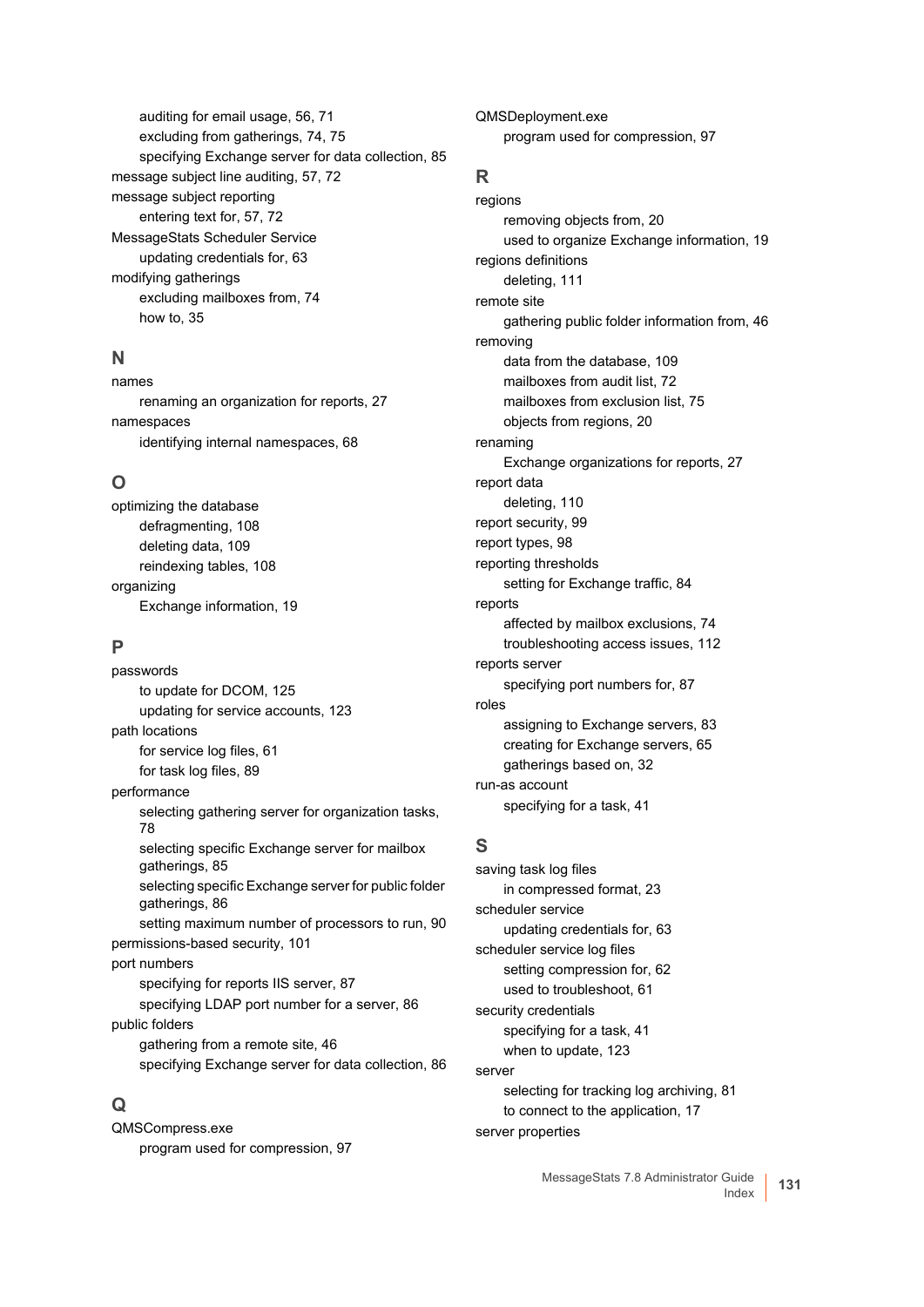auditing for email usage, 56, 71
excluding from gatherings, 74, 75
specifying Exchange server for data collection, 85

message subject line auditing, 57, 72

message subject reporting
  entering text for, 57, 72

MessageStats Scheduler Service
  updating credentials for, 63

modifying gatherings
  excluding mailboxes from, 74
  how to, 35

## N

names
  renaming an organization for reports, 27

namespaces
  identifying internal namespaces, 68

## O

optimizing the database
  defragmenting, 108
  deleting data, 109
  reindexing tables, 108

organizing
  Exchange information, 19

## P

passwords
  to update for DCOM, 125
  updating for service accounts, 123

path locations
  for service log files, 61
  for task log files, 89

performance
  selecting gathering server for organization tasks, 78
  selecting specific Exchange server for mailbox gatherings, 85
  selecting specific Exchange server for public folder gatherings, 86
  setting maximum number of processors to run, 90

permissions-based security, 101

port numbers
  specifying for reports IIS server, 87
  specifying LDAP port number for a server, 86

public folders
  gathering from a remote site, 46
  specifying Exchange server for data collection, 86

## Q

QMSCompress.exe
  program used for compression, 97

QMSDeployment.exe
  program used for compression, 97

## R

regions
  removing objects from, 20
  used to organize Exchange information, 19

regions definitions
  deleting, 111

remote site
  gathering public folder information from, 46

removing
  data from the database, 109
  mailboxes from audit list, 72
  mailboxes from exclusion list, 75
  objects from regions, 20

renaming
  Exchange organizations for reports, 27

report data
  deleting, 110

report security, 99

report types, 98

reporting thresholds
  setting for Exchange traffic, 84

reports
  affected by mailbox exclusions, 74
  troubleshooting access issues, 112

reports server
  specifying port numbers for, 87

roles
  assigning to Exchange servers, 83
  creating for Exchange servers, 65
  gatherings based on, 32

run-as account
  specifying for a task, 41

## S

saving task log files
  in compressed format, 23

scheduler service
  updating credentials for, 63

scheduler service log files
  setting compression for, 62
  used to troubleshoot, 61

security credentials
  specifying for a task, 41
  when to update, 123

server
  selecting for tracking log archiving, 81
  to connect to the application, 17

server properties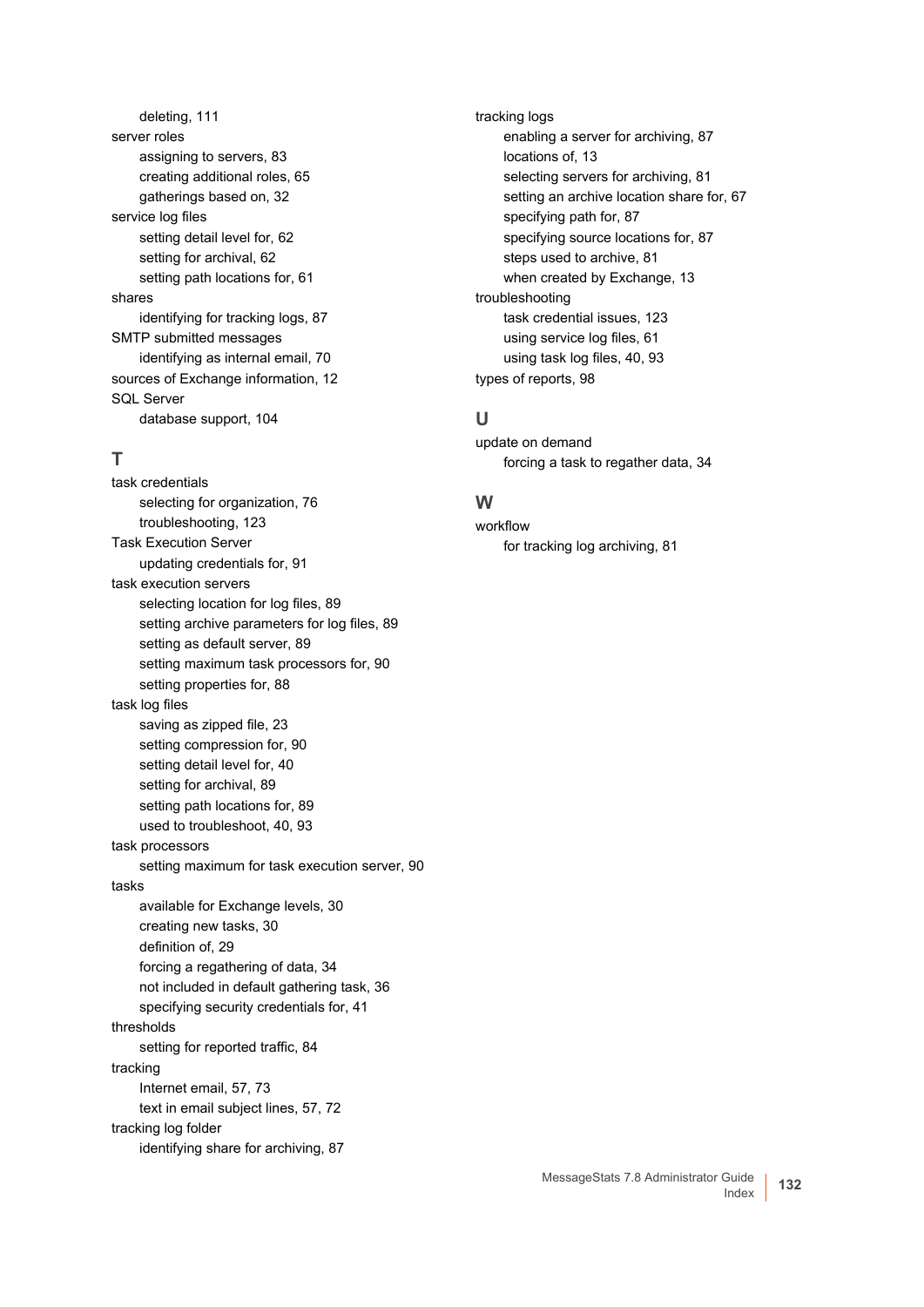deleting, 111

server roles
  assigning to servers, 83
  creating additional roles, 65
  gatherings based on, 32

service log files
  setting detail level for, 62
  setting for archival, 62
  setting path locations for, 61

shares
  identifying for tracking logs, 87

SMTP submitted messages
  identifying as internal email, 70

sources of Exchange information, 12

SQL Server
  database support, 104

## T

task credentials
  selecting for organization, 76
  troubleshooting, 123

Task Execution Server
  updating credentials for, 91

task execution servers
  selecting location for log files, 89
  setting archive parameters for log files, 89
  setting as default server, 89
  setting maximum task processors for, 90
  setting properties for, 88

task log files
  saving as zipped file, 23
  setting compression for, 90
  setting detail level for, 40
  setting for archival, 89
  setting path locations for, 89
  used to troubleshoot, 40, 93

task processors
  setting maximum for task execution server, 90

tasks
  available for Exchange levels, 30
  creating new tasks, 30
  definition of, 29
  forcing a regathering of data, 34
  not included in default gathering task, 36
  specifying security credentials for, 41

thresholds
  setting for reported traffic, 84

tracking
  Internet email, 57, 73
  text in email subject lines, 57, 72

tracking log folder
  identifying share for archiving, 87

tracking logs
  enabling a server for archiving, 87
  locations of, 13
  selecting servers for archiving, 81
  setting an archive location share for, 67
  specifying path for, 87
  specifying source locations for, 87
  steps used to archive, 81
  when created by Exchange, 13

troubleshooting
  task credential issues, 123
  using service log files, 61
  using task log files, 40, 93

types of reports, 98

## U

update on demand
  forcing a task to regather data, 34

## W

workflow
  for tracking log archiving, 81